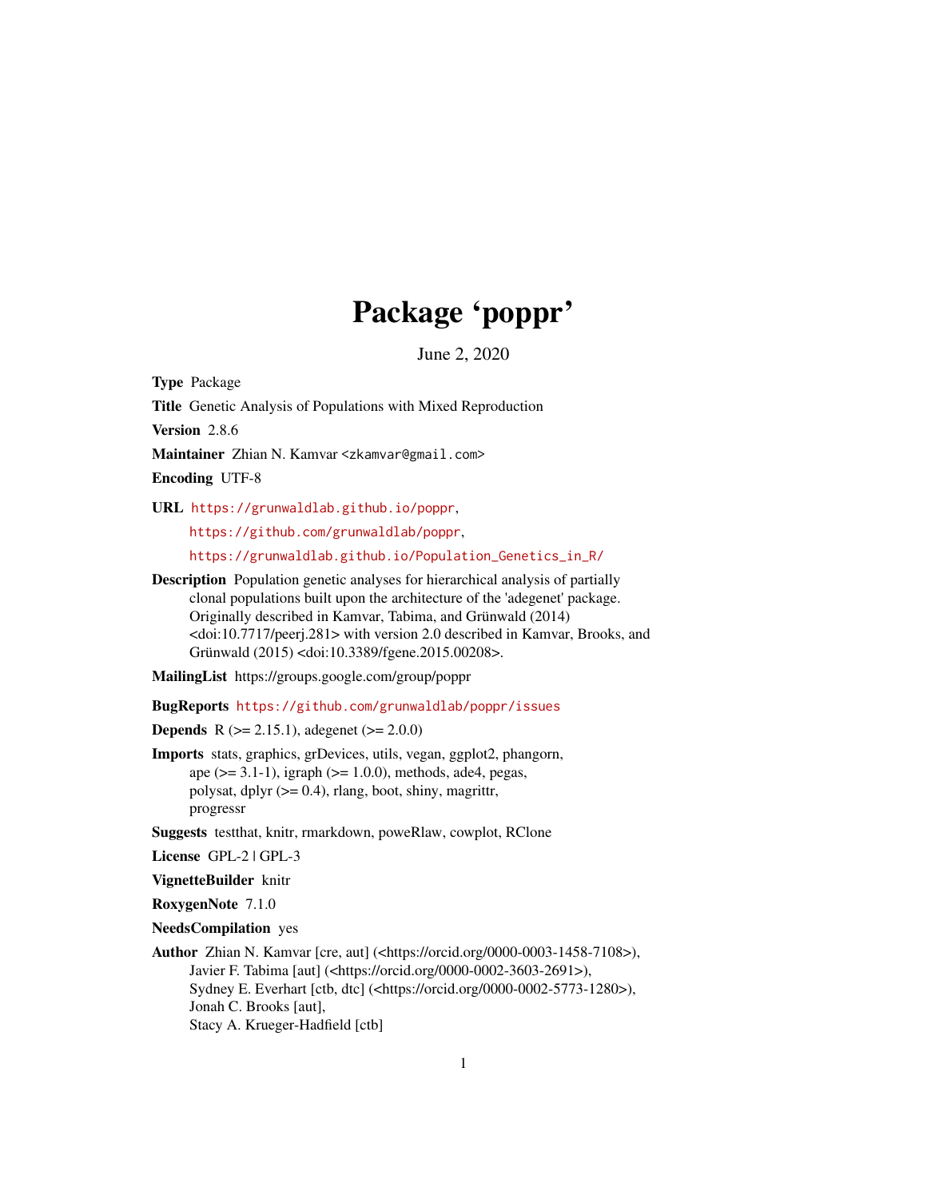# Package 'poppr'

June 2, 2020

**Type** Package

**Title** Genetic Analysis of Populations with Mixed Reproduction

**Version** 2.8.6

**Maintainer** Zhian N. Kamvar <zkamvar@gmail.com>

**Encoding** UTF-8

**URL** https://grunwaldlab.github.io/poppr,
https://github.com/grunwaldlab/poppr,
https://grunwaldlab.github.io/Population_Genetics_in_R/

**Description** Population genetic analyses for hierarchical analysis of partially clonal populations built upon the architecture of the 'adegenet' package. Originally described in Kamvar, Tabima, and Grünwald (2014) <doi:10.7717/peerj.281> with version 2.0 described in Kamvar, Brooks, and Grünwald (2015) <doi:10.3389/fgene.2015.00208>.

**MailingList** https://groups.google.com/group/poppr

**BugReports** https://github.com/grunwaldlab/poppr/issues

**Depends** R (>= 2.15.1), adegenet (>= 2.0.0)

**Imports** stats, graphics, grDevices, utils, vegan, ggplot2, phangorn, ape (>= 3.1-1), igraph (>= 1.0.0), methods, ade4, pegas, polysat, dplyr (>= 0.4), rlang, boot, shiny, magrittr, progressr

**Suggests** testthat, knitr, rmarkdown, poweRlaw, cowplot, RClone

**License** GPL-2 | GPL-3

**VignetteBuilder** knitr

**RoxygenNote** 7.1.0

**NeedsCompilation** yes

**Author** Zhian N. Kamvar [cre, aut] (<https://orcid.org/0000-0003-1458-7108>),
Javier F. Tabima [aut] (<https://orcid.org/0000-0002-3603-2691>),
Sydney E. Everhart [ctb, dtc] (<https://orcid.org/0000-0002-5773-1280>),
Jonah C. Brooks [aut],
Stacy A. Krueger-Hadfield [ctb]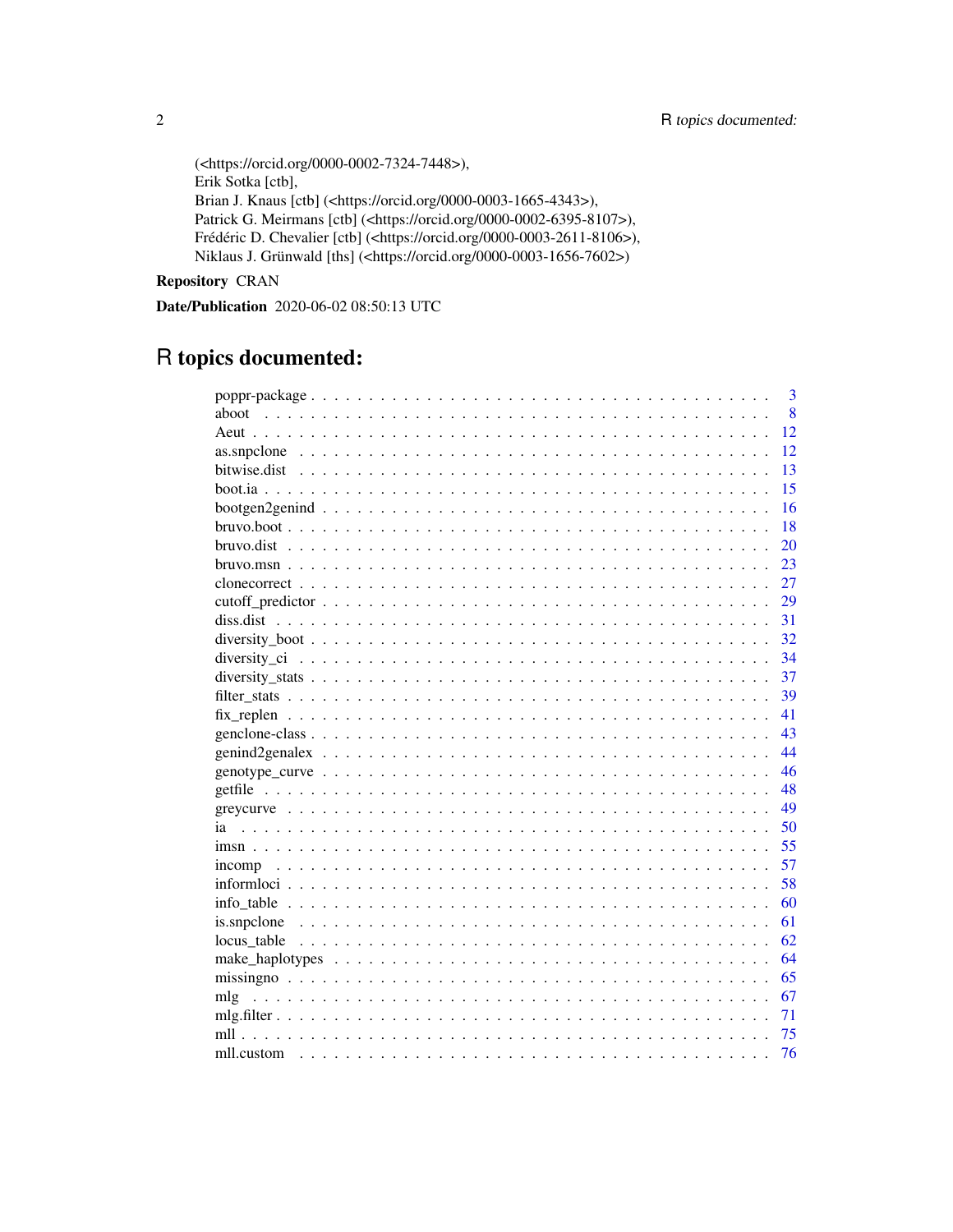(<https://orcid.org/0000-0002-7324-7448>),
Erik Sotka [ctb],
Brian J. Knaus [ctb] (<https://orcid.org/0000-0003-1665-4343>),
Patrick G. Meirmans [ctb] (<https://orcid.org/0000-0002-6395-8107>),
Frédéric D. Chevalier [ctb] (<https://orcid.org/0000-0003-2611-8106>),
Niklaus J. Grünwald [ths] (<https://orcid.org/0000-0003-1656-7602>)

**Repository** CRAN

**Date/Publication** 2020-06-02 08:50:13 UTC

# R topics documented:

| | |
|---|---|
| poppr-package | 3 |
| aboot | 8 |
| Aeut | 12 |
| as.snpclone | 12 |
| bitwise.dist | 13 |
| boot.ia | 15 |
| bootgen2genind | 16 |
| bruvo.boot | 18 |
| bruvo.dist | 20 |
| bruvo.msn | 23 |
| clonecorrect | 27 |
| cutoff_predictor | 29 |
| diss.dist | 31 |
| diversity_boot | 32 |
| diversity_ci | 34 |
| diversity_stats | 37 |
| filter_stats | 39 |
| fix_replen | 41 |
| genclone-class | 43 |
| genind2genalex | 44 |
| genotype_curve | 46 |
| getfile | 48 |
| greycurve | 49 |
| ia | 50 |
| imsn | 55 |
| incomp | 57 |
| informloci | 58 |
| info_table | 60 |
| is.snpclone | 61 |
| locus_table | 62 |
| make_haplotypes | 64 |
| missingno | 65 |
| mlg | 67 |
| mlg.filter | 71 |
| mll | 75 |
| mll.custom | 76 |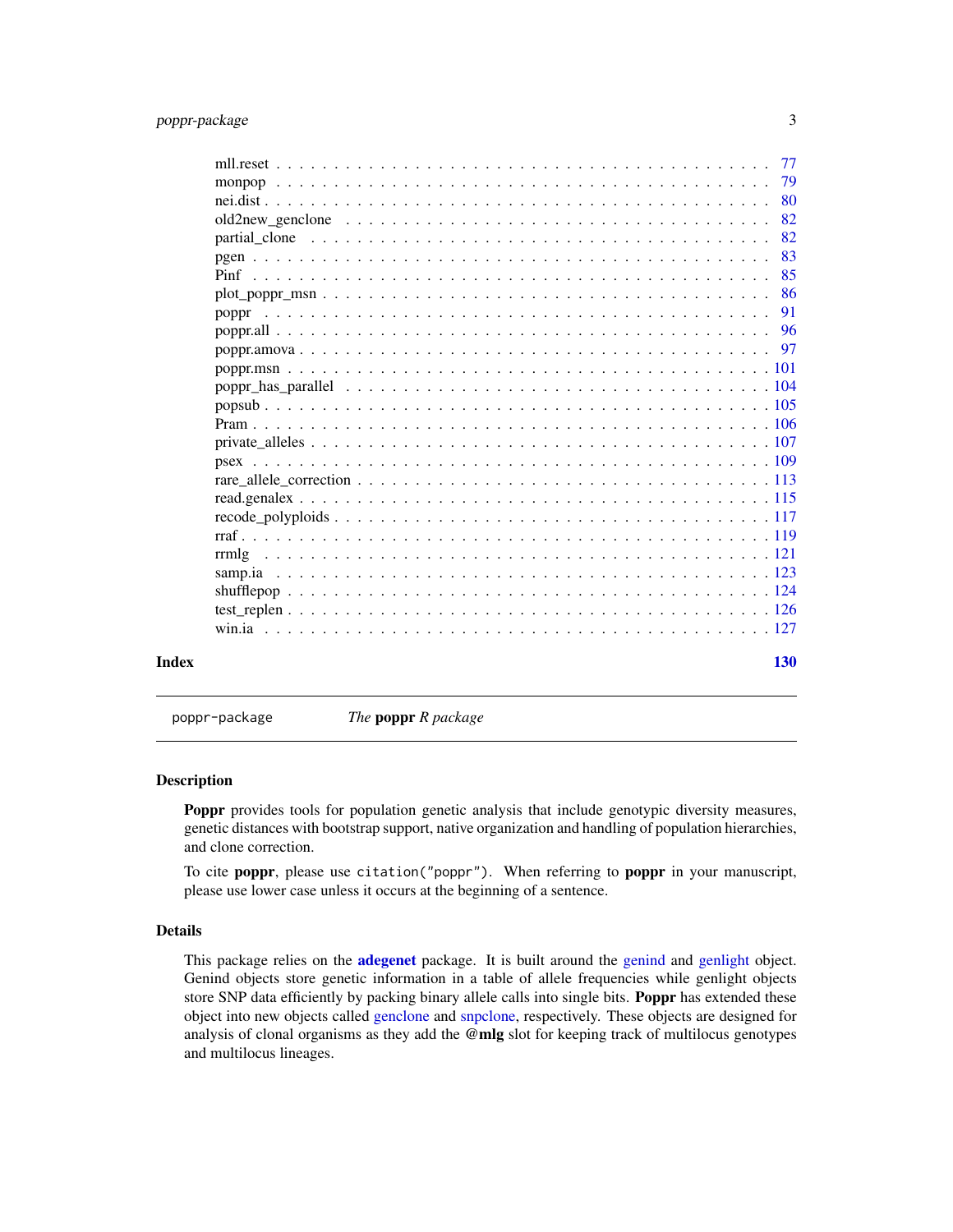mll.reset . . . . . . . . . . . . . . . . . . . . . . . . . . . . . . . . . . . . . . . . 77
monpop . . . . . . . . . . . . . . . . . . . . . . . . . . . . . . . . . . . . . . . . 79
nei.dist . . . . . . . . . . . . . . . . . . . . . . . . . . . . . . . . . . . . . . . . 80
old2new_genclone . . . . . . . . . . . . . . . . . . . . . . . . . . . . . . . . . . 82
partial_clone . . . . . . . . . . . . . . . . . . . . . . . . . . . . . . . . . . . . 82
pgen . . . . . . . . . . . . . . . . . . . . . . . . . . . . . . . . . . . . . . . . . 83
Pinf . . . . . . . . . . . . . . . . . . . . . . . . . . . . . . . . . . . . . . . . . 85
plot_poppr_msn . . . . . . . . . . . . . . . . . . . . . . . . . . . . . . . . . . . 86
poppr . . . . . . . . . . . . . . . . . . . . . . . . . . . . . . . . . . . . . . . . 91
poppr.all . . . . . . . . . . . . . . . . . . . . . . . . . . . . . . . . . . . . . . . 96
poppr.amova . . . . . . . . . . . . . . . . . . . . . . . . . . . . . . . . . . . . . 97
poppr.msn . . . . . . . . . . . . . . . . . . . . . . . . . . . . . . . . . . . . . . 101
poppr_has_parallel . . . . . . . . . . . . . . . . . . . . . . . . . . . . . . . . . 104
popsub . . . . . . . . . . . . . . . . . . . . . . . . . . . . . . . . . . . . . . . . 105
Pram . . . . . . . . . . . . . . . . . . . . . . . . . . . . . . . . . . . . . . . . . 106
private_alleles . . . . . . . . . . . . . . . . . . . . . . . . . . . . . . . . . . . 107
psex . . . . . . . . . . . . . . . . . . . . . . . . . . . . . . . . . . . . . . . . . 109
rare_allele_correction . . . . . . . . . . . . . . . . . . . . . . . . . . . . . . . 113
read.genalex . . . . . . . . . . . . . . . . . . . . . . . . . . . . . . . . . . . . . 115
recode_polyploids . . . . . . . . . . . . . . . . . . . . . . . . . . . . . . . . . . 117
rraf . . . . . . . . . . . . . . . . . . . . . . . . . . . . . . . . . . . . . . . . . 119
rrmlg . . . . . . . . . . . . . . . . . . . . . . . . . . . . . . . . . . . . . . . . 121
samp.ia . . . . . . . . . . . . . . . . . . . . . . . . . . . . . . . . . . . . . . . 123
shufflepop . . . . . . . . . . . . . . . . . . . . . . . . . . . . . . . . . . . . . . 124
test_replen . . . . . . . . . . . . . . . . . . . . . . . . . . . . . . . . . . . . . 126
win.ia . . . . . . . . . . . . . . . . . . . . . . . . . . . . . . . . . . . . . . . . 127

**Index** **130**

---

poppr-package    *The* **poppr** *R package*

---

## Description

**Poppr** provides tools for population genetic analysis that include genotypic diversity measures, genetic distances with bootstrap support, native organization and handling of population hierarchies, and clone correction.

To cite **poppr**, please use `citation("poppr")`. When referring to **poppr** in your manuscript, please use lower case unless it occurs at the beginning of a sentence.

## Details

This package relies on the **adegenet** package. It is built around the genind and genlight object. Genind objects store genetic information in a table of allele frequencies while genlight objects store SNP data efficiently by packing binary allele calls into single bits. **Poppr** has extended these object into new objects called genclone and snpclone, respectively. These objects are designed for analysis of clonal organisms as they add the **@mlg** slot for keeping track of multilocus genotypes and multilocus lineages.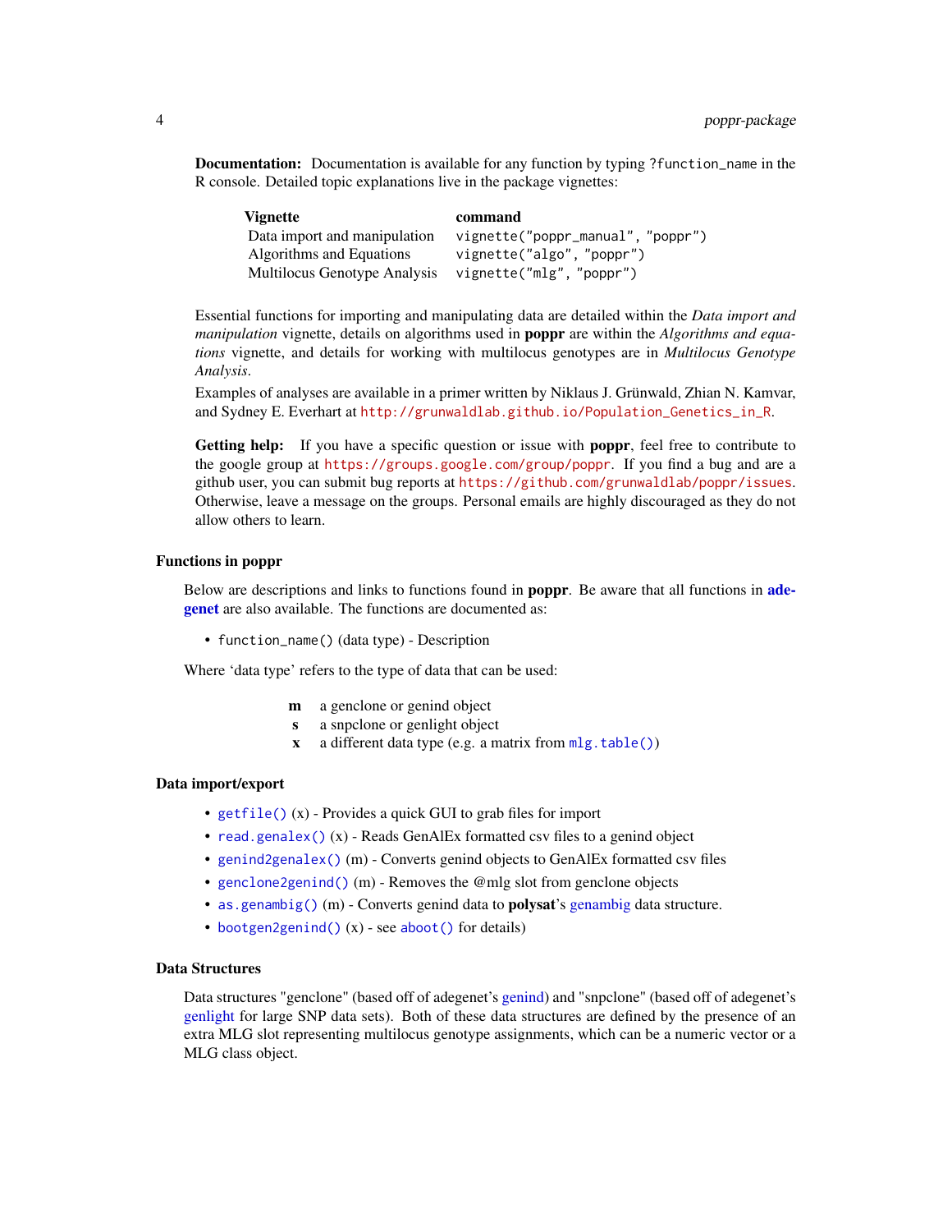**Documentation:** Documentation is available for any function by typing `?function_name` in the R console. Detailed topic explanations live in the package vignettes:

| Vignette | command |
|---|---|
| Data import and manipulation | `vignette("poppr_manual", "poppr")` |
| Algorithms and Equations | `vignette("algo", "poppr")` |
| Multilocus Genotype Analysis | `vignette("mlg", "poppr")` |

Essential functions for importing and manipulating data are detailed within the *Data import and manipulation* vignette, details on algorithms used in **poppr** are within the *Algorithms and equations* vignette, and details for working with multilocus genotypes are in *Multilocus Genotype Analysis*.

Examples of analyses are available in a primer written by Niklaus J. Grünwald, Zhian N. Kamvar, and Sydney E. Everhart at http://grunwaldlab.github.io/Population_Genetics_in_R.

**Getting help:** If you have a specific question or issue with **poppr**, feel free to contribute to the google group at https://groups.google.com/group/poppr. If you find a bug and are a github user, you can submit bug reports at https://github.com/grunwaldlab/poppr/issues. Otherwise, leave a message on the groups. Personal emails are highly discouraged as they do not allow others to learn.

## Functions in poppr

Below are descriptions and links to functions found in **poppr**. Be aware that all functions in **adegenet** are also available. The functions are documented as:

- `function_name()` (data type) - Description

Where 'data type' refers to the type of data that can be used:

- **m** a genclone or genind object
- **s** a snpclone or genlight object
- **x** a different data type (e.g. a matrix from `mlg.table()`)

## Data import/export

- `getfile()` (x) - Provides a quick GUI to grab files for import
- `read.genalex()` (x) - Reads GenAlEx formatted csv files to a genind object
- `genind2genalex()` (m) - Converts genind objects to GenAlEx formatted csv files
- `genclone2genind()` (m) - Removes the @mlg slot from genclone objects
- `as.genambig()` (m) - Converts genind data to **polysat**'s genambig data structure.
- `bootgen2genind()` (x) - see `aboot()` for details)

## Data Structures

Data structures "genclone" (based off of adegenet's genind) and "snpclone" (based off of adegenet's genlight for large SNP data sets). Both of these data structures are defined by the presence of an extra MLG slot representing multilocus genotype assignments, which can be a numeric vector or a MLG class object.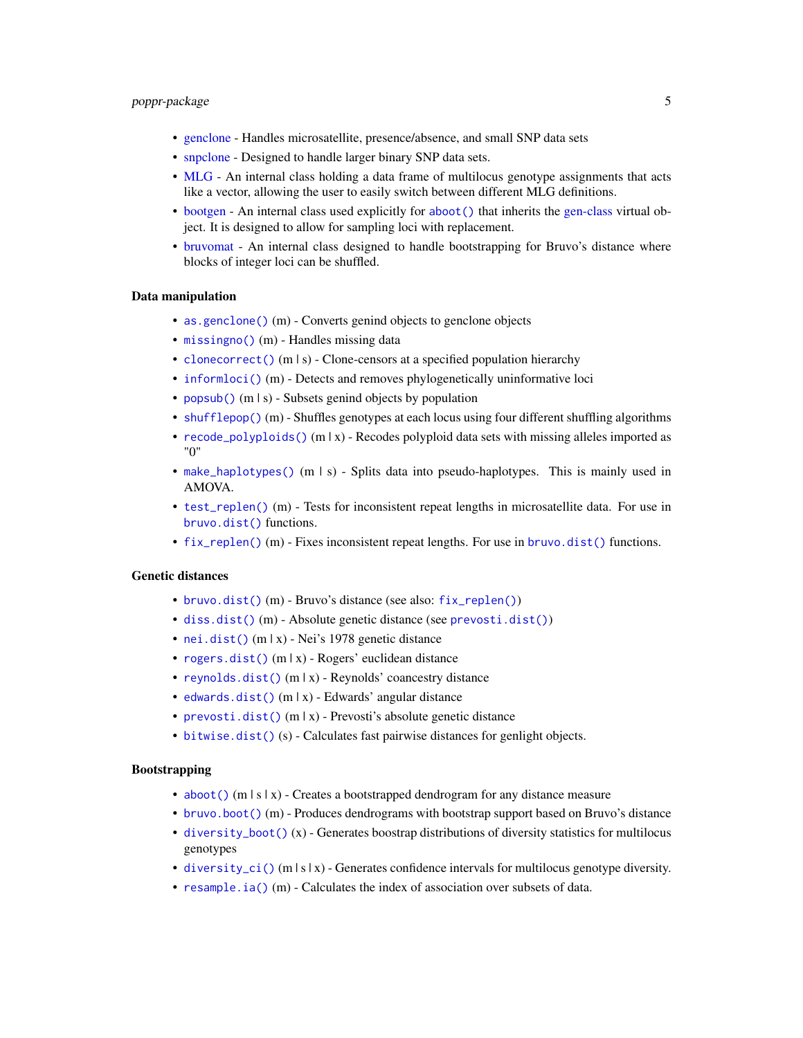- genclone - Handles microsatellite, presence/absence, and small SNP data sets
- snpclone - Designed to handle larger binary SNP data sets.
- MLG - An internal class holding a data frame of multilocus genotype assignments that acts like a vector, allowing the user to easily switch between different MLG definitions.
- bootgen - An internal class used explicitly for `aboot()` that inherits the gen-class virtual object. It is designed to allow for sampling loci with replacement.
- bruvomat - An internal class designed to handle bootstrapping for Bruvo's distance where blocks of integer loci can be shuffled.

### Data manipulation

- `as.genclone()` (m) - Converts genind objects to genclone objects
- `missingno()` (m) - Handles missing data
- `clonecorrect()` (m | s) - Clone-censors at a specified population hierarchy
- `informloci()` (m) - Detects and removes phylogenetically uninformative loci
- `popsub()` (m | s) - Subsets genind objects by population
- `shufflepop()` (m) - Shuffles genotypes at each locus using four different shuffling algorithms
- `recode_polyploids()` (m | x) - Recodes polyploid data sets with missing alleles imported as "0"
- `make_haplotypes()` (m | s) - Splits data into pseudo-haplotypes. This is mainly used in AMOVA.
- `test_replen()` (m) - Tests for inconsistent repeat lengths in microsatellite data. For use in `bruvo.dist()` functions.
- `fix_replen()` (m) - Fixes inconsistent repeat lengths. For use in `bruvo.dist()` functions.

### Genetic distances

- `bruvo.dist()` (m) - Bruvo's distance (see also: `fix_replen()`)
- `diss.dist()` (m) - Absolute genetic distance (see `prevosti.dist()`)
- `nei.dist()` (m | x) - Nei's 1978 genetic distance
- `rogers.dist()` (m | x) - Rogers' euclidean distance
- `reynolds.dist()` (m | x) - Reynolds' coancestry distance
- `edwards.dist()` (m | x) - Edwards' angular distance
- `prevosti.dist()` (m | x) - Prevosti's absolute genetic distance
- `bitwise.dist()` (s) - Calculates fast pairwise distances for genlight objects.

### Bootstrapping

- `aboot()` (m | s | x) - Creates a bootstrapped dendrogram for any distance measure
- `bruvo.boot()` (m) - Produces dendrograms with bootstrap support based on Bruvo's distance
- `diversity_boot()` (x) - Generates boostrap distributions of diversity statistics for multilocus genotypes
- `diversity_ci()` (m | s | x) - Generates confidence intervals for multilocus genotype diversity.
- `resample.ia()` (m) - Calculates the index of association over subsets of data.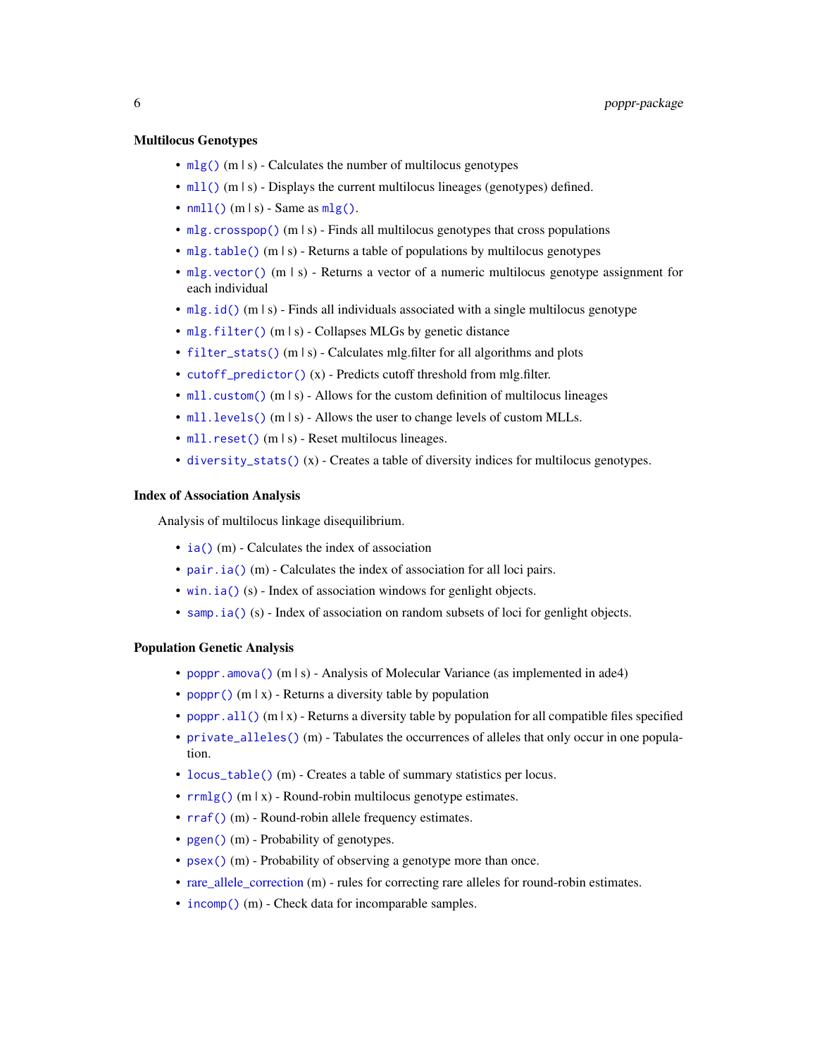### Multilocus Genotypes

- `mlg()` (m | s) - Calculates the number of multilocus genotypes
- `mll()` (m | s) - Displays the current multilocus lineages (genotypes) defined.
- `nmll()` (m | s) - Same as `mlg()`.
- `mlg.crosspop()` (m | s) - Finds all multilocus genotypes that cross populations
- `mlg.table()` (m | s) - Returns a table of populations by multilocus genotypes
- `mlg.vector()` (m | s) - Returns a vector of a numeric multilocus genotype assignment for each individual
- `mlg.id()` (m | s) - Finds all individuals associated with a single multilocus genotype
- `mlg.filter()` (m | s) - Collapses MLGs by genetic distance
- `filter_stats()` (m | s) - Calculates mlg.filter for all algorithms and plots
- `cutoff_predictor()` (x) - Predicts cutoff threshold from mlg.filter.
- `mll.custom()` (m | s) - Allows for the custom definition of multilocus lineages
- `mll.levels()` (m | s) - Allows the user to change levels of custom MLLs.
- `mll.reset()` (m | s) - Reset multilocus lineages.
- `diversity_stats()` (x) - Creates a table of diversity indices for multilocus genotypes.

### Index of Association Analysis

Analysis of multilocus linkage disequilibrium.

- `ia()` (m) - Calculates the index of association
- `pair.ia()` (m) - Calculates the index of association for all loci pairs.
- `win.ia()` (s) - Index of association windows for genlight objects.
- `samp.ia()` (s) - Index of association on random subsets of loci for genlight objects.

### Population Genetic Analysis

- `poppr.amova()` (m | s) - Analysis of Molecular Variance (as implemented in ade4)
- `poppr()` (m | x) - Returns a diversity table by population
- `poppr.all()` (m | x) - Returns a diversity table by population for all compatible files specified
- `private_alleles()` (m) - Tabulates the occurrences of alleles that only occur in one population.
- `locus_table()` (m) - Creates a table of summary statistics per locus.
- `rrmlg()` (m | x) - Round-robin multilocus genotype estimates.
- `rraf()` (m) - Round-robin allele frequency estimates.
- `pgen()` (m) - Probability of genotypes.
- `psex()` (m) - Probability of observing a genotype more than once.
- rare_allele_correction (m) - rules for correcting rare alleles for round-robin estimates.
- `incomp()` (m) - Check data for incomparable samples.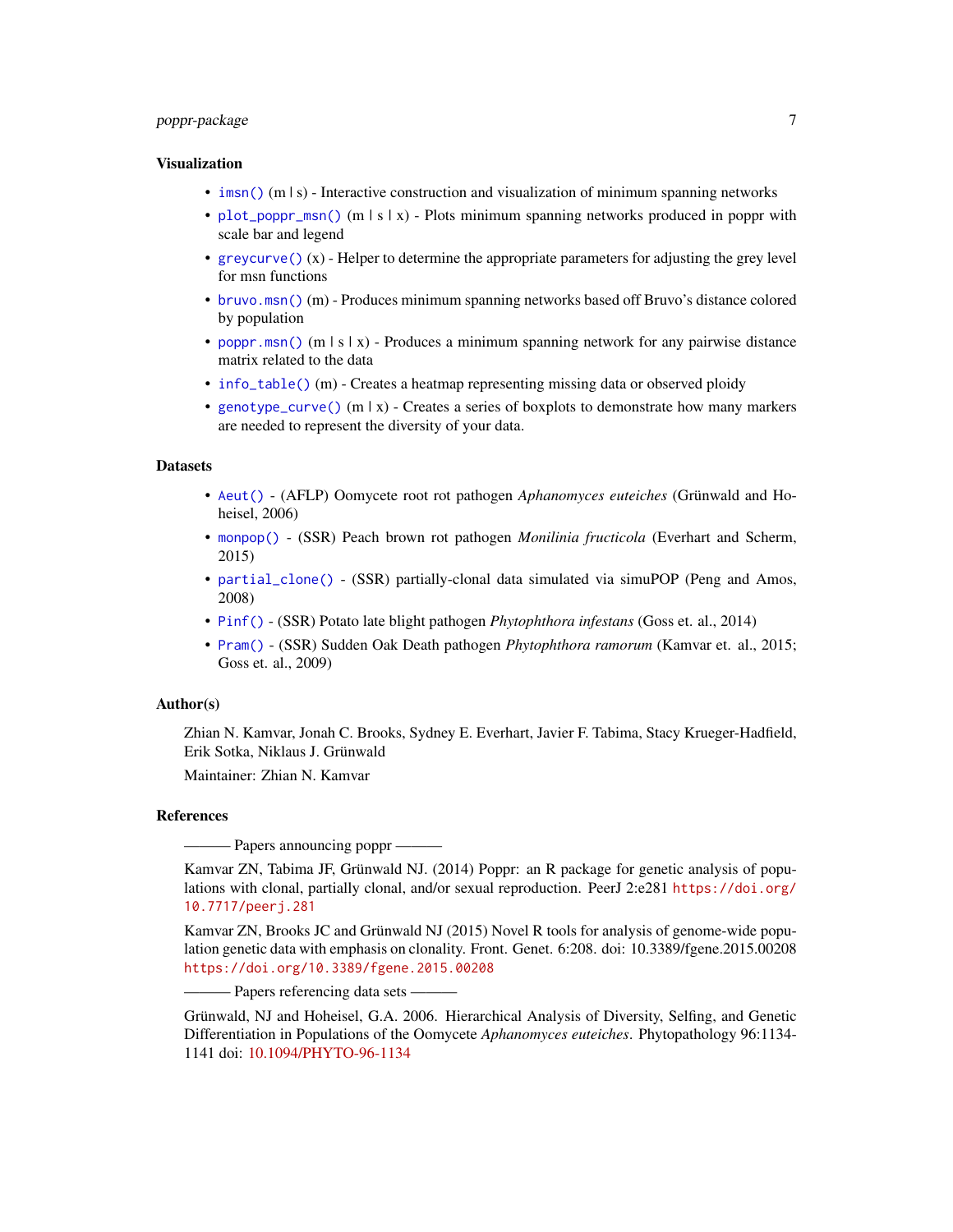### Visualization

- `imsn()` (m | s) - Interactive construction and visualization of minimum spanning networks
- `plot_poppr_msn()` (m | s | x) - Plots minimum spanning networks produced in poppr with scale bar and legend
- `greycurve()` (x) - Helper to determine the appropriate parameters for adjusting the grey level for msn functions
- `bruvo.msn()` (m) - Produces minimum spanning networks based off Bruvo's distance colored by population
- `poppr.msn()` (m | s | x) - Produces a minimum spanning network for any pairwise distance matrix related to the data
- `info_table()` (m) - Creates a heatmap representing missing data or observed ploidy
- `genotype_curve()` (m | x) - Creates a series of boxplots to demonstrate how many markers are needed to represent the diversity of your data.

### Datasets

- `Aeut()` - (AFLP) Oomycete root rot pathogen *Aphanomyces euteiches* (Grünwald and Hoheisel, 2006)
- `monpop()` - (SSR) Peach brown rot pathogen *Monilinia fructicola* (Everhart and Scherm, 2015)
- `partial_clone()` - (SSR) partially-clonal data simulated via simuPOP (Peng and Amos, 2008)
- `Pinf()` - (SSR) Potato late blight pathogen *Phytophthora infestans* (Goss et. al., 2014)
- `Pram()` - (SSR) Sudden Oak Death pathogen *Phytophthora ramorum* (Kamvar et. al., 2015; Goss et. al., 2009)

### Author(s)

Zhian N. Kamvar, Jonah C. Brooks, Sydney E. Everhart, Javier F. Tabima, Stacy Krueger-Hadfield, Erik Sotka, Niklaus J. Grünwald

Maintainer: Zhian N. Kamvar

### References

——— Papers announcing poppr ———

Kamvar ZN, Tabima JF, Grünwald NJ. (2014) Poppr: an R package for genetic analysis of populations with clonal, partially clonal, and/or sexual reproduction. PeerJ 2:e281 https://doi.org/10.7717/peerj.281

Kamvar ZN, Brooks JC and Grünwald NJ (2015) Novel R tools for analysis of genome-wide population genetic data with emphasis on clonality. Front. Genet. 6:208. doi: 10.3389/fgene.2015.00208 https://doi.org/10.3389/fgene.2015.00208

——— Papers referencing data sets ———

Grünwald, NJ and Hoheisel, G.A. 2006. Hierarchical Analysis of Diversity, Selfing, and Genetic Differentiation in Populations of the Oomycete *Aphanomyces euteiches*. Phytopathology 96:1134-1141 doi: 10.1094/PHYTO-96-1134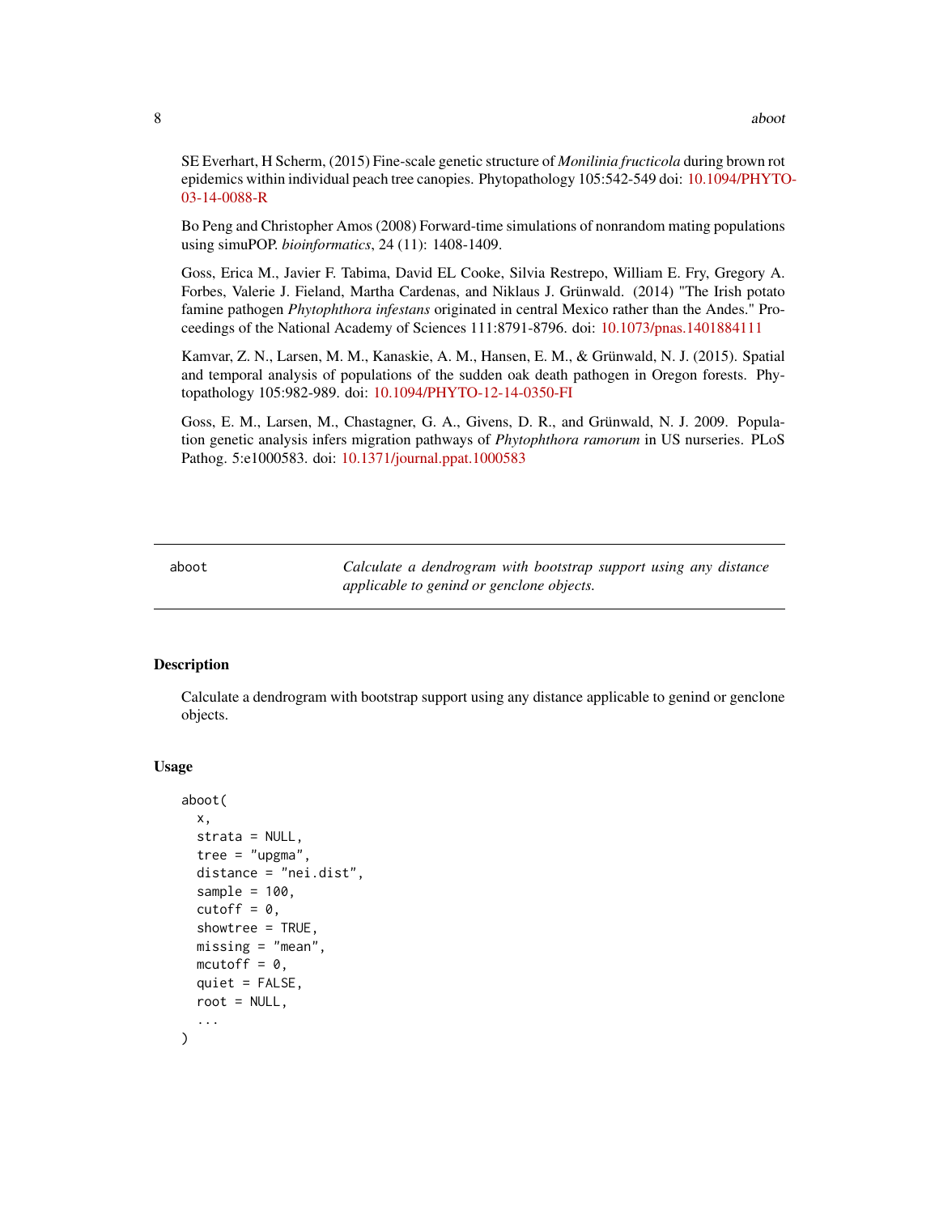SE Everhart, H Scherm, (2015) Fine-scale genetic structure of *Monilinia fructicola* during brown rot epidemics within individual peach tree canopies. Phytopathology 105:542-549 doi: 10.1094/PHYTO-03-14-0088-R

Bo Peng and Christopher Amos (2008) Forward-time simulations of nonrandom mating populations using simuPOP. *bioinformatics*, 24 (11): 1408-1409.

Goss, Erica M., Javier F. Tabima, David EL Cooke, Silvia Restrepo, William E. Fry, Gregory A. Forbes, Valerie J. Fieland, Martha Cardenas, and Niklaus J. Grünwald. (2014) "The Irish potato famine pathogen *Phytophthora infestans* originated in central Mexico rather than the Andes." Proceedings of the National Academy of Sciences 111:8791-8796. doi: 10.1073/pnas.1401884111

Kamvar, Z. N., Larsen, M. M., Kanaskie, A. M., Hansen, E. M., & Grünwald, N. J. (2015). Spatial and temporal analysis of populations of the sudden oak death pathogen in Oregon forests. Phytopathology 105:982-989. doi: 10.1094/PHYTO-12-14-0350-FI

Goss, E. M., Larsen, M., Chastagner, G. A., Givens, D. R., and Grünwald, N. J. 2009. Population genetic analysis infers migration pathways of *Phytophthora ramorum* in US nurseries. PLoS Pathog. 5:e1000583. doi: 10.1371/journal.ppat.1000583

---

# aboot — *Calculate a dendrogram with bootstrap support using any distance applicable to genind or genclone objects.*

## Description

Calculate a dendrogram with bootstrap support using any distance applicable to genind or genclone objects.

## Usage

```
aboot(
  x,
  strata = NULL,
  tree = "upgma",
  distance = "nei.dist",
  sample = 100,
  cutoff = 0,
  showtree = TRUE,
  missing = "mean",
  mcutoff = 0,
  quiet = FALSE,
  root = NULL,
  ...
)
```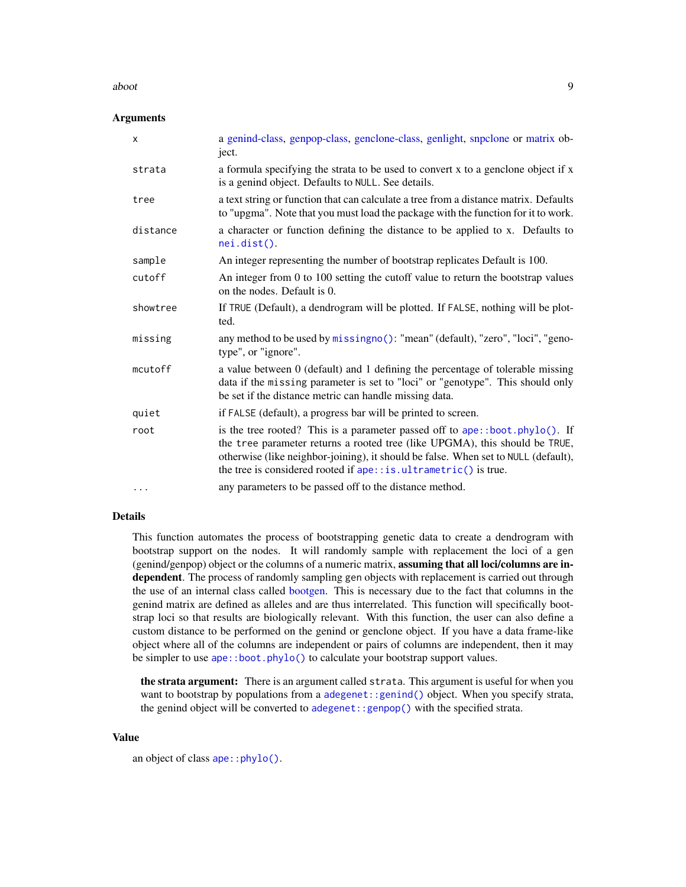### Arguments

| | |
|---|---|
| `x` | a genind-class, genpop-class, genclone-class, genlight, snpclone or matrix object. |
| `strata` | a formula specifying the strata to be used to convert x to a genclone object if x is a genind object. Defaults to `NULL`. See details. |
| `tree` | a text string or function that can calculate a tree from a distance matrix. Defaults to "upgma". Note that you must load the package with the function for it to work. |
| `distance` | a character or function defining the distance to be applied to x. Defaults to `nei.dist()`. |
| `sample` | An integer representing the number of bootstrap replicates Default is 100. |
| `cutoff` | An integer from 0 to 100 setting the cutoff value to return the bootstrap values on the nodes. Default is 0. |
| `showtree` | If `TRUE` (Default), a dendrogram will be plotted. If `FALSE`, nothing will be plotted. |
| `missing` | any method to be used by `missingno()`: "mean" (default), "zero", "loci", "genotype", or "ignore". |
| `mcutoff` | a value between 0 (default) and 1 defining the percentage of tolerable missing data if the `missing` parameter is set to "loci" or "genotype". This should only be set if the distance metric can handle missing data. |
| `quiet` | if `FALSE` (default), a progress bar will be printed to screen. |
| `root` | is the tree rooted? This is a parameter passed off to `ape::boot.phylo()`. If the `tree` parameter returns a rooted tree (like UPGMA), this should be `TRUE`, otherwise (like neighbor-joining), it should be false. When set to `NULL` (default), the tree is considered rooted if `ape::is.ultrametric()` is true. |
| `...` | any parameters to be passed off to the distance method. |

### Details

This function automates the process of bootstrapping genetic data to create a dendrogram with bootstrap support on the nodes. It will randomly sample with replacement the loci of a gen (genind/genpop) object or the columns of a numeric matrix, **assuming that all loci/columns are independent**. The process of randomly sampling gen objects with replacement is carried out through the use of an internal class called bootgen. This is necessary due to the fact that columns in the genind matrix are defined as alleles and are thus interrelated. This function will specifically bootstrap loci so that results are biologically relevant. With this function, the user can also define a custom distance to be performed on the genind or genclone object. If you have a data frame-like object where all of the columns are independent or pairs of columns are independent, then it may be simpler to use `ape::boot.phylo()` to calculate your bootstrap support values.

**the strata argument:** There is an argument called `strata`. This argument is useful for when you want to bootstrap by populations from a `adegenet::genind()` object. When you specify strata, the genind object will be converted to `adegenet::genpop()` with the specified strata.

### Value

an object of class `ape::phylo()`.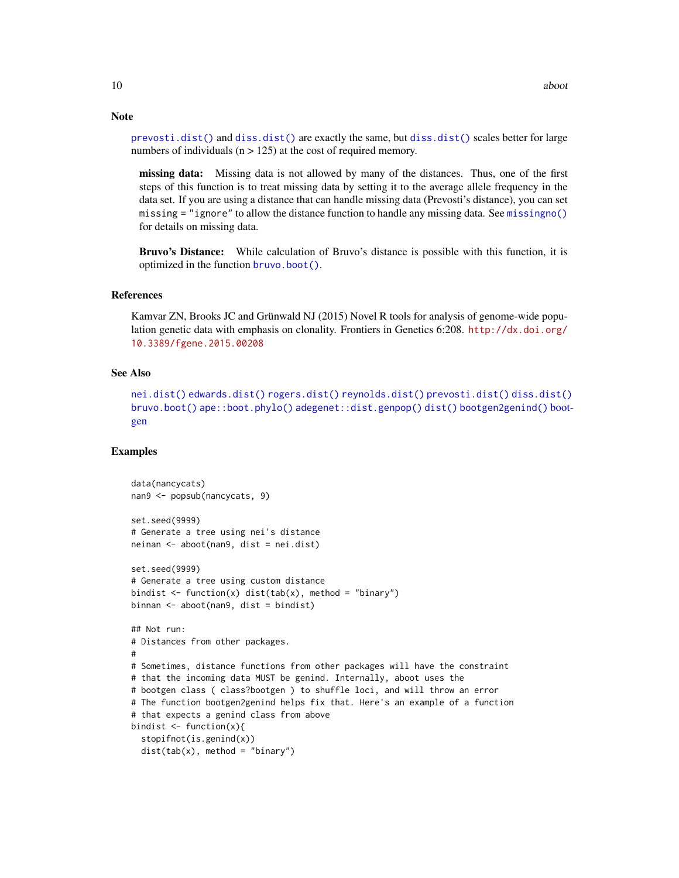## Note

prevosti.dist() and diss.dist() are exactly the same, but diss.dist() scales better for large numbers of individuals (n > 125) at the cost of required memory.

**missing data:** Missing data is not allowed by many of the distances. Thus, one of the first steps of this function is to treat missing data by setting it to the average allele frequency in the data set. If you are using a distance that can handle missing data (Prevosti's distance), you can set missing = "ignore" to allow the distance function to handle any missing data. See missingno() for details on missing data.

**Bruvo's Distance:** While calculation of Bruvo's distance is possible with this function, it is optimized in the function bruvo.boot().

## References

Kamvar ZN, Brooks JC and Grünwald NJ (2015) Novel R tools for analysis of genome-wide population genetic data with emphasis on clonality. Frontiers in Genetics 6:208. http://dx.doi.org/10.3389/fgene.2015.00208

## See Also

nei.dist() edwards.dist() rogers.dist() reynolds.dist() prevosti.dist() diss.dist() bruvo.boot() ape::boot.phylo() adegenet::dist.genpop() dist() bootgen2genind() bootgen

## Examples

```
data(nancycats)
nan9 <- popsub(nancycats, 9)

set.seed(9999)
# Generate a tree using nei's distance
neinan <- aboot(nan9, dist = nei.dist)

set.seed(9999)
# Generate a tree using custom distance
bindist <- function(x) dist(tab(x), method = "binary")
binnan <- aboot(nan9, dist = bindist)

## Not run:
# Distances from other packages.
#
# Sometimes, distance functions from other packages will have the constraint
# that the incoming data MUST be genind. Internally, aboot uses the
# bootgen class ( class?bootgen ) to shuffle loci, and will throw an error
# The function bootgen2genind helps fix that. Here's an example of a function
# that expects a genind class from above
bindist <- function(x){
  stopifnot(is.genind(x))
  dist(tab(x), method = "binary")
```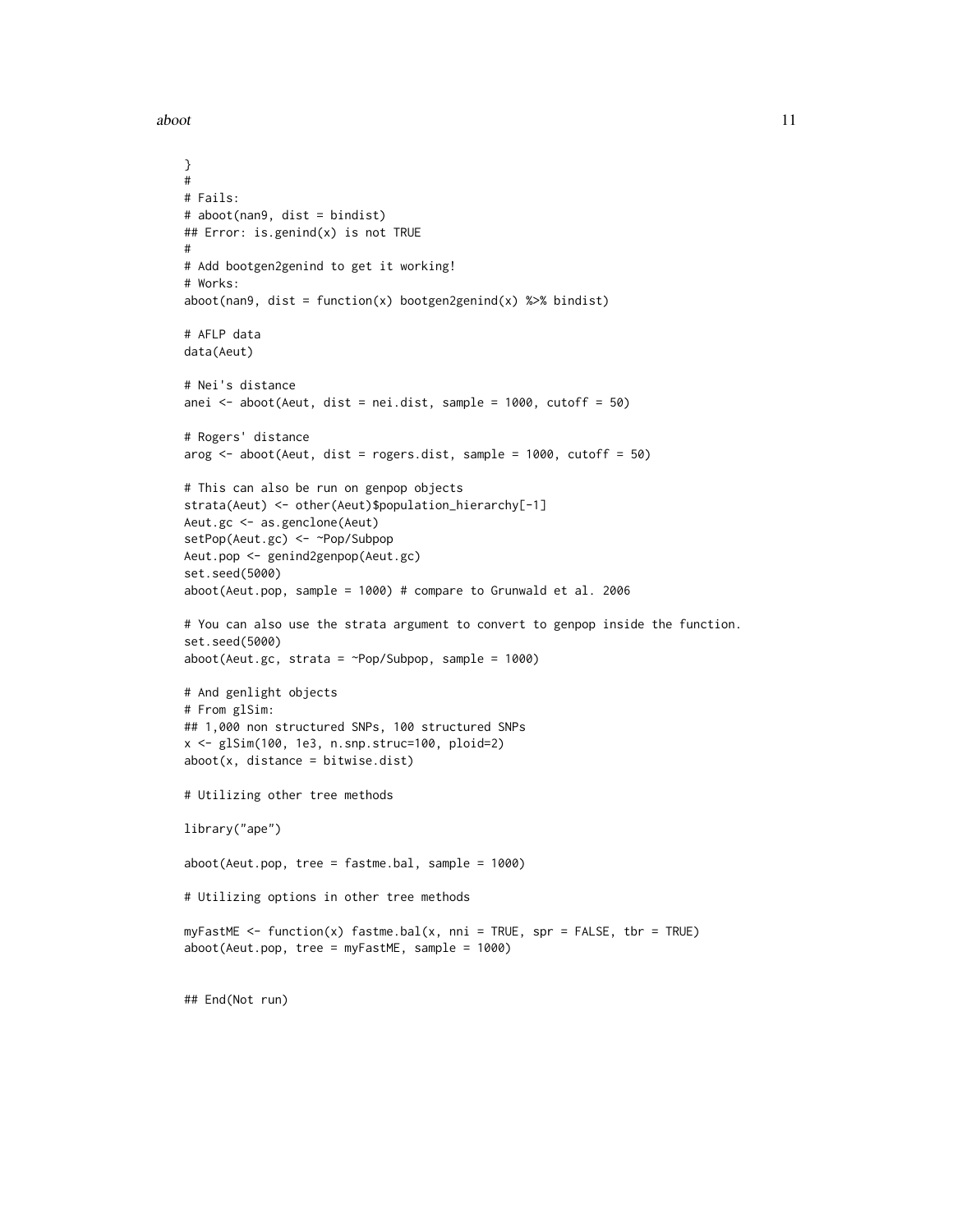```
}
#
# Fails:
# aboot(nan9, dist = bindist)
## Error: is.genind(x) is not TRUE
#
# Add bootgen2genind to get it working!
# Works:
aboot(nan9, dist = function(x) bootgen2genind(x) %>% bindist)

# AFLP data
data(Aeut)

# Nei's distance
anei <- aboot(Aeut, dist = nei.dist, sample = 1000, cutoff = 50)

# Rogers' distance
arog <- aboot(Aeut, dist = rogers.dist, sample = 1000, cutoff = 50)

# This can also be run on genpop objects
strata(Aeut) <- other(Aeut)$population_hierarchy[-1]
Aeut.gc <- as.genclone(Aeut)
setPop(Aeut.gc) <- ~Pop/Subpop
Aeut.pop <- genind2genpop(Aeut.gc)
set.seed(5000)
aboot(Aeut.pop, sample = 1000) # compare to Grunwald et al. 2006

# You can also use the strata argument to convert to genpop inside the function.
set.seed(5000)
aboot(Aeut.gc, strata = ~Pop/Subpop, sample = 1000)

# And genlight objects
# From glSim:
## 1,000 non structured SNPs, 100 structured SNPs
x <- glSim(100, 1e3, n.snp.struc=100, ploid=2)
aboot(x, distance = bitwise.dist)

# Utilizing other tree methods

library("ape")

aboot(Aeut.pop, tree = fastme.bal, sample = 1000)

# Utilizing options in other tree methods

myFastME <- function(x) fastme.bal(x, nni = TRUE, spr = FALSE, tbr = TRUE)
aboot(Aeut.pop, tree = myFastME, sample = 1000)


## End(Not run)
```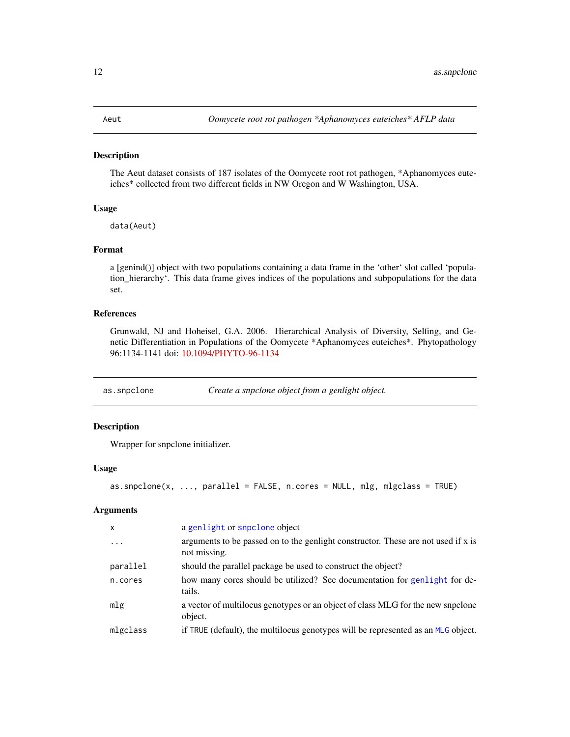## Aeut — *Oomycete root rot pathogen *Aphanomyces euteiches* AFLP data*

### Description

The Aeut dataset consists of 187 isolates of the Oomycete root rot pathogen, *Aphanomyces euteiches* collected from two different fields in NW Oregon and W Washington, USA.

### Usage

```
data(Aeut)
```

### Format

a [genind()] object with two populations containing a data frame in the 'other' slot called 'population_hierarchy'. This data frame gives indices of the populations and subpopulations for the data set.

### References

Grunwald, NJ and Hoheisel, G.A. 2006. Hierarchical Analysis of Diversity, Selfing, and Genetic Differentiation in Populations of the Oomycete *Aphanomyces euteiches*. Phytopathology 96:1134-1141 doi: 10.1094/PHYTO-96-1134

## as.snpclone — *Create a snpclone object from a genlight object.*

### Description

Wrapper for snpclone initializer.

### Usage

```
as.snpclone(x, ..., parallel = FALSE, n.cores = NULL, mlg, mlgclass = TRUE)
```

### Arguments

| | |
|---|---|
| x | a genlight or snpclone object |
| ... | arguments to be passed on to the genlight constructor. These are not used if x is not missing. |
| parallel | should the parallel package be used to construct the object? |
| n.cores | how many cores should be utilized? See documentation for genlight for details. |
| mlg | a vector of multilocus genotypes or an object of class MLG for the new snpclone object. |
| mlgclass | if TRUE (default), the multilocus genotypes will be represented as an MLG object. |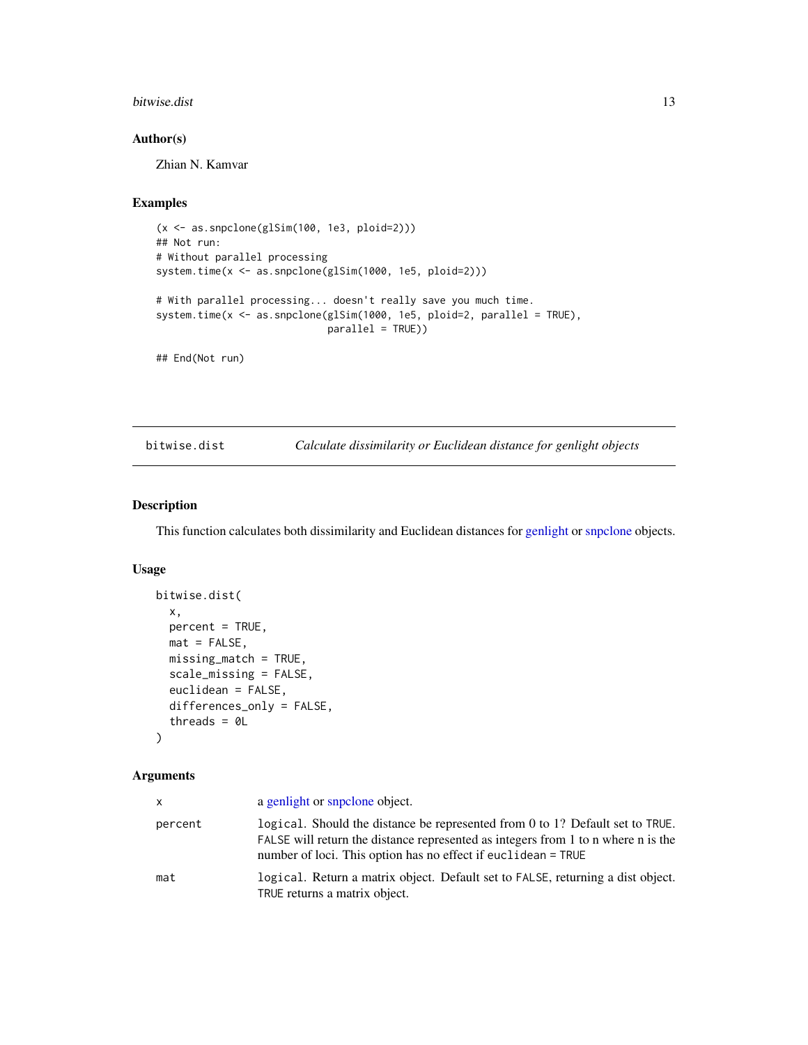## Author(s)

Zhian N. Kamvar

## Examples

```
(x <- as.snpclone(glSim(100, 1e3, ploid=2)))
## Not run:
# Without parallel processing
system.time(x <- as.snpclone(glSim(1000, 1e5, ploid=2)))

# With parallel processing... doesn't really save you much time.
system.time(x <- as.snpclone(glSim(1000, 1e5, ploid=2, parallel = TRUE),
                             parallel = TRUE))

## End(Not run)
```

---

# bitwise.dist — *Calculate dissimilarity or Euclidean distance for genlight objects*

## Description

This function calculates both dissimilarity and Euclidean distances for genlight or snpclone objects.

## Usage

```
bitwise.dist(
  x,
  percent = TRUE,
  mat = FALSE,
  missing_match = TRUE,
  scale_missing = FALSE,
  euclidean = FALSE,
  differences_only = FALSE,
  threads = 0L
)
```

## Arguments

| | |
|---|---|
| x | a genlight or snpclone object. |
| percent | `logical`. Should the distance be represented from 0 to 1? Default set to `TRUE`. `FALSE` will return the distance represented as integers from 1 to n where n is the number of loci. This option has no effect if `euclidean = TRUE` |
| mat | `logical`. Return a matrix object. Default set to `FALSE`, returning a dist object. `TRUE` returns a matrix object. |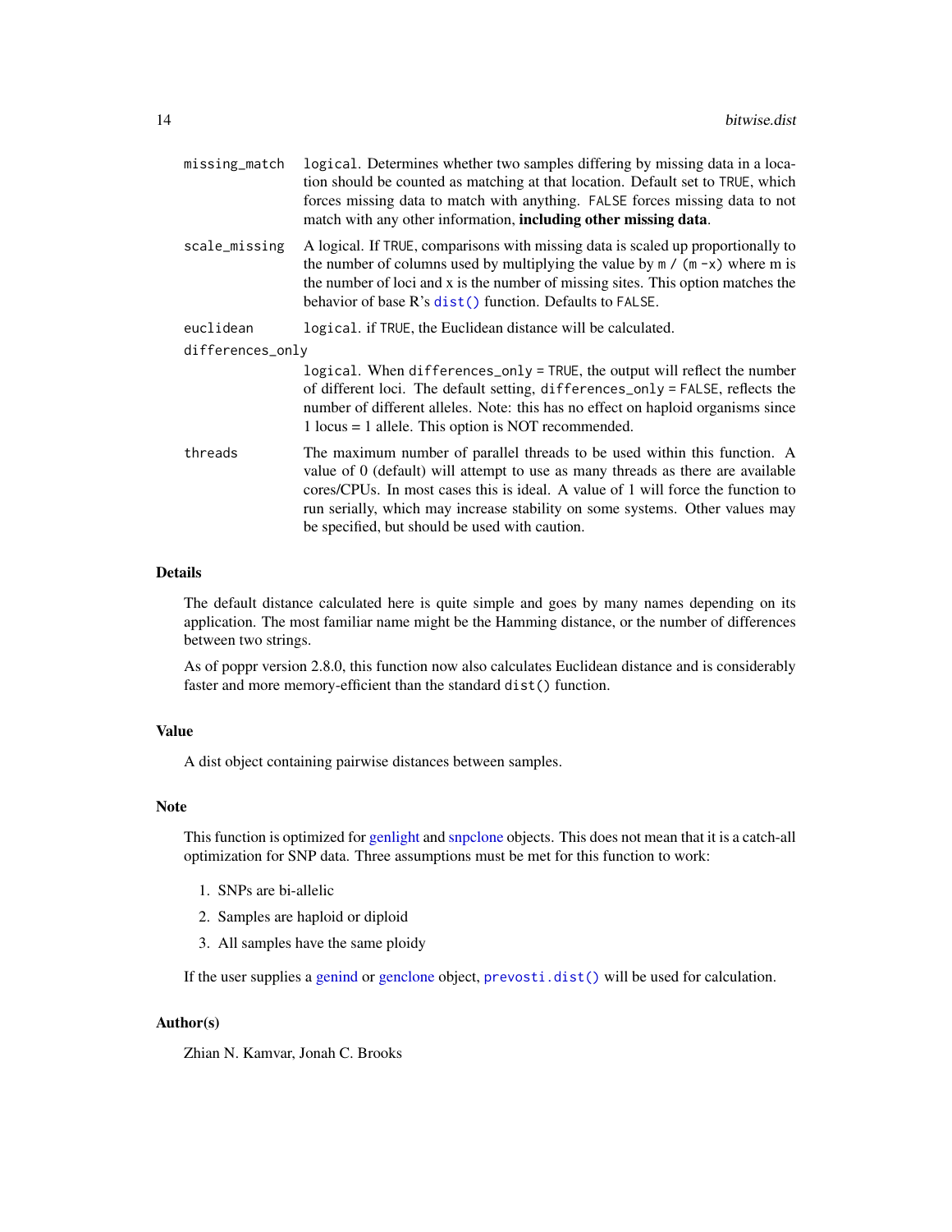| | |
|---|---|
| missing_match | logical. Determines whether two samples differing by missing data in a location should be counted as matching at that location. Default set to TRUE, which forces missing data to match with anything. FALSE forces missing data to not match with any other information, **including other missing data**. |
| scale_missing | A logical. If TRUE, comparisons with missing data is scaled up proportionally to the number of columns used by multiplying the value by m / (m -x) where m is the number of loci and x is the number of missing sites. This option matches the behavior of base R's dist() function. Defaults to FALSE. |
| euclidean | logical. if TRUE, the Euclidean distance will be calculated. |
| differences_only | logical. When differences_only = TRUE, the output will reflect the number of different loci. The default setting, differences_only = FALSE, reflects the number of different alleles. Note: this has no effect on haploid organisms since 1 locus = 1 allele. This option is NOT recommended. |
| threads | The maximum number of parallel threads to be used within this function. A value of 0 (default) will attempt to use as many threads as there are available cores/CPUs. In most cases this is ideal. A value of 1 will force the function to run serially, which may increase stability on some systems. Other values may be specified, but should be used with caution. |

## Details

The default distance calculated here is quite simple and goes by many names depending on its application. The most familiar name might be the Hamming distance, or the number of differences between two strings.

As of poppr version 2.8.0, this function now also calculates Euclidean distance and is considerably faster and more memory-efficient than the standard dist() function.

## Value

A dist object containing pairwise distances between samples.

## Note

This function is optimized for genlight and snpclone objects. This does not mean that it is a catch-all optimization for SNP data. Three assumptions must be met for this function to work:

1. SNPs are bi-allelic
2. Samples are haploid or diploid
3. All samples have the same ploidy

If the user supplies a genind or genclone object, prevosti.dist() will be used for calculation.

## Author(s)

Zhian N. Kamvar, Jonah C. Brooks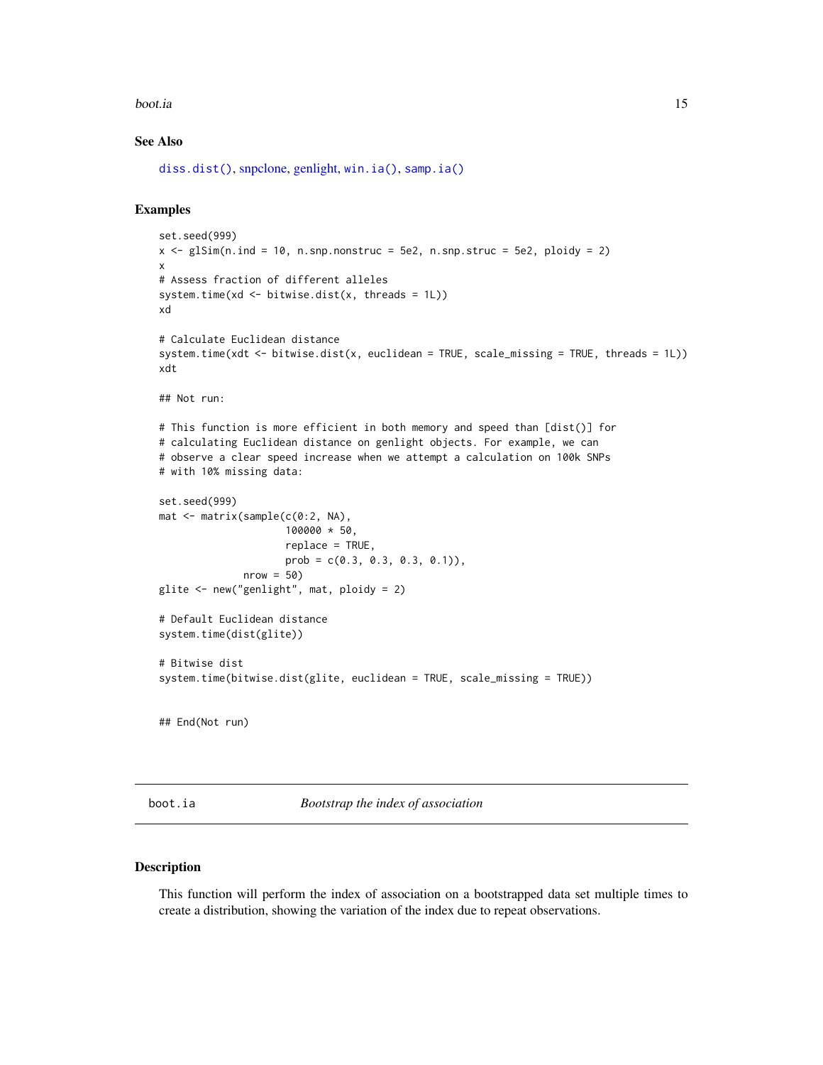### See Also

`diss.dist()`, snpclone, genlight, `win.ia()`, `samp.ia()`

### Examples

```
set.seed(999)
x <- glSim(n.ind = 10, n.snp.nonstruc = 5e2, n.snp.struc = 5e2, ploidy = 2)
x
# Assess fraction of different alleles
system.time(xd <- bitwise.dist(x, threads = 1L))
xd

# Calculate Euclidean distance
system.time(xdt <- bitwise.dist(x, euclidean = TRUE, scale_missing = TRUE, threads = 1L))
xdt

## Not run:

# This function is more efficient in both memory and speed than [dist()] for
# calculating Euclidean distance on genlight objects. For example, we can
# observe a clear speed increase when we attempt a calculation on 100k SNPs
# with 10% missing data:

set.seed(999)
mat <- matrix(sample(c(0:2, NA),
                     100000 * 50,
                     replace = TRUE,
                     prob = c(0.3, 0.3, 0.3, 0.1)),
              nrow = 50)
glite <- new("genlight", mat, ploidy = 2)

# Default Euclidean distance
system.time(dist(glite))

# Bitwise dist
system.time(bitwise.dist(glite, euclidean = TRUE, scale_missing = TRUE))


## End(Not run)
```

## boot.ia — *Bootstrap the index of association*

### Description

This function will perform the index of association on a bootstrapped data set multiple times to create a distribution, showing the variation of the index due to repeat observations.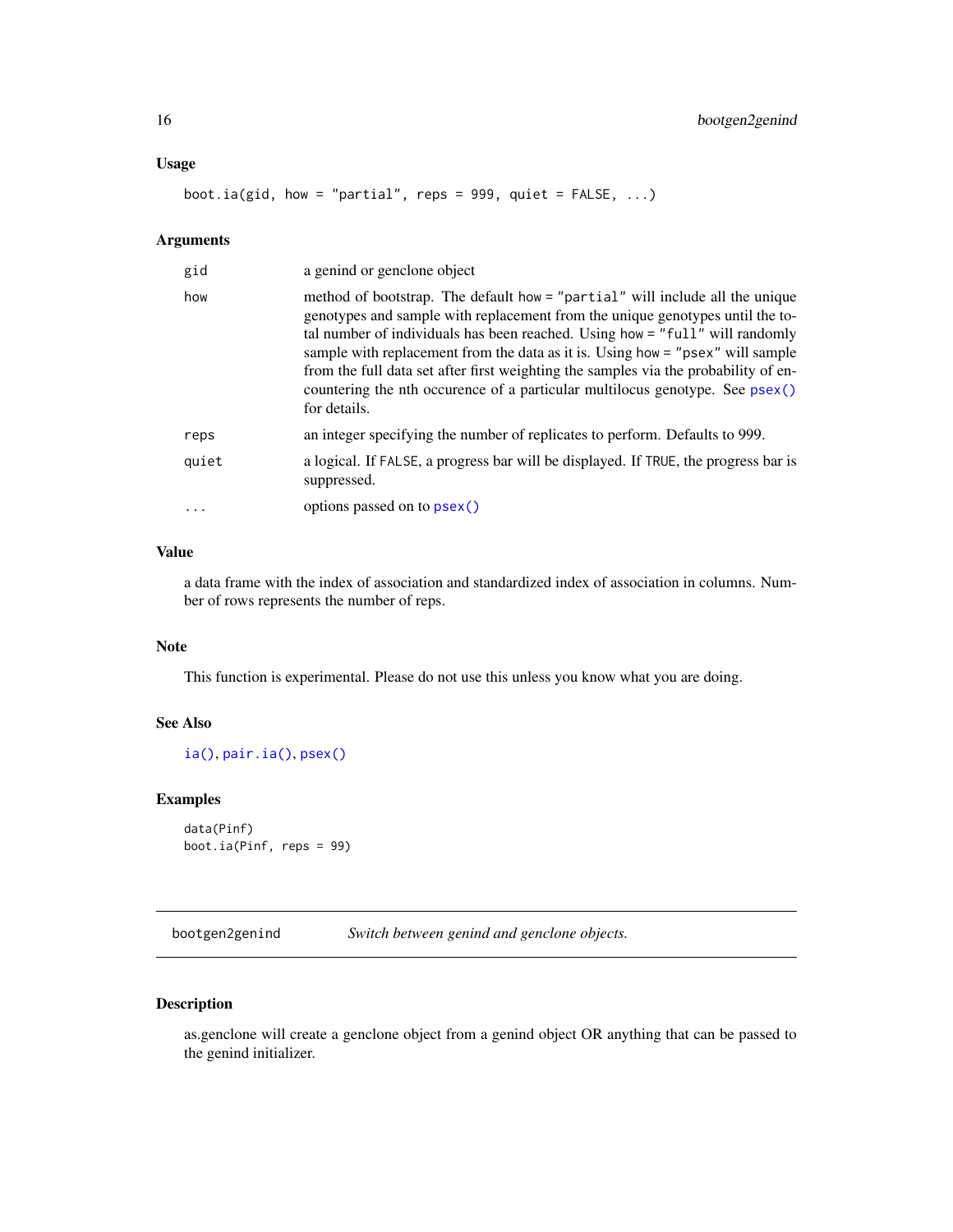## Usage

```
boot.ia(gid, how = "partial", reps = 999, quiet = FALSE, ...)
```

## Arguments

| | |
|---|---|
| gid | a genind or genclone object |
| how | method of bootstrap. The default how = "partial" will include all the unique genotypes and sample with replacement from the unique genotypes until the total number of individuals has been reached. Using how = "full" will randomly sample with replacement from the data as it is. Using how = "psex" will sample from the full data set after first weighting the samples via the probability of encountering the nth occurence of a particular multilocus genotype. See psex() for details. |
| reps | an integer specifying the number of replicates to perform. Defaults to 999. |
| quiet | a logical. If FALSE, a progress bar will be displayed. If TRUE, the progress bar is suppressed. |
| ... | options passed on to psex() |

## Value

a data frame with the index of association and standardized index of association in columns. Number of rows represents the number of reps.

## Note

This function is experimental. Please do not use this unless you know what you are doing.

## See Also

ia(), pair.ia(), psex()

## Examples

```
data(Pinf)
boot.ia(Pinf, reps = 99)
```

---

# bootgen2genind — *Switch between genind and genclone objects.*

## Description

as.genclone will create a genclone object from a genind object OR anything that can be passed to the genind initializer.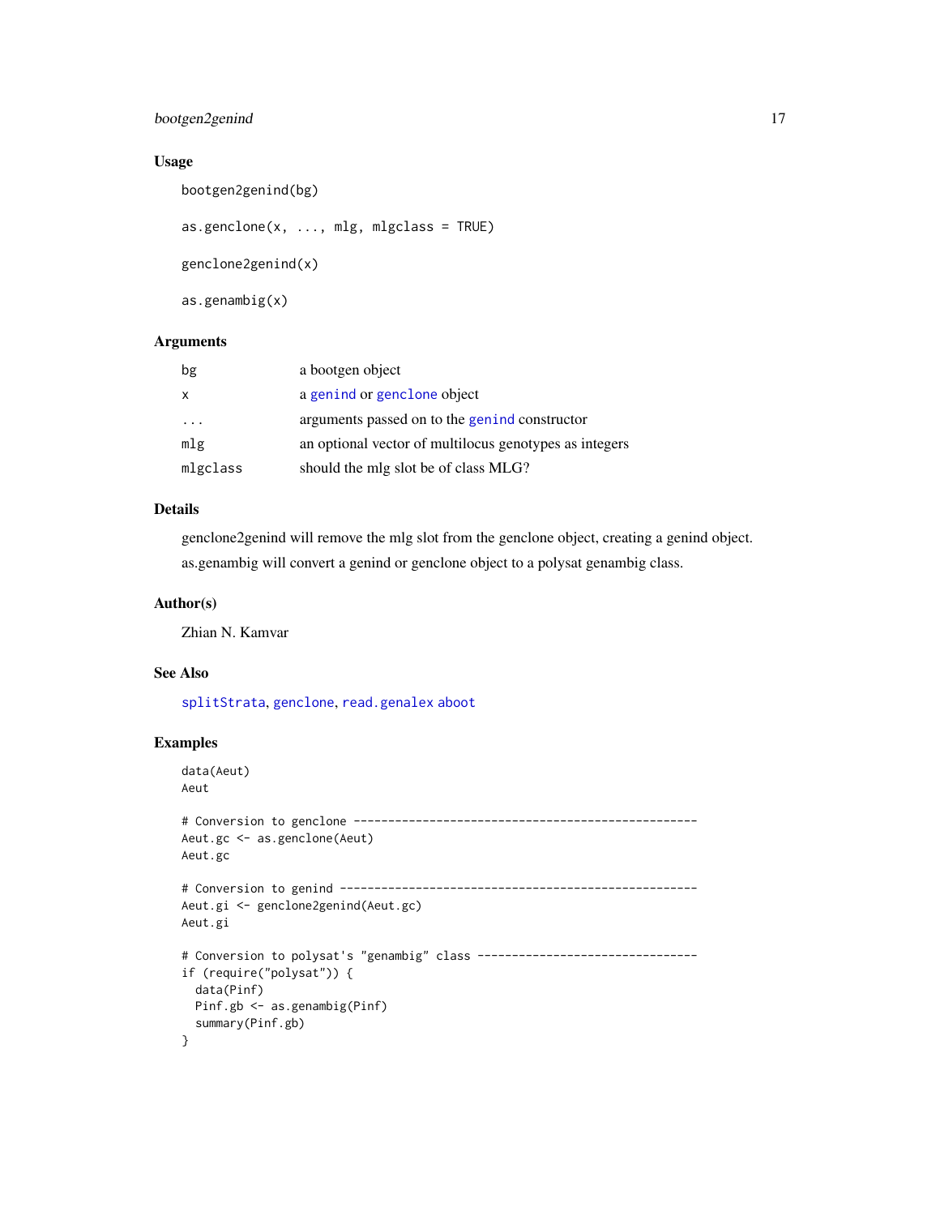## Usage

```
bootgen2genind(bg)

as.genclone(x, ..., mlg, mlgclass = TRUE)

genclone2genind(x)

as.genambig(x)
```

## Arguments

| | |
|---|---|
| `bg` | a bootgen object |
| `x` | a `genind` or `genclone` object |
| `...` | arguments passed on to the `genind` constructor |
| `mlg` | an optional vector of multilocus genotypes as integers |
| `mlgclass` | should the mlg slot be of class MLG? |

## Details

genclone2genind will remove the mlg slot from the genclone object, creating a genind object.

as.genambig will convert a genind or genclone object to a polysat genambig class.

## Author(s)

Zhian N. Kamvar

## See Also

`splitStrata`, `genclone`, `read.genalex` `aboot`

## Examples

```
data(Aeut)
Aeut

# Conversion to genclone --------------------------------------------------
Aeut.gc <- as.genclone(Aeut)
Aeut.gc

# Conversion to genind ----------------------------------------------------
Aeut.gi <- genclone2genind(Aeut.gc)
Aeut.gi

# Conversion to polysat's "genambig" class --------------------------------
if (require("polysat")) {
  data(Pinf)
  Pinf.gb <- as.genambig(Pinf)
  summary(Pinf.gb)
}
```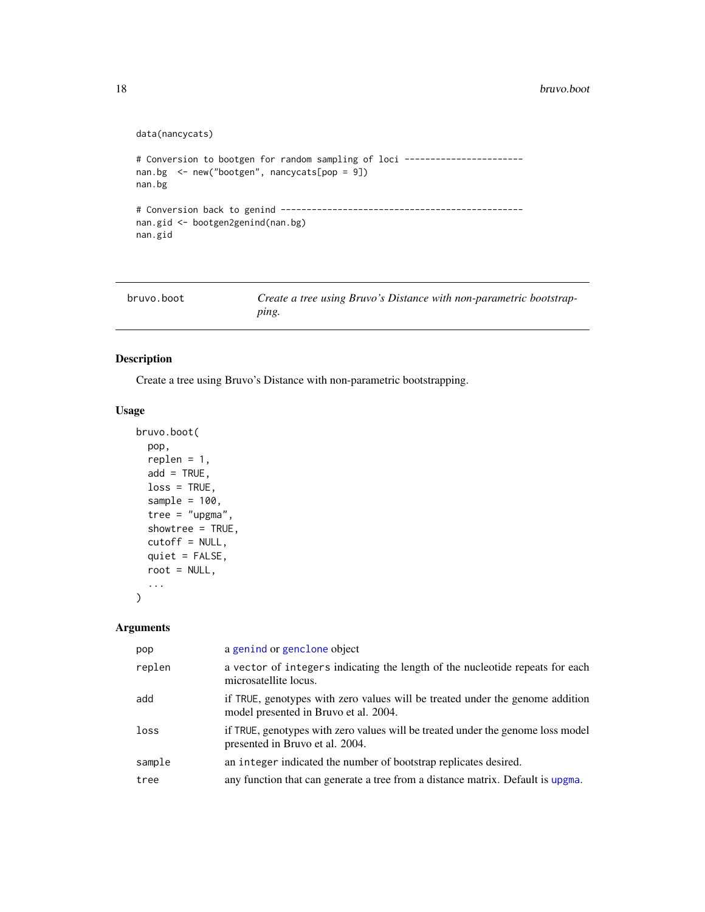```
data(nancycats)

# Conversion to bootgen for random sampling of loci -----------------------
nan.bg  <- new("bootgen", nancycats[pop = 9])
nan.bg

# Conversion back to genind ----------------------------------------------
nan.gid <- bootgen2genind(nan.bg)
nan.gid
```

---

## bruvo.boot — *Create a tree using Bruvo's Distance with non-parametric bootstrapping.*

### Description

Create a tree using Bruvo's Distance with non-parametric bootstrapping.

### Usage

```
bruvo.boot(
  pop,
  replen = 1,
  add = TRUE,
  loss = TRUE,
  sample = 100,
  tree = "upgma",
  showtree = TRUE,
  cutoff = NULL,
  quiet = FALSE,
  root = NULL,
  ...
)
```

### Arguments

| | |
|---|---|
| pop | a genind or genclone object |
| replen | a vector of integers indicating the length of the nucleotide repeats for each microsatellite locus. |
| add | if TRUE, genotypes with zero values will be treated under the genome addition model presented in Bruvo et al. 2004. |
| loss | if TRUE, genotypes with zero values will be treated under the genome loss model presented in Bruvo et al. 2004. |
| sample | an integer indicated the number of bootstrap replicates desired. |
| tree | any function that can generate a tree from a distance matrix. Default is upgma. |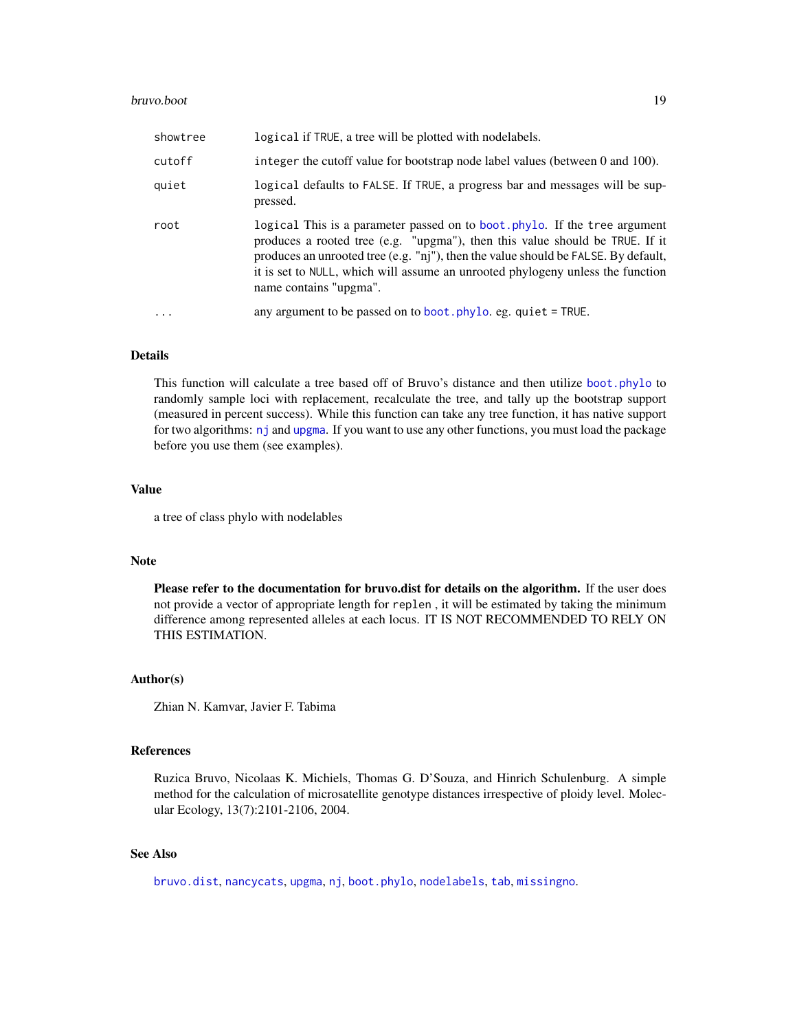| | |
|---|---|
| showtree | `logical` if `TRUE`, a tree will be plotted with nodelabels. |
| cutoff | `integer` the cutoff value for bootstrap node label values (between 0 and 100). |
| quiet | `logical` defaults to `FALSE`. If `TRUE`, a progress bar and messages will be suppressed. |
| root | `logical` This is a parameter passed on to `boot.phylo`. If the `tree` argument produces a rooted tree (e.g. "upgma"), then this value should be `TRUE`. If it produces an unrooted tree (e.g. "nj"), then the value should be `FALSE`. By default, it is set to `NULL`, which will assume an unrooted phylogeny unless the function name contains "upgma". |
| ... | any argument to be passed on to `boot.phylo`. eg. `quiet = TRUE`. |

## Details

This function will calculate a tree based off of Bruvo's distance and then utilize `boot.phylo` to randomly sample loci with replacement, recalculate the tree, and tally up the bootstrap support (measured in percent success). While this function can take any tree function, it has native support for two algorithms: `nj` and `upgma`. If you want to use any other functions, you must load the package before you use them (see examples).

## Value

a tree of class phylo with nodelables

## Note

**Please refer to the documentation for bruvo.dist for details on the algorithm.** If the user does not provide a vector of appropriate length for `replen` , it will be estimated by taking the minimum difference among represented alleles at each locus. IT IS NOT RECOMMENDED TO RELY ON THIS ESTIMATION.

## Author(s)

Zhian N. Kamvar, Javier F. Tabima

## References

Ruzica Bruvo, Nicolaas K. Michiels, Thomas G. D'Souza, and Hinrich Schulenburg. A simple method for the calculation of microsatellite genotype distances irrespective of ploidy level. Molecular Ecology, 13(7):2101-2106, 2004.

## See Also

`bruvo.dist`, `nancycats`, `upgma`, `nj`, `boot.phylo`, `nodelabels`, `tab`, `missingno`.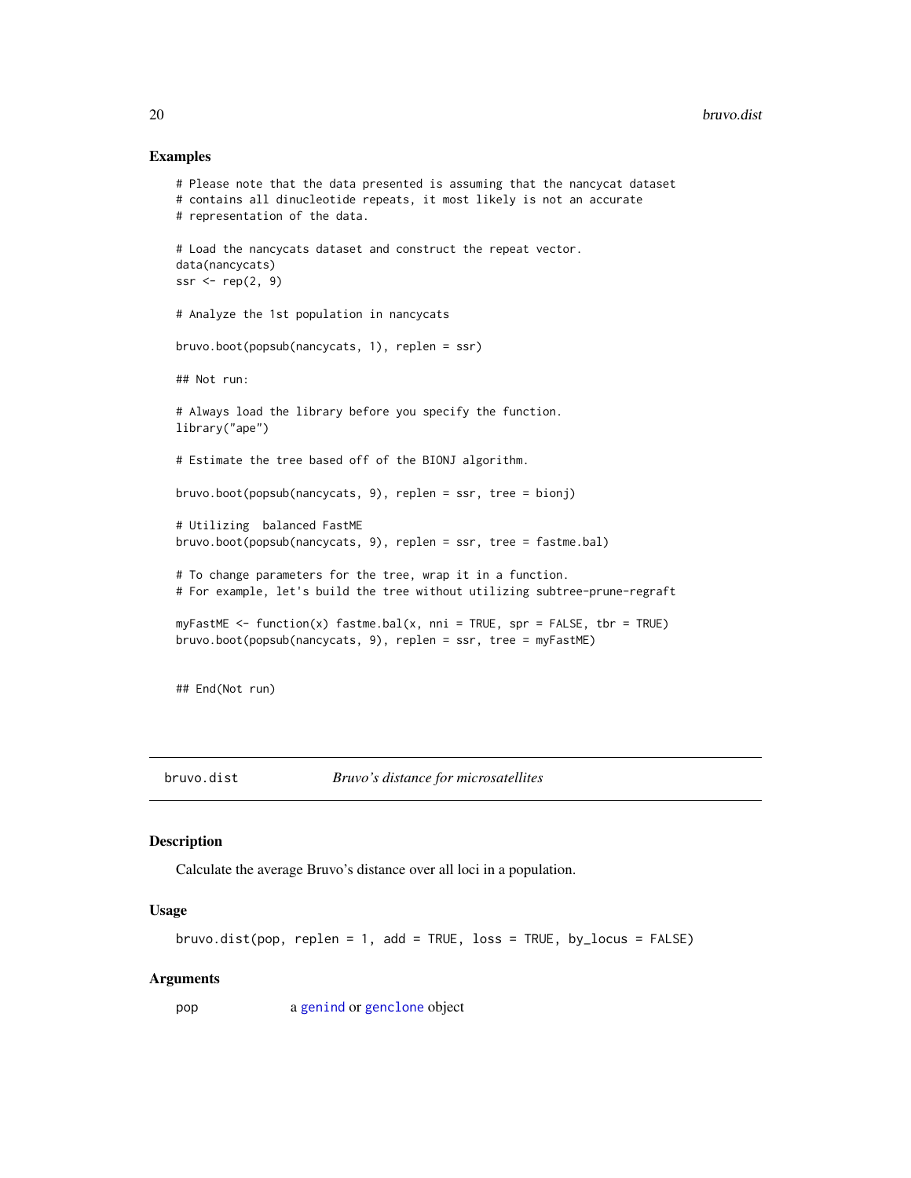### Examples

```
# Please note that the data presented is assuming that the nancycat dataset
# contains all dinucleotide repeats, it most likely is not an accurate
# representation of the data.

# Load the nancycats dataset and construct the repeat vector.
data(nancycats)
ssr <- rep(2, 9)

# Analyze the 1st population in nancycats

bruvo.boot(popsub(nancycats, 1), replen = ssr)

## Not run:

# Always load the library before you specify the function.
library("ape")

# Estimate the tree based off of the BIONJ algorithm.

bruvo.boot(popsub(nancycats, 9), replen = ssr, tree = bionj)

# Utilizing  balanced FastME
bruvo.boot(popsub(nancycats, 9), replen = ssr, tree = fastme.bal)

# To change parameters for the tree, wrap it in a function.
# For example, let's build the tree without utilizing subtree-prune-regraft

myFastME <- function(x) fastme.bal(x, nni = TRUE, spr = FALSE, tbr = TRUE)
bruvo.boot(popsub(nancycats, 9), replen = ssr, tree = myFastME)


## End(Not run)
```

---

## bruvo.dist — *Bruvo's distance for microsatellites*

### Description

Calculate the average Bruvo's distance over all loci in a population.

### Usage

```
bruvo.dist(pop, replen = 1, add = TRUE, loss = TRUE, by_locus = FALSE)
```

### Arguments

pop — a genind or genclone object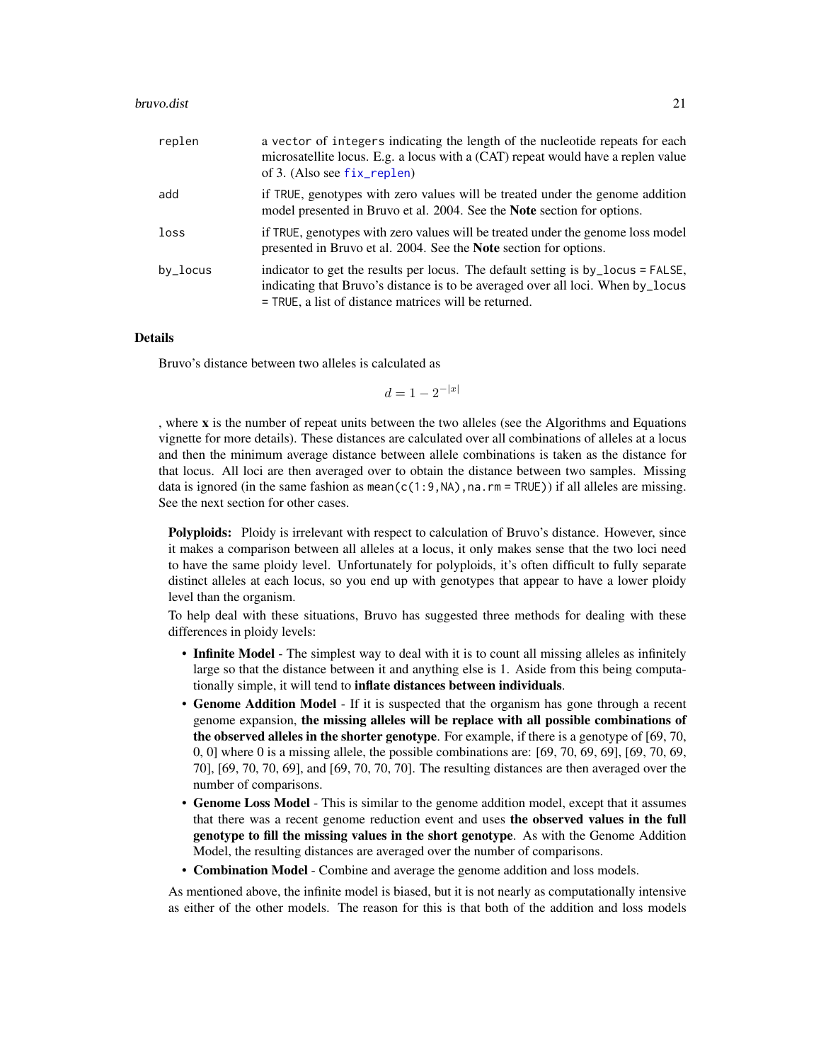| | |
|---|---|
| replen | a vector of integers indicating the length of the nucleotide repeats for each microsatellite locus. E.g. a locus with a (CAT) repeat would have a replen value of 3. (Also see fix_replen) |
| add | if TRUE, genotypes with zero values will be treated under the genome addition model presented in Bruvo et al. 2004. See the **Note** section for options. |
| loss | if TRUE, genotypes with zero values will be treated under the genome loss model presented in Bruvo et al. 2004. See the **Note** section for options. |
| by_locus | indicator to get the results per locus. The default setting is by_locus = FALSE, indicating that Bruvo's distance is to be averaged over all loci. When by_locus = TRUE, a list of distance matrices will be returned. |

## Details

Bruvo's distance between two alleles is calculated as

$$d = 1 - 2^{-|x|}$$

, where **x** is the number of repeat units between the two alleles (see the Algorithms and Equations vignette for more details). These distances are calculated over all combinations of alleles at a locus and then the minimum average distance between allele combinations is taken as the distance for that locus. All loci are then averaged over to obtain the distance between two samples. Missing data is ignored (in the same fashion as `mean(c(1:9,NA),na.rm = TRUE)`) if all alleles are missing. See the next section for other cases.

**Polyploids:** Ploidy is irrelevant with respect to calculation of Bruvo's distance. However, since it makes a comparison between all alleles at a locus, it only makes sense that the two loci need to have the same ploidy level. Unfortunately for polyploids, it's often difficult to fully separate distinct alleles at each locus, so you end up with genotypes that appear to have a lower ploidy level than the organism.

To help deal with these situations, Bruvo has suggested three methods for dealing with these differences in ploidy levels:

- **Infinite Model** - The simplest way to deal with it is to count all missing alleles as infinitely large so that the distance between it and anything else is 1. Aside from this being computationally simple, it will tend to **inflate distances between individuals**.
- **Genome Addition Model** - If it is suspected that the organism has gone through a recent genome expansion, **the missing alleles will be replace with all possible combinations of the observed alleles in the shorter genotype**. For example, if there is a genotype of [69, 70, 0, 0] where 0 is a missing allele, the possible combinations are: [69, 70, 69, 69], [69, 70, 69, 70], [69, 70, 70, 69], and [69, 70, 70, 70]. The resulting distances are then averaged over the number of comparisons.
- **Genome Loss Model** - This is similar to the genome addition model, except that it assumes that there was a recent genome reduction event and uses **the observed values in the full genotype to fill the missing values in the short genotype**. As with the Genome Addition Model, the resulting distances are averaged over the number of comparisons.
- **Combination Model** - Combine and average the genome addition and loss models.

As mentioned above, the infinite model is biased, but it is not nearly as computationally intensive as either of the other models. The reason for this is that both of the addition and loss models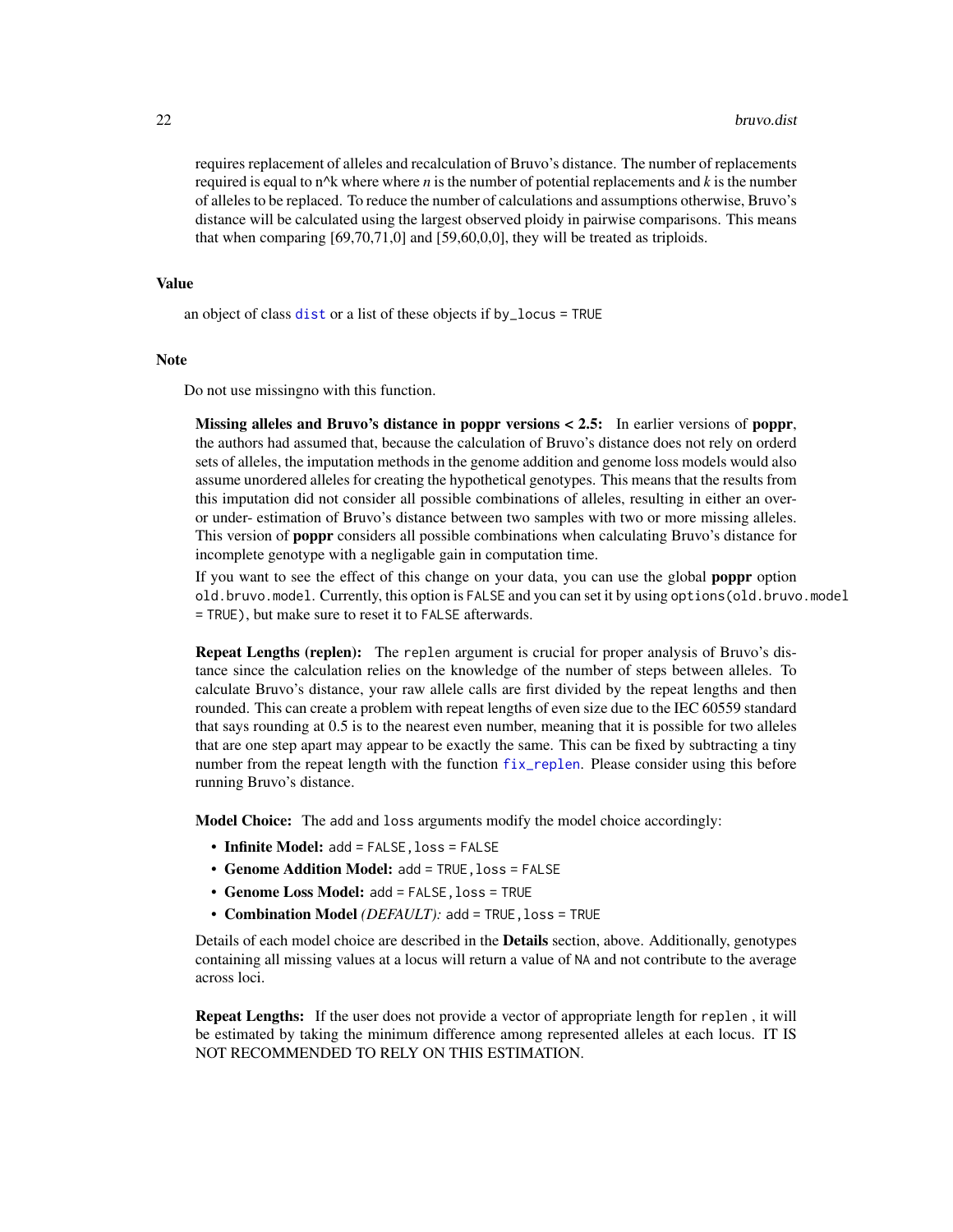requires replacement of alleles and recalculation of Bruvo's distance. The number of replacements required is equal to n^k where where $n$ is the number of potential replacements and $k$ is the number of alleles to be replaced. To reduce the number of calculations and assumptions otherwise, Bruvo's distance will be calculated using the largest observed ploidy in pairwise comparisons. This means that when comparing [69,70,71,0] and [59,60,0,0], they will be treated as triploids.

## Value

an object of class `dist` or a list of these objects if `by_locus = TRUE`

## Note

Do not use missingno with this function.

**Missing alleles and Bruvo's distance in poppr versions < 2.5:** In earlier versions of **poppr**, the authors had assumed that, because the calculation of Bruvo's distance does not rely on orderd sets of alleles, the imputation methods in the genome addition and genome loss models would also assume unordered alleles for creating the hypothetical genotypes. This means that the results from this imputation did not consider all possible combinations of alleles, resulting in either an over- or under- estimation of Bruvo's distance between two samples with two or more missing alleles. This version of **poppr** considers all possible combinations when calculating Bruvo's distance for incomplete genotype with a negligable gain in computation time.

If you want to see the effect of this change on your data, you can use the global **poppr** option `old.bruvo.model`. Currently, this option is `FALSE` and you can set it by using `options(old.bruvo.model = TRUE)`, but make sure to reset it to `FALSE` afterwards.

**Repeat Lengths (replen):** The `replen` argument is crucial for proper analysis of Bruvo's distance since the calculation relies on the knowledge of the number of steps between alleles. To calculate Bruvo's distance, your raw allele calls are first divided by the repeat lengths and then rounded. This can create a problem with repeat lengths of even size due to the IEC 60559 standard that says rounding at 0.5 is to the nearest even number, meaning that it is possible for two alleles that are one step apart may appear to be exactly the same. This can be fixed by subtracting a tiny number from the repeat length with the function `fix_replen`. Please consider using this before running Bruvo's distance.

**Model Choice:** The `add` and `loss` arguments modify the model choice accordingly:

- **Infinite Model:** `add = FALSE, loss = FALSE`
- **Genome Addition Model:** `add = TRUE, loss = FALSE`
- **Genome Loss Model:** `add = FALSE, loss = TRUE`
- **Combination Model** *(DEFAULT):* `add = TRUE, loss = TRUE`

Details of each model choice are described in the **Details** section, above. Additionally, genotypes containing all missing values at a locus will return a value of `NA` and not contribute to the average across loci.

**Repeat Lengths:** If the user does not provide a vector of appropriate length for `replen` , it will be estimated by taking the minimum difference among represented alleles at each locus. IT IS NOT RECOMMENDED TO RELY ON THIS ESTIMATION.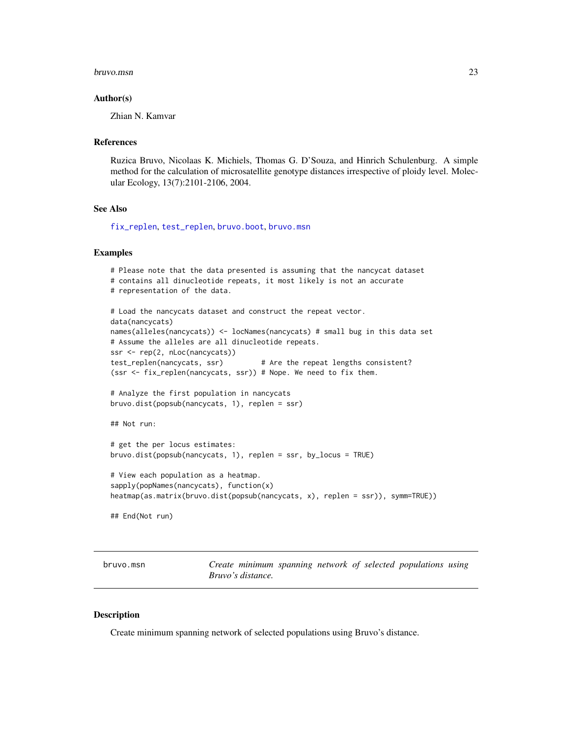### Author(s)

Zhian N. Kamvar

### References

Ruzica Bruvo, Nicolaas K. Michiels, Thomas G. D'Souza, and Hinrich Schulenburg. A simple method for the calculation of microsatellite genotype distances irrespective of ploidy level. Molecular Ecology, 13(7):2101-2106, 2004.

### See Also

fix_replen, test_replen, bruvo.boot, bruvo.msn

### Examples

```
# Please note that the data presented is assuming that the nancycat dataset
# contains all dinucleotide repeats, it most likely is not an accurate
# representation of the data.

# Load the nancycats dataset and construct the repeat vector.
data(nancycats)
names(alleles(nancycats)) <- locNames(nancycats) # small bug in this data set
# Assume the alleles are all dinucleotide repeats.
ssr <- rep(2, nLoc(nancycats))
test_replen(nancycats, ssr)         # Are the repeat lengths consistent?
(ssr <- fix_replen(nancycats, ssr)) # Nope. We need to fix them.

# Analyze the first population in nancycats
bruvo.dist(popsub(nancycats, 1), replen = ssr)

## Not run:

# get the per locus estimates:
bruvo.dist(popsub(nancycats, 1), replen = ssr, by_locus = TRUE)

# View each population as a heatmap.
sapply(popNames(nancycats), function(x)
heatmap(as.matrix(bruvo.dist(popsub(nancycats, x), replen = ssr)), symm=TRUE))

## End(Not run)
```

---

## bruvo.msn — *Create minimum spanning network of selected populations using Bruvo's distance.*

### Description

Create minimum spanning network of selected populations using Bruvo's distance.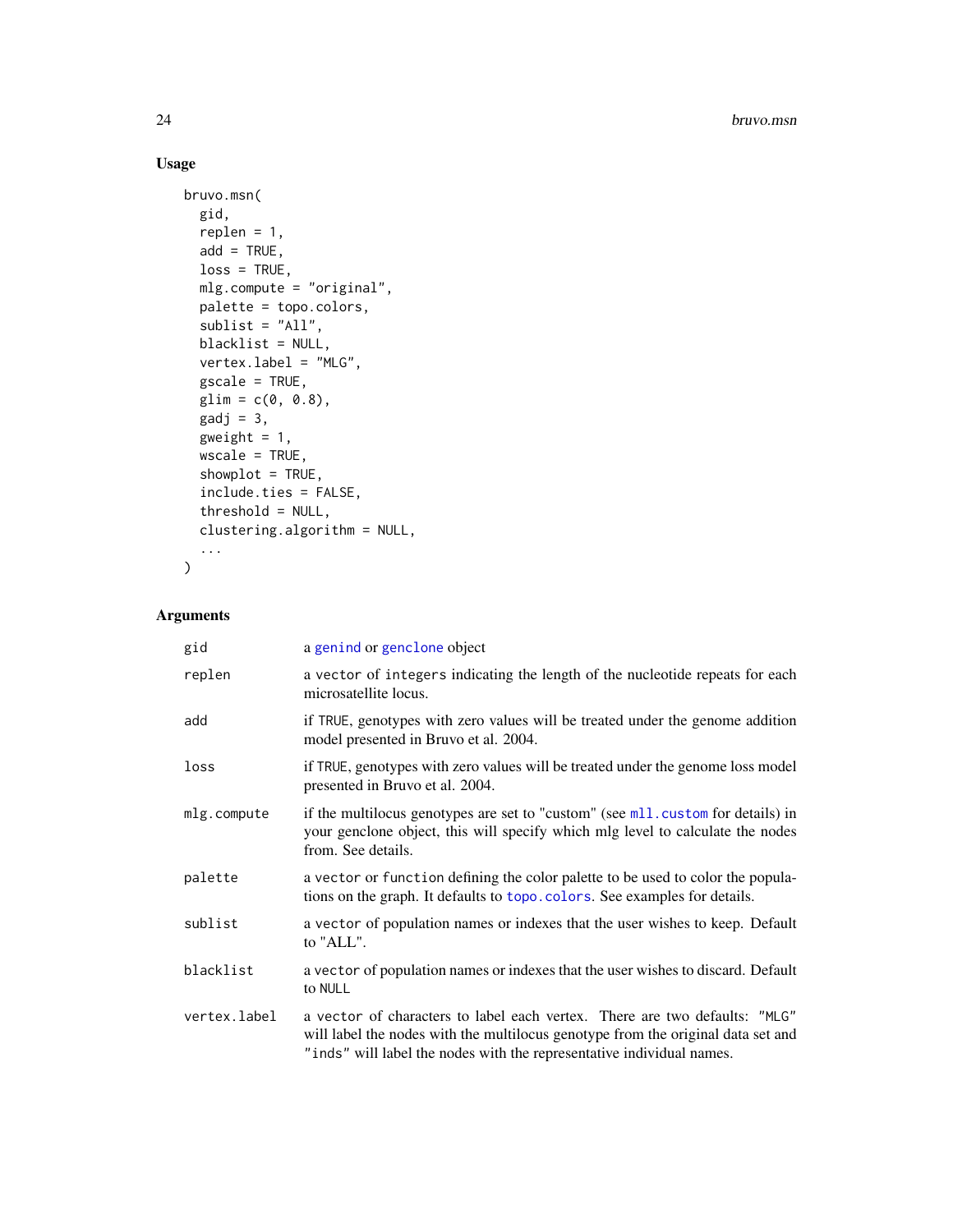## Usage

```
bruvo.msn(
  gid,
  replen = 1,
  add = TRUE,
  loss = TRUE,
  mlg.compute = "original",
  palette = topo.colors,
  sublist = "All",
  blacklist = NULL,
  vertex.label = "MLG",
  gscale = TRUE,
  glim = c(0, 0.8),
  gadj = 3,
  gweight = 1,
  wscale = TRUE,
  showplot = TRUE,
  include.ties = FALSE,
  threshold = NULL,
  clustering.algorithm = NULL,
  ...
)
```

## Arguments

| | |
|---|---|
| gid | a genind or genclone object |
| replen | a vector of integers indicating the length of the nucleotide repeats for each microsatellite locus. |
| add | if TRUE, genotypes with zero values will be treated under the genome addition model presented in Bruvo et al. 2004. |
| loss | if TRUE, genotypes with zero values will be treated under the genome loss model presented in Bruvo et al. 2004. |
| mlg.compute | if the multilocus genotypes are set to "custom" (see mll.custom for details) in your genclone object, this will specify which mlg level to calculate the nodes from. See details. |
| palette | a vector or function defining the color palette to be used to color the populations on the graph. It defaults to topo.colors. See examples for details. |
| sublist | a vector of population names or indexes that the user wishes to keep. Default to "ALL". |
| blacklist | a vector of population names or indexes that the user wishes to discard. Default to NULL |
| vertex.label | a vector of characters to label each vertex. There are two defaults: "MLG" will label the nodes with the multilocus genotype from the original data set and "inds" will label the nodes with the representative individual names. |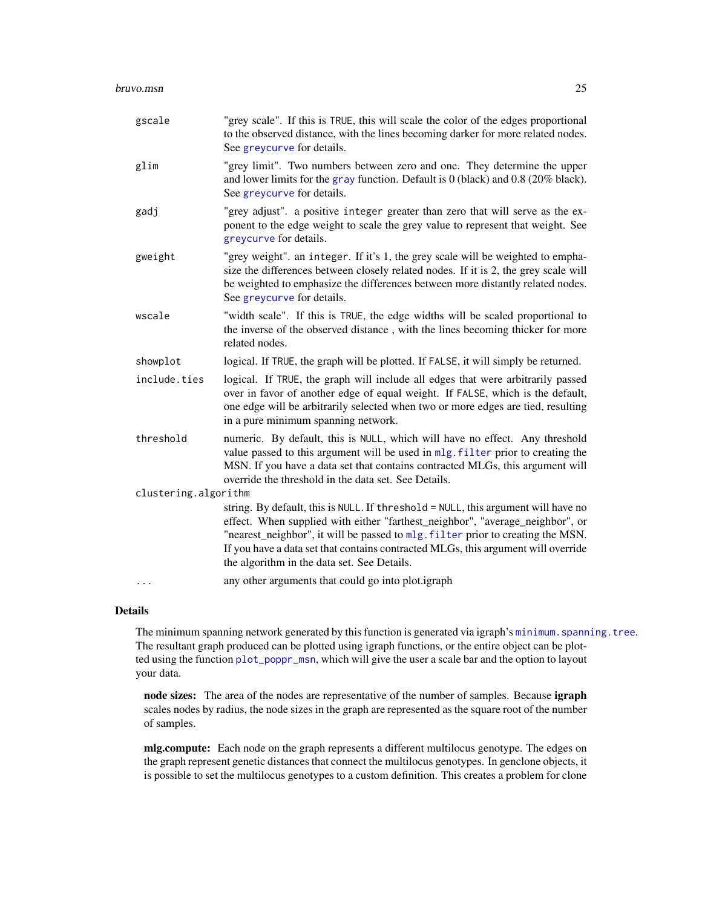| | |
|---|---|
| `gscale` | "grey scale". If this is `TRUE`, this will scale the color of the edges proportional to the observed distance, with the lines becoming darker for more related nodes. See `greycurve` for details. |
| `glim` | "grey limit". Two numbers between zero and one. They determine the upper and lower limits for the `gray` function. Default is 0 (black) and 0.8 (20% black). See `greycurve` for details. |
| `gadj` | "grey adjust". a positive `integer` greater than zero that will serve as the exponent to the edge weight to scale the grey value to represent that weight. See `greycurve` for details. |
| `gweight` | "grey weight". an `integer`. If it's 1, the grey scale will be weighted to emphasize the differences between closely related nodes. If it is 2, the grey scale will be weighted to emphasize the differences between more distantly related nodes. See `greycurve` for details. |
| `wscale` | "width scale". If this is `TRUE`, the edge widths will be scaled proportional to the inverse of the observed distance , with the lines becoming thicker for more related nodes. |
| `showplot` | logical. If `TRUE`, the graph will be plotted. If `FALSE`, it will simply be returned. |
| `include.ties` | logical. If `TRUE`, the graph will include all edges that were arbitrarily passed over in favor of another edge of equal weight. If `FALSE`, which is the default, one edge will be arbitrarily selected when two or more edges are tied, resulting in a pure minimum spanning network. |
| `threshold` | numeric. By default, this is `NULL`, which will have no effect. Any threshold value passed to this argument will be used in `mlg.filter` prior to creating the MSN. If you have a data set that contains contracted MLGs, this argument will override the threshold in the data set. See Details. |
| `clustering.algorithm` | string. By default, this is `NULL`. If `threshold = NULL`, this argument will have no effect. When supplied with either "farthest_neighbor", "average_neighbor", or "nearest_neighbor", it will be passed to `mlg.filter` prior to creating the MSN. If you have a data set that contains contracted MLGs, this argument will override the algorithm in the data set. See Details. |
| `...` | any other arguments that could go into plot.igraph |

## Details

The minimum spanning network generated by this function is generated via igraph's `minimum.spanning.tree`. The resultant graph produced can be plotted using igraph functions, or the entire object can be plotted using the function `plot_poppr_msn`, which will give the user a scale bar and the option to layout your data.

**node sizes:** The area of the nodes are representative of the number of samples. Because **igraph** scales nodes by radius, the node sizes in the graph are represented as the square root of the number of samples.

**mlg.compute:** Each node on the graph represents a different multilocus genotype. The edges on the graph represent genetic distances that connect the multilocus genotypes. In genclone objects, it is possible to set the multilocus genotypes to a custom definition. This creates a problem for clone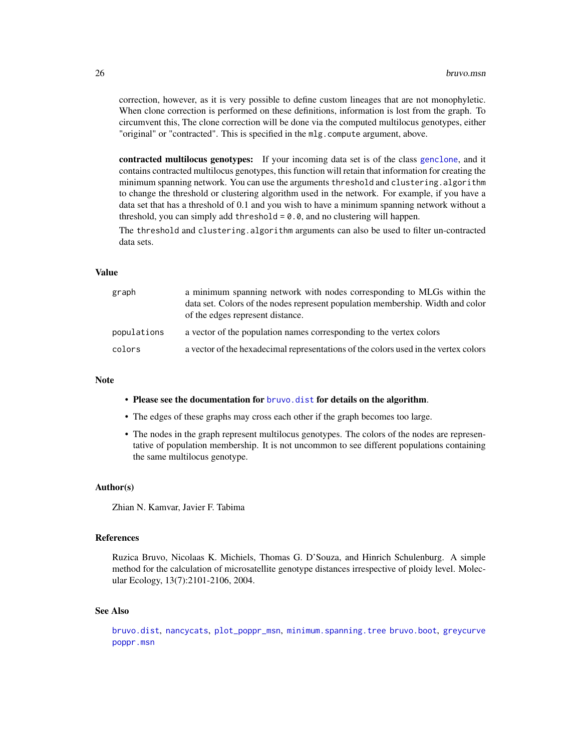correction, however, as it is very possible to define custom lineages that are not monophyletic. When clone correction is performed on these definitions, information is lost from the graph. To circumvent this, The clone correction will be done via the computed multilocus genotypes, either "original" or "contracted". This is specified in the `mlg.compute` argument, above.

**contracted multilocus genotypes:** If your incoming data set is of the class `genclone`, and it contains contracted multilocus genotypes, this function will retain that information for creating the minimum spanning network. You can use the arguments `threshold` and `clustering.algorithm` to change the threshold or clustering algorithm used in the network. For example, if you have a data set that has a threshold of 0.1 and you wish to have a minimum spanning network without a threshold, you can simply add `threshold = 0.0`, and no clustering will happen.

The `threshold` and `clustering.algorithm` arguments can also be used to filter un-contracted data sets.

## Value

| | |
|---|---|
| `graph` | a minimum spanning network with nodes corresponding to MLGs within the data set. Colors of the nodes represent population membership. Width and color of the edges represent distance. |
| `populations` | a vector of the population names corresponding to the vertex colors |
| `colors` | a vector of the hexadecimal representations of the colors used in the vertex colors |

## Note

- **Please see the documentation for `bruvo.dist` for details on the algorithm.**
- The edges of these graphs may cross each other if the graph becomes too large.
- The nodes in the graph represent multilocus genotypes. The colors of the nodes are representative of population membership. It is not uncommon to see different populations containing the same multilocus genotype.

## Author(s)

Zhian N. Kamvar, Javier F. Tabima

## References

Ruzica Bruvo, Nicolaas K. Michiels, Thomas G. D'Souza, and Hinrich Schulenburg. A simple method for the calculation of microsatellite genotype distances irrespective of ploidy level. Molecular Ecology, 13(7):2101-2106, 2004.

## See Also

`bruvo.dist`, `nancycats`, `plot_poppr_msn`, `minimum.spanning.tree` `bruvo.boot`, `greycurve` `poppr.msn`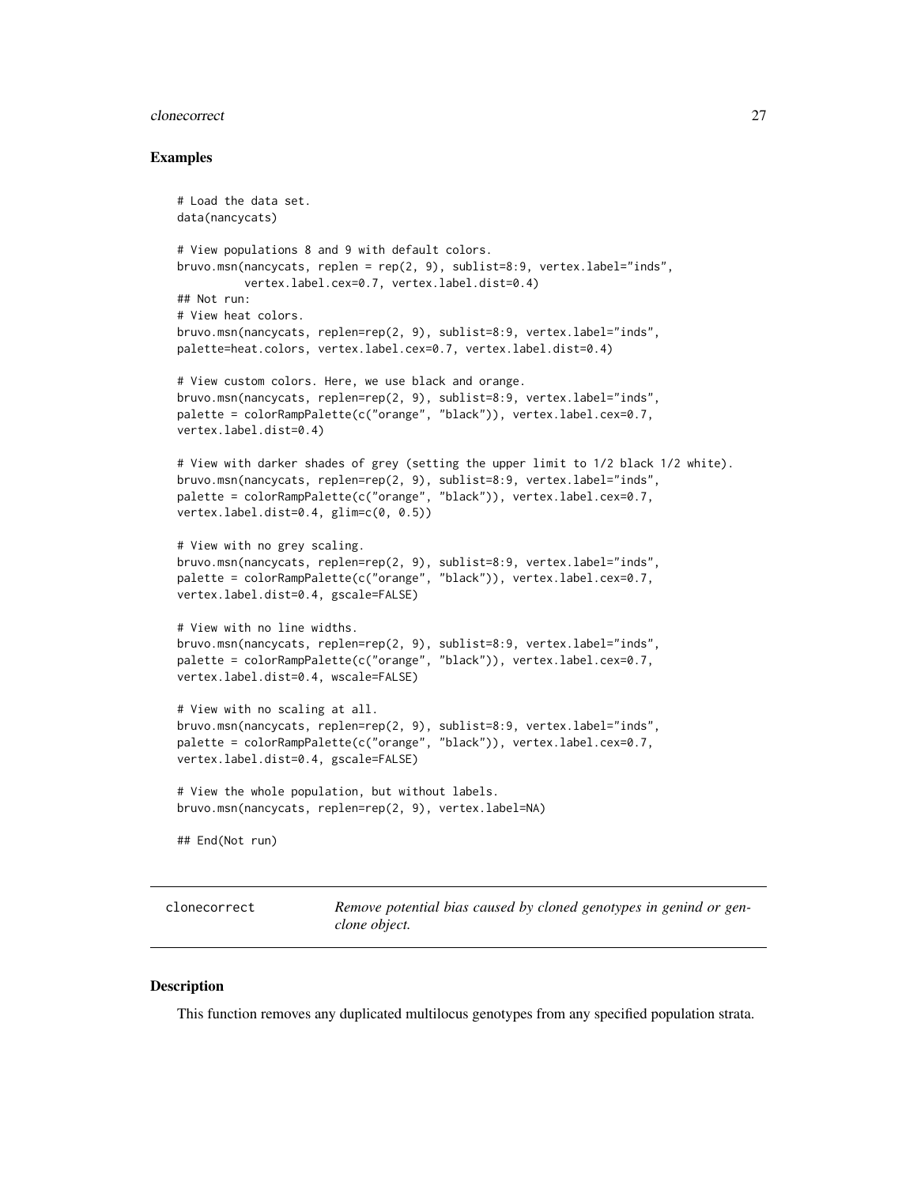### Examples

```
# Load the data set.
data(nancycats)

# View populations 8 and 9 with default colors.
bruvo.msn(nancycats, replen = rep(2, 9), sublist=8:9, vertex.label="inds",
          vertex.label.cex=0.7, vertex.label.dist=0.4)
## Not run:
# View heat colors.
bruvo.msn(nancycats, replen=rep(2, 9), sublist=8:9, vertex.label="inds",
palette=heat.colors, vertex.label.cex=0.7, vertex.label.dist=0.4)

# View custom colors. Here, we use black and orange.
bruvo.msn(nancycats, replen=rep(2, 9), sublist=8:9, vertex.label="inds",
palette = colorRampPalette(c("orange", "black")), vertex.label.cex=0.7,
vertex.label.dist=0.4)

# View with darker shades of grey (setting the upper limit to 1/2 black 1/2 white).
bruvo.msn(nancycats, replen=rep(2, 9), sublist=8:9, vertex.label="inds",
palette = colorRampPalette(c("orange", "black")), vertex.label.cex=0.7,
vertex.label.dist=0.4, glim=c(0, 0.5))

# View with no grey scaling.
bruvo.msn(nancycats, replen=rep(2, 9), sublist=8:9, vertex.label="inds",
palette = colorRampPalette(c("orange", "black")), vertex.label.cex=0.7,
vertex.label.dist=0.4, gscale=FALSE)

# View with no line widths.
bruvo.msn(nancycats, replen=rep(2, 9), sublist=8:9, vertex.label="inds",
palette = colorRampPalette(c("orange", "black")), vertex.label.cex=0.7,
vertex.label.dist=0.4, wscale=FALSE)

# View with no scaling at all.
bruvo.msn(nancycats, replen=rep(2, 9), sublist=8:9, vertex.label="inds",
palette = colorRampPalette(c("orange", "black")), vertex.label.cex=0.7,
vertex.label.dist=0.4, gscale=FALSE)

# View the whole population, but without labels.
bruvo.msn(nancycats, replen=rep(2, 9), vertex.label=NA)

## End(Not run)
```

---

## clonecorrect — *Remove potential bias caused by cloned genotypes in genind or genclone object.*

---

### Description

This function removes any duplicated multilocus genotypes from any specified population strata.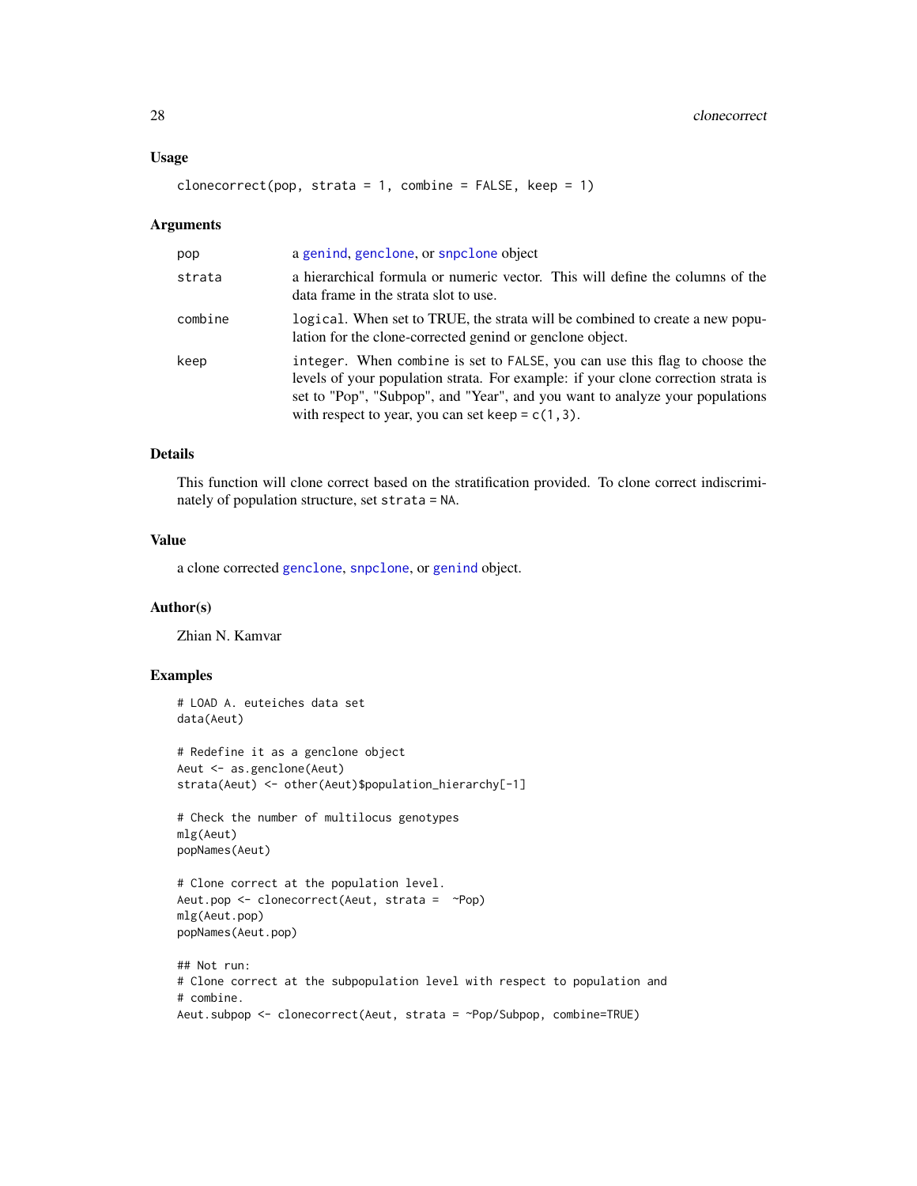### Usage

```
clonecorrect(pop, strata = 1, combine = FALSE, keep = 1)
```

### Arguments

| | |
|---|---|
| pop | a genind, genclone, or snpclone object |
| strata | a hierarchical formula or numeric vector. This will define the columns of the data frame in the strata slot to use. |
| combine | logical. When set to TRUE, the strata will be combined to create a new population for the clone-corrected genind or genclone object. |
| keep | integer. When combine is set to FALSE, you can use this flag to choose the levels of your population strata. For example: if your clone correction strata is set to "Pop", "Subpop", and "Year", and you want to analyze your populations with respect to year, you can set keep = c(1,3). |

### Details

This function will clone correct based on the stratification provided. To clone correct indiscriminately of population structure, set strata = NA.

### Value

a clone corrected genclone, snpclone, or genind object.

### Author(s)

Zhian N. Kamvar

### Examples

```
# LOAD A. euteiches data set
data(Aeut)

# Redefine it as a genclone object
Aeut <- as.genclone(Aeut)
strata(Aeut) <- other(Aeut)$population_hierarchy[-1]

# Check the number of multilocus genotypes
mlg(Aeut)
popNames(Aeut)

# Clone correct at the population level.
Aeut.pop <- clonecorrect(Aeut, strata =  ~Pop)
mlg(Aeut.pop)
popNames(Aeut.pop)

## Not run:
# Clone correct at the subpopulation level with respect to population and
# combine.
Aeut.subpop <- clonecorrect(Aeut, strata = ~Pop/Subpop, combine=TRUE)
```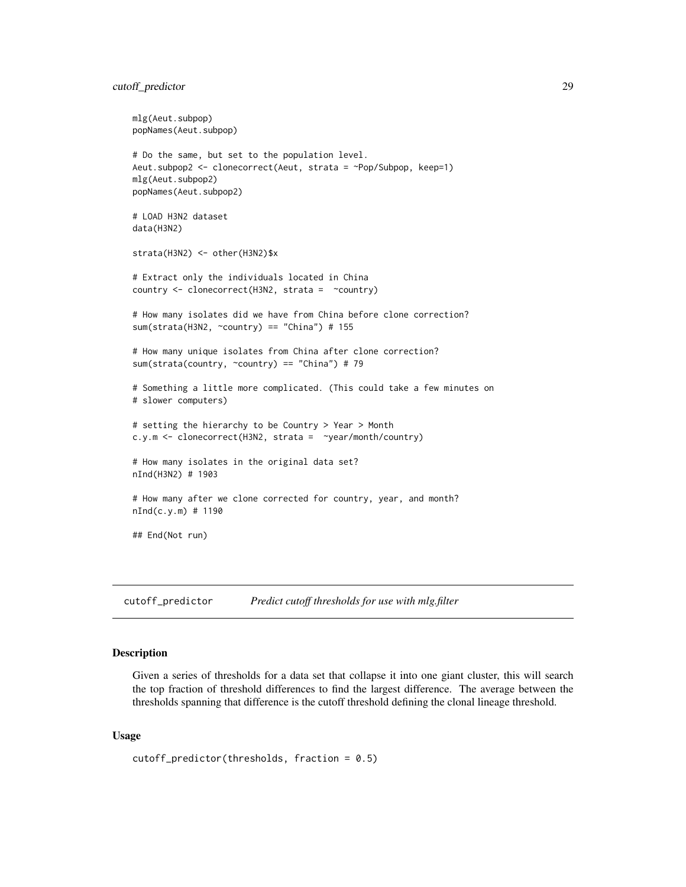```
mlg(Aeut.subpop)
popNames(Aeut.subpop)

# Do the same, but set to the population level.
Aeut.subpop2 <- clonecorrect(Aeut, strata = ~Pop/Subpop, keep=1)
mlg(Aeut.subpop2)
popNames(Aeut.subpop2)

# LOAD H3N2 dataset
data(H3N2)

strata(H3N2) <- other(H3N2)$x

# Extract only the individuals located in China
country <- clonecorrect(H3N2, strata =  ~country)

# How many isolates did we have from China before clone correction?
sum(strata(H3N2, ~country) == "China") # 155

# How many unique isolates from China after clone correction?
sum(strata(country, ~country) == "China") # 79

# Something a little more complicated. (This could take a few minutes on
# slower computers)

# setting the hierarchy to be Country > Year > Month
c.y.m <- clonecorrect(H3N2, strata =  ~year/month/country)

# How many isolates in the original data set?
nInd(H3N2) # 1903

# How many after we clone corrected for country, year, and month?
nInd(c.y.m) # 1190

## End(Not run)
```

## cutoff_predictor    *Predict cutoff thresholds for use with mlg.filter*

### Description

Given a series of thresholds for a data set that collapse it into one giant cluster, this will search the top fraction of threshold differences to find the largest difference. The average between the thresholds spanning that difference is the cutoff threshold defining the clonal lineage threshold.

### Usage

```
cutoff_predictor(thresholds, fraction = 0.5)
```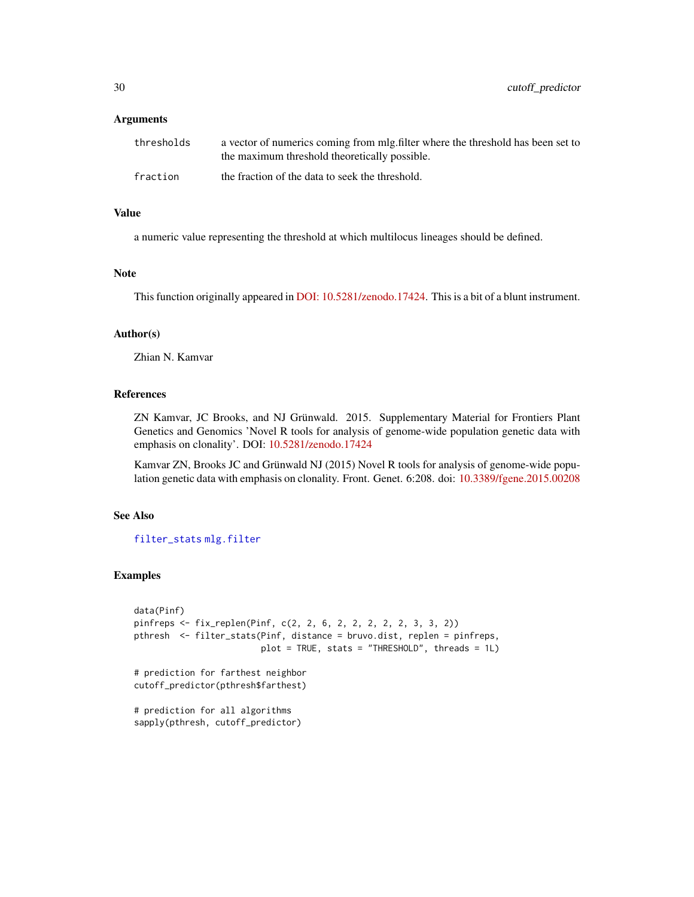### Arguments

| | |
|---|---|
| `thresholds` | a vector of numerics coming from mlg.filter where the threshold has been set to the maximum threshold theoretically possible. |
| `fraction` | the fraction of the data to seek the threshold. |

### Value

a numeric value representing the threshold at which multilocus lineages should be defined.

### Note

This function originally appeared in DOI: 10.5281/zenodo.17424. This is a bit of a blunt instrument.

### Author(s)

Zhian N. Kamvar

### References

ZN Kamvar, JC Brooks, and NJ Grünwald. 2015. Supplementary Material for Frontiers Plant Genetics and Genomics 'Novel R tools for analysis of genome-wide population genetic data with emphasis on clonality'. DOI: 10.5281/zenodo.17424

Kamvar ZN, Brooks JC and Grünwald NJ (2015) Novel R tools for analysis of genome-wide population genetic data with emphasis on clonality. Front. Genet. 6:208. doi: 10.3389/fgene.2015.00208

### See Also

`filter_stats` `mlg.filter`

### Examples

```
data(Pinf)
pinfreps <- fix_replen(Pinf, c(2, 2, 6, 2, 2, 2, 2, 2, 3, 3, 2))
pthresh  <- filter_stats(Pinf, distance = bruvo.dist, replen = pinfreps,
                         plot = TRUE, stats = "THRESHOLD", threads = 1L)

# prediction for farthest neighbor
cutoff_predictor(pthresh$farthest)

# prediction for all algorithms
sapply(pthresh, cutoff_predictor)
```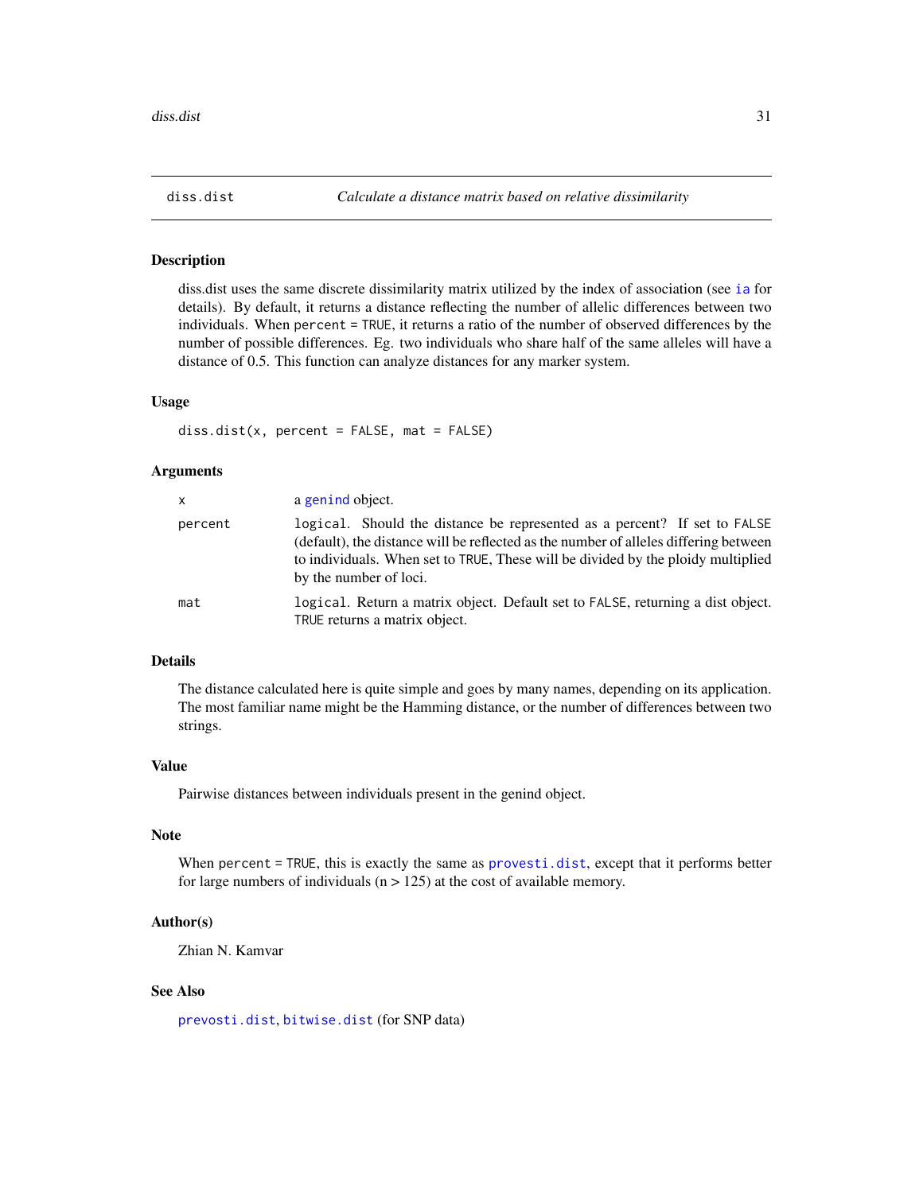# diss.dist — *Calculate a distance matrix based on relative dissimilarity*

## Description

diss.dist uses the same discrete dissimilarity matrix utilized by the index of association (see `ia` for details). By default, it returns a distance reflecting the number of allelic differences between two individuals. When `percent = TRUE`, it returns a ratio of the number of observed differences by the number of possible differences. Eg. two individuals who share half of the same alleles will have a distance of 0.5. This function can analyze distances for any marker system.

## Usage

```
diss.dist(x, percent = FALSE, mat = FALSE)
```

## Arguments

| | |
|---|---|
| `x` | a `genind` object. |
| `percent` | `logical`. Should the distance be represented as a percent? If set to `FALSE` (default), the distance will be reflected as the number of alleles differing between to individuals. When set to `TRUE`, These will be divided by the ploidy multiplied by the number of loci. |
| `mat` | `logical`. Return a matrix object. Default set to `FALSE`, returning a dist object. `TRUE` returns a matrix object. |

## Details

The distance calculated here is quite simple and goes by many names, depending on its application. The most familiar name might be the Hamming distance, or the number of differences between two strings.

## Value

Pairwise distances between individuals present in the genind object.

## Note

When `percent = TRUE`, this is exactly the same as `provesti.dist`, except that it performs better for large numbers of individuals (n > 125) at the cost of available memory.

## Author(s)

Zhian N. Kamvar

## See Also

`prevosti.dist`, `bitwise.dist` (for SNP data)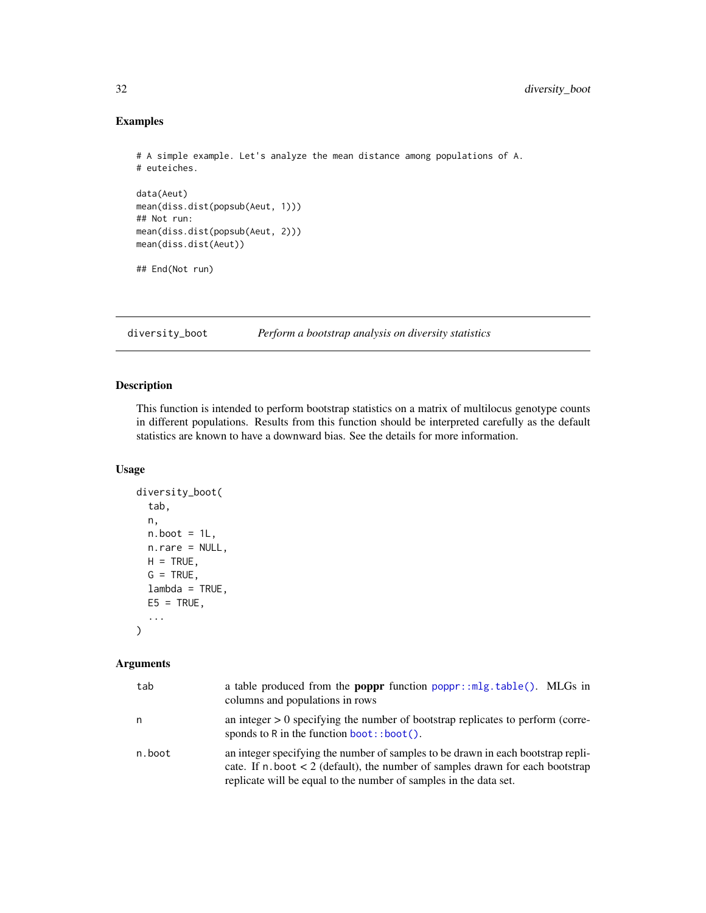## Examples

```
# A simple example. Let's analyze the mean distance among populations of A.
# euteiches.

data(Aeut)
mean(diss.dist(popsub(Aeut, 1)))
## Not run:
mean(diss.dist(popsub(Aeut, 2)))
mean(diss.dist(Aeut))

## End(Not run)
```

---

# diversity_boot *Perform a bootstrap analysis on diversity statistics*

## Description

This function is intended to perform bootstrap statistics on a matrix of multilocus genotype counts in different populations. Results from this function should be interpreted carefully as the default statistics are known to have a downward bias. See the details for more information.

## Usage

```
diversity_boot(
  tab,
  n,
  n.boot = 1L,
  n.rare = NULL,
  H = TRUE,
  G = TRUE,
  lambda = TRUE,
  E5 = TRUE,
  ...
)
```

## Arguments

| | |
|---|---|
| tab | a table produced from the **poppr** function `poppr::mlg.table()`. MLGs in columns and populations in rows |
| n | an integer > 0 specifying the number of bootstrap replicates to perform (corresponds to `R` in the function `boot::boot()`. |
| n.boot | an integer specifying the number of samples to be drawn in each bootstrap replicate. If `n.boot` < 2 (default), the number of samples drawn for each bootstrap replicate will be equal to the number of samples in the data set. |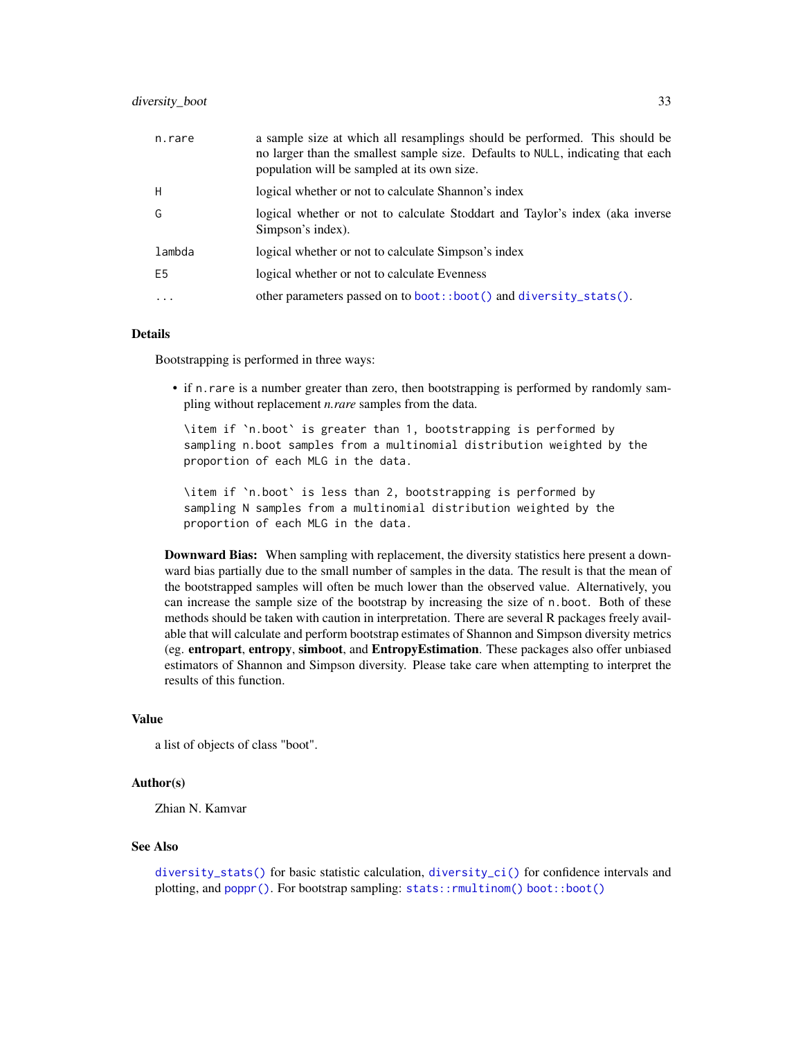| | |
|---|---|
| n.rare | a sample size at which all resamplings should be performed. This should be no larger than the smallest sample size. Defaults to NULL, indicating that each population will be sampled at its own size. |
| H | logical whether or not to calculate Shannon's index |
| G | logical whether or not to calculate Stoddart and Taylor's index (aka inverse Simpson's index). |
| lambda | logical whether or not to calculate Simpson's index |
| E5 | logical whether or not to calculate Evenness |
| ... | other parameters passed on to `boot::boot()` and `diversity_stats()`. |

## Details

Bootstrapping is performed in three ways:

- if `n.rare` is a number greater than zero, then bootstrapping is performed by randomly sampling without replacement *n.rare* samples from the data.

  ```
  \item if `n.boot` is greater than 1, bootstrapping is performed by
  sampling n.boot samples from a multinomial distribution weighted by the
  proportion of each MLG in the data.

  \item if `n.boot` is less than 2, bootstrapping is performed by
  sampling N samples from a multinomial distribution weighted by the
  proportion of each MLG in the data.
  ```

**Downward Bias:** When sampling with replacement, the diversity statistics here present a downward bias partially due to the small number of samples in the data. The result is that the mean of the bootstrapped samples will often be much lower than the observed value. Alternatively, you can increase the sample size of the bootstrap by increasing the size of `n.boot`. Both of these methods should be taken with caution in interpretation. There are several R packages freely available that will calculate and perform bootstrap estimates of Shannon and Simpson diversity metrics (eg. **entropart**, **entropy**, **simboot**, and **EntropyEstimation**. These packages also offer unbiased estimators of Shannon and Simpson diversity. Please take care when attempting to interpret the results of this function.

## Value

a list of objects of class "boot".

## Author(s)

Zhian N. Kamvar

## See Also

`diversity_stats()` for basic statistic calculation, `diversity_ci()` for confidence intervals and plotting, and `poppr()`. For bootstrap sampling: `stats::rmultinom()` `boot::boot()`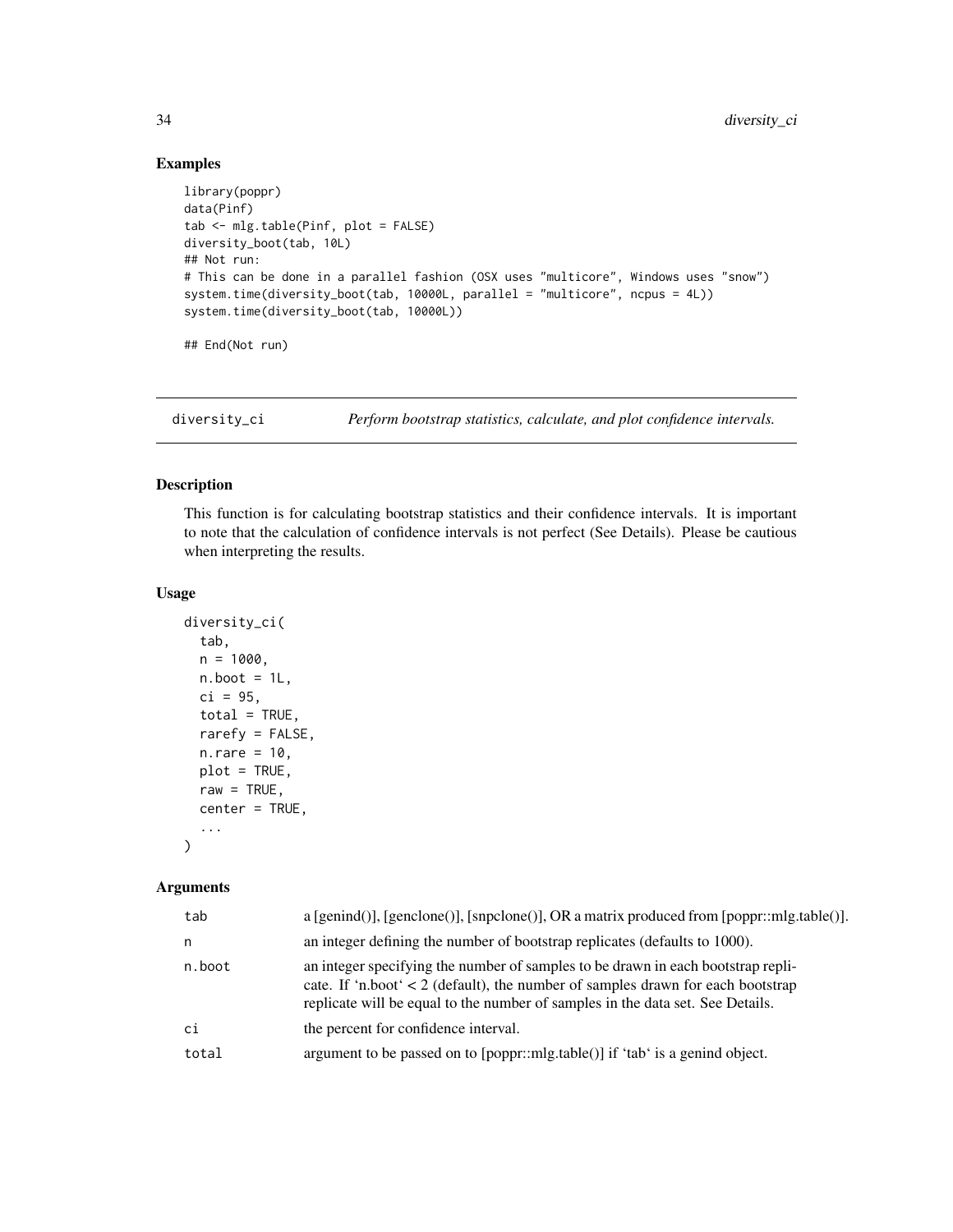### Examples

```
library(poppr)
data(Pinf)
tab <- mlg.table(Pinf, plot = FALSE)
diversity_boot(tab, 10L)
## Not run:
# This can be done in a parallel fashion (OSX uses "multicore", Windows uses "snow")
system.time(diversity_boot(tab, 10000L, parallel = "multicore", ncpus = 4L))
system.time(diversity_boot(tab, 10000L))

## End(Not run)
```

---

## diversity_ci — *Perform bootstrap statistics, calculate, and plot confidence intervals.*

### Description

This function is for calculating bootstrap statistics and their confidence intervals. It is important to note that the calculation of confidence intervals is not perfect (See Details). Please be cautious when interpreting the results.

### Usage

```
diversity_ci(
  tab,
  n = 1000,
  n.boot = 1L,
  ci = 95,
  total = TRUE,
  rarefy = FALSE,
  n.rare = 10,
  plot = TRUE,
  raw = TRUE,
  center = TRUE,
  ...
)
```

### Arguments

| | |
|---|---|
| tab | a [genind()], [genclone()], [snpclone()], OR a matrix produced from [poppr::mlg.table()]. |
| n | an integer defining the number of bootstrap replicates (defaults to 1000). |
| n.boot | an integer specifying the number of samples to be drawn in each bootstrap replicate. If 'n.boot' < 2 (default), the number of samples drawn for each bootstrap replicate will be equal to the number of samples in the data set. See Details. |
| ci | the percent for confidence interval. |
| total | argument to be passed on to [poppr::mlg.table()] if 'tab' is a genind object. |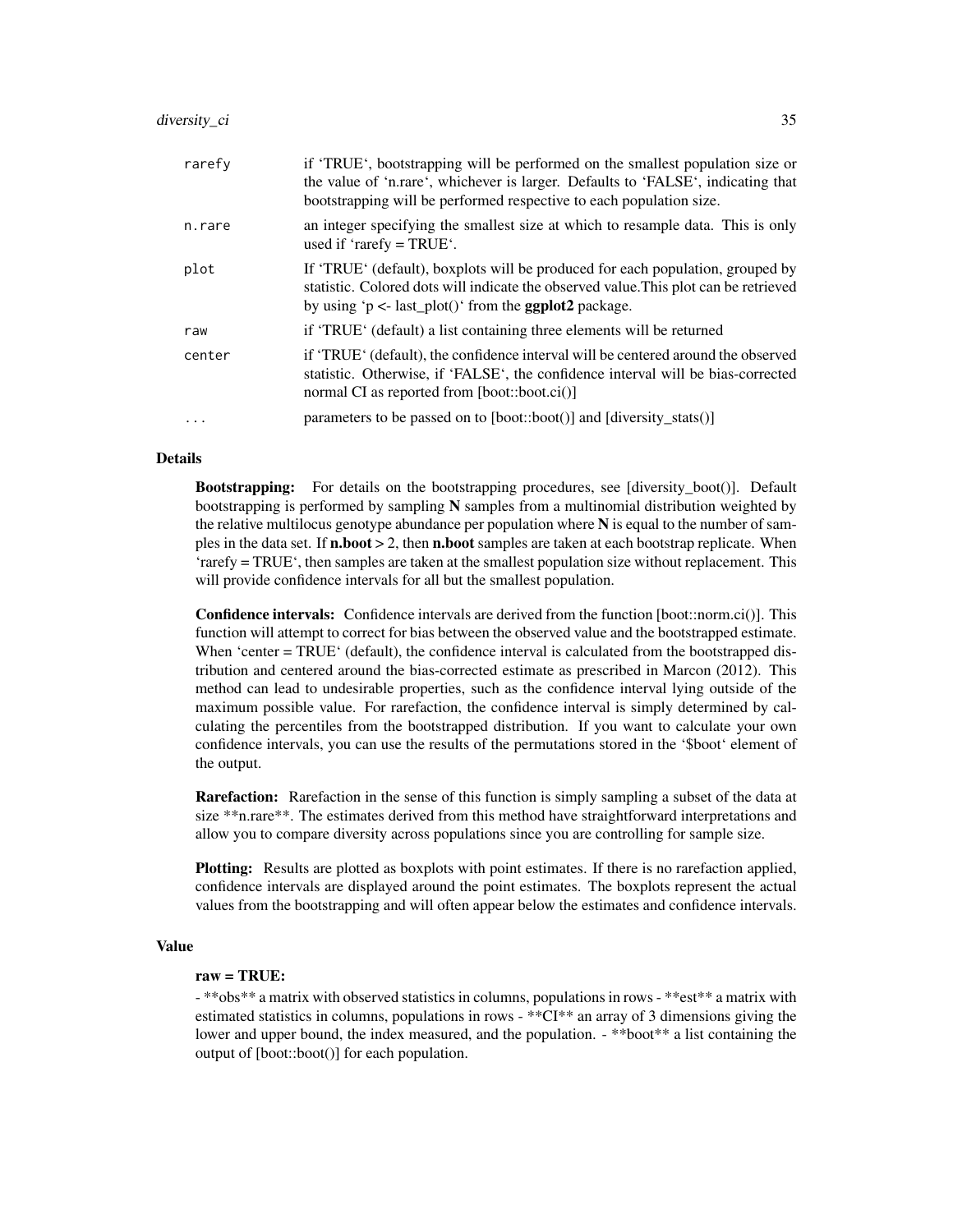| | |
|---|---|
| rarefy | if 'TRUE', bootstrapping will be performed on the smallest population size or the value of 'n.rare', whichever is larger. Defaults to 'FALSE', indicating that bootstrapping will be performed respective to each population size. |
| n.rare | an integer specifying the smallest size at which to resample data. This is only used if 'rarefy = TRUE'. |
| plot | If 'TRUE' (default), boxplots will be produced for each population, grouped by statistic. Colored dots will indicate the observed value.This plot can be retrieved by using 'p <- last_plot()' from the **ggplot2** package. |
| raw | if 'TRUE' (default) a list containing three elements will be returned |
| center | if 'TRUE' (default), the confidence interval will be centered around the observed statistic. Otherwise, if 'FALSE', the confidence interval will be bias-corrected normal CI as reported from [boot::boot.ci()] |
| ... | parameters to be passed on to [boot::boot()] and [diversity_stats()] |

## Details

**Bootstrapping:** For details on the bootstrapping procedures, see [diversity_boot()]. Default bootstrapping is performed by sampling **N** samples from a multinomial distribution weighted by the relative multilocus genotype abundance per population where **N** is equal to the number of samples in the data set. If **n.boot** > 2, then **n.boot** samples are taken at each bootstrap replicate. When 'rarefy = TRUE', then samples are taken at the smallest population size without replacement. This will provide confidence intervals for all but the smallest population.

**Confidence intervals:** Confidence intervals are derived from the function [boot::norm.ci()]. This function will attempt to correct for bias between the observed value and the bootstrapped estimate. When 'center = TRUE' (default), the confidence interval is calculated from the bootstrapped distribution and centered around the bias-corrected estimate as prescribed in Marcon (2012). This method can lead to undesirable properties, such as the confidence interval lying outside of the maximum possible value. For rarefaction, the confidence interval is simply determined by calculating the percentiles from the bootstrapped distribution. If you want to calculate your own confidence intervals, you can use the results of the permutations stored in the '$boot' element of the output.

**Rarefaction:** Rarefaction in the sense of this function is simply sampling a subset of the data at size **n.rare**. The estimates derived from this method have straightforward interpretations and allow you to compare diversity across populations since you are controlling for sample size.

**Plotting:** Results are plotted as boxplots with point estimates. If there is no rarefaction applied, confidence intervals are displayed around the point estimates. The boxplots represent the actual values from the bootstrapping and will often appear below the estimates and confidence intervals.

## Value

**raw = TRUE:**

- **obs** a matrix with observed statistics in columns, populations in rows - **est** a matrix with estimated statistics in columns, populations in rows - **CI** an array of 3 dimensions giving the lower and upper bound, the index measured, and the population. - **boot** a list containing the output of [boot::boot()] for each population.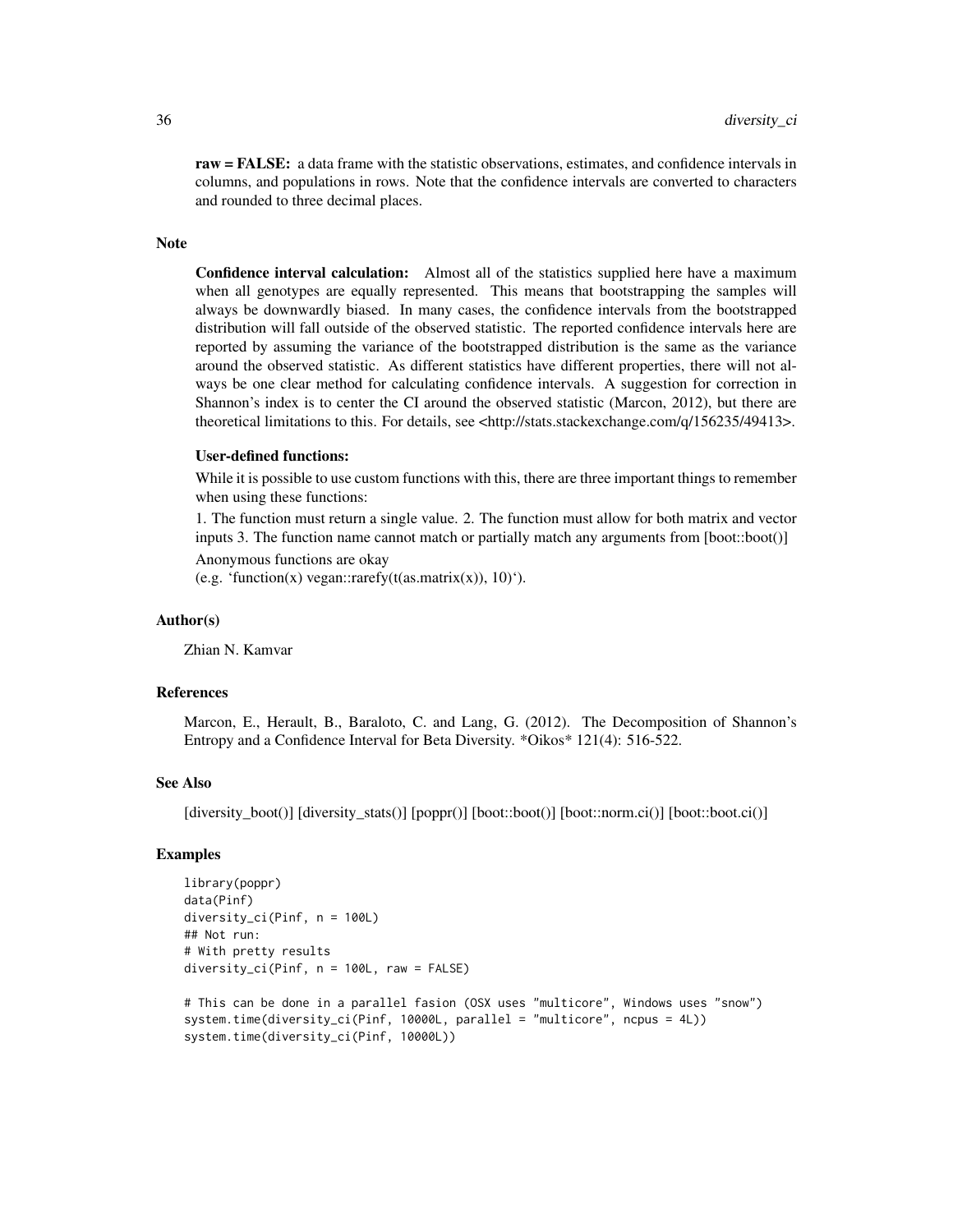**raw = FALSE:** a data frame with the statistic observations, estimates, and confidence intervals in columns, and populations in rows. Note that the confidence intervals are converted to characters and rounded to three decimal places.

## Note

**Confidence interval calculation:** Almost all of the statistics supplied here have a maximum when all genotypes are equally represented. This means that bootstrapping the samples will always be downwardly biased. In many cases, the confidence intervals from the bootstrapped distribution will fall outside of the observed statistic. The reported confidence intervals here are reported by assuming the variance of the bootstrapped distribution is the same as the variance around the observed statistic. As different statistics have different properties, there will not always be one clear method for calculating confidence intervals. A suggestion for correction in Shannon's index is to center the CI around the observed statistic (Marcon, 2012), but there are theoretical limitations to this. For details, see <http://stats.stackexchange.com/q/156235/49413>.

**User-defined functions:**

While it is possible to use custom functions with this, there are three important things to remember when using these functions:

1. The function must return a single value. 2. The function must allow for both matrix and vector inputs 3. The function name cannot match or partially match any arguments from [boot::boot()]

Anonymous functions are okay
(e.g. 'function(x) vegan::rarefy(t(as.matrix(x)), 10)').

## Author(s)

Zhian N. Kamvar

## References

Marcon, E., Herault, B., Baraloto, C. and Lang, G. (2012). The Decomposition of Shannon's Entropy and a Confidence Interval for Beta Diversity. *Oikos* 121(4): 516-522.

## See Also

[diversity_boot()] [diversity_stats()] [poppr()] [boot::boot()] [boot::norm.ci()] [boot::boot.ci()]

## Examples

```
library(poppr)
data(Pinf)
diversity_ci(Pinf, n = 100L)
## Not run:
# With pretty results
diversity_ci(Pinf, n = 100L, raw = FALSE)

# This can be done in a parallel fasion (OSX uses "multicore", Windows uses "snow")
system.time(diversity_ci(Pinf, 10000L, parallel = "multicore", ncpus = 4L))
system.time(diversity_ci(Pinf, 10000L))
```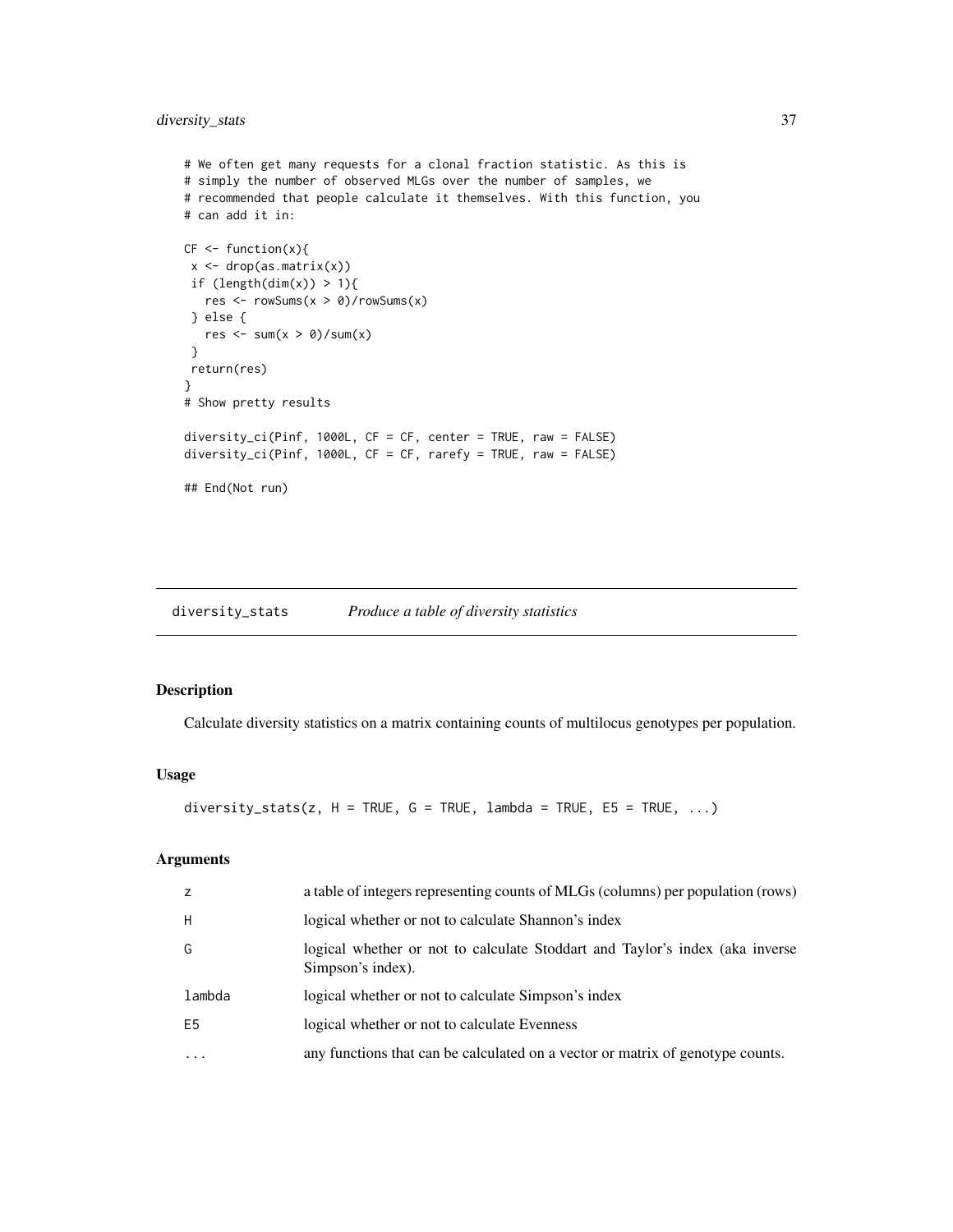```
# We often get many requests for a clonal fraction statistic. As this is
# simply the number of observed MLGs over the number of samples, we
# recommended that people calculate it themselves. With this function, you
# can add it in:

CF <- function(x){
 x <- drop(as.matrix(x))
 if (length(dim(x)) > 1){
   res <- rowSums(x > 0)/rowSums(x)
 } else {
   res <- sum(x > 0)/sum(x)
 }
 return(res)
}
# Show pretty results

diversity_ci(Pinf, 1000L, CF = CF, center = TRUE, raw = FALSE)
diversity_ci(Pinf, 1000L, CF = CF, rarefy = TRUE, raw = FALSE)

## End(Not run)
```

## diversity_stats    *Produce a table of diversity statistics*

### Description

Calculate diversity statistics on a matrix containing counts of multilocus genotypes per population.

### Usage

```
diversity_stats(z, H = TRUE, G = TRUE, lambda = TRUE, E5 = TRUE, ...)
```

### Arguments

| | |
|---|---|
| `z` | a table of integers representing counts of MLGs (columns) per population (rows) |
| `H` | logical whether or not to calculate Shannon's index |
| `G` | logical whether or not to calculate Stoddart and Taylor's index (aka inverse Simpson's index). |
| `lambda` | logical whether or not to calculate Simpson's index |
| `E5` | logical whether or not to calculate Evenness |
| `...` | any functions that can be calculated on a vector or matrix of genotype counts. |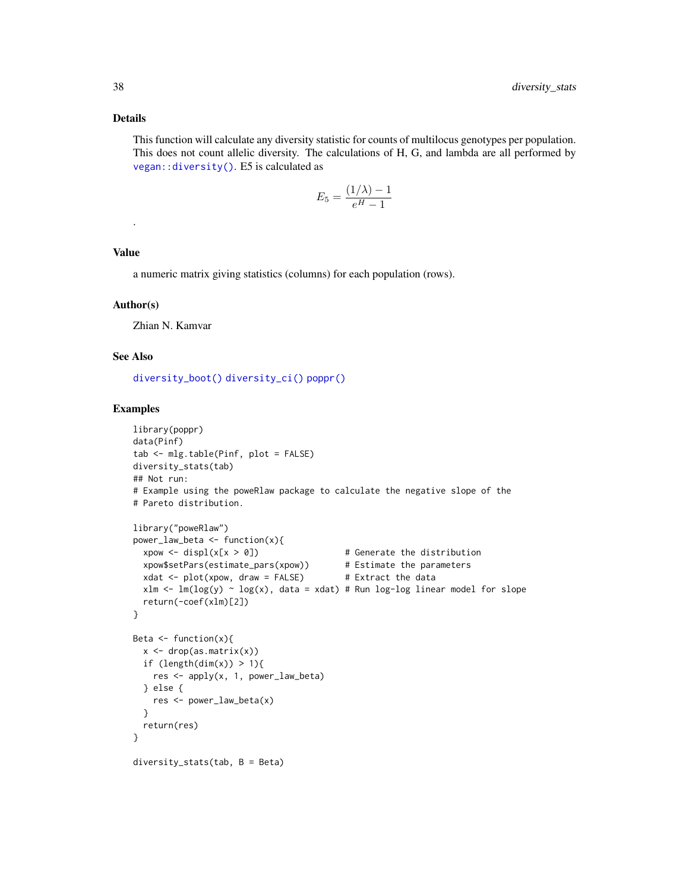## Details

This function will calculate any diversity statistic for counts of multilocus genotypes per population. This does not count allelic diversity. The calculations of H, G, and lambda are all performed by `vegan::diversity()`. E5 is calculated as

$$E_5 = \frac{(1/\lambda) - 1}{e^H - 1}$$

.

## Value

a numeric matrix giving statistics (columns) for each population (rows).

## Author(s)

Zhian N. Kamvar

## See Also

`diversity_boot()` `diversity_ci()` `poppr()`

## Examples

```
library(poppr)
data(Pinf)
tab <- mlg.table(Pinf, plot = FALSE)
diversity_stats(tab)
## Not run:
# Example using the poweRlaw package to calculate the negative slope of the
# Pareto distribution.

library("poweRlaw")
power_law_beta <- function(x){
  xpow <- displ(x[x > 0])                 # Generate the distribution
  xpow$setPars(estimate_pars(xpow))       # Estimate the parameters
  xdat <- plot(xpow, draw = FALSE)        # Extract the data
  xlm <- lm(log(y) ~ log(x), data = xdat) # Run log-log linear model for slope
  return(-coef(xlm)[2])
}

Beta <- function(x){
  x <- drop(as.matrix(x))
  if (length(dim(x)) > 1){
    res <- apply(x, 1, power_law_beta)
  } else {
    res <- power_law_beta(x)
  }
  return(res)
}

diversity_stats(tab, B = Beta)
```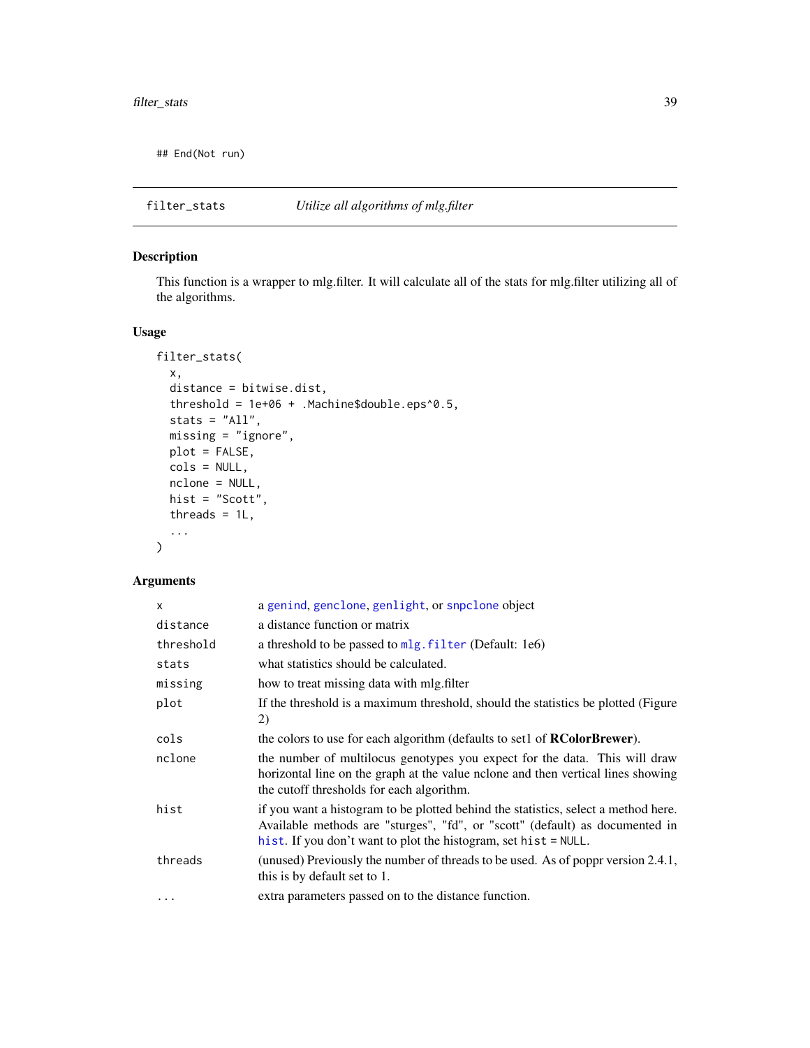```
## End(Not run)
```

---

## filter_stats *Utilize all algorithms of mlg.filter*

### Description

This function is a wrapper to mlg.filter. It will calculate all of the stats for mlg.filter utilizing all of the algorithms.

### Usage

```
filter_stats(
  x,
  distance = bitwise.dist,
  threshold = 1e+06 + .Machine$double.eps^0.5,
  stats = "All",
  missing = "ignore",
  plot = FALSE,
  cols = NULL,
  nclone = NULL,
  hist = "Scott",
  threads = 1L,
  ...
)
```

### Arguments

| | |
|---|---|
| `x` | a `genind`, `genclone`, `genlight`, or `snpclone` object |
| `distance` | a distance function or matrix |
| `threshold` | a threshold to be passed to `mlg.filter` (Default: 1e6) |
| `stats` | what statistics should be calculated. |
| `missing` | how to treat missing data with mlg.filter |
| `plot` | If the threshold is a maximum threshold, should the statistics be plotted (Figure 2) |
| `cols` | the colors to use for each algorithm (defaults to set1 of **RColorBrewer**). |
| `nclone` | the number of multilocus genotypes you expect for the data. This will draw horizontal line on the graph at the value nclone and then vertical lines showing the cutoff thresholds for each algorithm. |
| `hist` | if you want a histogram to be plotted behind the statistics, select a method here. Available methods are "sturges", "fd", or "scott" (default) as documented in `hist`. If you don't want to plot the histogram, set `hist = NULL`. |
| `threads` | (unused) Previously the number of threads to be used. As of poppr version 2.4.1, this is by default set to 1. |
| `...` | extra parameters passed on to the distance function. |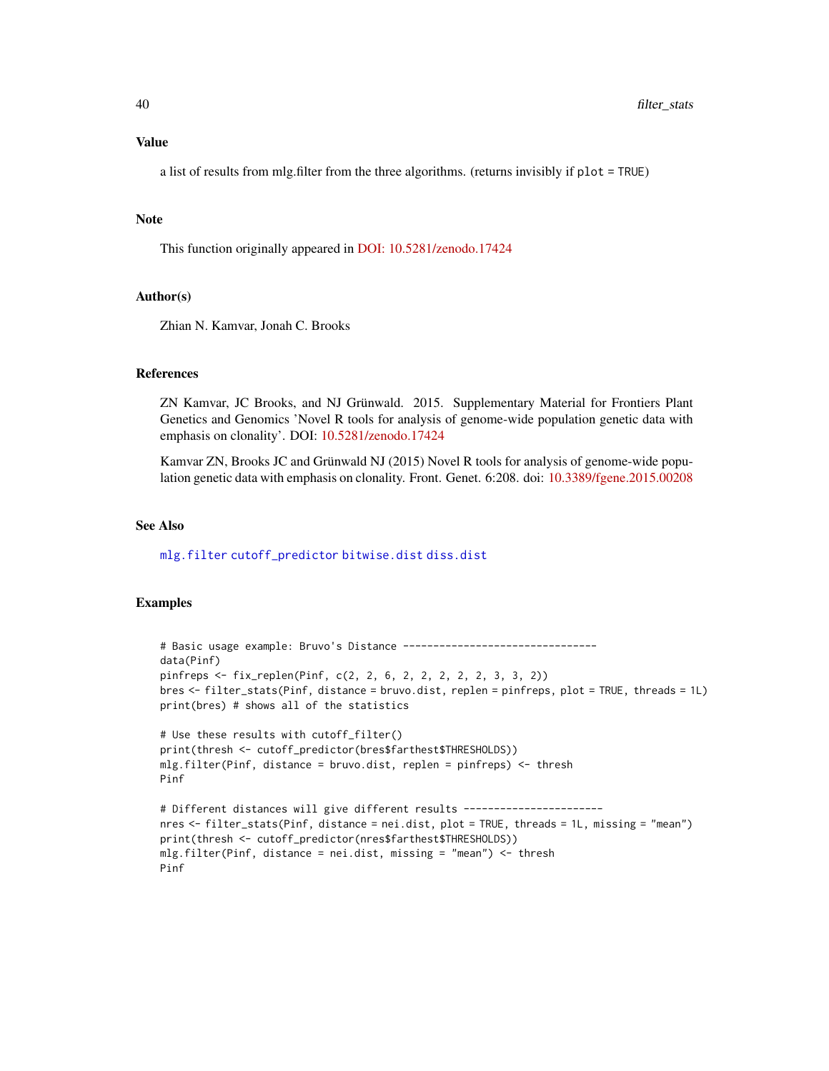## Value

a list of results from mlg.filter from the three algorithms. (returns invisibly if `plot = TRUE`)

## Note

This function originally appeared in DOI: 10.5281/zenodo.17424

## Author(s)

Zhian N. Kamvar, Jonah C. Brooks

## References

ZN Kamvar, JC Brooks, and NJ Grünwald. 2015. Supplementary Material for Frontiers Plant Genetics and Genomics 'Novel R tools for analysis of genome-wide population genetic data with emphasis on clonality'. DOI: 10.5281/zenodo.17424

Kamvar ZN, Brooks JC and Grünwald NJ (2015) Novel R tools for analysis of genome-wide population genetic data with emphasis on clonality. Front. Genet. 6:208. doi: 10.3389/fgene.2015.00208

## See Also

`mlg.filter` `cutoff_predictor` `bitwise.dist` `diss.dist`

## Examples

```
# Basic usage example: Bruvo's Distance --------------------------------
data(Pinf)
pinfreps <- fix_replen(Pinf, c(2, 2, 6, 2, 2, 2, 2, 2, 3, 3, 2))
bres <- filter_stats(Pinf, distance = bruvo.dist, replen = pinfreps, plot = TRUE, threads = 1L)
print(bres) # shows all of the statistics

# Use these results with cutoff_filter()
print(thresh <- cutoff_predictor(bres$farthest$THRESHOLDS))
mlg.filter(Pinf, distance = bruvo.dist, replen = pinfreps) <- thresh
Pinf

# Different distances will give different results -----------------------
nres <- filter_stats(Pinf, distance = nei.dist, plot = TRUE, threads = 1L, missing = "mean")
print(thresh <- cutoff_predictor(nres$farthest$THRESHOLDS))
mlg.filter(Pinf, distance = nei.dist, missing = "mean") <- thresh
Pinf
```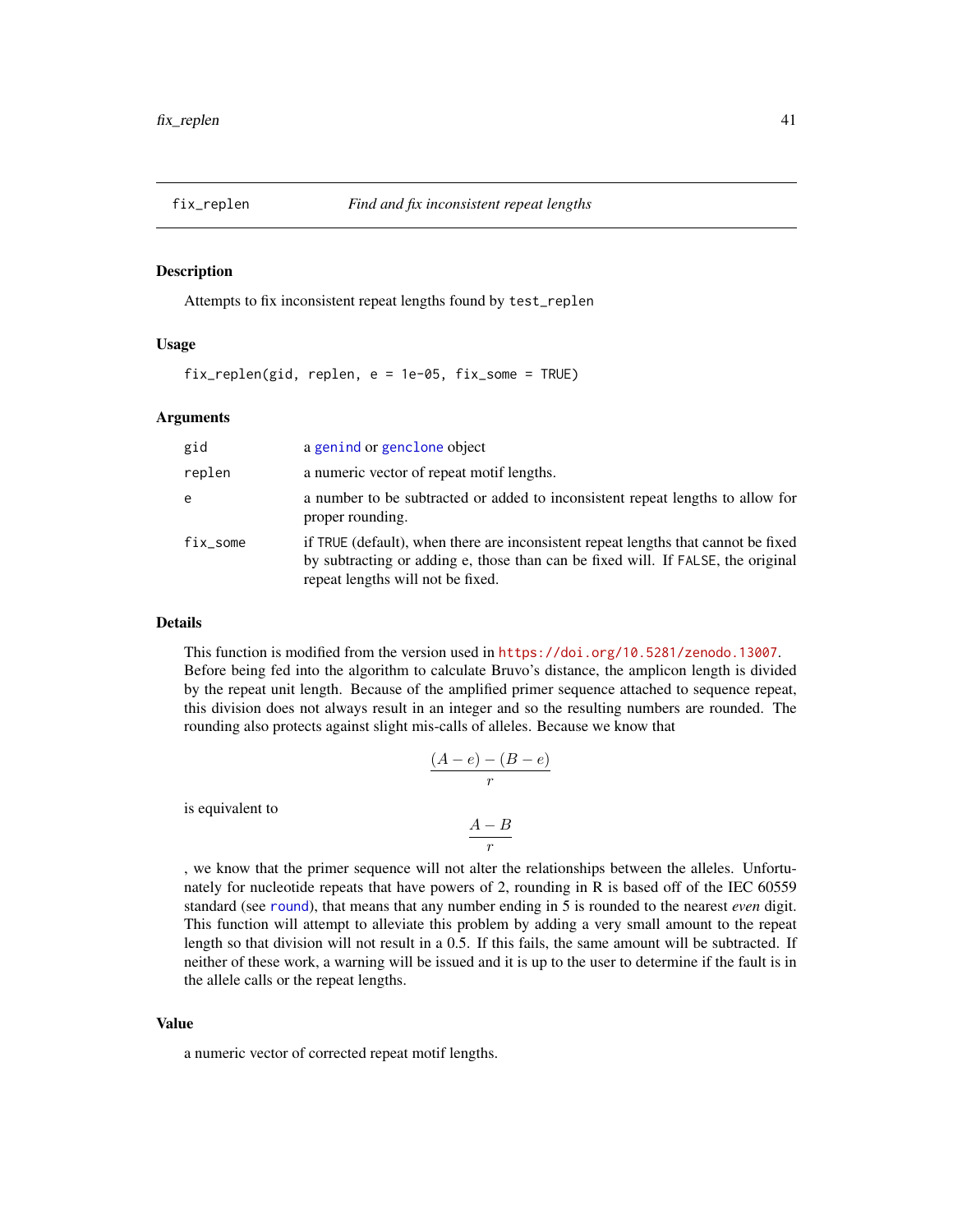## fix_replen — *Find and fix inconsistent repeat lengths*

### Description

Attempts to fix inconsistent repeat lengths found by `test_replen`

### Usage

```
fix_replen(gid, replen, e = 1e-05, fix_some = TRUE)
```

### Arguments

| | |
|---|---|
| `gid` | a genind or genclone object |
| `replen` | a numeric vector of repeat motif lengths. |
| `e` | a number to be subtracted or added to inconsistent repeat lengths to allow for proper rounding. |
| `fix_some` | if `TRUE` (default), when there are inconsistent repeat lengths that cannot be fixed by subtracting or adding e, those than can be fixed will. If `FALSE`, the original repeat lengths will not be fixed. |

### Details

This function is modified from the version used in https://doi.org/10.5281/zenodo.13007. Before being fed into the algorithm to calculate Bruvo's distance, the amplicon length is divided by the repeat unit length. Because of the amplified primer sequence attached to sequence repeat, this division does not always result in an integer and so the resulting numbers are rounded. The rounding also protects against slight mis-calls of alleles. Because we know that

$$\frac{(A - e) - (B - e)}{r}$$

is equivalent to

$$\frac{A - B}{r}$$

, we know that the primer sequence will not alter the relationships between the alleles. Unfortunately for nucleotide repeats that have powers of 2, rounding in R is based off of the IEC 60559 standard (see round), that means that any number ending in 5 is rounded to the nearest *even* digit. This function will attempt to alleviate this problem by adding a very small amount to the repeat length so that division will not result in a 0.5. If this fails, the same amount will be subtracted. If neither of these work, a warning will be issued and it is up to the user to determine if the fault is in the allele calls or the repeat lengths.

### Value

a numeric vector of corrected repeat motif lengths.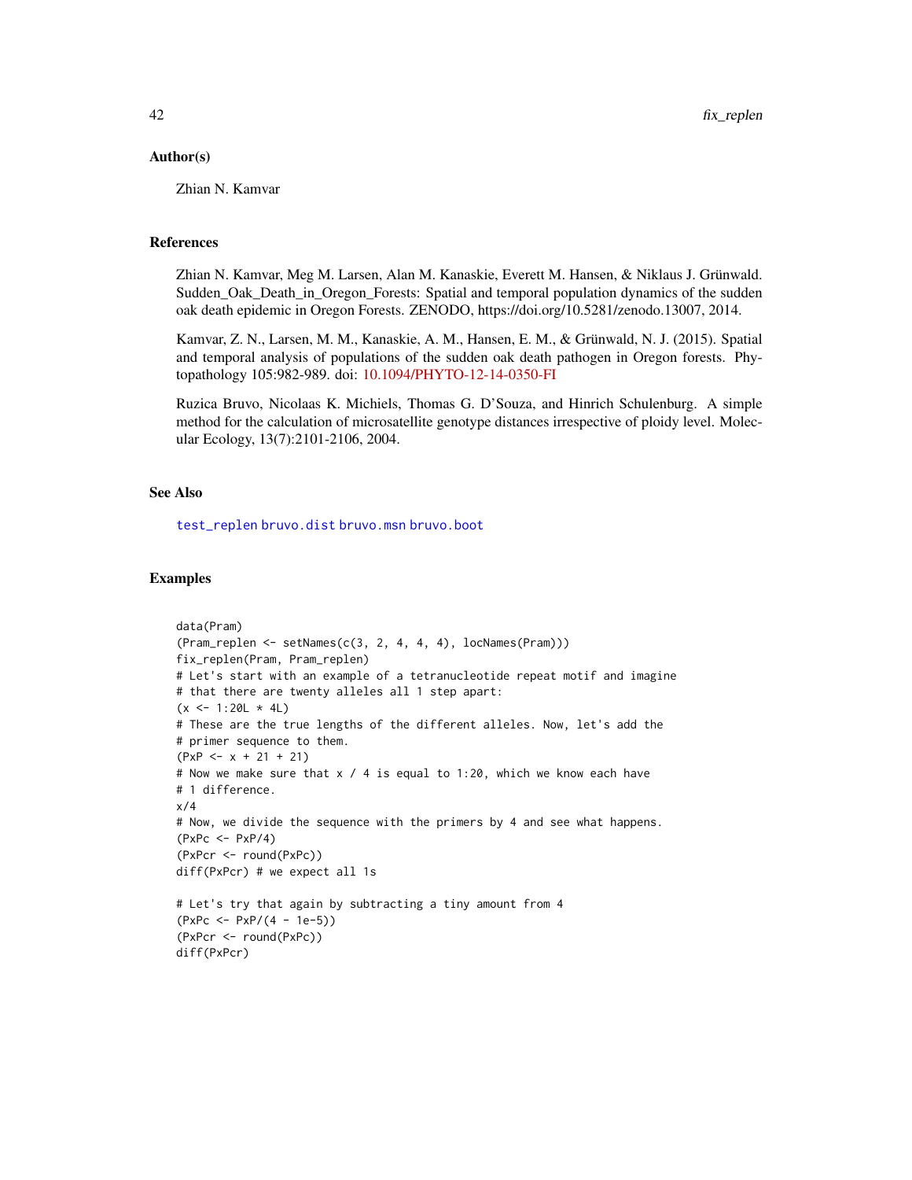## Author(s)

Zhian N. Kamvar

## References

Zhian N. Kamvar, Meg M. Larsen, Alan M. Kanaskie, Everett M. Hansen, & Niklaus J. Grünwald. Sudden_Oak_Death_in_Oregon_Forests: Spatial and temporal population dynamics of the sudden oak death epidemic in Oregon Forests. ZENODO, https://doi.org/10.5281/zenodo.13007, 2014.

Kamvar, Z. N., Larsen, M. M., Kanaskie, A. M., Hansen, E. M., & Grünwald, N. J. (2015). Spatial and temporal analysis of populations of the sudden oak death pathogen in Oregon forests. Phytopathology 105:982-989. doi: 10.1094/PHYTO-12-14-0350-FI

Ruzica Bruvo, Nicolaas K. Michiels, Thomas G. D'Souza, and Hinrich Schulenburg. A simple method for the calculation of microsatellite genotype distances irrespective of ploidy level. Molecular Ecology, 13(7):2101-2106, 2004.

## See Also

test_replen bruvo.dist bruvo.msn bruvo.boot

## Examples

```
data(Pram)
(Pram_replen <- setNames(c(3, 2, 4, 4, 4), locNames(Pram)))
fix_replen(Pram, Pram_replen)
# Let's start with an example of a tetranucleotide repeat motif and imagine
# that there are twenty alleles all 1 step apart:
(x <- 1:20L * 4L)
# These are the true lengths of the different alleles. Now, let's add the
# primer sequence to them.
(PxP <- x + 21 + 21)
# Now we make sure that x / 4 is equal to 1:20, which we know each have
# 1 difference.
x/4
# Now, we divide the sequence with the primers by 4 and see what happens.
(PxPc <- PxP/4)
(PxPcr <- round(PxPc))
diff(PxPcr) # we expect all 1s

# Let's try that again by subtracting a tiny amount from 4
(PxPc <- PxP/(4 - 1e-5))
(PxPcr <- round(PxPc))
diff(PxPcr)
```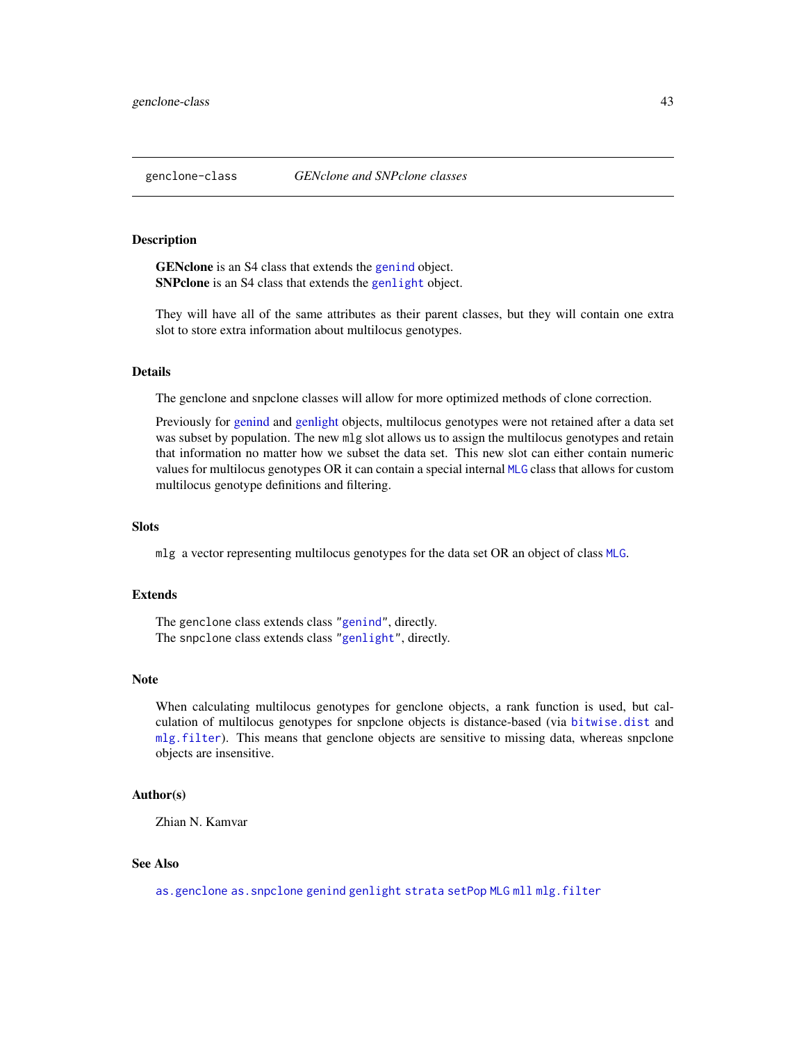genclone-class *GENclone and SNPclone classes*

## Description

**GENclone** is an S4 class that extends the `genind` object.
**SNPclone** is an S4 class that extends the `genlight` object.

They will have all of the same attributes as their parent classes, but they will contain one extra slot to store extra information about multilocus genotypes.

## Details

The genclone and snpclone classes will allow for more optimized methods of clone correction.

Previously for genind and genlight objects, multilocus genotypes were not retained after a data set was subset by population. The new `mlg` slot allows us to assign the multilocus genotypes and retain that information no matter how we subset the data set. This new slot can either contain numeric values for multilocus genotypes OR it can contain a special internal `MLG` class that allows for custom multilocus genotype definitions and filtering.

## Slots

`mlg` a vector representing multilocus genotypes for the data set OR an object of class `MLG`.

## Extends

The `genclone` class extends class "`genind`", directly.
The `snpclone` class extends class "`genlight`", directly.

## Note

When calculating multilocus genotypes for genclone objects, a rank function is used, but calculation of multilocus genotypes for snpclone objects is distance-based (via `bitwise.dist` and `mlg.filter`). This means that genclone objects are sensitive to missing data, whereas snpclone objects are insensitive.

## Author(s)

Zhian N. Kamvar

## See Also

`as.genclone` `as.snpclone` `genind` `genlight` `strata` `setPop` `MLG` `mll` `mlg.filter`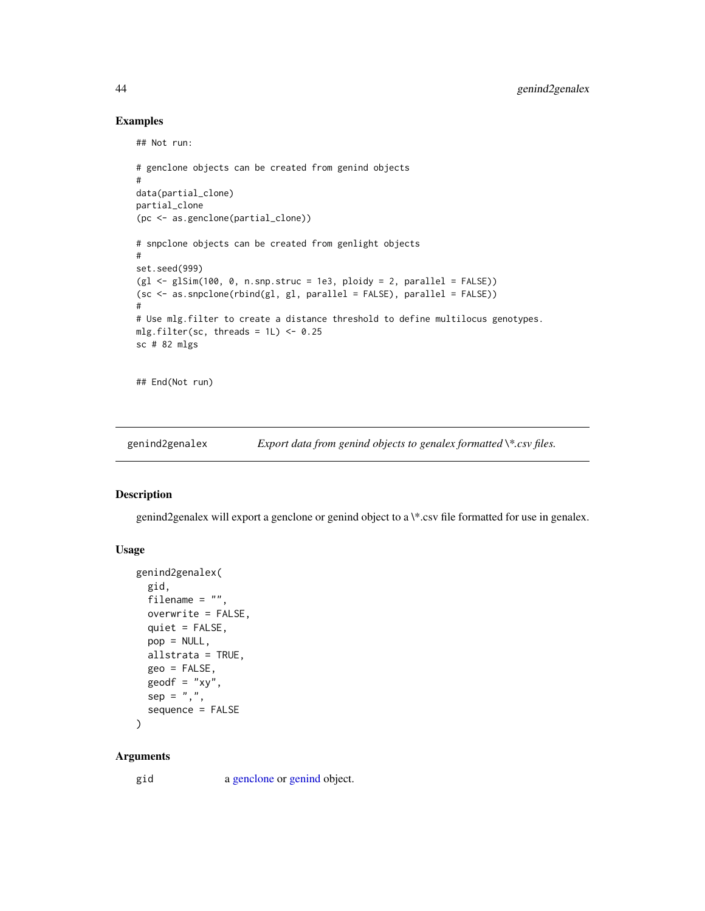## Examples

```
## Not run:

# genclone objects can be created from genind objects
#
data(partial_clone)
partial_clone
(pc <- as.genclone(partial_clone))

# snpclone objects can be created from genlight objects
#
set.seed(999)
(gl <- glSim(100, 0, n.snp.struc = 1e3, ploidy = 2, parallel = FALSE))
(sc <- as.snpclone(rbind(gl, gl, parallel = FALSE), parallel = FALSE))
#
# Use mlg.filter to create a distance threshold to define multilocus genotypes.
mlg.filter(sc, threads = 1L) <- 0.25
sc # 82 mlgs


## End(Not run)
```

---

## genind2genalex — *Export data from genind objects to genalex formatted \*.csv files.*

---

### Description

genind2genalex will export a genclone or genind object to a \*.csv file formatted for use in genalex.

### Usage

```
genind2genalex(
  gid,
  filename = "",
  overwrite = FALSE,
  quiet = FALSE,
  pop = NULL,
  allstrata = TRUE,
  geo = FALSE,
  geodf = "xy",
  sep = ",",
  sequence = FALSE
)
```

### Arguments

| | |
|---|---|
| gid | a genclone or genind object. |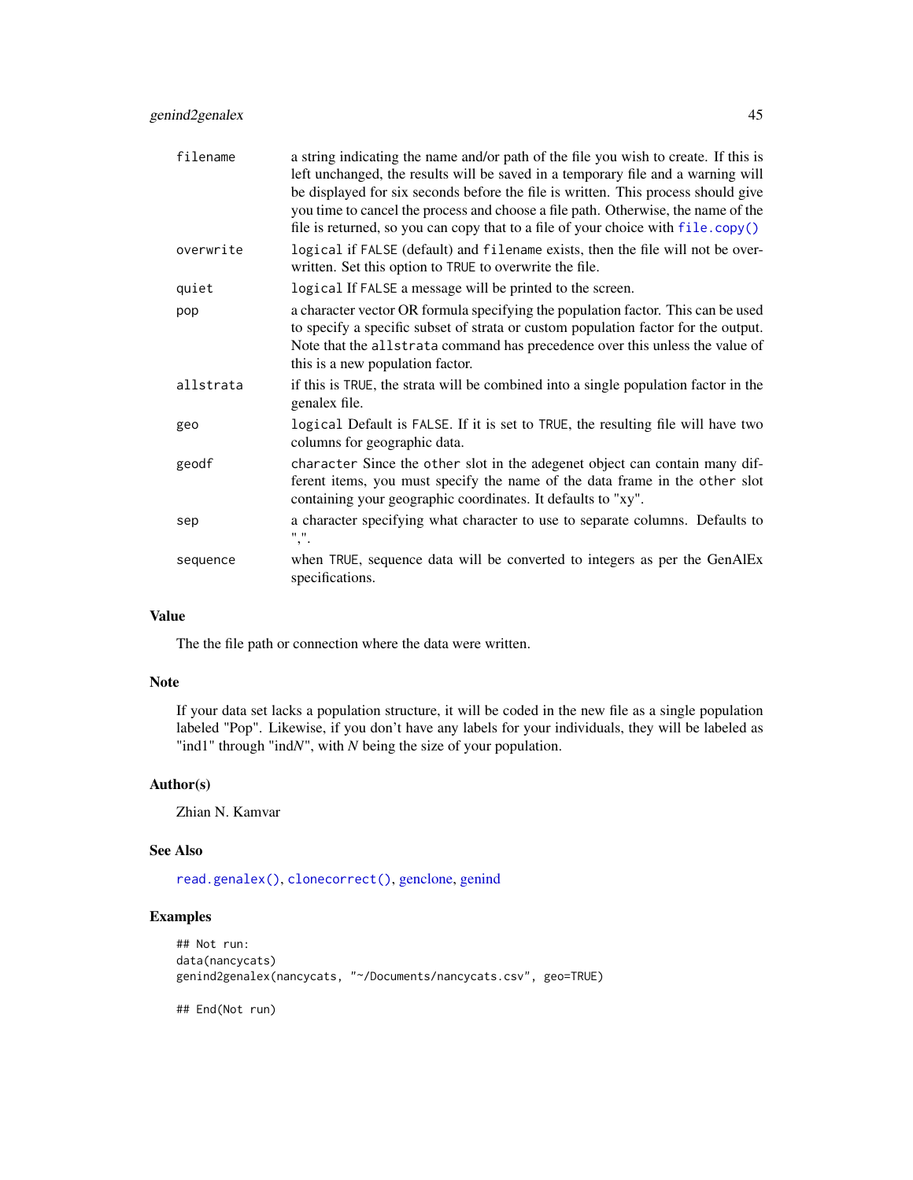| | |
|---|---|
| `filename` | a string indicating the name and/or path of the file you wish to create. If this is left unchanged, the results will be saved in a temporary file and a warning will be displayed for six seconds before the file is written. This process should give you time to cancel the process and choose a file path. Otherwise, the name of the file is returned, so you can copy that to a file of your choice with `file.copy()` |
| `overwrite` | `logical` if `FALSE` (default) and `filename` exists, then the file will not be overwritten. Set this option to `TRUE` to overwrite the file. |
| `quiet` | `logical` If `FALSE` a message will be printed to the screen. |
| `pop` | a character vector OR formula specifying the population factor. This can be used to specify a specific subset of strata or custom population factor for the output. Note that the `allstrata` command has precedence over this unless the value of this is a new population factor. |
| `allstrata` | if this is `TRUE`, the strata will be combined into a single population factor in the genalex file. |
| `geo` | `logical` Default is `FALSE`. If it is set to `TRUE`, the resulting file will have two columns for geographic data. |
| `geodf` | `character` Since the `other` slot in the adegenet object can contain many different items, you must specify the name of the data frame in the `other` slot containing your geographic coordinates. It defaults to "xy". |
| `sep` | a character specifying what character to use to separate columns. Defaults to ",". |
| `sequence` | when `TRUE`, sequence data will be converted to integers as per the GenAlEx specifications. |

### Value

The the file path or connection where the data were written.

### Note

If your data set lacks a population structure, it will be coded in the new file as a single population labeled "Pop". Likewise, if you don't have any labels for your individuals, they will be labeled as "ind1" through "ind*N*", with *N* being the size of your population.

### Author(s)

Zhian N. Kamvar

### See Also

`read.genalex()`, `clonecorrect()`, genclone, genind

### Examples

```
## Not run:
data(nancycats)
genind2genalex(nancycats, "~/Documents/nancycats.csv", geo=TRUE)

## End(Not run)
```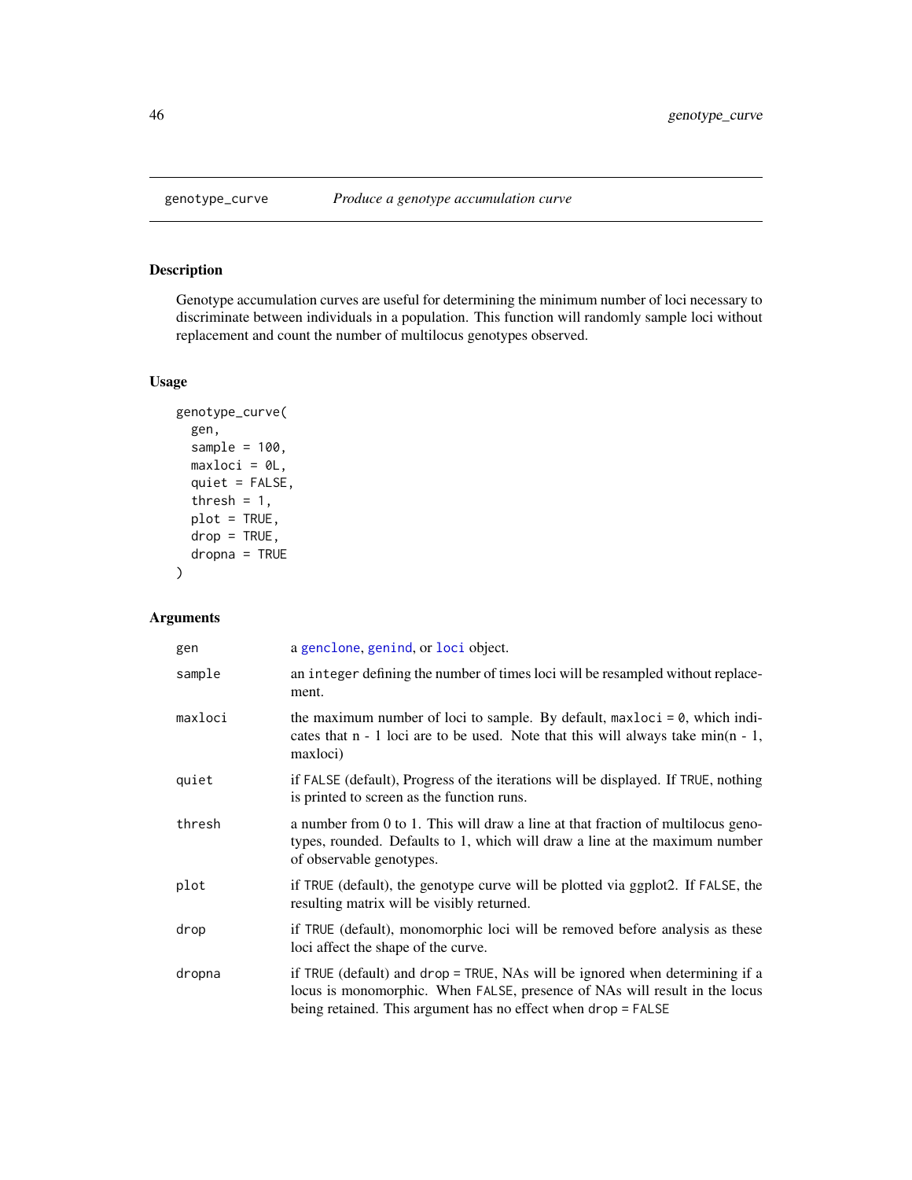## genotype_curve — *Produce a genotype accumulation curve*

### Description

Genotype accumulation curves are useful for determining the minimum number of loci necessary to discriminate between individuals in a population. This function will randomly sample loci without replacement and count the number of multilocus genotypes observed.

### Usage

```
genotype_curve(
  gen,
  sample = 100,
  maxloci = 0L,
  quiet = FALSE,
  thresh = 1,
  plot = TRUE,
  drop = TRUE,
  dropna = TRUE
)
```

### Arguments

| Argument | Description |
|---|---|
| `gen` | a `genclone`, `genind`, or `loci` object. |
| `sample` | an `integer` defining the number of times loci will be resampled without replacement. |
| `maxloci` | the maximum number of loci to sample. By default, `maxloci = 0`, which indicates that n - 1 loci are to be used. Note that this will always take min(n - 1, maxloci) |
| `quiet` | if `FALSE` (default), Progress of the iterations will be displayed. If `TRUE`, nothing is printed to screen as the function runs. |
| `thresh` | a number from 0 to 1. This will draw a line at that fraction of multilocus genotypes, rounded. Defaults to 1, which will draw a line at the maximum number of observable genotypes. |
| `plot` | if `TRUE` (default), the genotype curve will be plotted via ggplot2. If `FALSE`, the resulting matrix will be visibly returned. |
| `drop` | if `TRUE` (default), monomorphic loci will be removed before analysis as these loci affect the shape of the curve. |
| `dropna` | if `TRUE` (default) and `drop = TRUE`, NAs will be ignored when determining if a locus is monomorphic. When `FALSE`, presence of NAs will result in the locus being retained. This argument has no effect when `drop = FALSE` |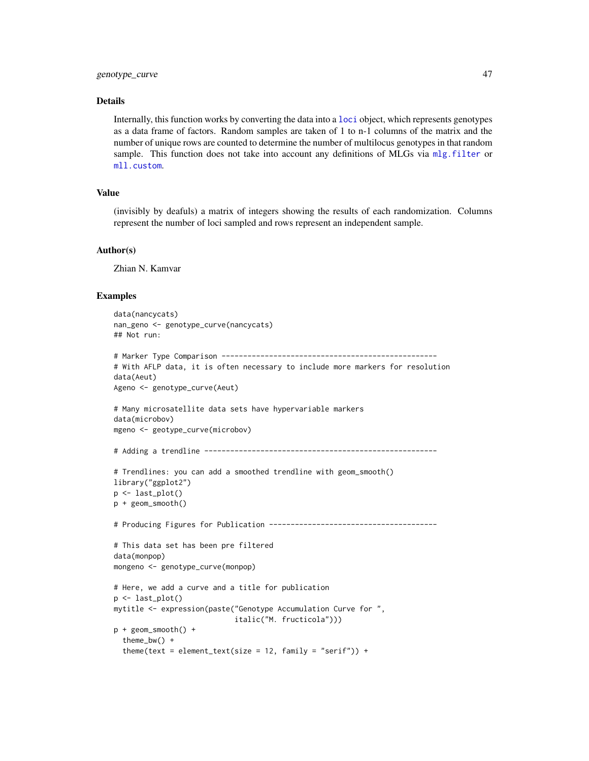### Details

Internally, this function works by converting the data into a `loci` object, which represents genotypes as a data frame of factors. Random samples are taken of 1 to n-1 columns of the matrix and the number of unique rows are counted to determine the number of multilocus genotypes in that random sample. This function does not take into account any definitions of MLGs via `mlg.filter` or `mll.custom`.

### Value

(invisibly by deafuls) a matrix of integers showing the results of each randomization. Columns represent the number of loci sampled and rows represent an independent sample.

### Author(s)

Zhian N. Kamvar

### Examples

```
data(nancycats)
nan_geno <- genotype_curve(nancycats)
## Not run:

# Marker Type Comparison ----------------------------------------------------
# With AFLP data, it is often necessary to include more markers for resolution
data(Aeut)
Ageno <- genotype_curve(Aeut)

# Many microsatellite data sets have hypervariable markers
data(microbov)
mgeno <- geotype_curve(microbov)

# Adding a trendline ---------------------------------------------------------

# Trendlines: you can add a smoothed trendline with geom_smooth()
library("ggplot2")
p <- last_plot()
p + geom_smooth()

# Producing Figures for Publication ---------------------------------------

# This data set has been pre filtered
data(monpop)
mongeno <- genotype_curve(monpop)

# Here, we add a curve and a title for publication
p <- last_plot()
mytitle <- expression(paste("Genotype Accumulation Curve for ",
                            italic("M. fructicola")))
p + geom_smooth() +
  theme_bw() +
  theme(text = element_text(size = 12, family = "serif")) +
```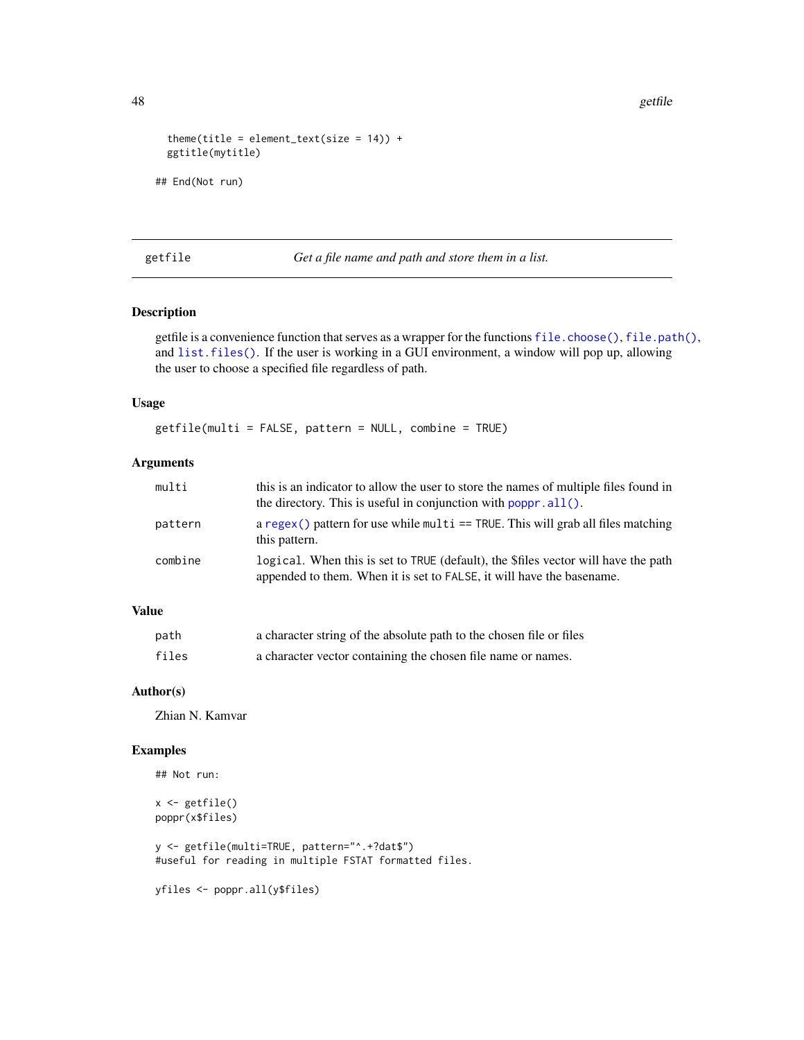```
  theme(title = element_text(size = 14)) +
  ggtitle(mytitle)

## End(Not run)
```

---

## getfile — *Get a file name and path and store them in a list.*

### Description

getfile is a convenience function that serves as a wrapper for the functions `file.choose()`, `file.path()`, and `list.files()`. If the user is working in a GUI environment, a window will pop up, allowing the user to choose a specified file regardless of path.

### Usage

```
getfile(multi = FALSE, pattern = NULL, combine = TRUE)
```

### Arguments

| | |
|---|---|
| `multi` | this is an indicator to allow the user to store the names of multiple files found in the directory. This is useful in conjunction with `poppr.all()`. |
| `pattern` | a `regex()` pattern for use while `multi == TRUE`. This will grab all files matching this pattern. |
| `combine` | `logical`. When this is set to `TRUE` (default), the $files vector will have the path appended to them. When it is set to `FALSE`, it will have the basename. |

### Value

| | |
|---|---|
| `path` | a character string of the absolute path to the chosen file or files |
| `files` | a character vector containing the chosen file name or names. |

### Author(s)

Zhian N. Kamvar

### Examples

```
## Not run:

x <- getfile()
poppr(x$files)

y <- getfile(multi=TRUE, pattern="^.+?dat$")
#useful for reading in multiple FSTAT formatted files.

yfiles <- poppr.all(y$files)
```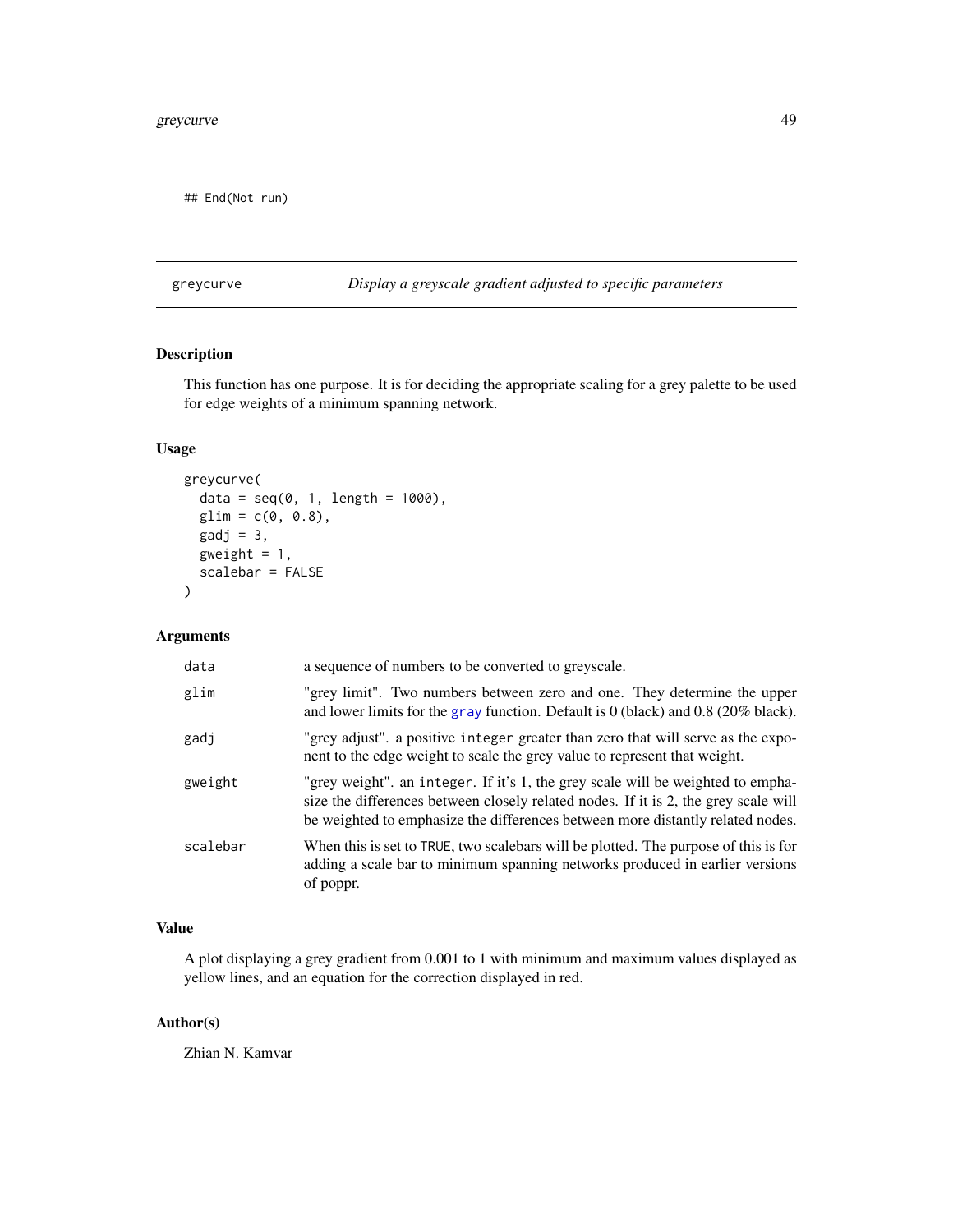```
## End(Not run)
```

---

## greycurve — *Display a greyscale gradient adjusted to specific parameters*

### Description

This function has one purpose. It is for deciding the appropriate scaling for a grey palette to be used for edge weights of a minimum spanning network.

### Usage

```
greycurve(
  data = seq(0, 1, length = 1000),
  glim = c(0, 0.8),
  gadj = 3,
  gweight = 1,
  scalebar = FALSE
)
```

### Arguments

| | |
|---|---|
| `data` | a sequence of numbers to be converted to greyscale. |
| `glim` | "grey limit". Two numbers between zero and one. They determine the upper and lower limits for the `gray` function. Default is 0 (black) and 0.8 (20% black). |
| `gadj` | "grey adjust". a positive `integer` greater than zero that will serve as the exponent to the edge weight to scale the grey value to represent that weight. |
| `gweight` | "grey weight". an `integer`. If it's 1, the grey scale will be weighted to emphasize the differences between closely related nodes. If it is 2, the grey scale will be weighted to emphasize the differences between more distantly related nodes. |
| `scalebar` | When this is set to `TRUE`, two scalebars will be plotted. The purpose of this is for adding a scale bar to minimum spanning networks produced in earlier versions of poppr. |

### Value

A plot displaying a grey gradient from 0.001 to 1 with minimum and maximum values displayed as yellow lines, and an equation for the correction displayed in red.

### Author(s)

Zhian N. Kamvar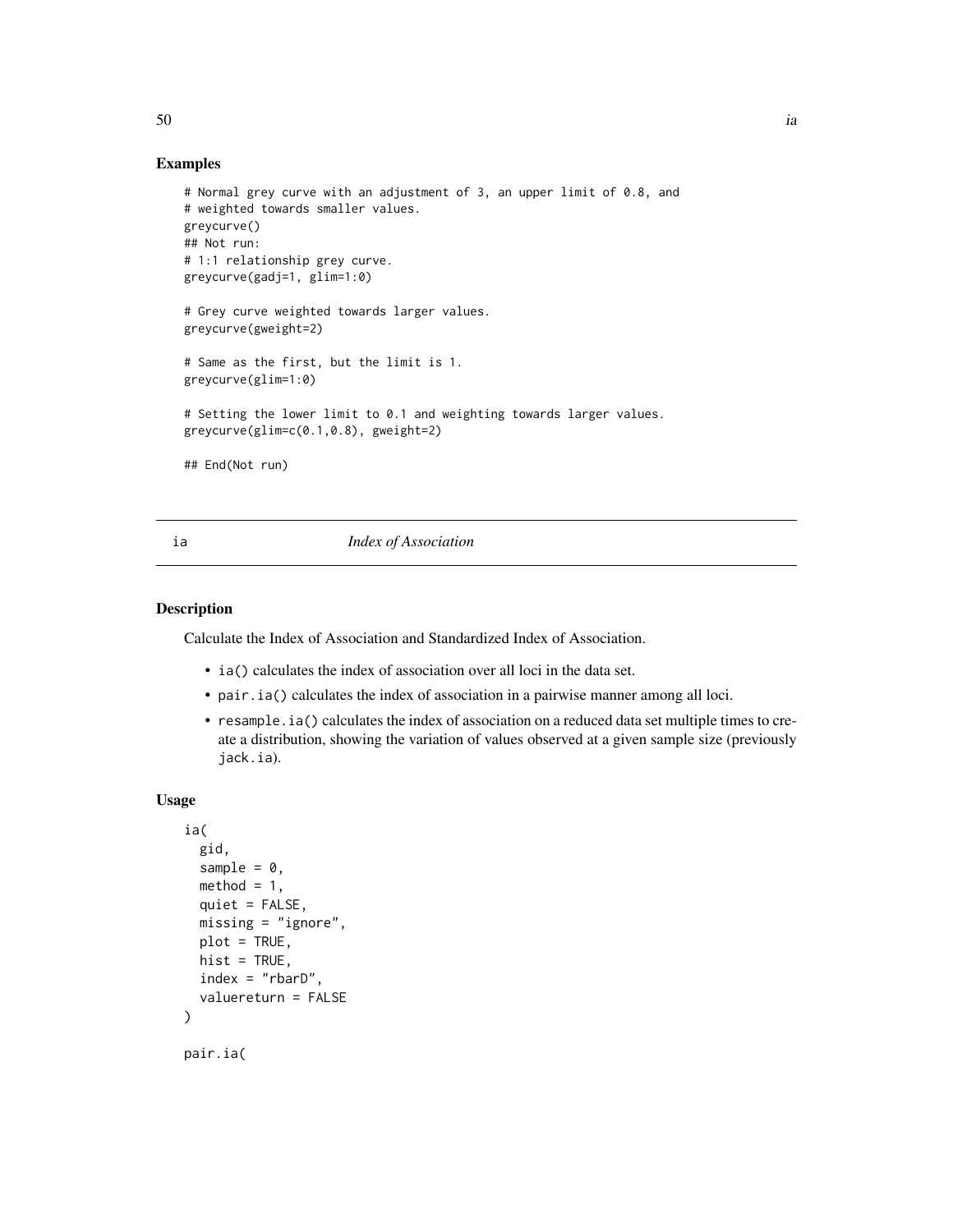## Examples

```
# Normal grey curve with an adjustment of 3, an upper limit of 0.8, and
# weighted towards smaller values.
greycurve()
## Not run:
# 1:1 relationship grey curve.
greycurve(gadj=1, glim=1:0)

# Grey curve weighted towards larger values.
greycurve(gweight=2)

# Same as the first, but the limit is 1.
greycurve(glim=1:0)

# Setting the lower limit to 0.1 and weighting towards larger values.
greycurve(glim=c(0.1,0.8), gweight=2)

## End(Not run)
```

---

# ia — *Index of Association*

---

## Description

Calculate the Index of Association and Standardized Index of Association.

- `ia()` calculates the index of association over all loci in the data set.
- `pair.ia()` calculates the index of association in a pairwise manner among all loci.
- `resample.ia()` calculates the index of association on a reduced data set multiple times to create a distribution, showing the variation of values observed at a given sample size (previously `jack.ia`).

## Usage

```
ia(
  gid,
  sample = 0,
  method = 1,
  quiet = FALSE,
  missing = "ignore",
  plot = TRUE,
  hist = TRUE,
  index = "rbarD",
  valuereturn = FALSE
)

pair.ia(
```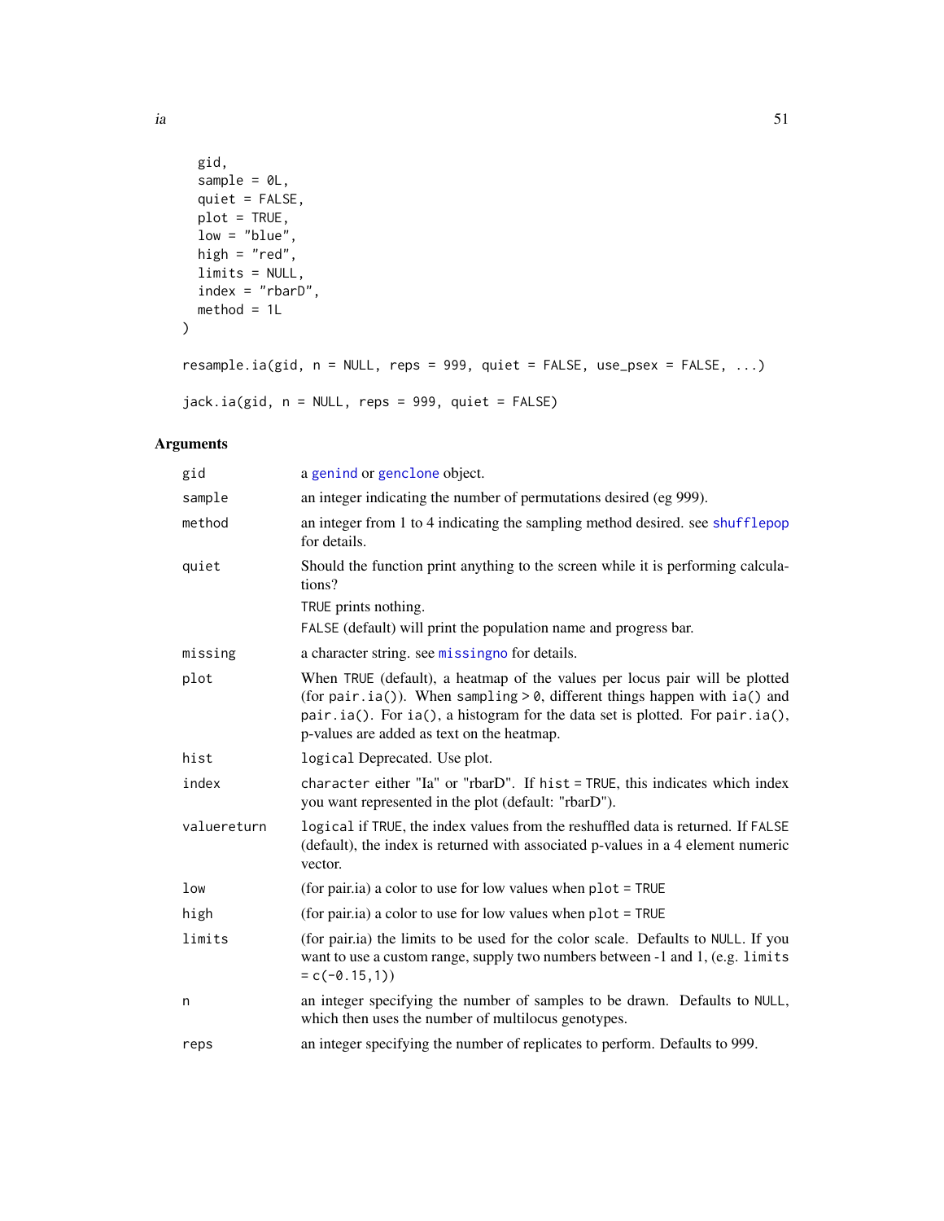```
  gid,
  sample = 0L,
  quiet = FALSE,
  plot = TRUE,
  low = "blue",
  high = "red",
  limits = NULL,
  index = "rbarD",
  method = 1L
)

resample.ia(gid, n = NULL, reps = 999, quiet = FALSE, use_psex = FALSE, ...)

jack.ia(gid, n = NULL, reps = 999, quiet = FALSE)
```

## Arguments

| Argument | Description |
| --- | --- |
| `gid` | a genind or genclone object. |
| `sample` | an integer indicating the number of permutations desired (eg 999). |
| `method` | an integer from 1 to 4 indicating the sampling method desired. see shufflepop for details. |
| `quiet` | Should the function print anything to the screen while it is performing calculations? `TRUE` prints nothing. `FALSE` (default) will print the population name and progress bar. |
| `missing` | a character string. see missingno for details. |
| `plot` | When `TRUE` (default), a heatmap of the values per locus pair will be plotted (for `pair.ia()`). When `sampling > 0`, different things happen with `ia()` and `pair.ia()`. For `ia()`, a histogram for the data set is plotted. For `pair.ia()`, p-values are added as text on the heatmap. |
| `hist` | `logical` Deprecated. Use plot. |
| `index` | `character` either "Ia" or "rbarD". If `hist = TRUE`, this indicates which index you want represented in the plot (default: "rbarD"). |
| `valuereturn` | `logical` if `TRUE`, the index values from the reshuffled data is returned. If `FALSE` (default), the index is returned with associated p-values in a 4 element numeric vector. |
| `low` | (for pair.ia) a color to use for low values when `plot = TRUE` |
| `high` | (for pair.ia) a color to use for low values when `plot = TRUE` |
| `limits` | (for pair.ia) the limits to be used for the color scale. Defaults to `NULL`. If you want to use a custom range, supply two numbers between -1 and 1, (e.g. `limits = c(-0.15,1)`) |
| `n` | an integer specifying the number of samples to be drawn. Defaults to `NULL`, which then uses the number of multilocus genotypes. |
| `reps` | an integer specifying the number of replicates to perform. Defaults to 999. |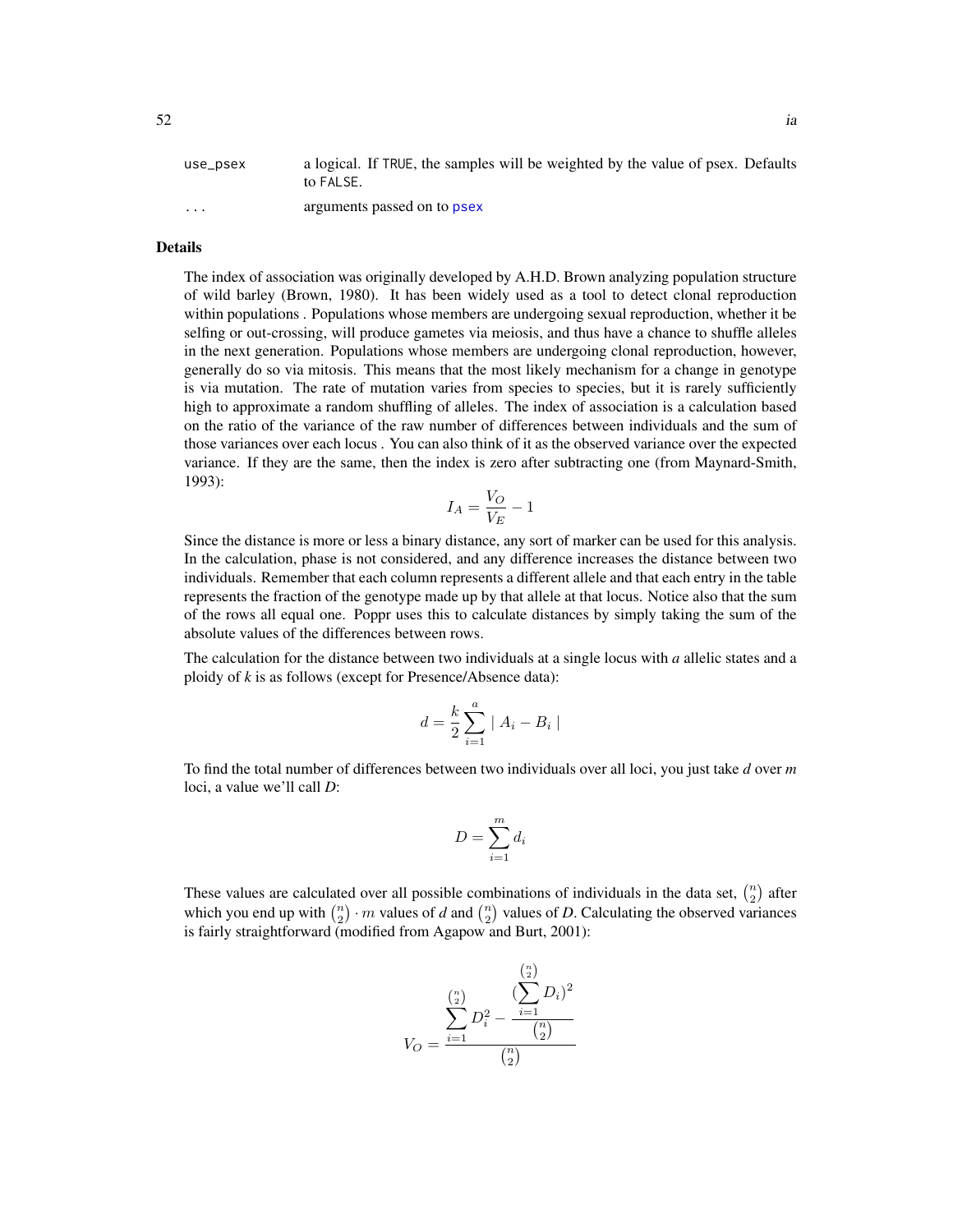| | |
|---|---|
| use_psex | a logical. If TRUE, the samples will be weighted by the value of psex. Defaults to FALSE. |
| ... | arguments passed on to psex |

### Details

The index of association was originally developed by A.H.D. Brown analyzing population structure of wild barley (Brown, 1980). It has been widely used as a tool to detect clonal reproduction within populations . Populations whose members are undergoing sexual reproduction, whether it be selfing or out-crossing, will produce gametes via meiosis, and thus have a chance to shuffle alleles in the next generation. Populations whose members are undergoing clonal reproduction, however, generally do so via mitosis. This means that the most likely mechanism for a change in genotype is via mutation. The rate of mutation varies from species to species, but it is rarely sufficiently high to approximate a random shuffling of alleles. The index of association is a calculation based on the ratio of the variance of the raw number of differences between individuals and the sum of those variances over each locus . You can also think of it as the observed variance over the expected variance. If they are the same, then the index is zero after subtracting one (from Maynard-Smith, 1993):

$$I_A = \frac{V_O}{V_E} - 1$$

Since the distance is more or less a binary distance, any sort of marker can be used for this analysis. In the calculation, phase is not considered, and any difference increases the distance between two individuals. Remember that each column represents a different allele and that each entry in the table represents the fraction of the genotype made up by that allele at that locus. Notice also that the sum of the rows all equal one. Poppr uses this to calculate distances by simply taking the sum of the absolute values of the differences between rows.

The calculation for the distance between two individuals at a single locus with *a* allelic states and a ploidy of *k* is as follows (except for Presence/Absence data):

$$d = \frac{k}{2} \sum_{i=1}^{a} \mid A_i - B_i \mid$$

To find the total number of differences between two individuals over all loci, you just take *d* over *m* loci, a value we'll call *D*:

$$D = \sum_{i=1}^{m} d_i$$

These values are calculated over all possible combinations of individuals in the data set, $\binom{n}{2}$ after which you end up with $\binom{n}{2} \cdot m$ values of *d* and $\binom{n}{2}$ values of *D*. Calculating the observed variances is fairly straightforward (modified from Agapow and Burt, 2001):

$$V_O = \frac{\sum_{i=1}^{\binom{n}{2}} D_i^2 - \frac{(\sum_{i=1}^{\binom{n}{2}} D_i)^2}{\binom{n}{2}}}{\binom{n}{2}}$$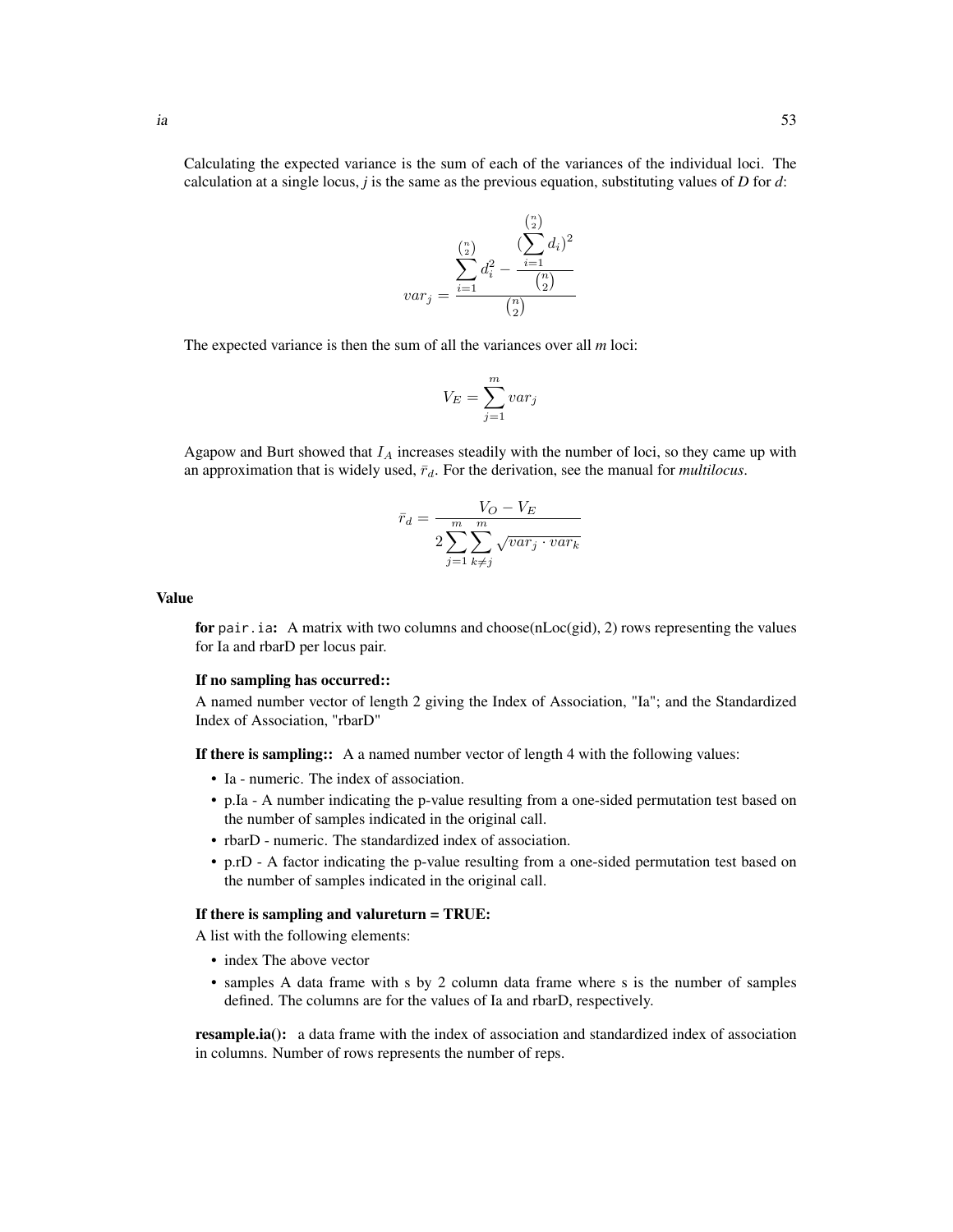Calculating the expected variance is the sum of each of the variances of the individual loci. The calculation at a single locus, *j* is the same as the previous equation, substituting values of *D* for *d*:

$$var_j = \frac{\sum_{i=1}^{\binom{n}{2}} d_i^2 - \frac{(\sum_{i=1}^{\binom{n}{2}} d_i)^2}{\binom{n}{2}}}{\binom{n}{2}}$$

The expected variance is then the sum of all the variances over all *m* loci:

$$V_E = \sum_{j=1}^{m} var_j$$

Agapow and Burt showed that $I_A$ increases steadily with the number of loci, so they came up with an approximation that is widely used, $\bar{r}_d$. For the derivation, see the manual for *multilocus*.

$$\bar{r}_d = \frac{V_O - V_E}{2\sum_{j=1}^{m}\sum_{k \neq j}^{m}\sqrt{var_j \cdot var_k}}$$

## Value

**for** `pair.ia`**:** A matrix with two columns and choose(nLoc(gid), 2) rows representing the values for Ia and rbarD per locus pair.

**If no sampling has occurred::**

A named number vector of length 2 giving the Index of Association, "Ia"; and the Standardized Index of Association, "rbarD"

**If there is sampling::** A a named number vector of length 4 with the following values:

- Ia - numeric. The index of association.
- p.Ia - A number indicating the p-value resulting from a one-sided permutation test based on the number of samples indicated in the original call.
- rbarD - numeric. The standardized index of association.
- p.rD - A factor indicating the p-value resulting from a one-sided permutation test based on the number of samples indicated in the original call.

**If there is sampling and valureturn = TRUE:**

A list with the following elements:

- index The above vector
- samples A data frame with s by 2 column data frame where s is the number of samples defined. The columns are for the values of Ia and rbarD, respectively.

**resample.ia():** a data frame with the index of association and standardized index of association in columns. Number of rows represents the number of reps.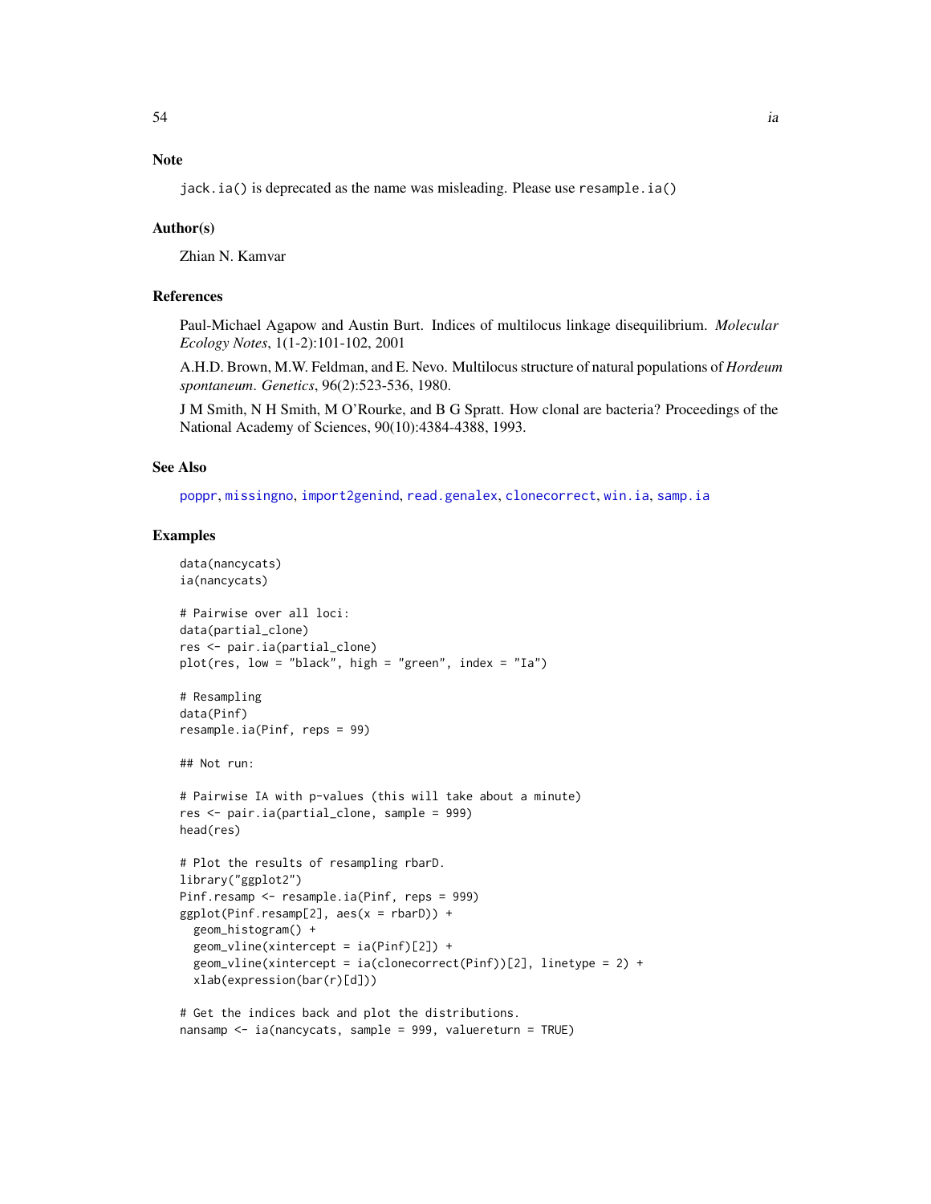### Note

`jack.ia()` is deprecated as the name was misleading. Please use `resample.ia()`

### Author(s)

Zhian N. Kamvar

### References

Paul-Michael Agapow and Austin Burt. Indices of multilocus linkage disequilibrium. *Molecular Ecology Notes*, 1(1-2):101-102, 2001

A.H.D. Brown, M.W. Feldman, and E. Nevo. Multilocus structure of natural populations of *Hordeum spontaneum*. *Genetics*, 96(2):523-536, 1980.

J M Smith, N H Smith, M O'Rourke, and B G Spratt. How clonal are bacteria? Proceedings of the National Academy of Sciences, 90(10):4384-4388, 1993.

### See Also

poppr, missingno, import2genind, read.genalex, clonecorrect, win.ia, samp.ia

### Examples

```
data(nancycats)
ia(nancycats)

# Pairwise over all loci:
data(partial_clone)
res <- pair.ia(partial_clone)
plot(res, low = "black", high = "green", index = "Ia")

# Resampling
data(Pinf)
resample.ia(Pinf, reps = 99)

## Not run:

# Pairwise IA with p-values (this will take about a minute)
res <- pair.ia(partial_clone, sample = 999)
head(res)

# Plot the results of resampling rbarD.
library("ggplot2")
Pinf.resamp <- resample.ia(Pinf, reps = 999)
ggplot(Pinf.resamp[2], aes(x = rbarD)) +
  geom_histogram() +
  geom_vline(xintercept = ia(Pinf)[2]) +
  geom_vline(xintercept = ia(clonecorrect(Pinf))[2], linetype = 2) +
  xlab(expression(bar(r)[d]))

# Get the indices back and plot the distributions.
nansamp <- ia(nancycats, sample = 999, valuereturn = TRUE)
```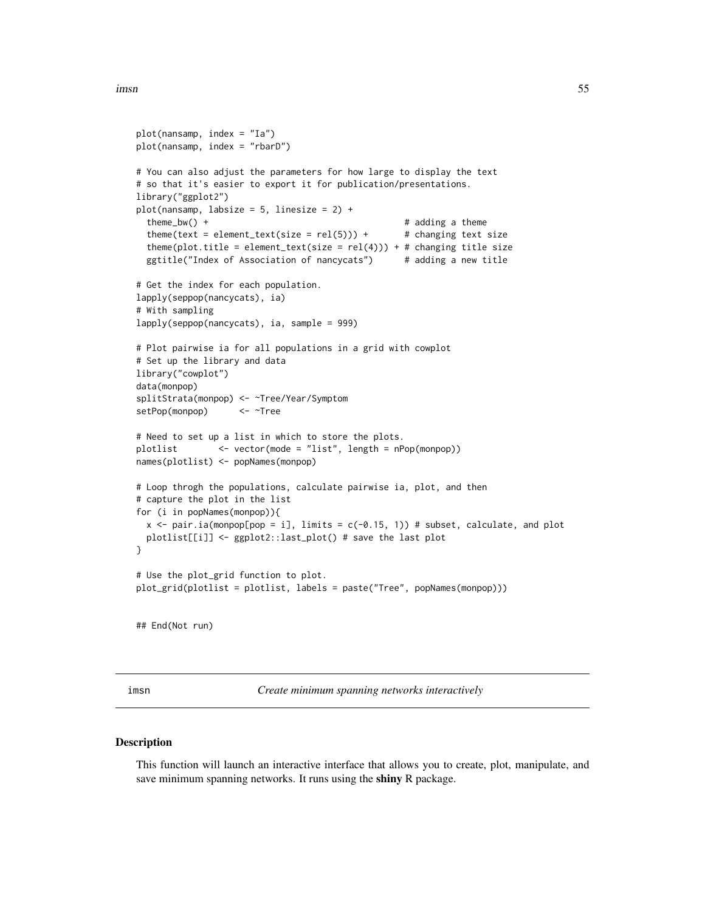```
plot(nansamp, index = "Ia")
plot(nansamp, index = "rbarD")

# You can also adjust the parameters for how large to display the text
# so that it's easier to export it for publication/presentations.
library("ggplot2")
plot(nansamp, labsize = 5, linesize = 2) +
  theme_bw() +                                      # adding a theme
  theme(text = element_text(size = rel(5))) +       # changing text size
  theme(plot.title = element_text(size = rel(4))) + # changing title size
  ggtitle("Index of Association of nancycats")      # adding a new title

# Get the index for each population.
lapply(seppop(nancycats), ia)
# With sampling
lapply(seppop(nancycats), ia, sample = 999)

# Plot pairwise ia for all populations in a grid with cowplot
# Set up the library and data
library("cowplot")
data(monpop)
splitStrata(monpop) <- ~Tree/Year/Symptom
setPop(monpop)      <- ~Tree

# Need to set up a list in which to store the plots.
plotlist        <- vector(mode = "list", length = nPop(monpop))
names(plotlist) <- popNames(monpop)

# Loop throgh the populations, calculate pairwise ia, plot, and then
# capture the plot in the list
for (i in popNames(monpop)){
  x <- pair.ia(monpop[pop = i], limits = c(-0.15, 1)) # subset, calculate, and plot
  plotlist[[i]] <- ggplot2::last_plot() # save the last plot
}

# Use the plot_grid function to plot.
plot_grid(plotlist = plotlist, labels = paste("Tree", popNames(monpop)))


## End(Not run)
```

---

`imsn` — *Create minimum spanning networks interactively*

---

## Description

This function will launch an interactive interface that allows you to create, plot, manipulate, and save minimum spanning networks. It runs using the **shiny** R package.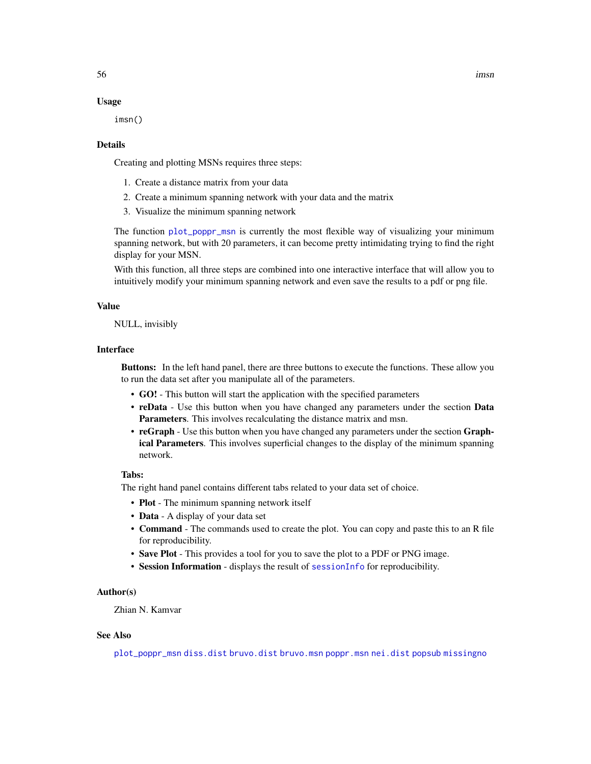### Usage

```
imsn()
```

### Details

Creating and plotting MSNs requires three steps:

1. Create a distance matrix from your data
2. Create a minimum spanning network with your data and the matrix
3. Visualize the minimum spanning network

The function `plot_poppr_msn` is currently the most flexible way of visualizing your minimum spanning network, but with 20 parameters, it can become pretty intimidating trying to find the right display for your MSN.

With this function, all three steps are combined into one interactive interface that will allow you to intuitively modify your minimum spanning network and even save the results to a pdf or png file.

### Value

NULL, invisibly

### Interface

**Buttons:** In the left hand panel, there are three buttons to execute the functions. These allow you to run the data set after you manipulate all of the parameters.

- **GO!** - This button will start the application with the specified parameters
- **reData** - Use this button when you have changed any parameters under the section **Data Parameters**. This involves recalculating the distance matrix and msn.
- **reGraph** - Use this button when you have changed any parameters under the section **Graphical Parameters**. This involves superficial changes to the display of the minimum spanning network.

**Tabs:**
The right hand panel contains different tabs related to your data set of choice.

- **Plot** - The minimum spanning network itself
- **Data** - A display of your data set
- **Command** - The commands used to create the plot. You can copy and paste this to an R file for reproducibility.
- **Save Plot** - This provides a tool for you to save the plot to a PDF or PNG image.
- **Session Information** - displays the result of `sessionInfo` for reproducibility.

### Author(s)

Zhian N. Kamvar

### See Also

`plot_poppr_msn` `diss.dist` `bruvo.dist` `bruvo.msn` `poppr.msn` `nei.dist` `popsub` `missingno`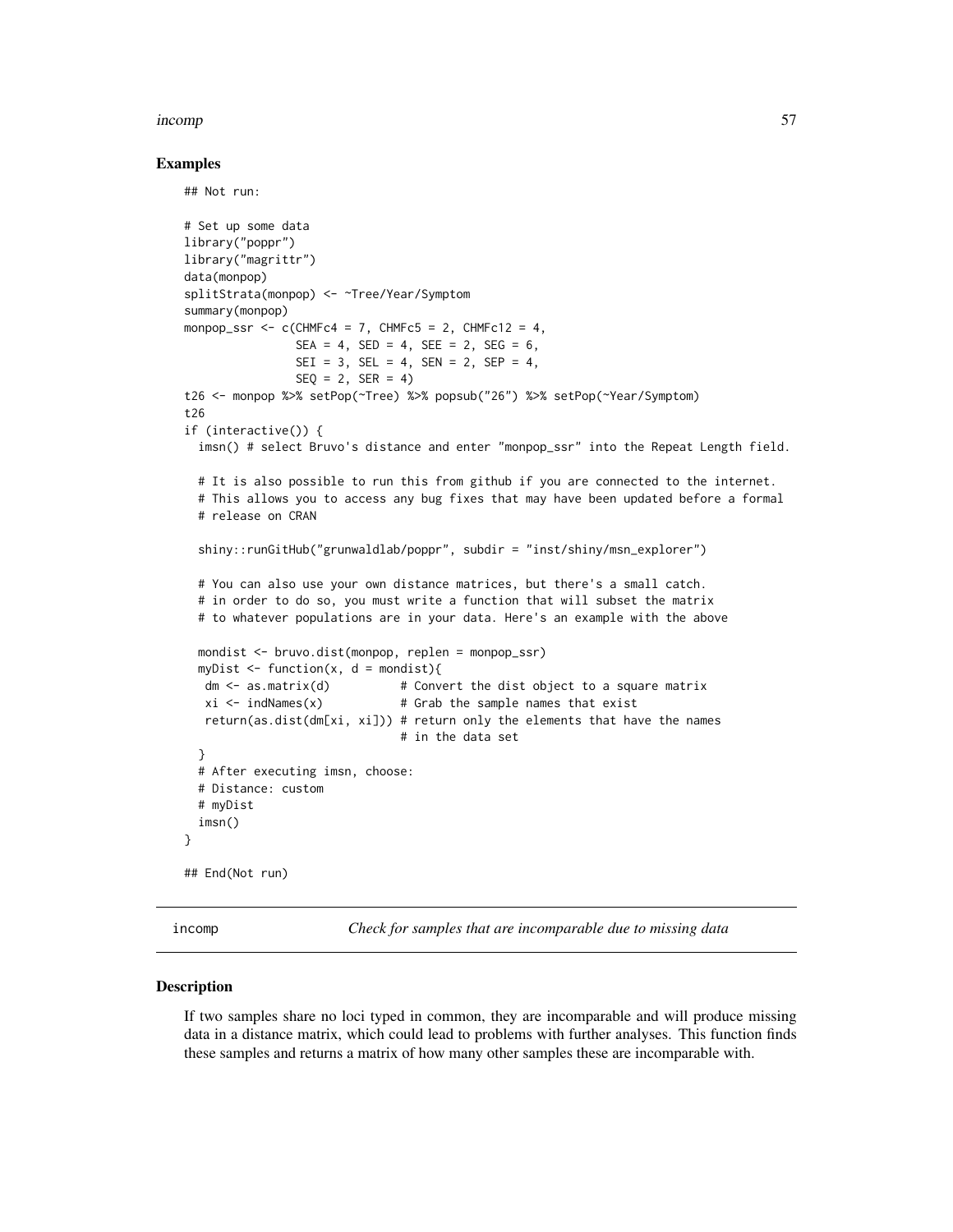## Examples

```
## Not run:

# Set up some data
library("poppr")
library("magrittr")
data(monpop)
splitStrata(monpop) <- ~Tree/Year/Symptom
summary(monpop)
monpop_ssr <- c(CHMFc4 = 7, CHMFc5 = 2, CHMFc12 = 4,
                SEA = 4, SED = 4, SEE = 2, SEG = 6,
                SEI = 3, SEL = 4, SEN = 2, SEP = 4,
                SEQ = 2, SER = 4)
t26 <- monpop %>% setPop(~Tree) %>% popsub("26") %>% setPop(~Year/Symptom)
t26
if (interactive()) {
  imsn() # select Bruvo's distance and enter "monpop_ssr" into the Repeat Length field.

  # It is also possible to run this from github if you are connected to the internet.
  # This allows you to access any bug fixes that may have been updated before a formal
  # release on CRAN

  shiny::runGitHub("grunwaldlab/poppr", subdir = "inst/shiny/msn_explorer")

  # You can also use your own distance matrices, but there's a small catch.
  # in order to do so, you must write a function that will subset the matrix
  # to whatever populations are in your data. Here's an example with the above

  mondist <- bruvo.dist(monpop, replen = monpop_ssr)
  myDist <- function(x, d = mondist){
   dm <- as.matrix(d)          # Convert the dist object to a square matrix
   xi <- indNames(x)           # Grab the sample names that exist
   return(as.dist(dm[xi, xi])) # return only the elements that have the names
                               # in the data set
  }
  # After executing imsn, choose:
  # Distance: custom
  # myDist
  imsn()
}

## End(Not run)
```

---

incomp — *Check for samples that are incomparable due to missing data*

---

## Description

If two samples share no loci typed in common, they are incomparable and will produce missing data in a distance matrix, which could lead to problems with further analyses. This function finds these samples and returns a matrix of how many other samples these are incomparable with.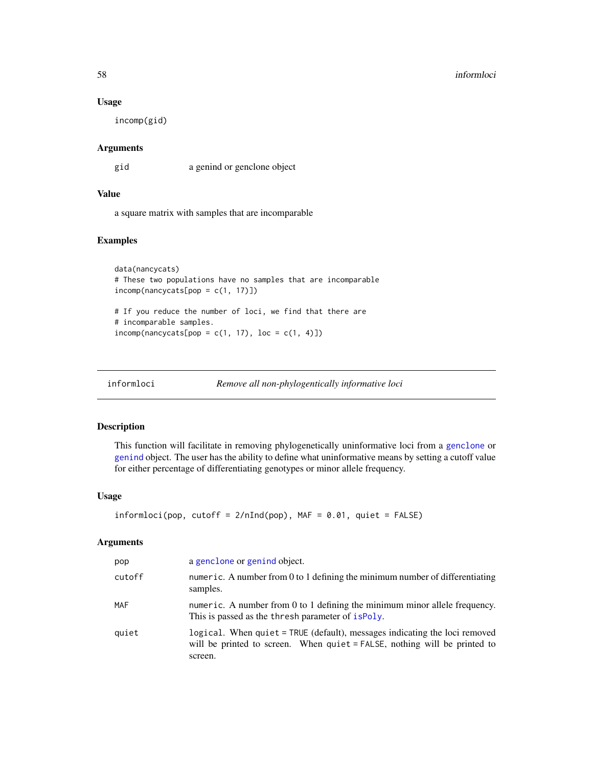### Usage

```
incomp(gid)
```

### Arguments

| | |
|---|---|
| gid | a genind or genclone object |

### Value

a square matrix with samples that are incomparable

### Examples

```
data(nancycats)
# These two populations have no samples that are incomparable
incomp(nancycats[pop = c(1, 17)])

# If you reduce the number of loci, we find that there are
# incomparable samples.
incomp(nancycats[pop = c(1, 17), loc = c(1, 4)])
```

---

## informloci — *Remove all non-phylogentically informative loci*

### Description

This function will facilitate in removing phylogenetically uninformative loci from a genclone or genind object. The user has the ability to define what uninformative means by setting a cutoff value for either percentage of differentiating genotypes or minor allele frequency.

### Usage

```
informloci(pop, cutoff = 2/nInd(pop), MAF = 0.01, quiet = FALSE)
```

### Arguments

| | |
|---|---|
| pop | a genclone or genind object. |
| cutoff | numeric. A number from 0 to 1 defining the minimum number of differentiating samples. |
| MAF | numeric. A number from 0 to 1 defining the minimum minor allele frequency. This is passed as the thresh parameter of isPoly. |
| quiet | logical. When quiet = TRUE (default), messages indicating the loci removed will be printed to screen. When quiet = FALSE, nothing will be printed to screen. |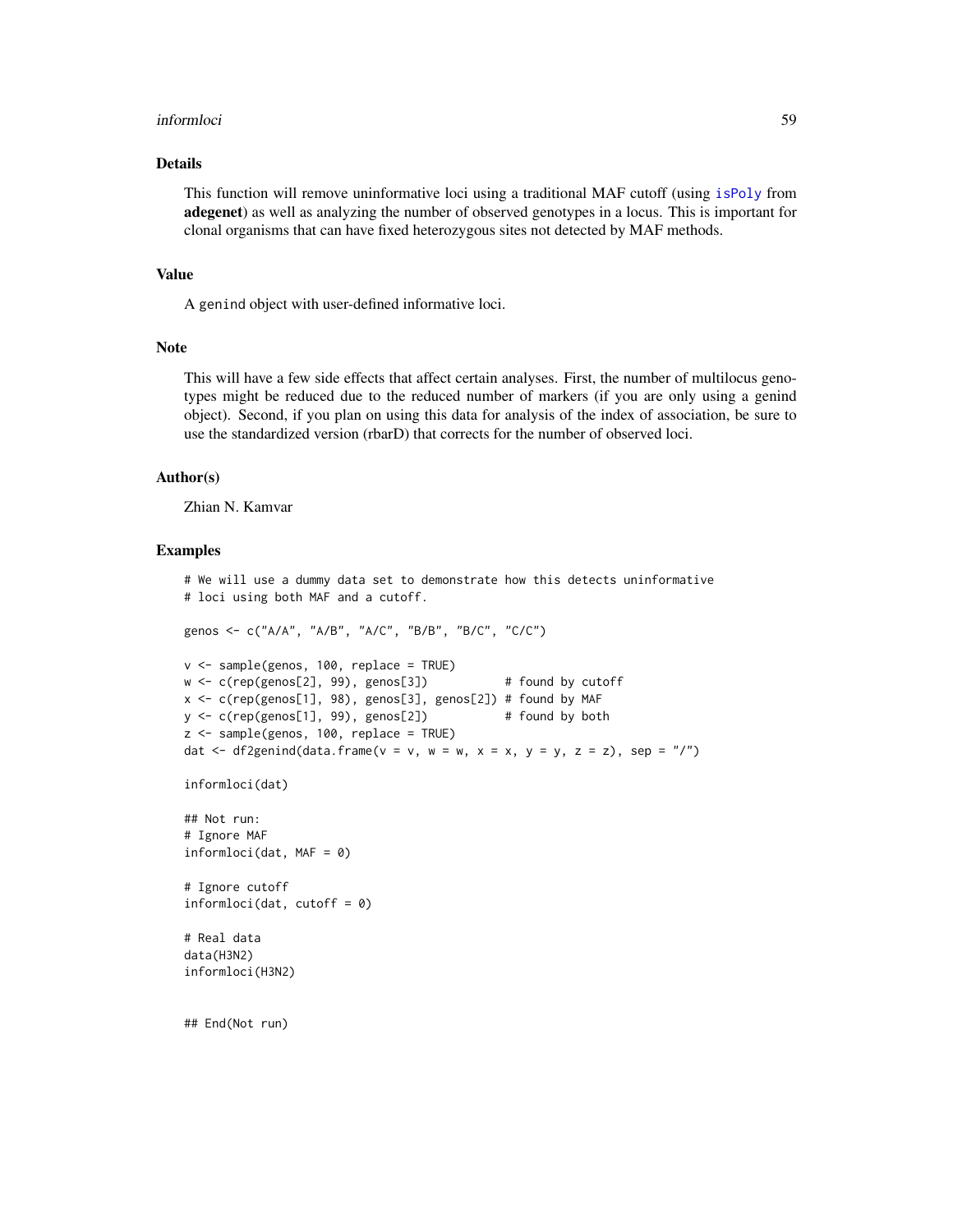## Details

This function will remove uninformative loci using a traditional MAF cutoff (using `isPoly` from **adegenet**) as well as analyzing the number of observed genotypes in a locus. This is important for clonal organisms that can have fixed heterozygous sites not detected by MAF methods.

## Value

A genind object with user-defined informative loci.

## Note

This will have a few side effects that affect certain analyses. First, the number of multilocus genotypes might be reduced due to the reduced number of markers (if you are only using a genind object). Second, if you plan on using this data for analysis of the index of association, be sure to use the standardized version (rbarD) that corrects for the number of observed loci.

## Author(s)

Zhian N. Kamvar

## Examples

```
# We will use a dummy data set to demonstrate how this detects uninformative
# loci using both MAF and a cutoff.

genos <- c("A/A", "A/B", "A/C", "B/B", "B/C", "C/C")

v <- sample(genos, 100, replace = TRUE)
w <- c(rep(genos[2], 99), genos[3])           # found by cutoff
x <- c(rep(genos[1], 98), genos[3], genos[2]) # found by MAF
y <- c(rep(genos[1], 99), genos[2])           # found by both
z <- sample(genos, 100, replace = TRUE)
dat <- df2genind(data.frame(v = v, w = w, x = x, y = y, z = z), sep = "/")

informloci(dat)

## Not run:
# Ignore MAF
informloci(dat, MAF = 0)

# Ignore cutoff
informloci(dat, cutoff = 0)

# Real data
data(H3N2)
informloci(H3N2)


## End(Not run)
```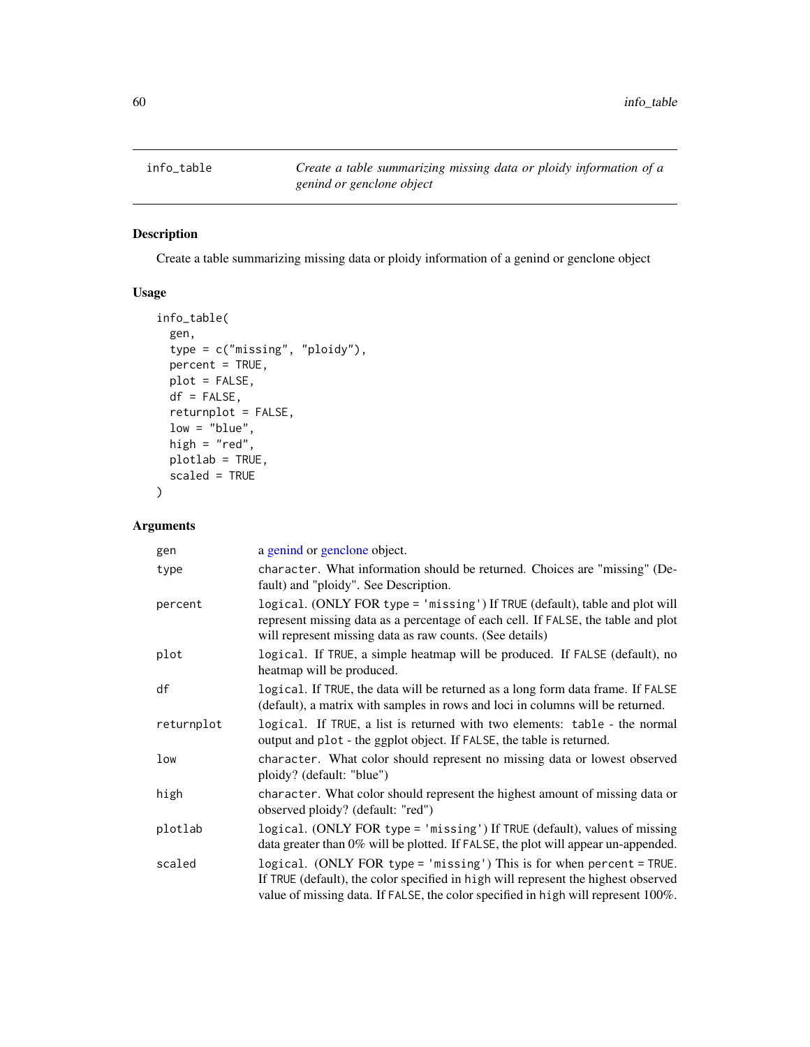# info_table

*Create a table summarizing missing data or ploidy information of a genind or genclone object*

## Description

Create a table summarizing missing data or ploidy information of a genind or genclone object

## Usage

```
info_table(
  gen,
  type = c("missing", "ploidy"),
  percent = TRUE,
  plot = FALSE,
  df = FALSE,
  returnplot = FALSE,
  low = "blue",
  high = "red",
  plotlab = TRUE,
  scaled = TRUE
)
```

## Arguments

| Argument | Description |
|---|---|
| `gen` | a genind or genclone object. |
| `type` | `character`. What information should be returned. Choices are "missing" (Default) and "ploidy". See Description. |
| `percent` | `logical`. (ONLY FOR `type = 'missing'`) If `TRUE` (default), table and plot will represent missing data as a percentage of each cell. If `FALSE`, the table and plot will represent missing data as raw counts. (See details) |
| `plot` | `logical`. If `TRUE`, a simple heatmap will be produced. If `FALSE` (default), no heatmap will be produced. |
| `df` | `logical`. If `TRUE`, the data will be returned as a long form data frame. If `FALSE` (default), a matrix with samples in rows and loci in columns will be returned. |
| `returnplot` | `logical`. If `TRUE`, a list is returned with two elements: `table` - the normal output and `plot` - the ggplot object. If `FALSE`, the table is returned. |
| `low` | `character`. What color should represent no missing data or lowest observed ploidy? (default: "blue") |
| `high` | `character`. What color should represent the highest amount of missing data or observed ploidy? (default: "red") |
| `plotlab` | `logical`. (ONLY FOR `type = 'missing'`) If `TRUE` (default), values of missing data greater than 0% will be plotted. If `FALSE`, the plot will appear un-appended. |
| `scaled` | `logical`. (ONLY FOR `type = 'missing'`) This is for when `percent = TRUE`. If `TRUE` (default), the color specified in `high` will represent the highest observed value of missing data. If `FALSE`, the color specified in `high` will represent 100%. |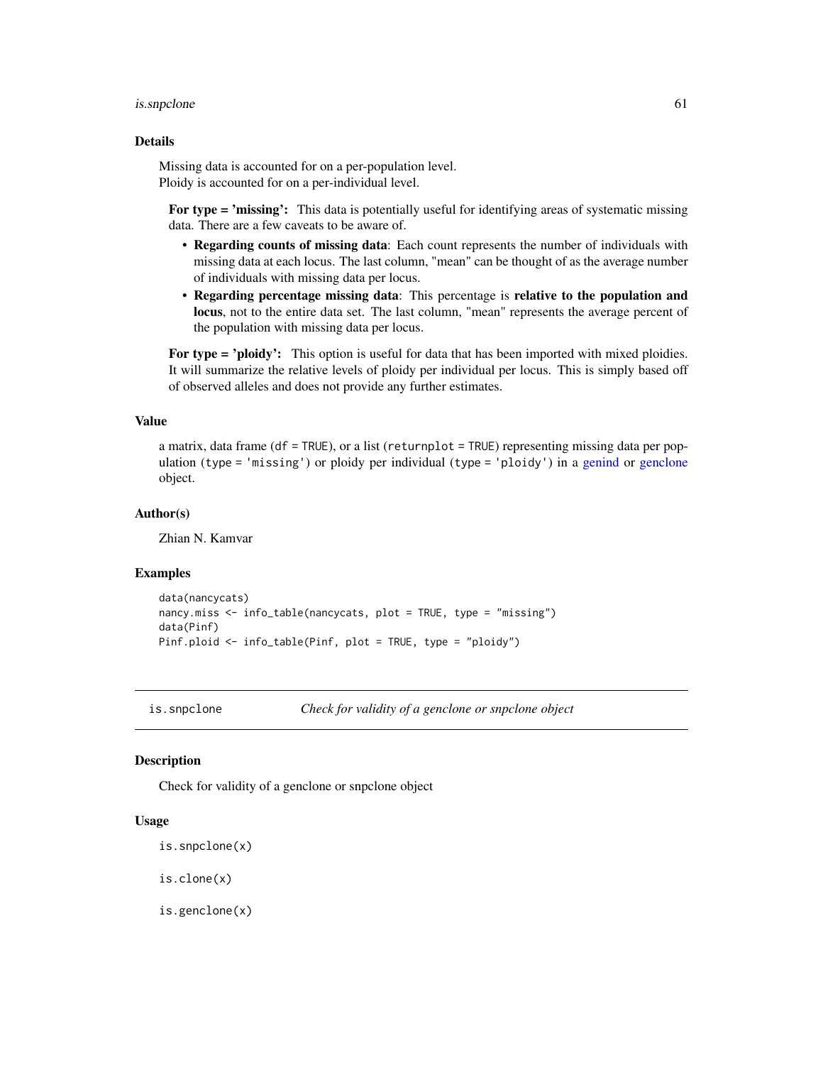### Details

Missing data is accounted for on a per-population level.
Ploidy is accounted for on a per-individual level.

**For type = 'missing':** This data is potentially useful for identifying areas of systematic missing data. There are a few caveats to be aware of.

- **Regarding counts of missing data**: Each count represents the number of individuals with missing data at each locus. The last column, "mean" can be thought of as the average number of individuals with missing data per locus.
- **Regarding percentage missing data**: This percentage is **relative to the population and locus**, not to the entire data set. The last column, "mean" represents the average percent of the population with missing data per locus.

**For type = 'ploidy':** This option is useful for data that has been imported with mixed ploidies. It will summarize the relative levels of ploidy per individual per locus. This is simply based off of observed alleles and does not provide any further estimates.

### Value

a matrix, data frame (`df = TRUE`), or a list (`returnplot = TRUE`) representing missing data per population (`type = 'missing'`) or ploidy per individual (`type = 'ploidy'`) in a genind or genclone object.

### Author(s)

Zhian N. Kamvar

### Examples

```
data(nancycats)
nancy.miss <- info_table(nancycats, plot = TRUE, type = "missing")
data(Pinf)
Pinf.ploid <- info_table(Pinf, plot = TRUE, type = "ploidy")
```

---

## is.snpclone — *Check for validity of a genclone or snpclone object*

### Description

Check for validity of a genclone or snpclone object

### Usage

```
is.snpclone(x)

is.clone(x)

is.genclone(x)
```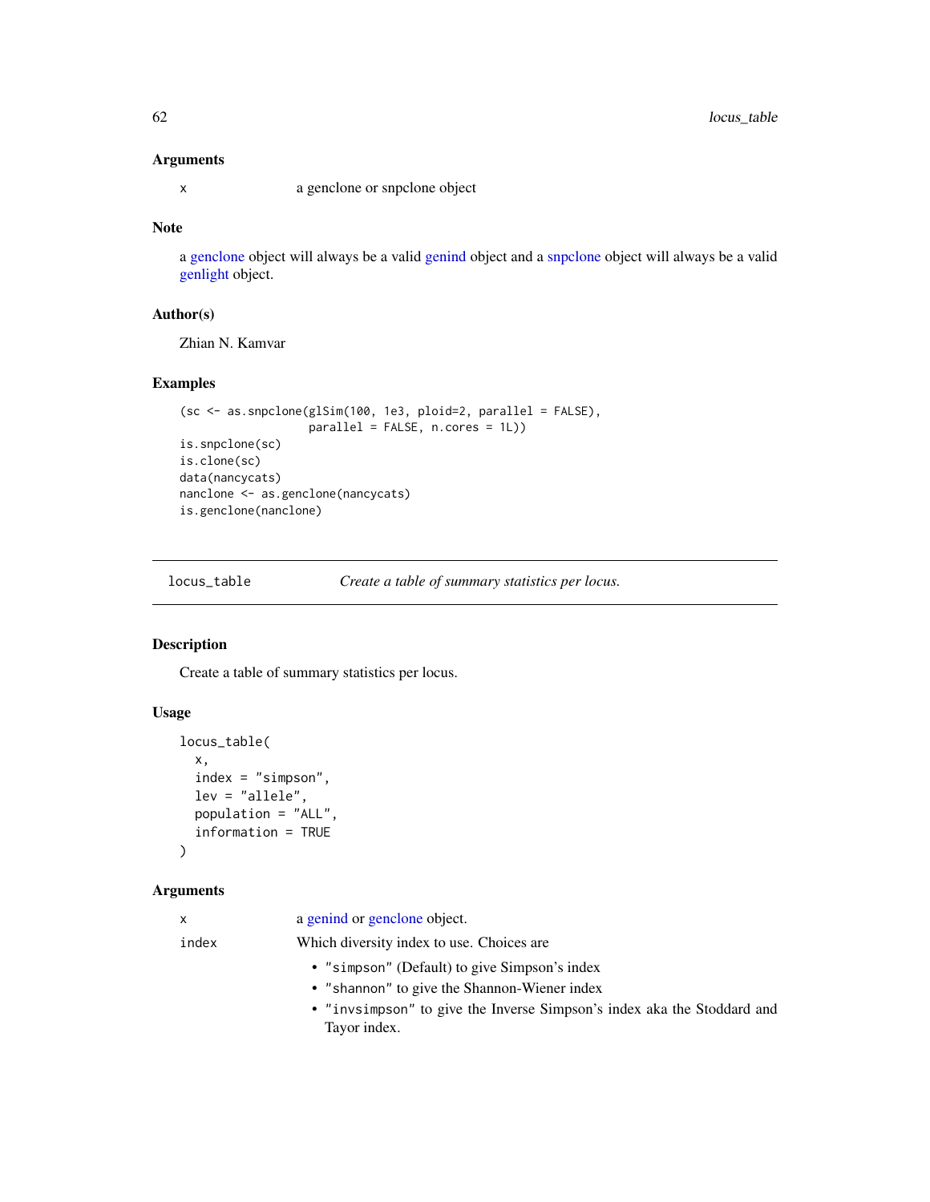### Arguments

x a genclone or snpclone object

### Note

a genclone object will always be a valid genind object and a snpclone object will always be a valid genlight object.

### Author(s)

Zhian N. Kamvar

### Examples

```
(sc <- as.snpclone(glSim(100, 1e3, ploid=2, parallel = FALSE),
                   parallel = FALSE, n.cores = 1L))
is.snpclone(sc)
is.clone(sc)
data(nancycats)
nanclone <- as.genclone(nancycats)
is.genclone(nanclone)
```

---

## locus_table *Create a table of summary statistics per locus.*

---

### Description

Create a table of summary statistics per locus.

### Usage

```
locus_table(
  x,
  index = "simpson",
  lev = "allele",
  population = "ALL",
  information = TRUE
)
```

### Arguments

x a genind or genclone object.

index Which diversity index to use. Choices are

- "simpson" (Default) to give Simpson's index
- "shannon" to give the Shannon-Wiener index
- "invsimpson" to give the Inverse Simpson's index aka the Stoddard and Tayor index.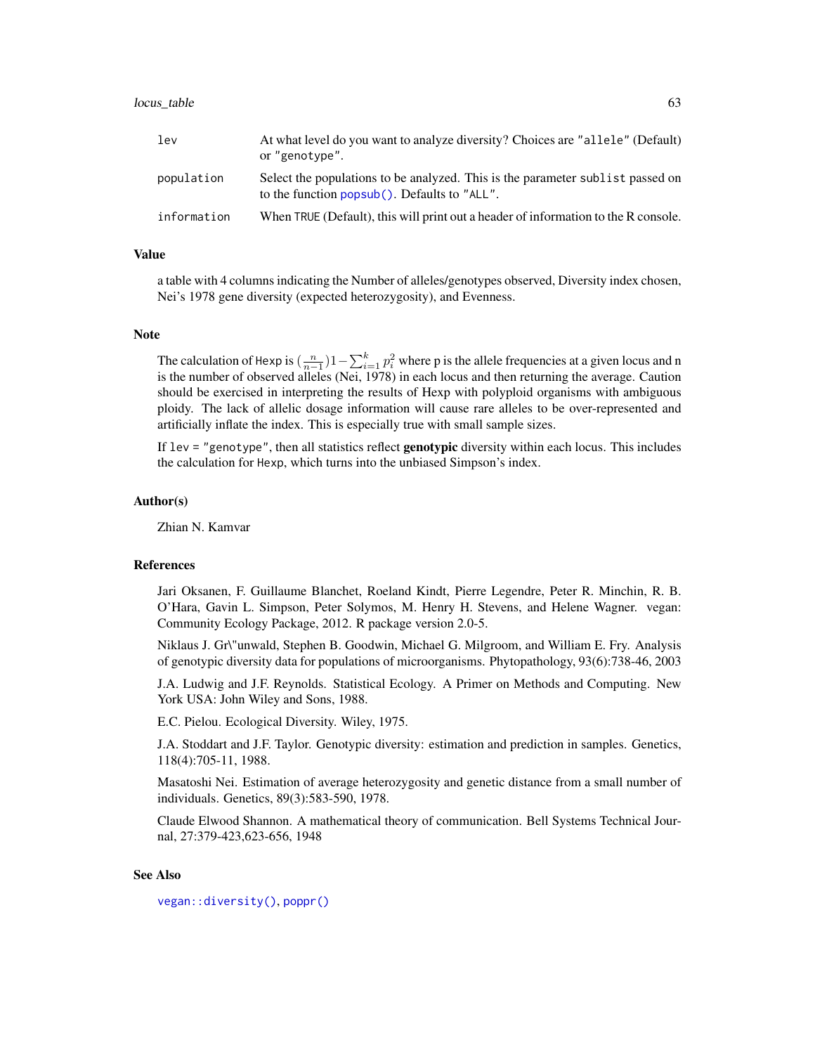| | |
|---|---|
| `lev` | At what level do you want to analyze diversity? Choices are `"allele"` (Default) or `"genotype"`. |
| `population` | Select the populations to be analyzed. This is the parameter `sublist` passed on to the function `popsub()`. Defaults to `"ALL"`. |
| `information` | When `TRUE` (Default), this will print out a header of information to the R console. |

## Value

a table with 4 columns indicating the Number of alleles/genotypes observed, Diversity index chosen, Nei's 1978 gene diversity (expected heterozygosity), and Evenness.

## Note

The calculation of `Hexp` is $(\frac{n}{n-1})1 - \sum_{i=1}^{k} p_i^2$ where p is the allele frequencies at a given locus and n is the number of observed alleles (Nei, 1978) in each locus and then returning the average. Caution should be exercised in interpreting the results of Hexp with polyploid organisms with ambiguous ploidy. The lack of allelic dosage information will cause rare alleles to be over-represented and artificially inflate the index. This is especially true with small sample sizes.

If `lev = "genotype"`, then all statistics reflect **genotypic** diversity within each locus. This includes the calculation for `Hexp`, which turns into the unbiased Simpson's index.

## Author(s)

Zhian N. Kamvar

## References

Jari Oksanen, F. Guillaume Blanchet, Roeland Kindt, Pierre Legendre, Peter R. Minchin, R. B. O'Hara, Gavin L. Simpson, Peter Solymos, M. Henry H. Stevens, and Helene Wagner. vegan: Community Ecology Package, 2012. R package version 2.0-5.

Niklaus J. Gr\"unwald, Stephen B. Goodwin, Michael G. Milgroom, and William E. Fry. Analysis of genotypic diversity data for populations of microorganisms. Phytopathology, 93(6):738-46, 2003

J.A. Ludwig and J.F. Reynolds. Statistical Ecology. A Primer on Methods and Computing. New York USA: John Wiley and Sons, 1988.

E.C. Pielou. Ecological Diversity. Wiley, 1975.

J.A. Stoddart and J.F. Taylor. Genotypic diversity: estimation and prediction in samples. Genetics, 118(4):705-11, 1988.

Masatoshi Nei. Estimation of average heterozygosity and genetic distance from a small number of individuals. Genetics, 89(3):583-590, 1978.

Claude Elwood Shannon. A mathematical theory of communication. Bell Systems Technical Journal, 27:379-423,623-656, 1948

## See Also

`vegan::diversity()`, `poppr()`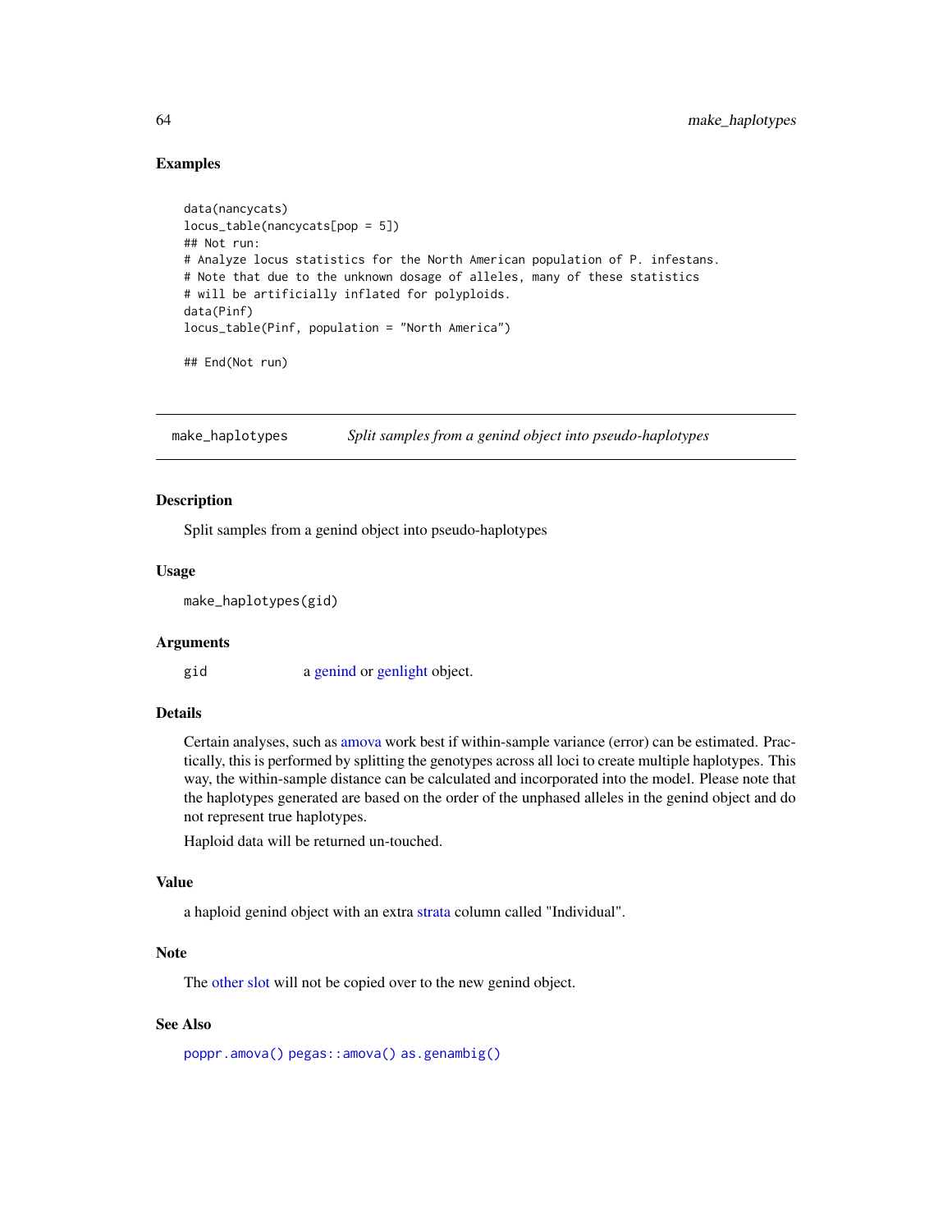### Examples

```
data(nancycats)
locus_table(nancycats[pop = 5])
## Not run:
# Analyze locus statistics for the North American population of P. infestans.
# Note that due to the unknown dosage of alleles, many of these statistics
# will be artificially inflated for polyploids.
data(Pinf)
locus_table(Pinf, population = "North America")

## End(Not run)
```

---

## make_haplotypes — *Split samples from a genind object into pseudo-haplotypes*

### Description

Split samples from a genind object into pseudo-haplotypes

### Usage

```
make_haplotypes(gid)
```

### Arguments

| | |
|---|---|
| gid | a genind or genlight object. |

### Details

Certain analyses, such as amova work best if within-sample variance (error) can be estimated. Practically, this is performed by splitting the genotypes across all loci to create multiple haplotypes. This way, the within-sample distance can be calculated and incorporated into the model. Please note that the haplotypes generated are based on the order of the unphased alleles in the genind object and do not represent true haplotypes.

Haploid data will be returned un-touched.

### Value

a haploid genind object with an extra strata column called "Individual".

### Note

The other slot will not be copied over to the new genind object.

### See Also

`poppr.amova()` `pegas::amova()` `as.genambig()`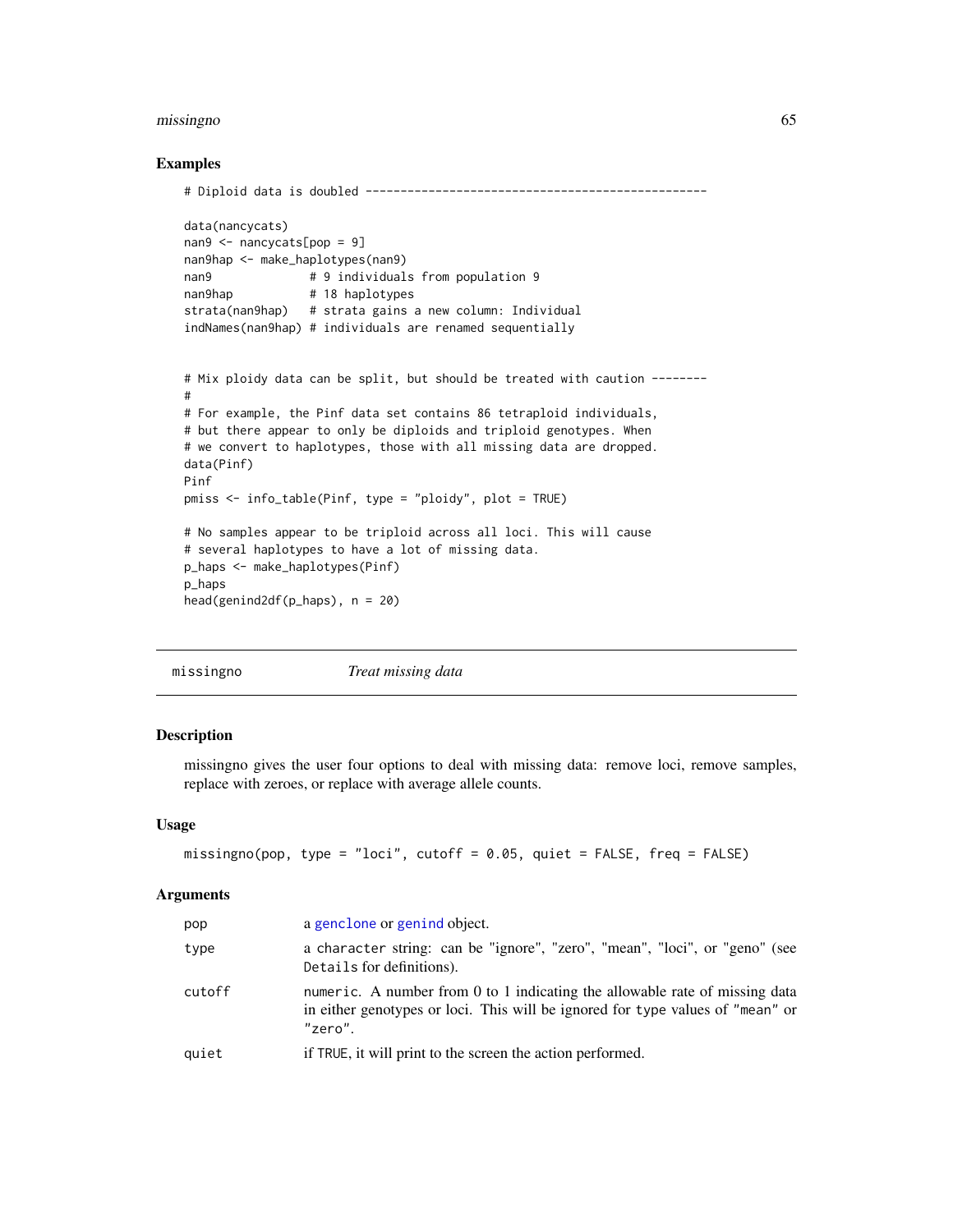## Examples

```
# Diploid data is doubled -------------------------------------------------

data(nancycats)
nan9 <- nancycats[pop = 9]
nan9hap <- make_haplotypes(nan9)
nan9             # 9 individuals from population 9
nan9hap          # 18 haplotypes
strata(nan9hap)  # strata gains a new column: Individual
indNames(nan9hap) # individuals are renamed sequentially


# Mix ploidy data can be split, but should be treated with caution --------
#
# For example, the Pinf data set contains 86 tetraploid individuals,
# but there appear to only be diploids and triploid genotypes. When
# we convert to haplotypes, those with all missing data are dropped.
data(Pinf)
Pinf
pmiss <- info_table(Pinf, type = "ploidy", plot = TRUE)

# No samples appear to be triploid across all loci. This will cause
# several haplotypes to have a lot of missing data.
p_haps <- make_haplotypes(Pinf)
p_haps
head(genind2df(p_haps), n = 20)
```

---

`missingno` *Treat missing data*

---

## Description

missingno gives the user four options to deal with missing data: remove loci, remove samples, replace with zeroes, or replace with average allele counts.

## Usage

```
missingno(pop, type = "loci", cutoff = 0.05, quiet = FALSE, freq = FALSE)
```

## Arguments

| | |
|---|---|
| pop | a genclone or genind object. |
| type | a character string: can be "ignore", "zero", "mean", "loci", or "geno" (see Details for definitions). |
| cutoff | numeric. A number from 0 to 1 indicating the allowable rate of missing data in either genotypes or loci. This will be ignored for type values of "mean" or "zero". |
| quiet | if TRUE, it will print to the screen the action performed. |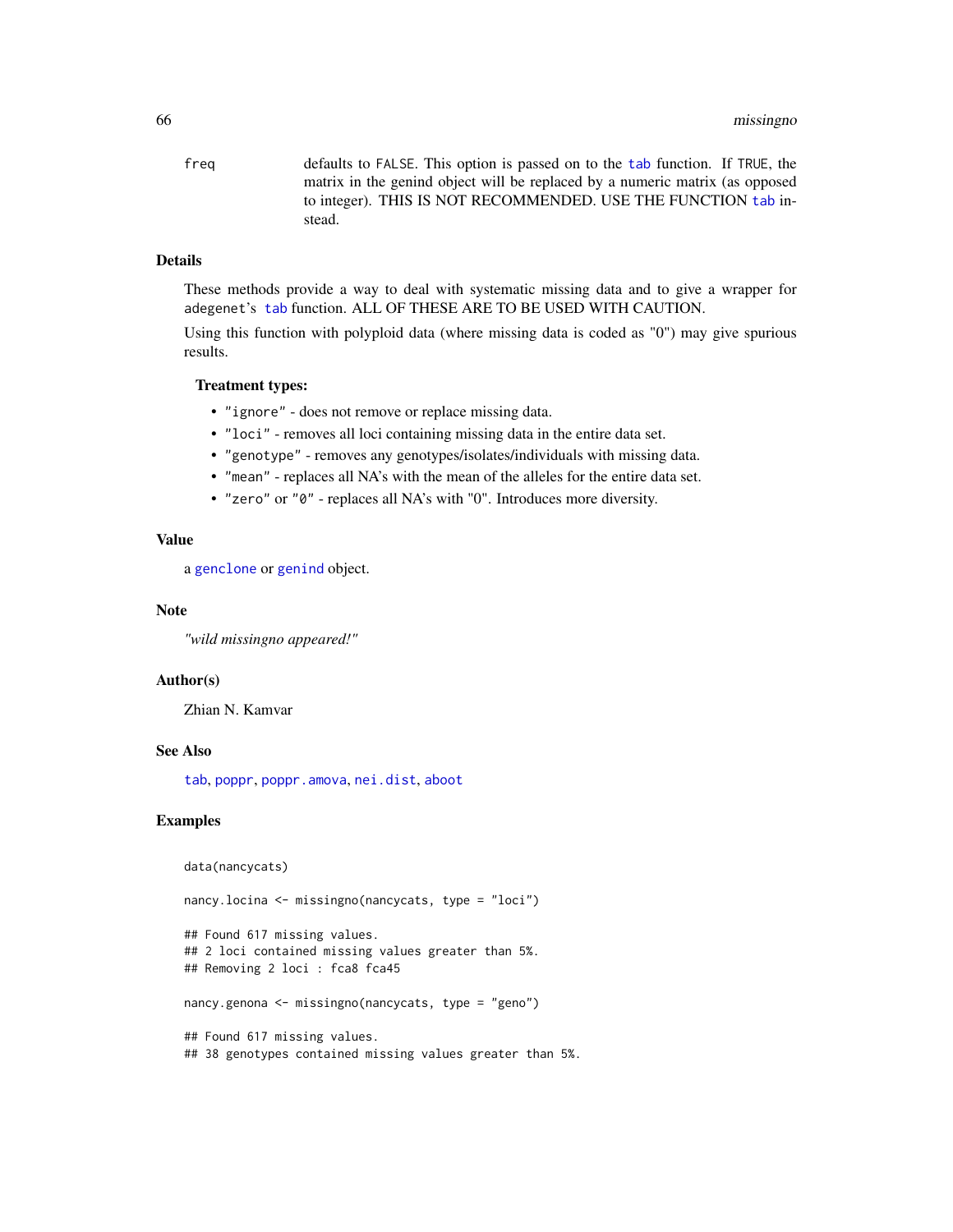freq defaults to FALSE. This option is passed on to the tab function. If TRUE, the matrix in the genind object will be replaced by a numeric matrix (as opposed to integer). THIS IS NOT RECOMMENDED. USE THE FUNCTION tab instead.

## Details

These methods provide a way to deal with systematic missing data and to give a wrapper for adegenet's tab function. ALL OF THESE ARE TO BE USED WITH CAUTION.

Using this function with polyploid data (where missing data is coded as "0") may give spurious results.

### Treatment types:

- "ignore" - does not remove or replace missing data.
- "loci" - removes all loci containing missing data in the entire data set.
- "genotype" - removes any genotypes/isolates/individuals with missing data.
- "mean" - replaces all NA's with the mean of the alleles for the entire data set.
- "zero" or "0" - replaces all NA's with "0". Introduces more diversity.

## Value

a genclone or genind object.

## Note

*"wild missingno appeared!"*

## Author(s)

Zhian N. Kamvar

## See Also

tab, poppr, poppr.amova, nei.dist, aboot

## Examples

```
data(nancycats)

nancy.locina <- missingno(nancycats, type = "loci")

## Found 617 missing values.
## 2 loci contained missing values greater than 5%.
## Removing 2 loci : fca8 fca45

nancy.genona <- missingno(nancycats, type = "geno")

## Found 617 missing values.
## 38 genotypes contained missing values greater than 5%.
```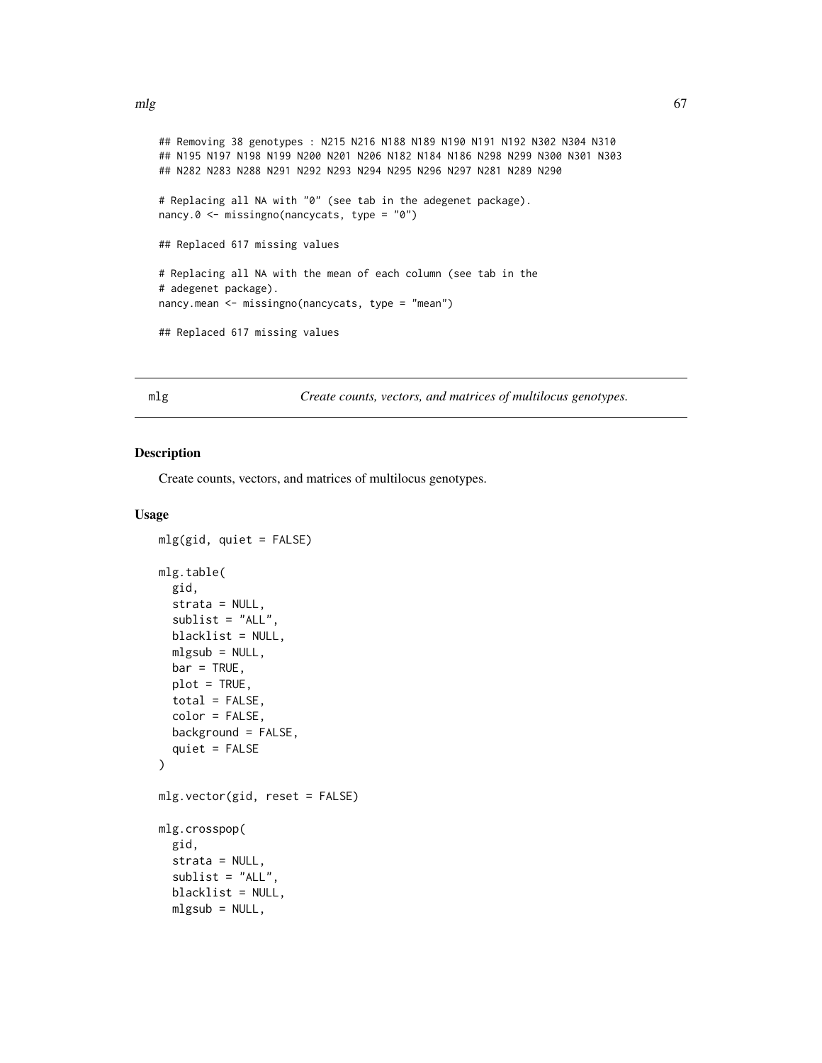```
## Removing 38 genotypes : N215 N216 N188 N189 N190 N191 N192 N302 N304 N310
## N195 N197 N198 N199 N200 N201 N206 N182 N184 N186 N298 N299 N300 N301 N303
## N282 N283 N288 N291 N292 N293 N294 N295 N296 N297 N281 N289 N290

# Replacing all NA with "0" (see tab in the adegenet package).
nancy.0 <- missingno(nancycats, type = "0")

## Replaced 617 missing values

# Replacing all NA with the mean of each column (see tab in the
# adegenet package).
nancy.mean <- missingno(nancycats, type = "mean")

## Replaced 617 missing values
```

## mlg — *Create counts, vectors, and matrices of multilocus genotypes.*

### Description

Create counts, vectors, and matrices of multilocus genotypes.

### Usage

```
mlg(gid, quiet = FALSE)

mlg.table(
  gid,
  strata = NULL,
  sublist = "ALL",
  blacklist = NULL,
  mlgsub = NULL,
  bar = TRUE,
  plot = TRUE,
  total = FALSE,
  color = FALSE,
  background = FALSE,
  quiet = FALSE
)

mlg.vector(gid, reset = FALSE)

mlg.crosspop(
  gid,
  strata = NULL,
  sublist = "ALL",
  blacklist = NULL,
  mlgsub = NULL,
```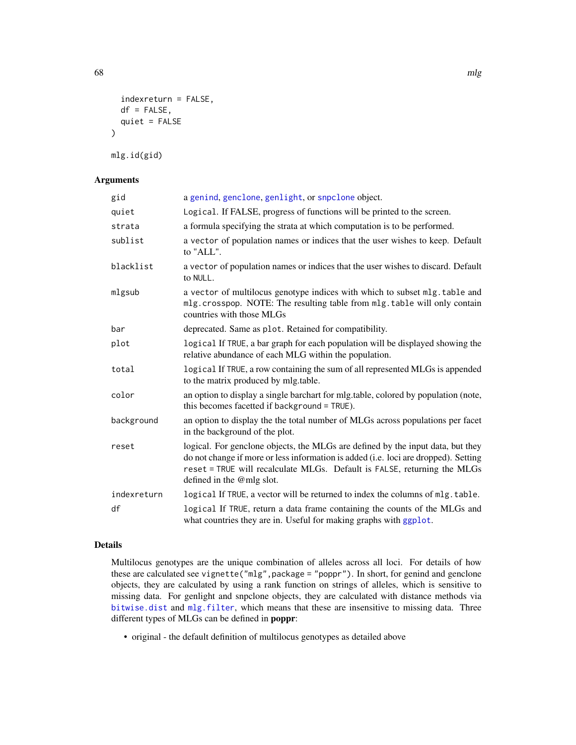```
  indexreturn = FALSE,
  df = FALSE,
  quiet = FALSE
)

mlg.id(gid)
```

## Arguments

| | |
|---|---|
| gid | a genind, genclone, genlight, or snpclone object. |
| quiet | Logical. If FALSE, progress of functions will be printed to the screen. |
| strata | a formula specifying the strata at which computation is to be performed. |
| sublist | a vector of population names or indices that the user wishes to keep. Default to "ALL". |
| blacklist | a vector of population names or indices that the user wishes to discard. Default to NULL. |
| mlgsub | a vector of multilocus genotype indices with which to subset mlg.table and mlg.crosspop. NOTE: The resulting table from mlg.table will only contain countries with those MLGs |
| bar | deprecated. Same as plot. Retained for compatibility. |
| plot | logical If TRUE, a bar graph for each population will be displayed showing the relative abundance of each MLG within the population. |
| total | logical If TRUE, a row containing the sum of all represented MLGs is appended to the matrix produced by mlg.table. |
| color | an option to display a single barchart for mlg.table, colored by population (note, this becomes facetted if background = TRUE). |
| background | an option to display the the total number of MLGs across populations per facet in the background of the plot. |
| reset | logical. For genclone objects, the MLGs are defined by the input data, but they do not change if more or less information is added (i.e. loci are dropped). Setting reset = TRUE will recalculate MLGs. Default is FALSE, returning the MLGs defined in the @mlg slot. |
| indexreturn | logical If TRUE, a vector will be returned to index the columns of mlg.table. |
| df | logical If TRUE, return a data frame containing the counts of the MLGs and what countries they are in. Useful for making graphs with ggplot. |

## Details

Multilocus genotypes are the unique combination of alleles across all loci. For details of how these are calculated see vignette("mlg",package = "poppr"). In short, for genind and genclone objects, they are calculated by using a rank function on strings of alleles, which is sensitive to missing data. For genlight and snpclone objects, they are calculated with distance methods via bitwise.dist and mlg.filter, which means that these are insensitive to missing data. Three different types of MLGs can be defined in **poppr**:

- original - the default definition of multilocus genotypes as detailed above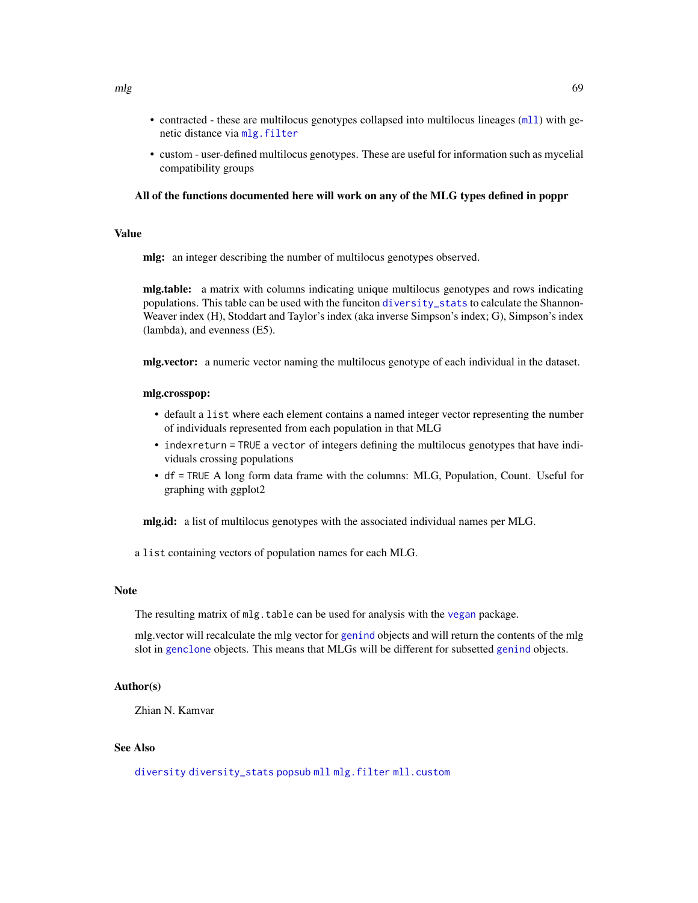- contracted - these are multilocus genotypes collapsed into multilocus lineages (`mll`) with genetic distance via `mlg.filter`
- custom - user-defined multilocus genotypes. These are useful for information such as mycelial compatibility groups

**All of the functions documented here will work on any of the MLG types defined in poppr**

## Value

**mlg:** an integer describing the number of multilocus genotypes observed.

**mlg.table:** a matrix with columns indicating unique multilocus genotypes and rows indicating populations. This table can be used with the funciton `diversity_stats` to calculate the Shannon-Weaver index (H), Stoddart and Taylor's index (aka inverse Simpson's index; G), Simpson's index (lambda), and evenness (E5).

**mlg.vector:** a numeric vector naming the multilocus genotype of each individual in the dataset.

**mlg.crosspop:**

- default a `list` where each element contains a named integer vector representing the number of individuals represented from each population in that MLG
- `indexreturn = TRUE` a `vector` of integers defining the multilocus genotypes that have individuals crossing populations
- `df = TRUE` A long form data frame with the columns: MLG, Population, Count. Useful for graphing with ggplot2

**mlg.id:** a list of multilocus genotypes with the associated individual names per MLG.

a `list` containing vectors of population names for each MLG.

## Note

The resulting matrix of `mlg.table` can be used for analysis with the `vegan` package.

mlg.vector will recalculate the mlg vector for `genind` objects and will return the contents of the mlg slot in `genclone` objects. This means that MLGs will be different for subsetted `genind` objects.

## Author(s)

Zhian N. Kamvar

## See Also

`diversity` `diversity_stats` `popsub` `mll` `mlg.filter` `mll.custom`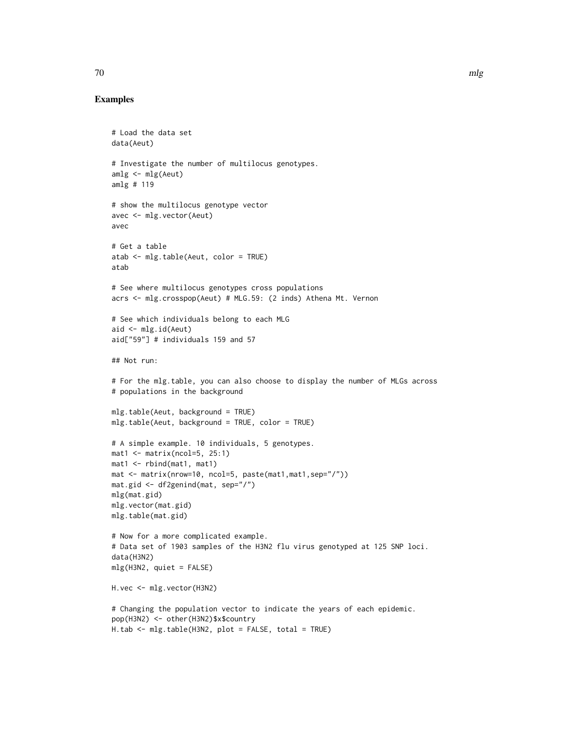## Examples

```
# Load the data set
data(Aeut)

# Investigate the number of multilocus genotypes.
amlg <- mlg(Aeut)
amlg # 119

# show the multilocus genotype vector
avec <- mlg.vector(Aeut)
avec

# Get a table
atab <- mlg.table(Aeut, color = TRUE)
atab

# See where multilocus genotypes cross populations
acrs <- mlg.crosspop(Aeut) # MLG.59: (2 inds) Athena Mt. Vernon

# See which individuals belong to each MLG
aid <- mlg.id(Aeut)
aid["59"] # individuals 159 and 57

## Not run:

# For the mlg.table, you can also choose to display the number of MLGs across
# populations in the background

mlg.table(Aeut, background = TRUE)
mlg.table(Aeut, background = TRUE, color = TRUE)

# A simple example. 10 individuals, 5 genotypes.
mat1 <- matrix(ncol=5, 25:1)
mat1 <- rbind(mat1, mat1)
mat <- matrix(nrow=10, ncol=5, paste(mat1,mat1,sep="/"))
mat.gid <- df2genind(mat, sep="/")
mlg(mat.gid)
mlg.vector(mat.gid)
mlg.table(mat.gid)

# Now for a more complicated example.
# Data set of 1903 samples of the H3N2 flu virus genotyped at 125 SNP loci.
data(H3N2)
mlg(H3N2, quiet = FALSE)

H.vec <- mlg.vector(H3N2)

# Changing the population vector to indicate the years of each epidemic.
pop(H3N2) <- other(H3N2)$x$country
H.tab <- mlg.table(H3N2, plot = FALSE, total = TRUE)
```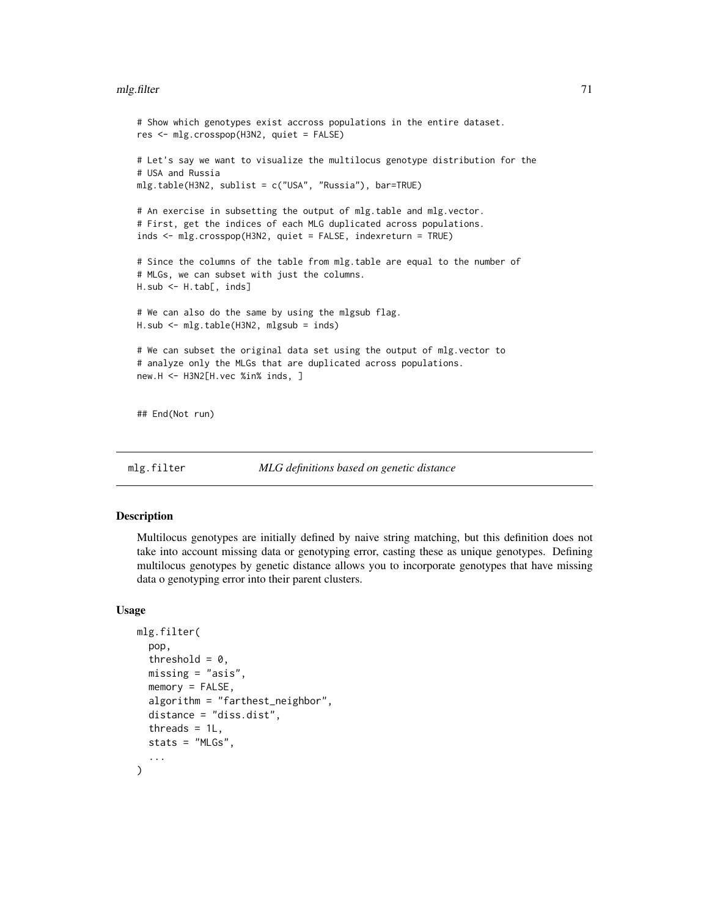```
# Show which genotypes exist accross populations in the entire dataset.
res <- mlg.crosspop(H3N2, quiet = FALSE)

# Let's say we want to visualize the multilocus genotype distribution for the
# USA and Russia
mlg.table(H3N2, sublist = c("USA", "Russia"), bar=TRUE)

# An exercise in subsetting the output of mlg.table and mlg.vector.
# First, get the indices of each MLG duplicated across populations.
inds <- mlg.crosspop(H3N2, quiet = FALSE, indexreturn = TRUE)

# Since the columns of the table from mlg.table are equal to the number of
# MLGs, we can subset with just the columns.
H.sub <- H.tab[, inds]

# We can also do the same by using the mlgsub flag.
H.sub <- mlg.table(H3N2, mlgsub = inds)

# We can subset the original data set using the output of mlg.vector to
# analyze only the MLGs that are duplicated across populations.
new.H <- H3N2[H.vec %in% inds, ]


## End(Not run)
```

## mlg.filter — *MLG definitions based on genetic distance*

### Description

Multilocus genotypes are initially defined by naive string matching, but this definition does not take into account missing data or genotyping error, casting these as unique genotypes. Defining multilocus genotypes by genetic distance allows you to incorporate genotypes that have missing data o genotyping error into their parent clusters.

### Usage

```
mlg.filter(
  pop,
  threshold = 0,
  missing = "asis",
  memory = FALSE,
  algorithm = "farthest_neighbor",
  distance = "diss.dist",
  threads = 1L,
  stats = "MLGs",
  ...
)
```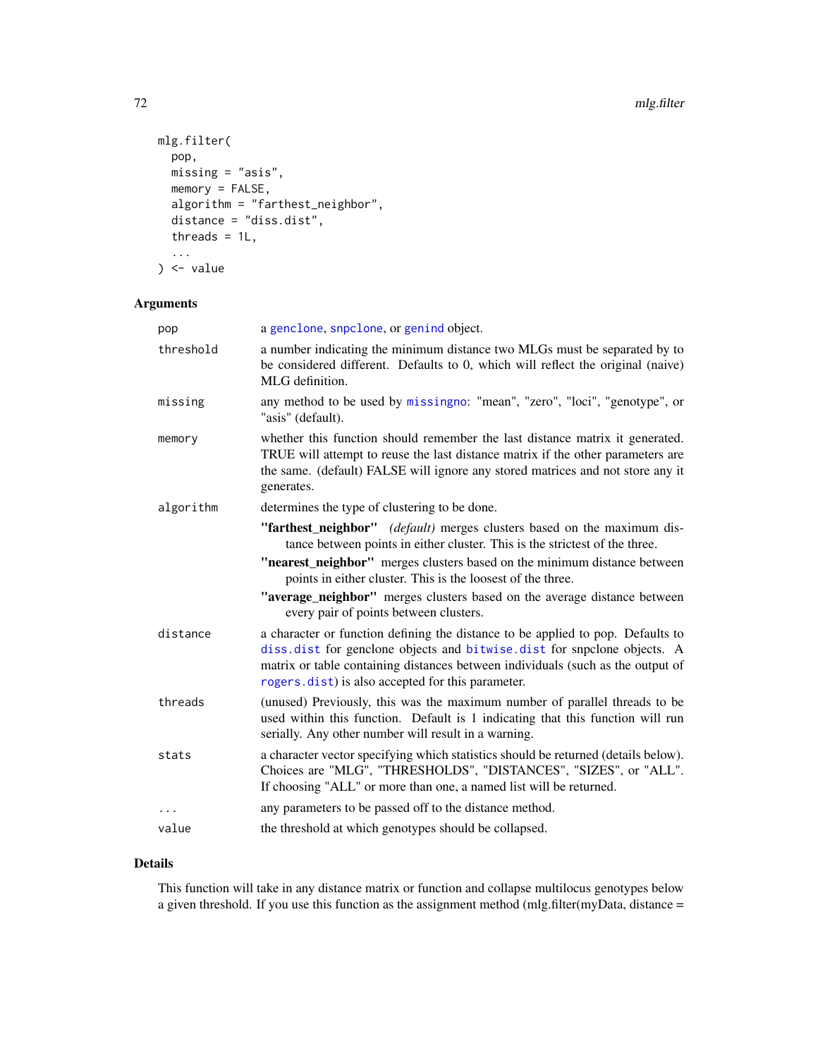```
mlg.filter(
  pop,
  missing = "asis",
  memory = FALSE,
  algorithm = "farthest_neighbor",
  distance = "diss.dist",
  threads = 1L,
  ...
) <- value
```

## Arguments

| | |
|---|---|
| pop | a genclone, snpclone, or genind object. |
| threshold | a number indicating the minimum distance two MLGs must be separated by to be considered different. Defaults to 0, which will reflect the original (naive) MLG definition. |
| missing | any method to be used by missingno: "mean", "zero", "loci", "genotype", or "asis" (default). |
| memory | whether this function should remember the last distance matrix it generated. TRUE will attempt to reuse the last distance matrix if the other parameters are the same. (default) FALSE will ignore any stored matrices and not store any it generates. |
| algorithm | determines the type of clustering to be done.<br>**"farthest_neighbor"** *(default)* merges clusters based on the maximum distance between points in either cluster. This is the strictest of the three.<br>**"nearest_neighbor"** merges clusters based on the minimum distance between points in either cluster. This is the loosest of the three.<br>**"average_neighbor"** merges clusters based on the average distance between every pair of points between clusters. |
| distance | a character or function defining the distance to be applied to pop. Defaults to diss.dist for genclone objects and bitwise.dist for snpclone objects. A matrix or table containing distances between individuals (such as the output of rogers.dist) is also accepted for this parameter. |
| threads | (unused) Previously, this was the maximum number of parallel threads to be used within this function. Default is 1 indicating that this function will run serially. Any other number will result in a warning. |
| stats | a character vector specifying which statistics should be returned (details below). Choices are "MLG", "THRESHOLDS", "DISTANCES", "SIZES", or "ALL". If choosing "ALL" or more than one, a named list will be returned. |
| ... | any parameters to be passed off to the distance method. |
| value | the threshold at which genotypes should be collapsed. |

## Details

This function will take in any distance matrix or function and collapse multilocus genotypes below a given threshold. If you use this function as the assignment method (mlg.filter(myData, distance =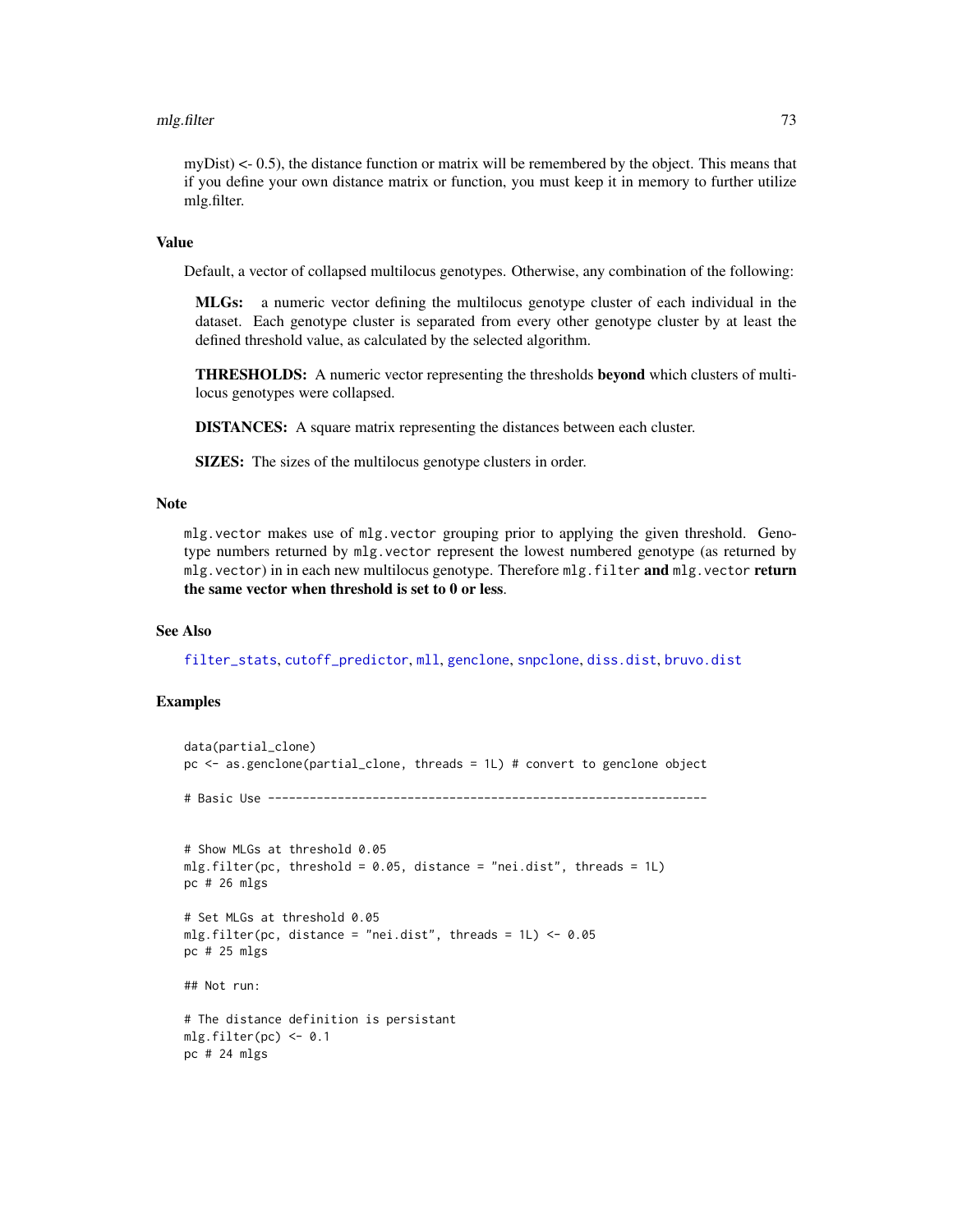myDist) <- 0.5), the distance function or matrix will be remembered by the object. This means that if you define your own distance matrix or function, you must keep it in memory to further utilize mlg.filter.

## Value

Default, a vector of collapsed multilocus genotypes. Otherwise, any combination of the following:

**MLGs:** a numeric vector defining the multilocus genotype cluster of each individual in the dataset. Each genotype cluster is separated from every other genotype cluster by at least the defined threshold value, as calculated by the selected algorithm.

**THRESHOLDS:** A numeric vector representing the thresholds **beyond** which clusters of multilocus genotypes were collapsed.

**DISTANCES:** A square matrix representing the distances between each cluster.

**SIZES:** The sizes of the multilocus genotype clusters in order.

## Note

`mlg.vector` makes use of `mlg.vector` grouping prior to applying the given threshold. Genotype numbers returned by `mlg.vector` represent the lowest numbered genotype (as returned by `mlg.vector`) in in each new multilocus genotype. Therefore `mlg.filter` **and** `mlg.vector` **return the same vector when threshold is set to 0 or less**.

## See Also

filter_stats, cutoff_predictor, mll, genclone, snpclone, diss.dist, bruvo.dist

## Examples

```
data(partial_clone)
pc <- as.genclone(partial_clone, threads = 1L) # convert to genclone object

# Basic Use ---------------------------------------------------------------


# Show MLGs at threshold 0.05
mlg.filter(pc, threshold = 0.05, distance = "nei.dist", threads = 1L)
pc # 26 mlgs

# Set MLGs at threshold 0.05
mlg.filter(pc, distance = "nei.dist", threads = 1L) <- 0.05
pc # 25 mlgs

## Not run:

# The distance definition is persistant
mlg.filter(pc) <- 0.1
pc # 24 mlgs
```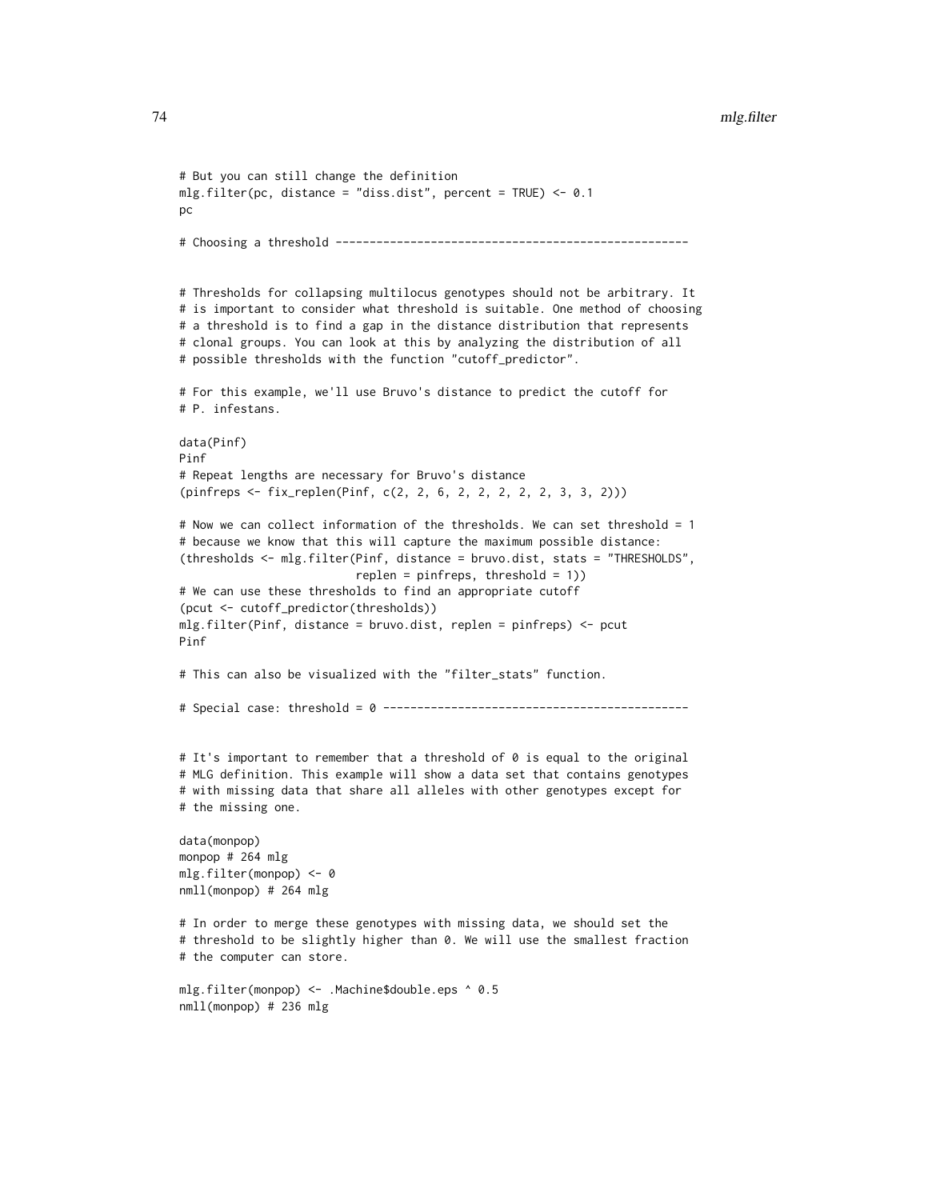```
# But you can still change the definition
mlg.filter(pc, distance = "diss.dist", percent = TRUE) <- 0.1
pc

# Choosing a threshold ----------------------------------------------------


# Thresholds for collapsing multilocus genotypes should not be arbitrary. It
# is important to consider what threshold is suitable. One method of choosing
# a threshold is to find a gap in the distance distribution that represents
# clonal groups. You can look at this by analyzing the distribution of all
# possible thresholds with the function "cutoff_predictor".

# For this example, we'll use Bruvo's distance to predict the cutoff for
# P. infestans.

data(Pinf)
Pinf
# Repeat lengths are necessary for Bruvo's distance
(pinfreps <- fix_replen(Pinf, c(2, 2, 6, 2, 2, 2, 2, 2, 3, 3, 2)))

# Now we can collect information of the thresholds. We can set threshold = 1
# because we know that this will capture the maximum possible distance:
(thresholds <- mlg.filter(Pinf, distance = bruvo.dist, stats = "THRESHOLDS",
                          replen = pinfreps, threshold = 1))
# We can use these thresholds to find an appropriate cutoff
(pcut <- cutoff_predictor(thresholds))
mlg.filter(Pinf, distance = bruvo.dist, replen = pinfreps) <- pcut
Pinf

# This can also be visualized with the "filter_stats" function.

# Special case: threshold = 0 ---------------------------------------------


# It's important to remember that a threshold of 0 is equal to the original
# MLG definition. This example will show a data set that contains genotypes
# with missing data that share all alleles with other genotypes except for
# the missing one.

data(monpop)
monpop # 264 mlg
mlg.filter(monpop) <- 0
nmll(monpop) # 264 mlg

# In order to merge these genotypes with missing data, we should set the
# threshold to be slightly higher than 0. We will use the smallest fraction
# the computer can store.

mlg.filter(monpop) <- .Machine$double.eps ^ 0.5
nmll(monpop) # 236 mlg
```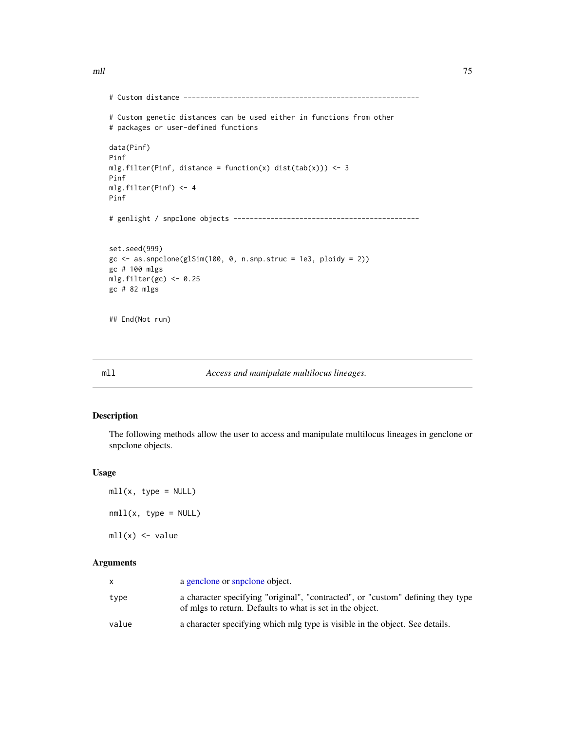```
# Custom distance --------------------------------------------------------

# Custom genetic distances can be used either in functions from other
# packages or user-defined functions

data(Pinf)
Pinf
mlg.filter(Pinf, distance = function(x) dist(tab(x))) <- 3
Pinf
mlg.filter(Pinf) <- 4
Pinf

# genlight / snpclone objects --------------------------------------------


set.seed(999)
gc <- as.snpclone(glSim(100, 0, n.snp.struc = 1e3, ploidy = 2))
gc # 100 mlgs
mlg.filter(gc) <- 0.25
gc # 82 mlgs


## End(Not run)
```

## mll — *Access and manipulate multilocus lineages.*

### Description

The following methods allow the user to access and manipulate multilocus lineages in genclone or snpclone objects.

### Usage

```
mll(x, type = NULL)

nmll(x, type = NULL)

mll(x) <- value
```

### Arguments

| | |
|---|---|
| x | a genclone or snpclone object. |
| type | a character specifying "original", "contracted", or "custom" defining they type of mlgs to return. Defaults to what is set in the object. |
| value | a character specifying which mlg type is visible in the object. See details. |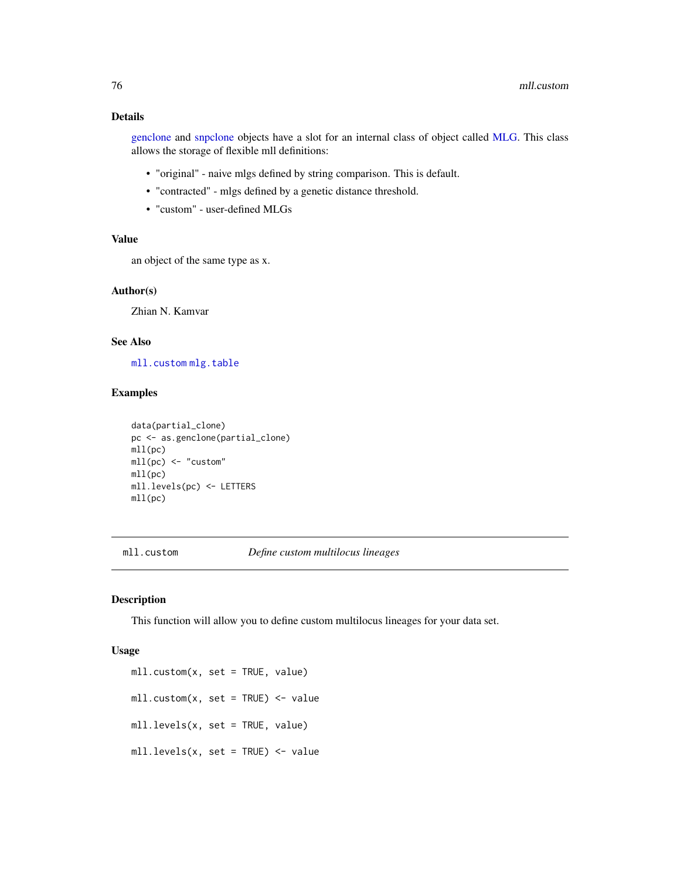### Details

genclone and snpclone objects have a slot for an internal class of object called MLG. This class allows the storage of flexible mll definitions:

- "original" - naive mlgs defined by string comparison. This is default.
- "contracted" - mlgs defined by a genetic distance threshold.
- "custom" - user-defined MLGs

### Value

an object of the same type as x.

### Author(s)

Zhian N. Kamvar

### See Also

`mll.custom` `mlg.table`

### Examples

```
data(partial_clone)
pc <- as.genclone(partial_clone)
mll(pc)
mll(pc) <- "custom"
mll(pc)
mll.levels(pc) <- LETTERS
mll(pc)
```

---

## mll.custom — *Define custom multilocus lineages*

### Description

This function will allow you to define custom multilocus lineages for your data set.

### Usage

```
mll.custom(x, set = TRUE, value)

mll.custom(x, set = TRUE) <- value

mll.levels(x, set = TRUE, value)

mll.levels(x, set = TRUE) <- value
```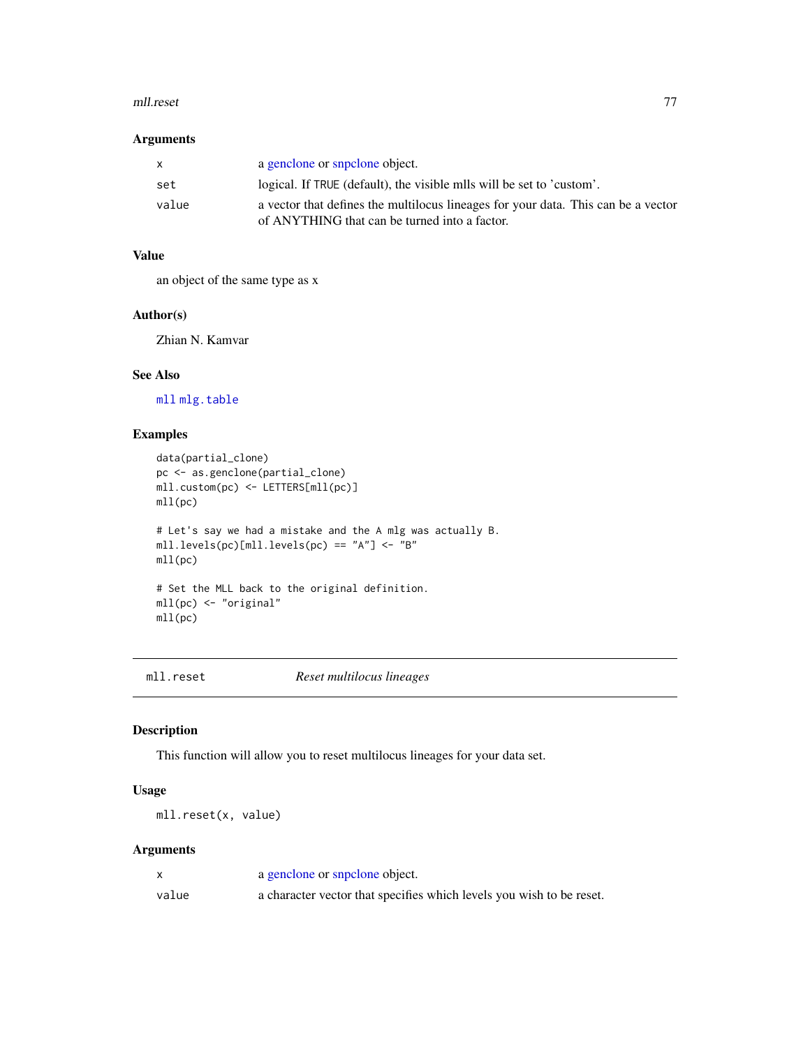### Arguments

| | |
|---|---|
| x | a genclone or snpclone object. |
| set | logical. If TRUE (default), the visible mlls will be set to 'custom'. |
| value | a vector that defines the multilocus lineages for your data. This can be a vector of ANYTHING that can be turned into a factor. |

### Value

an object of the same type as x

### Author(s)

Zhian N. Kamvar

### See Also

mll mlg.table

### Examples

```
data(partial_clone)
pc <- as.genclone(partial_clone)
mll.custom(pc) <- LETTERS[mll(pc)]
mll(pc)

# Let's say we had a mistake and the A mlg was actually B.
mll.levels(pc)[mll.levels(pc) == "A"] <- "B"
mll(pc)

# Set the MLL back to the original definition.
mll(pc) <- "original"
mll(pc)
```

---

## mll.reset *Reset multilocus lineages*

### Description

This function will allow you to reset multilocus lineages for your data set.

### Usage

```
mll.reset(x, value)
```

### Arguments

| | |
|---|---|
| x | a genclone or snpclone object. |
| value | a character vector that specifies which levels you wish to be reset. |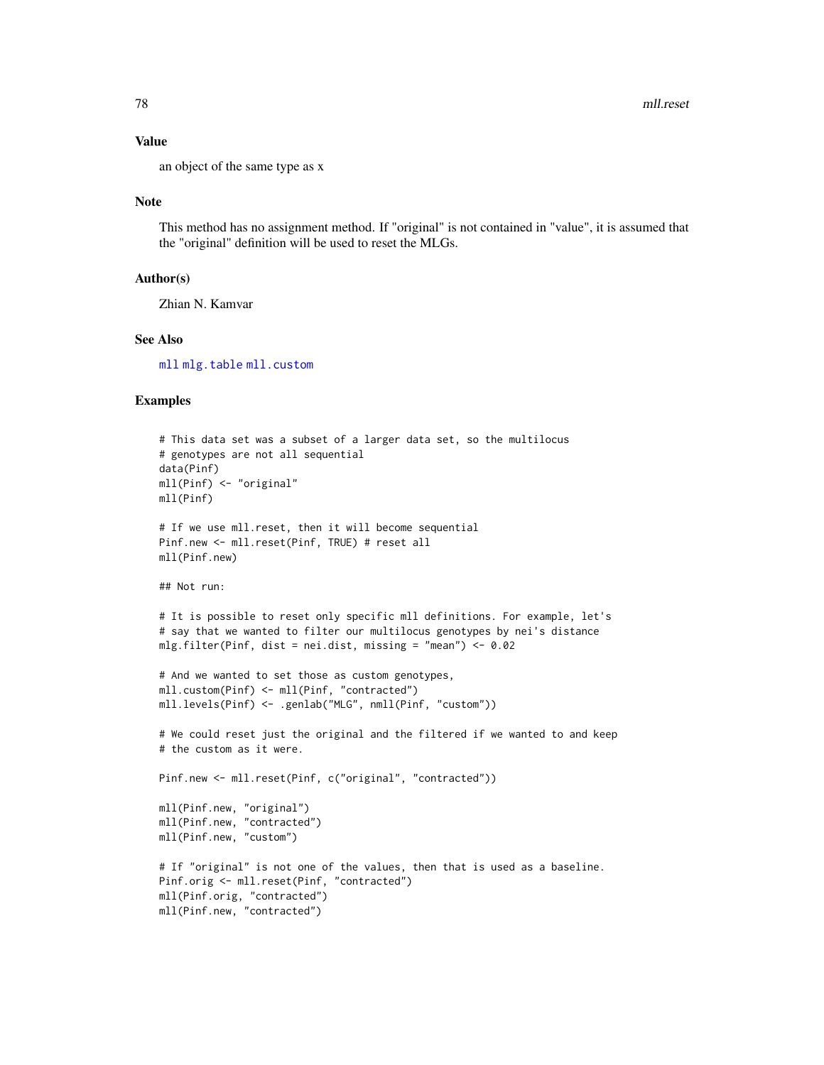## Value

an object of the same type as x

## Note

This method has no assignment method. If "original" is not contained in "value", it is assumed that the "original" definition will be used to reset the MLGs.

## Author(s)

Zhian N. Kamvar

## See Also

mll mlg.table mll.custom

## Examples

```
# This data set was a subset of a larger data set, so the multilocus
# genotypes are not all sequential
data(Pinf)
mll(Pinf) <- "original"
mll(Pinf)

# If we use mll.reset, then it will become sequential
Pinf.new <- mll.reset(Pinf, TRUE) # reset all
mll(Pinf.new)

## Not run:

# It is possible to reset only specific mll definitions. For example, let's
# say that we wanted to filter our multilocus genotypes by nei's distance
mlg.filter(Pinf, dist = nei.dist, missing = "mean") <- 0.02

# And we wanted to set those as custom genotypes,
mll.custom(Pinf) <- mll(Pinf, "contracted")
mll.levels(Pinf) <- .genlab("MLG", nmll(Pinf, "custom"))

# We could reset just the original and the filtered if we wanted to and keep
# the custom as it were.

Pinf.new <- mll.reset(Pinf, c("original", "contracted"))

mll(Pinf.new, "original")
mll(Pinf.new, "contracted")
mll(Pinf.new, "custom")

# If "original" is not one of the values, then that is used as a baseline.
Pinf.orig <- mll.reset(Pinf, "contracted")
mll(Pinf.orig, "contracted")
mll(Pinf.new, "contracted")
```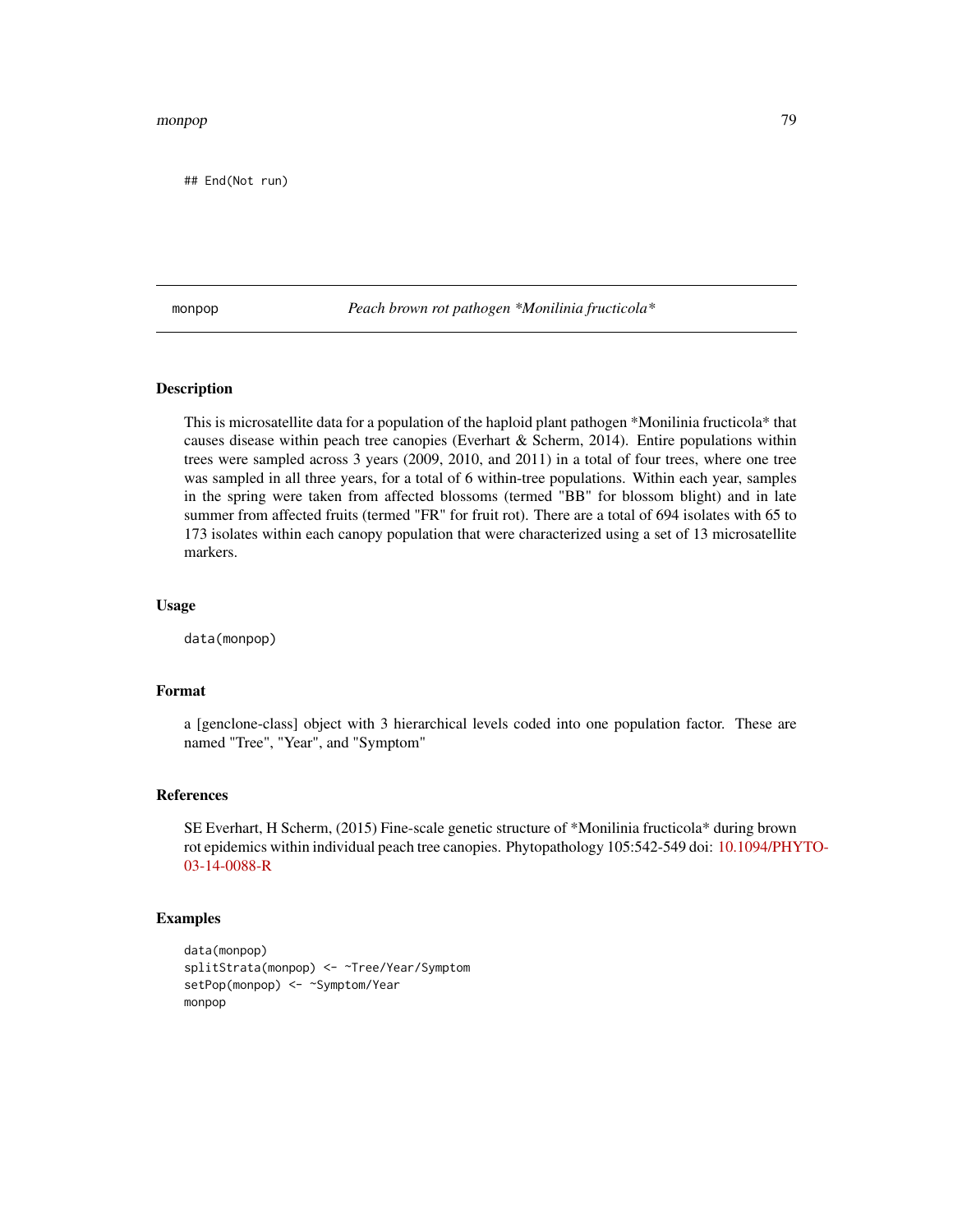```
## End(Not run)
```

## monpop — Peach brown rot pathogen *Monilinia fructicola*

### Description

This is microsatellite data for a population of the haploid plant pathogen *Monilinia fructicola* that causes disease within peach tree canopies (Everhart & Scherm, 2014). Entire populations within trees were sampled across 3 years (2009, 2010, and 2011) in a total of four trees, where one tree was sampled in all three years, for a total of 6 within-tree populations. Within each year, samples in the spring were taken from affected blossoms (termed "BB" for blossom blight) and in late summer from affected fruits (termed "FR" for fruit rot). There are a total of 694 isolates with 65 to 173 isolates within each canopy population that were characterized using a set of 13 microsatellite markers.

### Usage

```
data(monpop)
```

### Format

a [genclone-class] object with 3 hierarchical levels coded into one population factor. These are named "Tree", "Year", and "Symptom"

### References

SE Everhart, H Scherm, (2015) Fine-scale genetic structure of *Monilinia fructicola* during brown rot epidemics within individual peach tree canopies. Phytopathology 105:542-549 doi: 10.1094/PHYTO-03-14-0088-R

### Examples

```
data(monpop)
splitStrata(monpop) <- ~Tree/Year/Symptom
setPop(monpop) <- ~Symptom/Year
monpop
```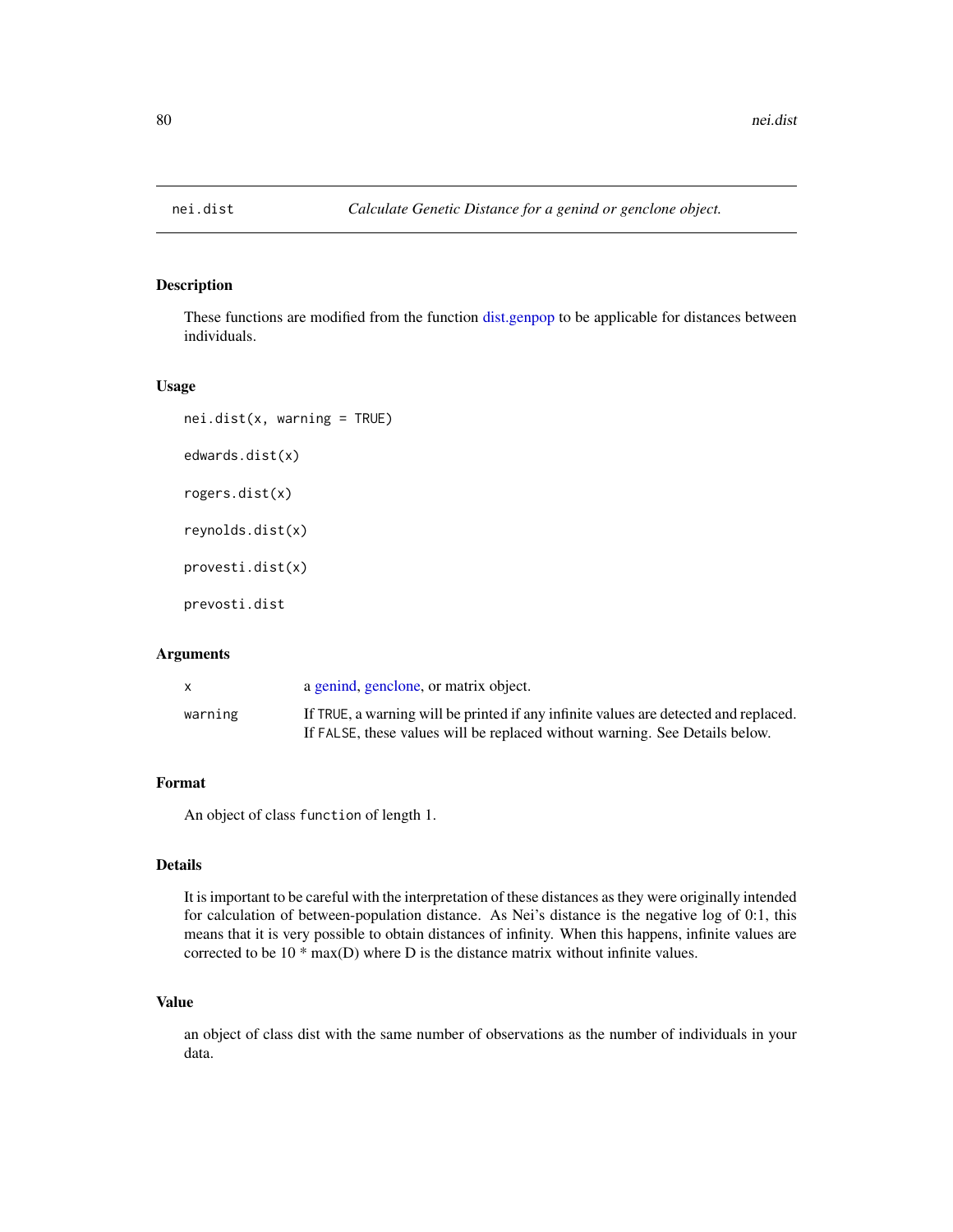# nei.dist — *Calculate Genetic Distance for a genind or genclone object.*

## Description

These functions are modified from the function dist.genpop to be applicable for distances between individuals.

## Usage

```
nei.dist(x, warning = TRUE)

edwards.dist(x)

rogers.dist(x)

reynolds.dist(x)

provesti.dist(x)

prevosti.dist
```

## Arguments

| | |
|---|---|
| x | a genind, genclone, or matrix object. |
| warning | If TRUE, a warning will be printed if any infinite values are detected and replaced. If FALSE, these values will be replaced without warning. See Details below. |

## Format

An object of class `function` of length 1.

## Details

It is important to be careful with the interpretation of these distances as they were originally intended for calculation of between-population distance. As Nei's distance is the negative log of 0:1, this means that it is very possible to obtain distances of infinity. When this happens, infinite values are corrected to be 10 * max(D) where D is the distance matrix without infinite values.

## Value

an object of class dist with the same number of observations as the number of individuals in your data.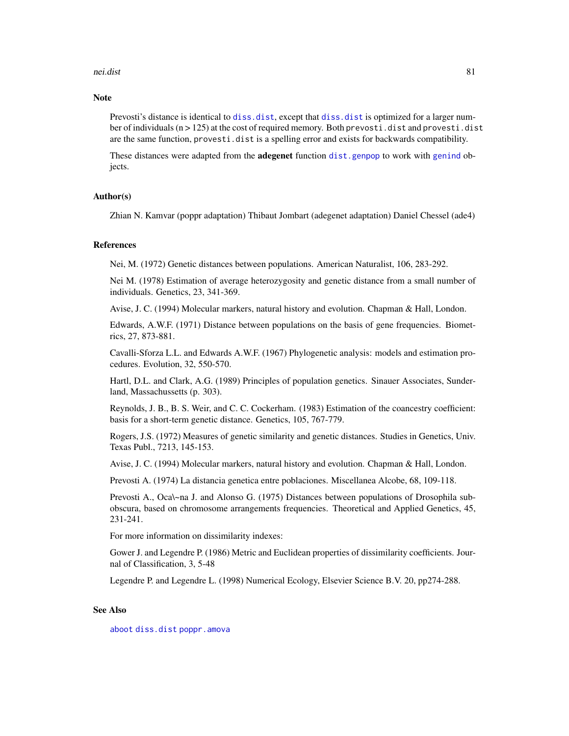## Note

Prevosti's distance is identical to `diss.dist`, except that `diss.dist` is optimized for a larger number of individuals (n > 125) at the cost of required memory. Both `prevosti.dist` and `provesti.dist` are the same function, `provesti.dist` is a spelling error and exists for backwards compatibility.

These distances were adapted from the **adegenet** function `dist.genpop` to work with `genind` objects.

## Author(s)

Zhian N. Kamvar (poppr adaptation) Thibaut Jombart (adegenet adaptation) Daniel Chessel (ade4)

## References

Nei, M. (1972) Genetic distances between populations. American Naturalist, 106, 283-292.

Nei M. (1978) Estimation of average heterozygosity and genetic distance from a small number of individuals. Genetics, 23, 341-369.

Avise, J. C. (1994) Molecular markers, natural history and evolution. Chapman & Hall, London.

Edwards, A.W.F. (1971) Distance between populations on the basis of gene frequencies. Biometrics, 27, 873-881.

Cavalli-Sforza L.L. and Edwards A.W.F. (1967) Phylogenetic analysis: models and estimation procedures. Evolution, 32, 550-570.

Hartl, D.L. and Clark, A.G. (1989) Principles of population genetics. Sinauer Associates, Sunderland, Massachussetts (p. 303).

Reynolds, J. B., B. S. Weir, and C. C. Cockerham. (1983) Estimation of the coancestry coefficient: basis for a short-term genetic distance. Genetics, 105, 767-779.

Rogers, J.S. (1972) Measures of genetic similarity and genetic distances. Studies in Genetics, Univ. Texas Publ., 7213, 145-153.

Avise, J. C. (1994) Molecular markers, natural history and evolution. Chapman & Hall, London.

Prevosti A. (1974) La distancia genetica entre poblaciones. Miscellanea Alcobe, 68, 109-118.

Prevosti A., Oca\~na J. and Alonso G. (1975) Distances between populations of Drosophila subobscura, based on chromosome arrangements frequencies. Theoretical and Applied Genetics, 45, 231-241.

For more information on dissimilarity indexes:

Gower J. and Legendre P. (1986) Metric and Euclidean properties of dissimilarity coefficients. Journal of Classification, 3, 5-48

Legendre P. and Legendre L. (1998) Numerical Ecology, Elsevier Science B.V. 20, pp274-288.

## See Also

`aboot` `diss.dist` `poppr.amova`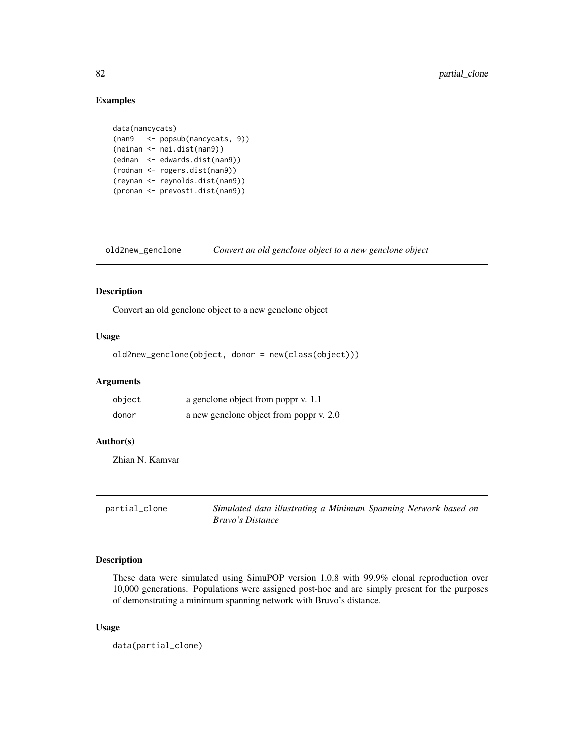### Examples

```
data(nancycats)
(nan9   <- popsub(nancycats, 9))
(neinan <- nei.dist(nan9))
(ednan  <- edwards.dist(nan9))
(rodnan <- rogers.dist(nan9))
(reynan <- reynolds.dist(nan9))
(pronan <- prevosti.dist(nan9))
```

---

## old2new_genclone *Convert an old genclone object to a new genclone object*

### Description

Convert an old genclone object to a new genclone object

### Usage

```
old2new_genclone(object, donor = new(class(object)))
```

### Arguments

| | |
|---|---|
| object | a genclone object from poppr v. 1.1 |
| donor | a new genclone object from poppr v. 2.0 |

### Author(s)

Zhian N. Kamvar

---

## partial_clone *Simulated data illustrating a Minimum Spanning Network based on Bruvo's Distance*

### Description

These data were simulated using SimuPOP version 1.0.8 with 99.9% clonal reproduction over 10,000 generations. Populations were assigned post-hoc and are simply present for the purposes of demonstrating a minimum spanning network with Bruvo's distance.

### Usage

```
data(partial_clone)
```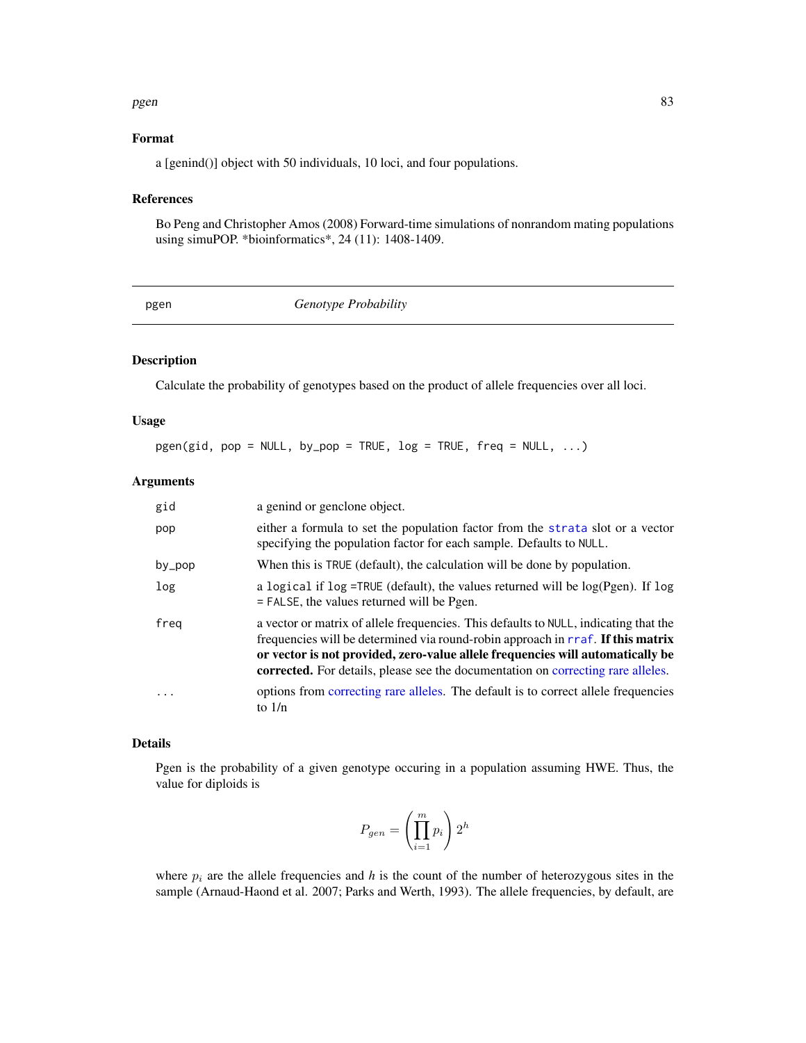### Format

a [genind()] object with 50 individuals, 10 loci, and four populations.

### References

Bo Peng and Christopher Amos (2008) Forward-time simulations of nonrandom mating populations using simuPOP. *bioinformatics*, 24 (11): 1408-1409.

---

## pgen — *Genotype Probability*

---

### Description

Calculate the probability of genotypes based on the product of allele frequencies over all loci.

### Usage

```
pgen(gid, pop = NULL, by_pop = TRUE, log = TRUE, freq = NULL, ...)
```

### Arguments

| Argument | Description |
|---|---|
| gid | a genind or genclone object. |
| pop | either a formula to set the population factor from the strata slot or a vector specifying the population factor for each sample. Defaults to NULL. |
| by_pop | When this is TRUE (default), the calculation will be done by population. |
| log | a logical if log =TRUE (default), the values returned will be log(Pgen). If log = FALSE, the values returned will be Pgen. |
| freq | a vector or matrix of allele frequencies. This defaults to NULL, indicating that the frequencies will be determined via round-robin approach in rraf. **If this matrix or vector is not provided, zero-value allele frequencies will automatically be corrected.** For details, please see the documentation on correcting rare alleles. |
| ... | options from correcting rare alleles. The default is to correct allele frequencies to 1/n |

### Details

Pgen is the probability of a given genotype occuring in a population assuming HWE. Thus, the value for diploids is

$$P_{gen} = \left(\prod_{i=1}^{m} p_i\right) 2^h$$

where $p_i$ are the allele frequencies and $h$ is the count of the number of heterozygous sites in the sample (Arnaud-Haond et al. 2007; Parks and Werth, 1993). The allele frequencies, by default, are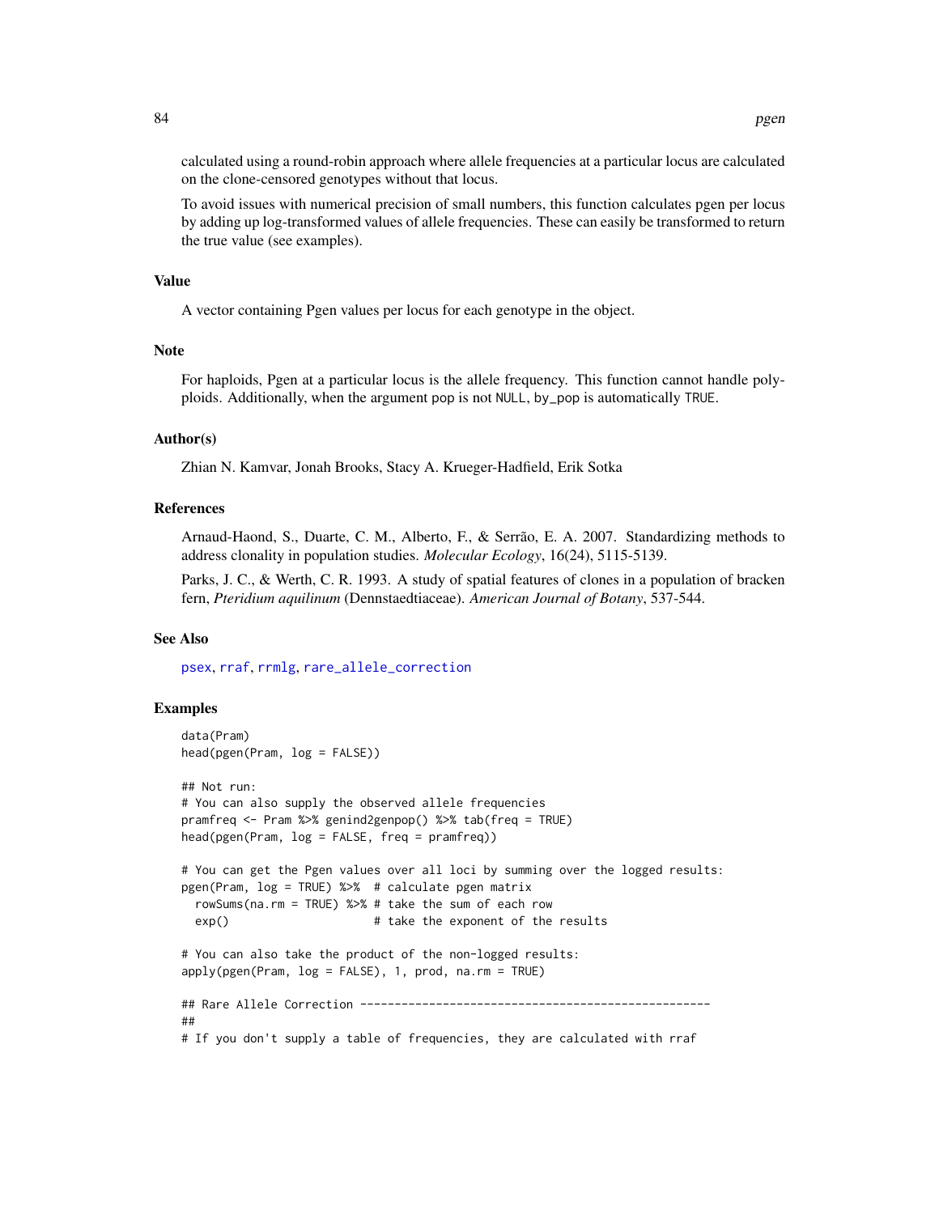calculated using a round-robin approach where allele frequencies at a particular locus are calculated on the clone-censored genotypes without that locus.

To avoid issues with numerical precision of small numbers, this function calculates pgen per locus by adding up log-transformed values of allele frequencies. These can easily be transformed to return the true value (see examples).

## Value

A vector containing Pgen values per locus for each genotype in the object.

## Note

For haploids, Pgen at a particular locus is the allele frequency. This function cannot handle polyploids. Additionally, when the argument pop is not NULL, by_pop is automatically TRUE.

## Author(s)

Zhian N. Kamvar, Jonah Brooks, Stacy A. Krueger-Hadfield, Erik Sotka

## References

Arnaud-Haond, S., Duarte, C. M., Alberto, F., & Serrão, E. A. 2007. Standardizing methods to address clonality in population studies. *Molecular Ecology*, 16(24), 5115-5139.

Parks, J. C., & Werth, C. R. 1993. A study of spatial features of clones in a population of bracken fern, *Pteridium aquilinum* (Dennstaedtiaceae). *American Journal of Botany*, 537-544.

## See Also

psex, rraf, rrmlg, rare_allele_correction

## Examples

```
data(Pram)
head(pgen(Pram, log = FALSE))

## Not run:
# You can also supply the observed allele frequencies
pramfreq <- Pram %>% genind2genpop() %>% tab(freq = TRUE)
head(pgen(Pram, log = FALSE, freq = pramfreq))

# You can get the Pgen values over all loci by summing over the logged results:
pgen(Pram, log = TRUE) %>%  # calculate pgen matrix
  rowSums(na.rm = TRUE) %>% # take the sum of each row
  exp()                     # take the exponent of the results

# You can also take the product of the non-logged results:
apply(pgen(Pram, log = FALSE), 1, prod, na.rm = TRUE)

## Rare Allele Correction ---------------------------------------------------
##
# If you don't supply a table of frequencies, they are calculated with rraf
```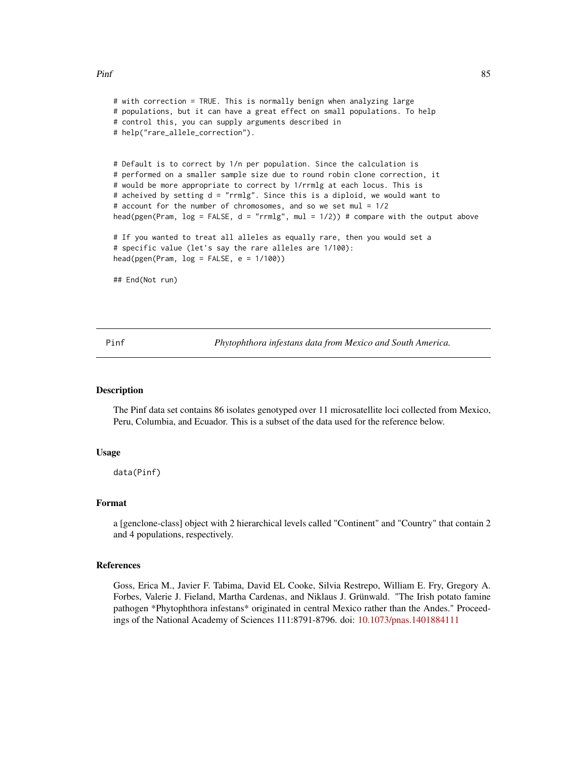```
# with correction = TRUE. This is normally benign when analyzing large
# populations, but it can have a great effect on small populations. To help
# control this, you can supply arguments described in
# help("rare_allele_correction").


# Default is to correct by 1/n per population. Since the calculation is
# performed on a smaller sample size due to round robin clone correction, it
# would be more appropriate to correct by 1/rrmlg at each locus. This is
# acheived by setting d = "rrmlg". Since this is a diploid, we would want to
# account for the number of chromosomes, and so we set mul = 1/2
head(pgen(Pram, log = FALSE, d = "rrmlg", mul = 1/2)) # compare with the output above

# If you wanted to treat all alleles as equally rare, then you would set a
# specific value (let's say the rare alleles are 1/100):
head(pgen(Pram, log = FALSE, e = 1/100))

## End(Not run)
```

---

## Pinf — *Phytophthora infestans data from Mexico and South America.*

### Description

The Pinf data set contains 86 isolates genotyped over 11 microsatellite loci collected from Mexico, Peru, Columbia, and Ecuador. This is a subset of the data used for the reference below.

### Usage

```
data(Pinf)
```

### Format

a [genclone-class] object with 2 hierarchical levels called "Continent" and "Country" that contain 2 and 4 populations, respectively.

### References

Goss, Erica M., Javier F. Tabima, David EL Cooke, Silvia Restrepo, William E. Fry, Gregory A. Forbes, Valerie J. Fieland, Martha Cardenas, and Niklaus J. Grünwald. "The Irish potato famine pathogen *Phytophthora infestans* originated in central Mexico rather than the Andes." Proceedings of the National Academy of Sciences 111:8791-8796. doi: 10.1073/pnas.1401884111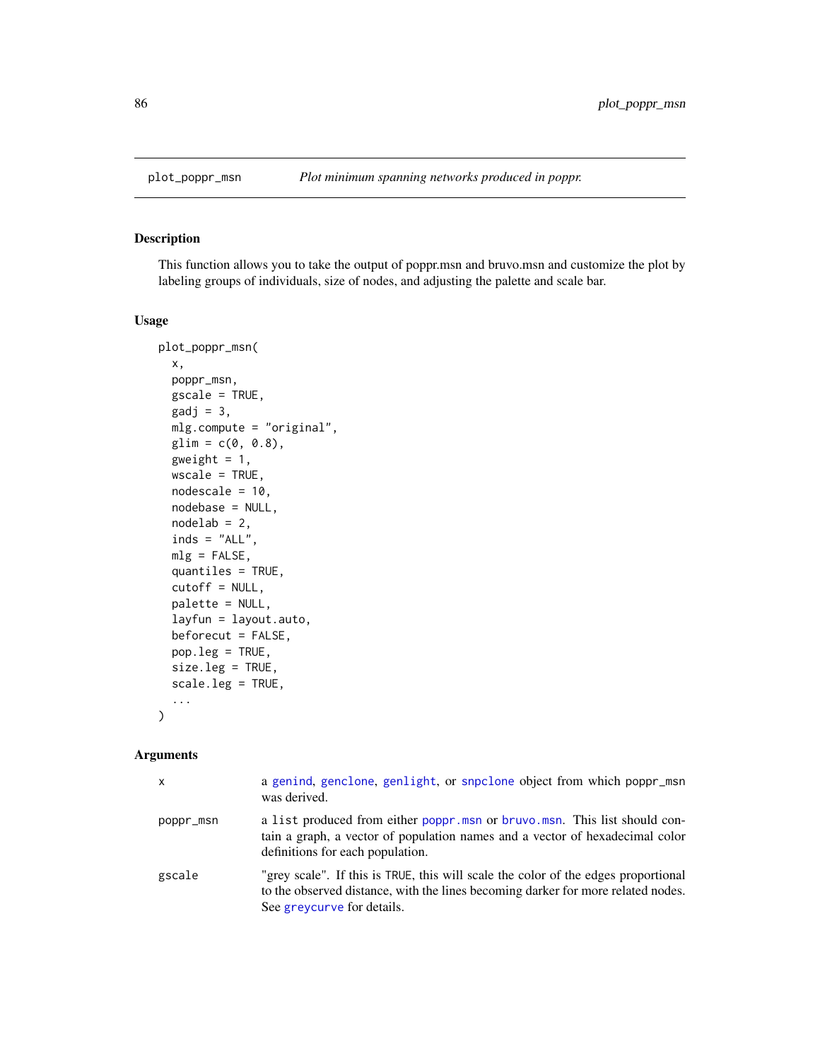## plot_poppr_msn — *Plot minimum spanning networks produced in poppr.*

### Description

This function allows you to take the output of poppr.msn and bruvo.msn and customize the plot by labeling groups of individuals, size of nodes, and adjusting the palette and scale bar.

### Usage

```
plot_poppr_msn(
  x,
  poppr_msn,
  gscale = TRUE,
  gadj = 3,
  mlg.compute = "original",
  glim = c(0, 0.8),
  gweight = 1,
  wscale = TRUE,
  nodescale = 10,
  nodebase = NULL,
  nodelab = 2,
  inds = "ALL",
  mlg = FALSE,
  quantiles = TRUE,
  cutoff = NULL,
  palette = NULL,
  layfun = layout.auto,
  beforecut = FALSE,
  pop.leg = TRUE,
  size.leg = TRUE,
  scale.leg = TRUE,
  ...
)
```

### Arguments

| | |
|---|---|
| `x` | a `genind`, `genclone`, `genlight`, or `snpclone` object from which poppr_msn was derived. |
| `poppr_msn` | a `list` produced from either `poppr.msn` or `bruvo.msn`. This list should contain a graph, a vector of population names and a vector of hexadecimal color definitions for each population. |
| `gscale` | "grey scale". If this is `TRUE`, this will scale the color of the edges proportional to the observed distance, with the lines becoming darker for more related nodes. See `greycurve` for details. |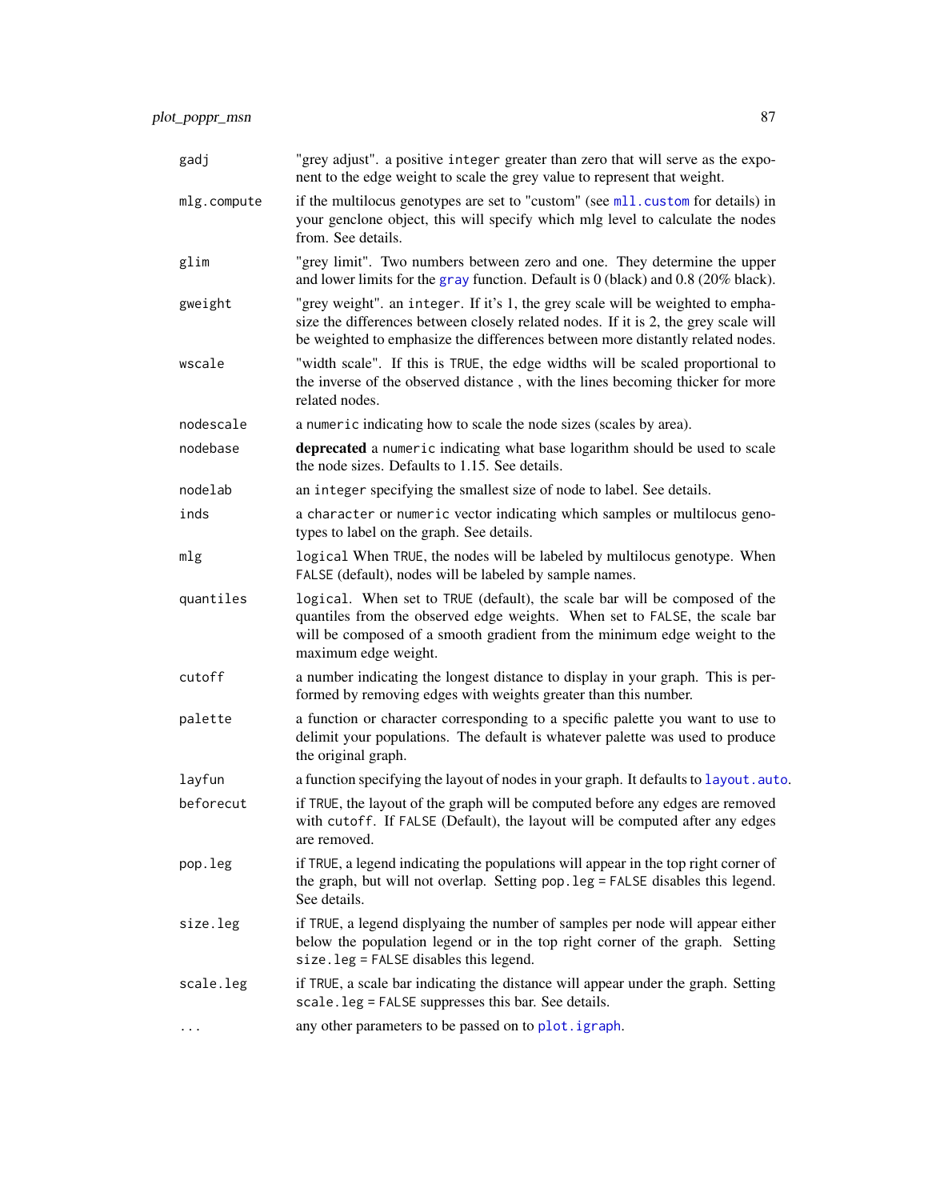| | |
|---|---|
| gadj | "grey adjust". a positive integer greater than zero that will serve as the exponent to the edge weight to scale the grey value to represent that weight. |
| mlg.compute | if the multilocus genotypes are set to "custom" (see mll.custom for details) in your genclone object, this will specify which mlg level to calculate the nodes from. See details. |
| glim | "grey limit". Two numbers between zero and one. They determine the upper and lower limits for the gray function. Default is 0 (black) and 0.8 (20% black). |
| gweight | "grey weight". an integer. If it's 1, the grey scale will be weighted to emphasize the differences between closely related nodes. If it is 2, the grey scale will be weighted to emphasize the differences between more distantly related nodes. |
| wscale | "width scale". If this is TRUE, the edge widths will be scaled proportional to the inverse of the observed distance , with the lines becoming thicker for more related nodes. |
| nodescale | a numeric indicating how to scale the node sizes (scales by area). |
| nodebase | **deprecated** a numeric indicating what base logarithm should be used to scale the node sizes. Defaults to 1.15. See details. |
| nodelab | an integer specifying the smallest size of node to label. See details. |
| inds | a character or numeric vector indicating which samples or multilocus genotypes to label on the graph. See details. |
| mlg | logical When TRUE, the nodes will be labeled by multilocus genotype. When FALSE (default), nodes will be labeled by sample names. |
| quantiles | logical. When set to TRUE (default), the scale bar will be composed of the quantiles from the observed edge weights. When set to FALSE, the scale bar will be composed of a smooth gradient from the minimum edge weight to the maximum edge weight. |
| cutoff | a number indicating the longest distance to display in your graph. This is performed by removing edges with weights greater than this number. |
| palette | a function or character corresponding to a specific palette you want to use to delimit your populations. The default is whatever palette was used to produce the original graph. |
| layfun | a function specifying the layout of nodes in your graph. It defaults to layout.auto. |
| beforecut | if TRUE, the layout of the graph will be computed before any edges are removed with cutoff. If FALSE (Default), the layout will be computed after any edges are removed. |
| pop.leg | if TRUE, a legend indicating the populations will appear in the top right corner of the graph, but will not overlap. Setting pop.leg = FALSE disables this legend. See details. |
| size.leg | if TRUE, a legend displyaing the number of samples per node will appear either below the population legend or in the top right corner of the graph. Setting size.leg = FALSE disables this legend. |
| scale.leg | if TRUE, a scale bar indicating the distance will appear under the graph. Setting scale.leg = FALSE suppresses this bar. See details. |
| ... | any other parameters to be passed on to plot.igraph. |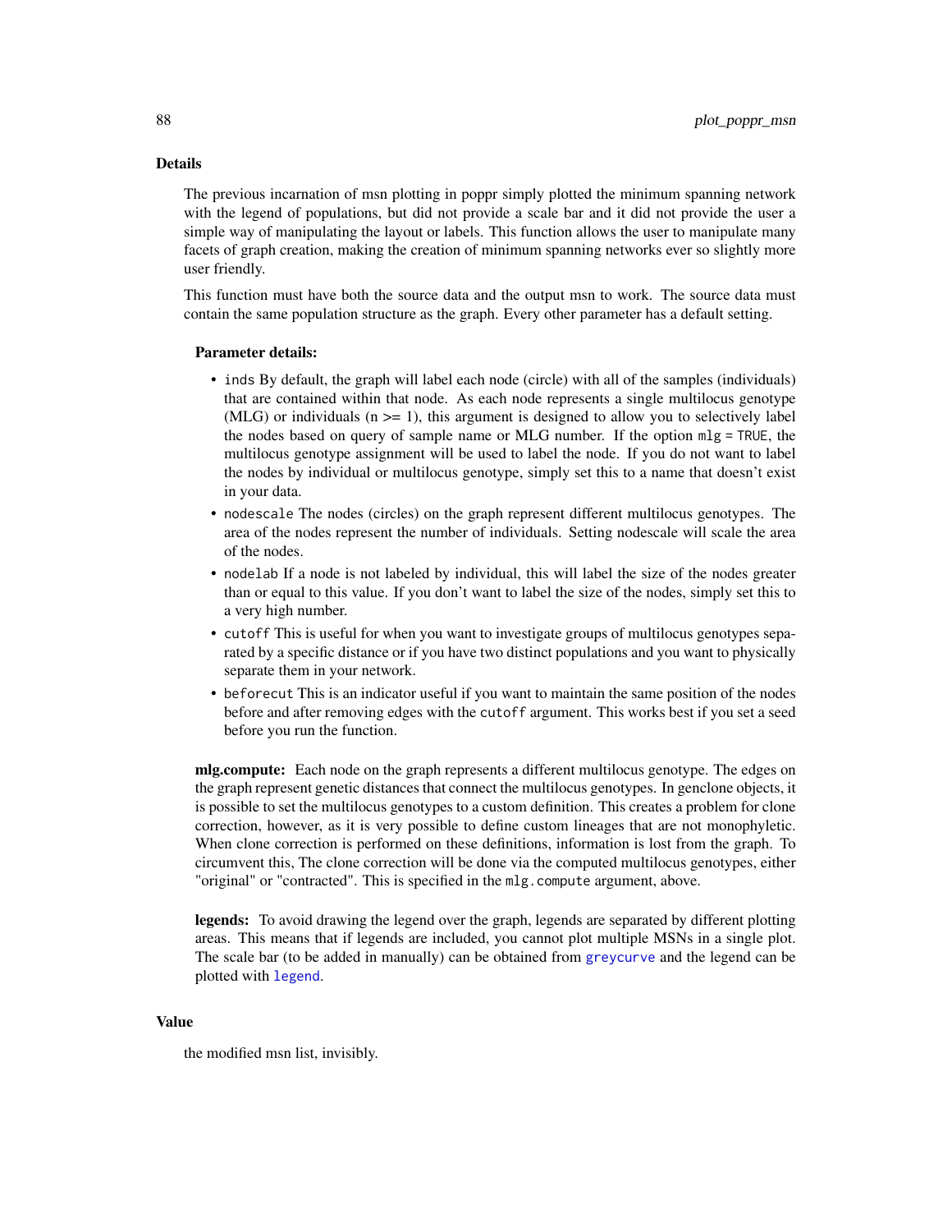## Details

The previous incarnation of msn plotting in poppr simply plotted the minimum spanning network with the legend of populations, but did not provide a scale bar and it did not provide the user a simple way of manipulating the layout or labels. This function allows the user to manipulate many facets of graph creation, making the creation of minimum spanning networks ever so slightly more user friendly.

This function must have both the source data and the output msn to work. The source data must contain the same population structure as the graph. Every other parameter has a default setting.

**Parameter details:**

- `inds` By default, the graph will label each node (circle) with all of the samples (individuals) that are contained within that node. As each node represents a single multilocus genotype (MLG) or individuals (n >= 1), this argument is designed to allow you to selectively label the nodes based on query of sample name or MLG number. If the option `mlg = TRUE`, the multilocus genotype assignment will be used to label the node. If you do not want to label the nodes by individual or multilocus genotype, simply set this to a name that doesn't exist in your data.
- `nodescale` The nodes (circles) on the graph represent different multilocus genotypes. The area of the nodes represent the number of individuals. Setting nodescale will scale the area of the nodes.
- `nodelab` If a node is not labeled by individual, this will label the size of the nodes greater than or equal to this value. If you don't want to label the size of the nodes, simply set this to a very high number.
- `cutoff` This is useful for when you want to investigate groups of multilocus genotypes separated by a specific distance or if you have two distinct populations and you want to physically separate them in your network.
- `beforecut` This is an indicator useful if you want to maintain the same position of the nodes before and after removing edges with the `cutoff` argument. This works best if you set a seed before you run the function.

**mlg.compute:** Each node on the graph represents a different multilocus genotype. The edges on the graph represent genetic distances that connect the multilocus genotypes. In genclone objects, it is possible to set the multilocus genotypes to a custom definition. This creates a problem for clone correction, however, as it is very possible to define custom lineages that are not monophyletic. When clone correction is performed on these definitions, information is lost from the graph. To circumvent this, The clone correction will be done via the computed multilocus genotypes, either "original" or "contracted". This is specified in the `mlg.compute` argument, above.

**legends:** To avoid drawing the legend over the graph, legends are separated by different plotting areas. This means that if legends are included, you cannot plot multiple MSNs in a single plot. The scale bar (to be added in manually) can be obtained from `greycurve` and the legend can be plotted with `legend`.

## Value

the modified msn list, invisibly.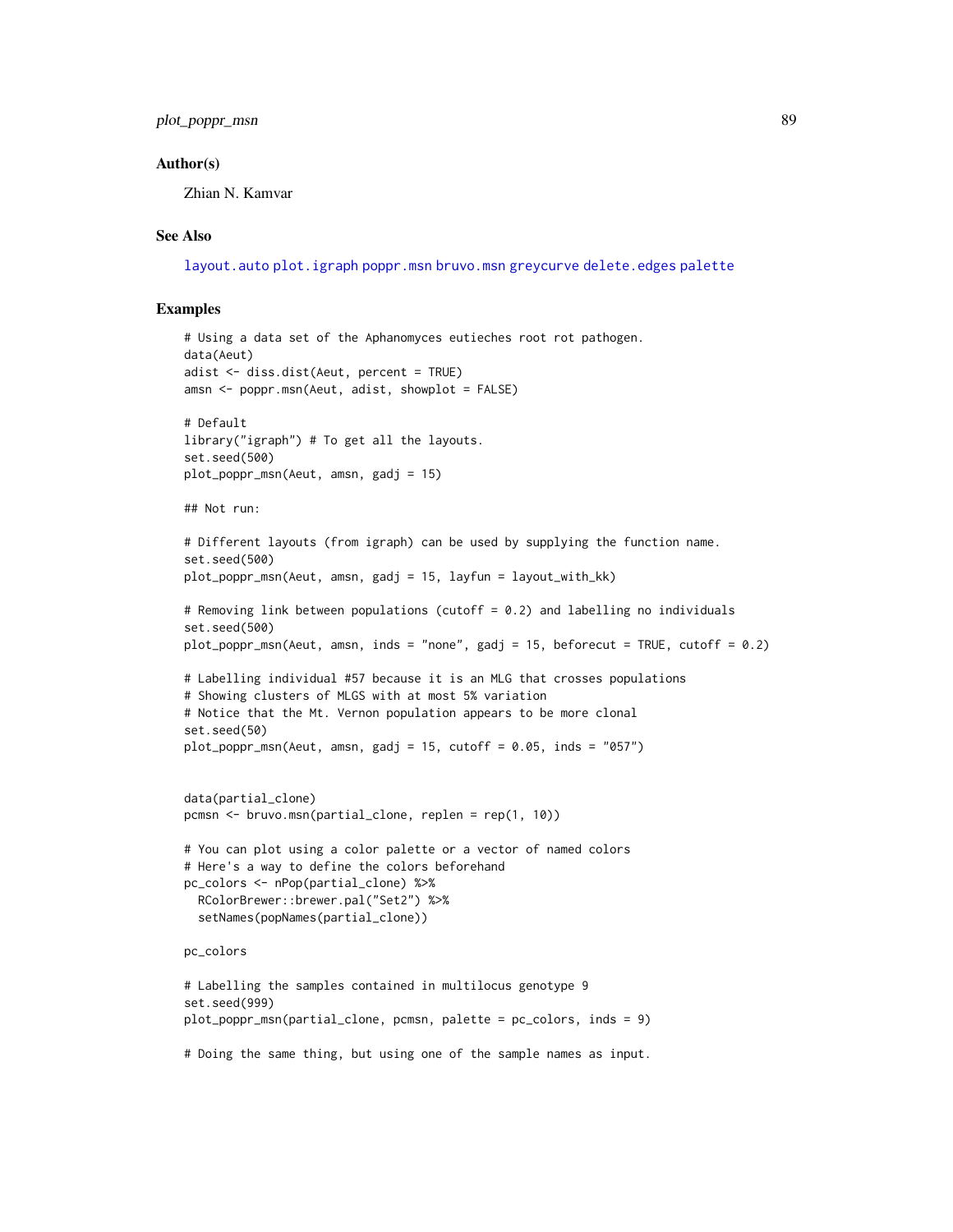### Author(s)

Zhian N. Kamvar

### See Also

layout.auto plot.igraph poppr.msn bruvo.msn greycurve delete.edges palette

### Examples

```
# Using a data set of the Aphanomyces eutieches root rot pathogen.
data(Aeut)
adist <- diss.dist(Aeut, percent = TRUE)
amsn <- poppr.msn(Aeut, adist, showplot = FALSE)

# Default
library("igraph") # To get all the layouts.
set.seed(500)
plot_poppr_msn(Aeut, amsn, gadj = 15)

## Not run:

# Different layouts (from igraph) can be used by supplying the function name.
set.seed(500)
plot_poppr_msn(Aeut, amsn, gadj = 15, layfun = layout_with_kk)

# Removing link between populations (cutoff = 0.2) and labelling no individuals
set.seed(500)
plot_poppr_msn(Aeut, amsn, inds = "none", gadj = 15, beforecut = TRUE, cutoff = 0.2)

# Labelling individual #57 because it is an MLG that crosses populations
# Showing clusters of MLGS with at most 5% variation
# Notice that the Mt. Vernon population appears to be more clonal
set.seed(50)
plot_poppr_msn(Aeut, amsn, gadj = 15, cutoff = 0.05, inds = "057")


data(partial_clone)
pcmsn <- bruvo.msn(partial_clone, replen = rep(1, 10))

# You can plot using a color palette or a vector of named colors
# Here's a way to define the colors beforehand
pc_colors <- nPop(partial_clone) %>%
  RColorBrewer::brewer.pal("Set2") %>%
  setNames(popNames(partial_clone))

pc_colors

# Labelling the samples contained in multilocus genotype 9
set.seed(999)
plot_poppr_msn(partial_clone, pcmsn, palette = pc_colors, inds = 9)

# Doing the same thing, but using one of the sample names as input.
```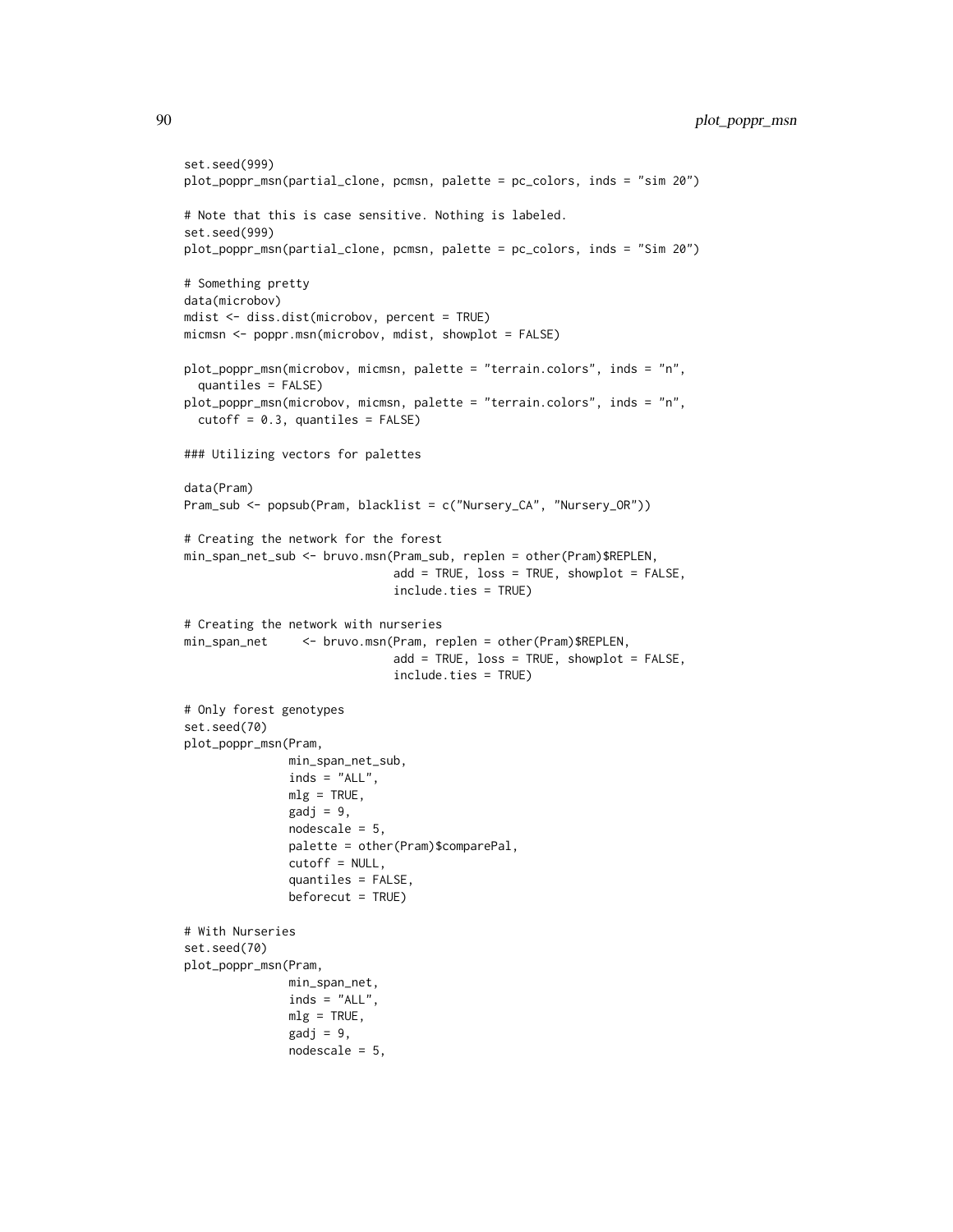```
set.seed(999)
plot_poppr_msn(partial_clone, pcmsn, palette = pc_colors, inds = "sim 20")

# Note that this is case sensitive. Nothing is labeled.
set.seed(999)
plot_poppr_msn(partial_clone, pcmsn, palette = pc_colors, inds = "Sim 20")

# Something pretty
data(microbov)
mdist <- diss.dist(microbov, percent = TRUE)
micmsn <- poppr.msn(microbov, mdist, showplot = FALSE)

plot_poppr_msn(microbov, micmsn, palette = "terrain.colors", inds = "n",
  quantiles = FALSE)
plot_poppr_msn(microbov, micmsn, palette = "terrain.colors", inds = "n",
  cutoff = 0.3, quantiles = FALSE)

### Utilizing vectors for palettes

data(Pram)
Pram_sub <- popsub(Pram, blacklist = c("Nursery_CA", "Nursery_OR"))

# Creating the network for the forest
min_span_net_sub <- bruvo.msn(Pram_sub, replen = other(Pram)$REPLEN,
                              add = TRUE, loss = TRUE, showplot = FALSE,
                              include.ties = TRUE)

# Creating the network with nurseries
min_span_net     <- bruvo.msn(Pram, replen = other(Pram)$REPLEN,
                              add = TRUE, loss = TRUE, showplot = FALSE,
                              include.ties = TRUE)

# Only forest genotypes
set.seed(70)
plot_poppr_msn(Pram,
               min_span_net_sub,
               inds = "ALL",
               mlg = TRUE,
               gadj = 9,
               nodescale = 5,
               palette = other(Pram)$comparePal,
               cutoff = NULL,
               quantiles = FALSE,
               beforecut = TRUE)

# With Nurseries
set.seed(70)
plot_poppr_msn(Pram,
               min_span_net,
               inds = "ALL",
               mlg = TRUE,
               gadj = 9,
               nodescale = 5,
```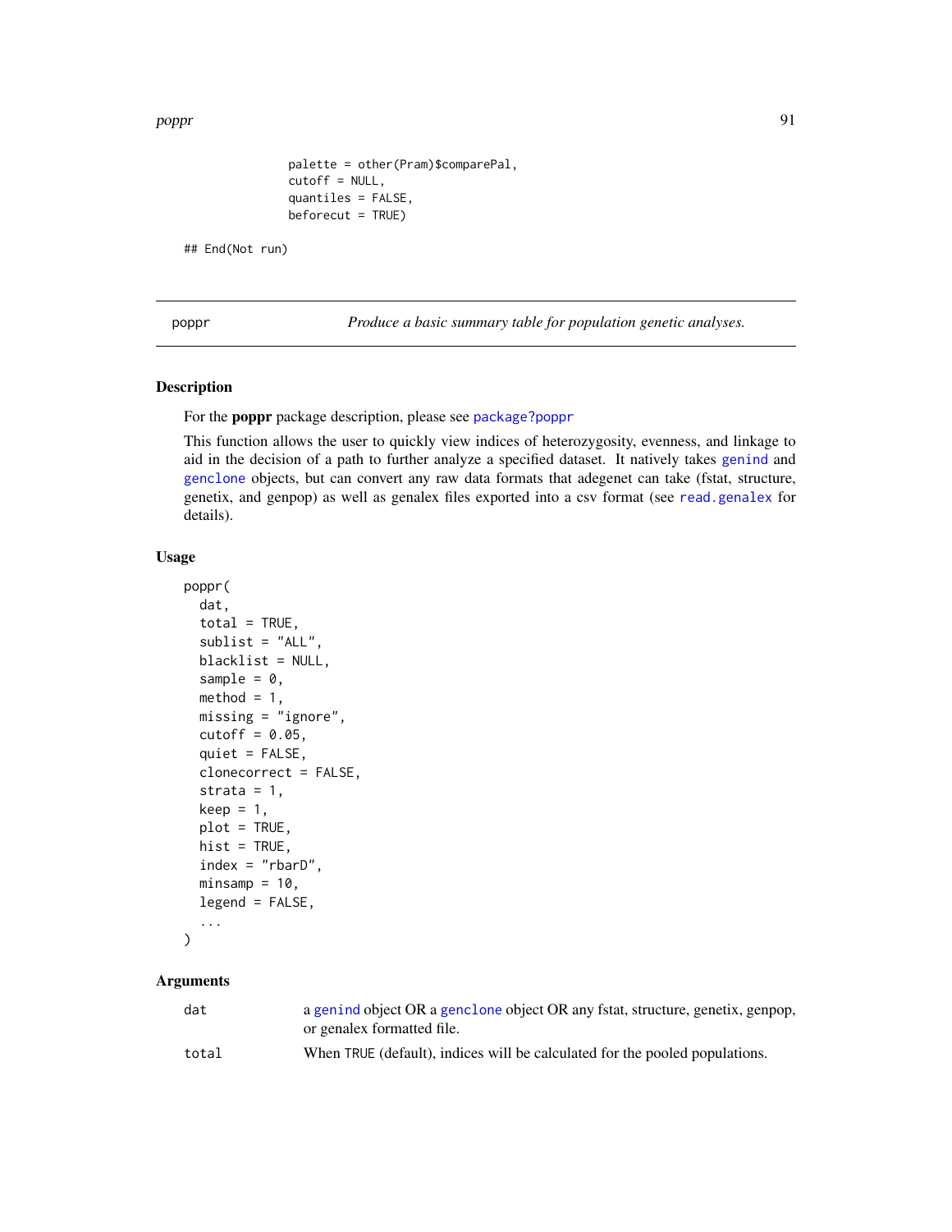```
                palette = other(Pram)$comparePal,
                cutoff = NULL,
                quantiles = FALSE,
                beforecut = TRUE)

## End(Not run)
```

---

poppr — *Produce a basic summary table for population genetic analyses.*

---

### Description

For the **poppr** package description, please see package?poppr

This function allows the user to quickly view indices of heterozygosity, evenness, and linkage to aid in the decision of a path to further analyze a specified dataset. It natively takes genind and genclone objects, but can convert any raw data formats that adegenet can take (fstat, structure, genetix, and genpop) as well as genalex files exported into a csv format (see read.genalex for details).

### Usage

```
poppr(
  dat,
  total = TRUE,
  sublist = "ALL",
  blacklist = NULL,
  sample = 0,
  method = 1,
  missing = "ignore",
  cutoff = 0.05,
  quiet = FALSE,
  clonecorrect = FALSE,
  strata = 1,
  keep = 1,
  plot = TRUE,
  hist = TRUE,
  index = "rbarD",
  minsamp = 10,
  legend = FALSE,
  ...
)
```

### Arguments

| | |
|---|---|
| dat | a genind object OR a genclone object OR any fstat, structure, genetix, genpop, or genalex formatted file. |
| total | When TRUE (default), indices will be calculated for the pooled populations. |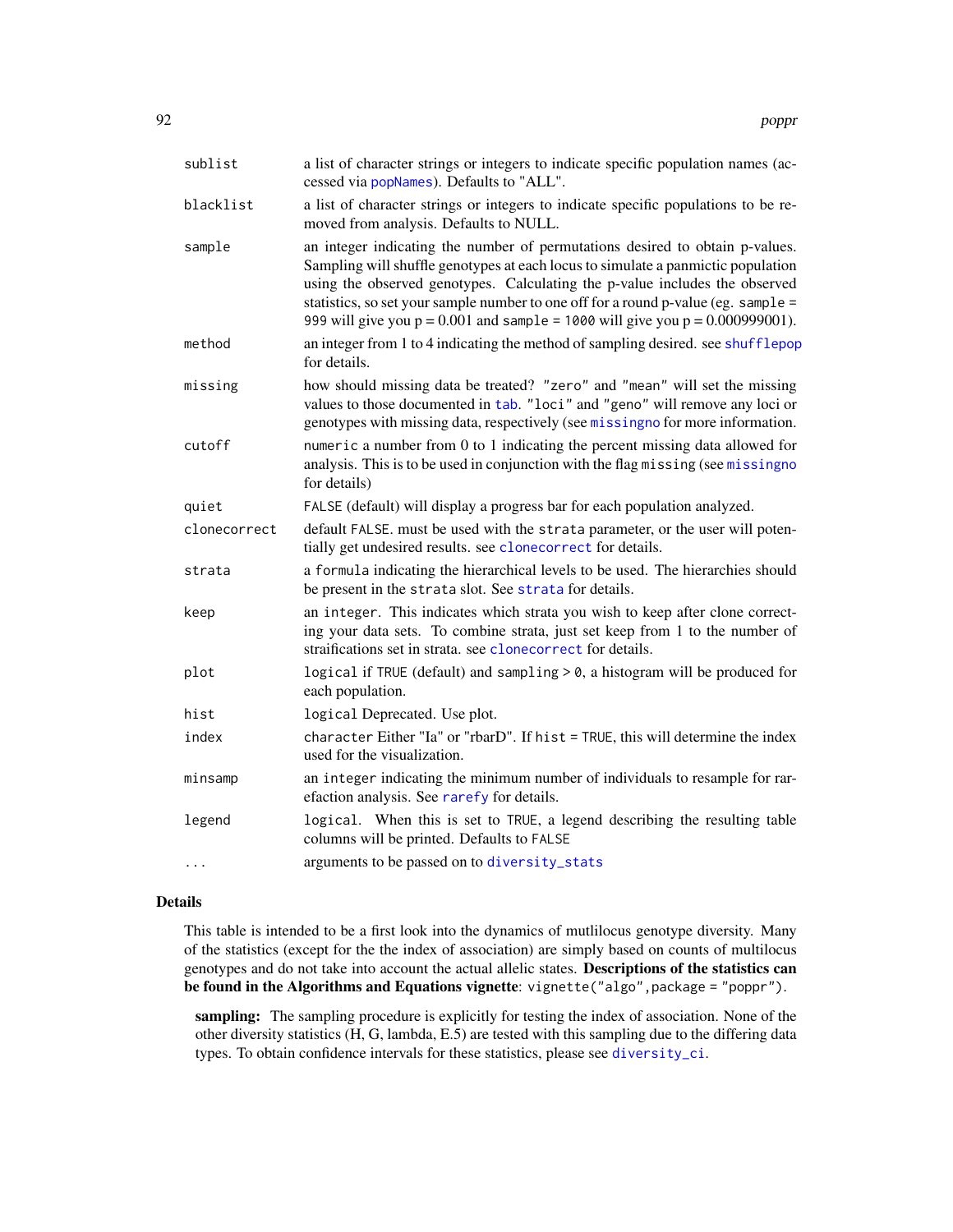| | |
|---|---|
| `sublist` | a list of character strings or integers to indicate specific population names (accessed via `popNames`). Defaults to "ALL". |
| `blacklist` | a list of character strings or integers to indicate specific populations to be removed from analysis. Defaults to NULL. |
| `sample` | an integer indicating the number of permutations desired to obtain p-values. Sampling will shuffle genotypes at each locus to simulate a panmictic population using the observed genotypes. Calculating the p-value includes the observed statistics, so set your sample number to one off for a round p-value (eg. `sample = 999` will give you p = 0.001 and `sample = 1000` will give you p = 0.000999001). |
| `method` | an integer from 1 to 4 indicating the method of sampling desired. see `shufflepop` for details. |
| `missing` | how should missing data be treated? `"zero"` and `"mean"` will set the missing values to those documented in `tab`. `"loci"` and `"geno"` will remove any loci or genotypes with missing data, respectively (see `missingno` for more information. |
| `cutoff` | `numeric` a number from 0 to 1 indicating the percent missing data allowed for analysis. This is to be used in conjunction with the flag `missing` (see `missingno` for details) |
| `quiet` | `FALSE` (default) will display a progress bar for each population analyzed. |
| `clonecorrect` | default `FALSE`. must be used with the `strata` parameter, or the user will potentially get undesired results. see `clonecorrect` for details. |
| `strata` | a `formula` indicating the hierarchical levels to be used. The hierarchies should be present in the `strata` slot. See `strata` for details. |
| `keep` | an `integer`. This indicates which strata you wish to keep after clone correcting your data sets. To combine strata, just set keep from 1 to the number of straifications set in strata. see `clonecorrect` for details. |
| `plot` | `logical` if `TRUE` (default) and `sampling > 0`, a histogram will be produced for each population. |
| `hist` | `logical` Deprecated. Use plot. |
| `index` | `character` Either "Ia" or "rbarD". If `hist = TRUE`, this will determine the index used for the visualization. |
| `minsamp` | an `integer` indicating the minimum number of individuals to resample for rarefaction analysis. See `rarefy` for details. |
| `legend` | `logical`. When this is set to `TRUE`, a legend describing the resulting table columns will be printed. Defaults to `FALSE` |
| `...` | arguments to be passed on to `diversity_stats` |

### Details

This table is intended to be a first look into the dynamics of mutlilocus genotype diversity. Many of the statistics (except for the the index of association) are simply based on counts of multilocus genotypes and do not take into account the actual allelic states. **Descriptions of the statistics can be found in the Algorithms and Equations vignette**: `vignette("algo",package = "poppr")`.

**sampling:** The sampling procedure is explicitly for testing the index of association. None of the other diversity statistics (H, G, lambda, E.5) are tested with this sampling due to the differing data types. To obtain confidence intervals for these statistics, please see `diversity_ci`.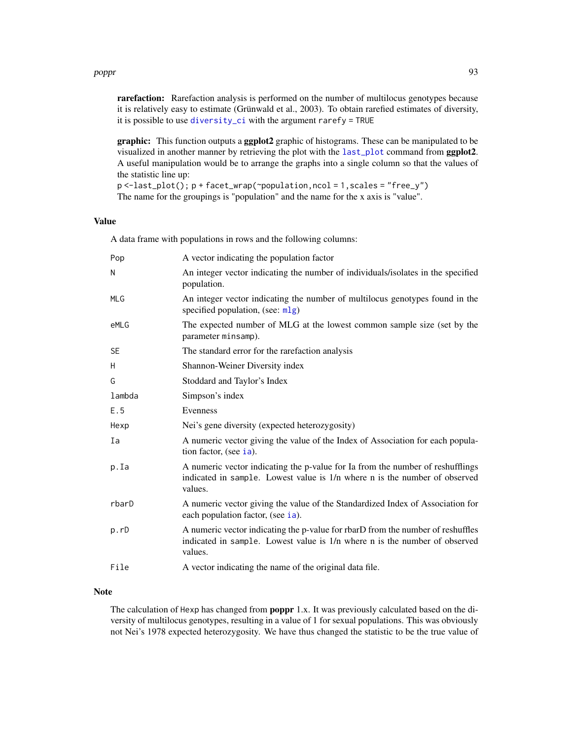**rarefaction:** Rarefaction analysis is performed on the number of multilocus genotypes because it is relatively easy to estimate (Grünwald et al., 2003). To obtain rarefied estimates of diversity, it is possible to use `diversity_ci` with the argument `rarefy = TRUE`

**graphic:** This function outputs a **ggplot2** graphic of histograms. These can be manipulated to be visualized in another manner by retrieving the plot with the `last_plot` command from **ggplot2**. A useful manipulation would be to arrange the graphs into a single column so that the values of the statistic line up:

```
p <- last_plot(); p + facet_wrap(~population, ncol = 1, scales = "free_y")
```

The name for the groupings is "population" and the name for the x axis is "value".

## Value

A data frame with populations in rows and the following columns:

| | |
|---|---|
| `Pop` | A vector indicating the population factor |
| `N` | An integer vector indicating the number of individuals/isolates in the specified population. |
| `MLG` | An integer vector indicating the number of multilocus genotypes found in the specified population, (see: `mlg`) |
| `eMLG` | The expected number of MLG at the lowest common sample size (set by the parameter `minsamp`). |
| `SE` | The standard error for the rarefaction analysis |
| `H` | Shannon-Weiner Diversity index |
| `G` | Stoddard and Taylor's Index |
| `lambda` | Simpson's index |
| `E.5` | Evenness |
| `Hexp` | Nei's gene diversity (expected heterozygosity) |
| `Ia` | A numeric vector giving the value of the Index of Association for each population factor, (see `ia`). |
| `p.Ia` | A numeric vector indicating the p-value for Ia from the number of reshufflings indicated in `sample`. Lowest value is 1/n where n is the number of observed values. |
| `rbarD` | A numeric vector giving the value of the Standardized Index of Association for each population factor, (see `ia`). |
| `p.rD` | A numeric vector indicating the p-value for rbarD from the number of reshuffles indicated in `sample`. Lowest value is 1/n where n is the number of observed values. |
| `File` | A vector indicating the name of the original data file. |

## Note

The calculation of `Hexp` has changed from **poppr** 1.x. It was previously calculated based on the diversity of multilocus genotypes, resulting in a value of 1 for sexual populations. This was obviously not Nei's 1978 expected heterozygosity. We have thus changed the statistic to be the true value of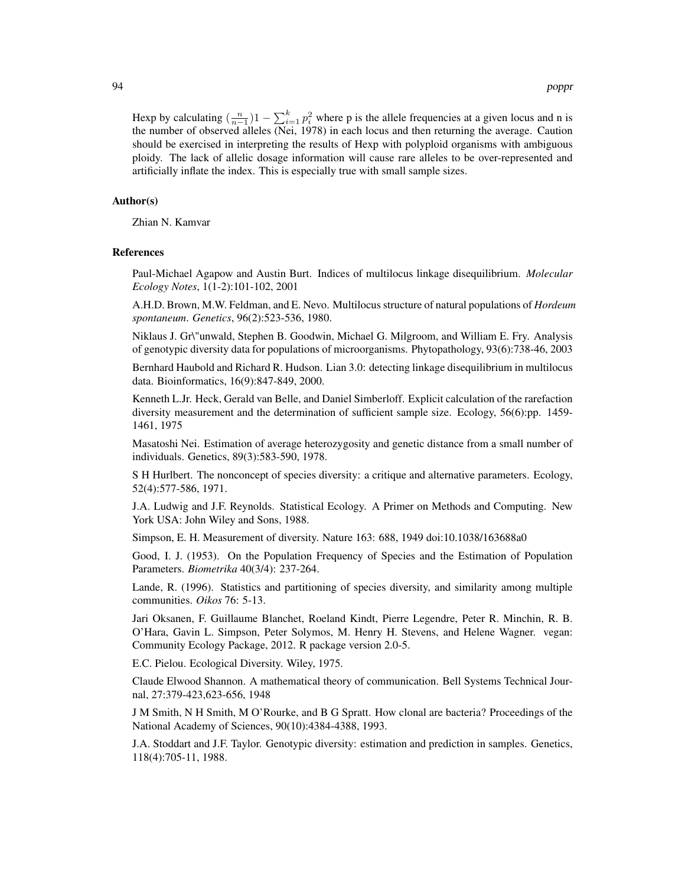Hexp by calculating $(\frac{n}{n-1})1 - \sum_{i=1}^{k} p_i^2$ where p is the allele frequencies at a given locus and n is the number of observed alleles (Nei, 1978) in each locus and then returning the average. Caution should be exercised in interpreting the results of Hexp with polyploid organisms with ambiguous ploidy. The lack of allelic dosage information will cause rare alleles to be over-represented and artificially inflate the index. This is especially true with small sample sizes.

## Author(s)

Zhian N. Kamvar

## References

Paul-Michael Agapow and Austin Burt. Indices of multilocus linkage disequilibrium. *Molecular Ecology Notes*, 1(1-2):101-102, 2001

A.H.D. Brown, M.W. Feldman, and E. Nevo. Multilocus structure of natural populations of *Hordeum spontaneum*. *Genetics*, 96(2):523-536, 1980.

Niklaus J. Gr\"unwald, Stephen B. Goodwin, Michael G. Milgroom, and William E. Fry. Analysis of genotypic diversity data for populations of microorganisms. Phytopathology, 93(6):738-46, 2003

Bernhard Haubold and Richard R. Hudson. Lian 3.0: detecting linkage disequilibrium in multilocus data. Bioinformatics, 16(9):847-849, 2000.

Kenneth L.Jr. Heck, Gerald van Belle, and Daniel Simberloff. Explicit calculation of the rarefaction diversity measurement and the determination of sufficient sample size. Ecology, 56(6):pp. 1459-1461, 1975

Masatoshi Nei. Estimation of average heterozygosity and genetic distance from a small number of individuals. Genetics, 89(3):583-590, 1978.

S H Hurlbert. The nonconcept of species diversity: a critique and alternative parameters. Ecology, 52(4):577-586, 1971.

J.A. Ludwig and J.F. Reynolds. Statistical Ecology. A Primer on Methods and Computing. New York USA: John Wiley and Sons, 1988.

Simpson, E. H. Measurement of diversity. Nature 163: 688, 1949 doi:10.1038/163688a0

Good, I. J. (1953). On the Population Frequency of Species and the Estimation of Population Parameters. *Biometrika* 40(3/4): 237-264.

Lande, R. (1996). Statistics and partitioning of species diversity, and similarity among multiple communities. *Oikos* 76: 5-13.

Jari Oksanen, F. Guillaume Blanchet, Roeland Kindt, Pierre Legendre, Peter R. Minchin, R. B. O'Hara, Gavin L. Simpson, Peter Solymos, M. Henry H. Stevens, and Helene Wagner. vegan: Community Ecology Package, 2012. R package version 2.0-5.

E.C. Pielou. Ecological Diversity. Wiley, 1975.

Claude Elwood Shannon. A mathematical theory of communication. Bell Systems Technical Journal, 27:379-423,623-656, 1948

J M Smith, N H Smith, M O'Rourke, and B G Spratt. How clonal are bacteria? Proceedings of the National Academy of Sciences, 90(10):4384-4388, 1993.

J.A. Stoddart and J.F. Taylor. Genotypic diversity: estimation and prediction in samples. Genetics, 118(4):705-11, 1988.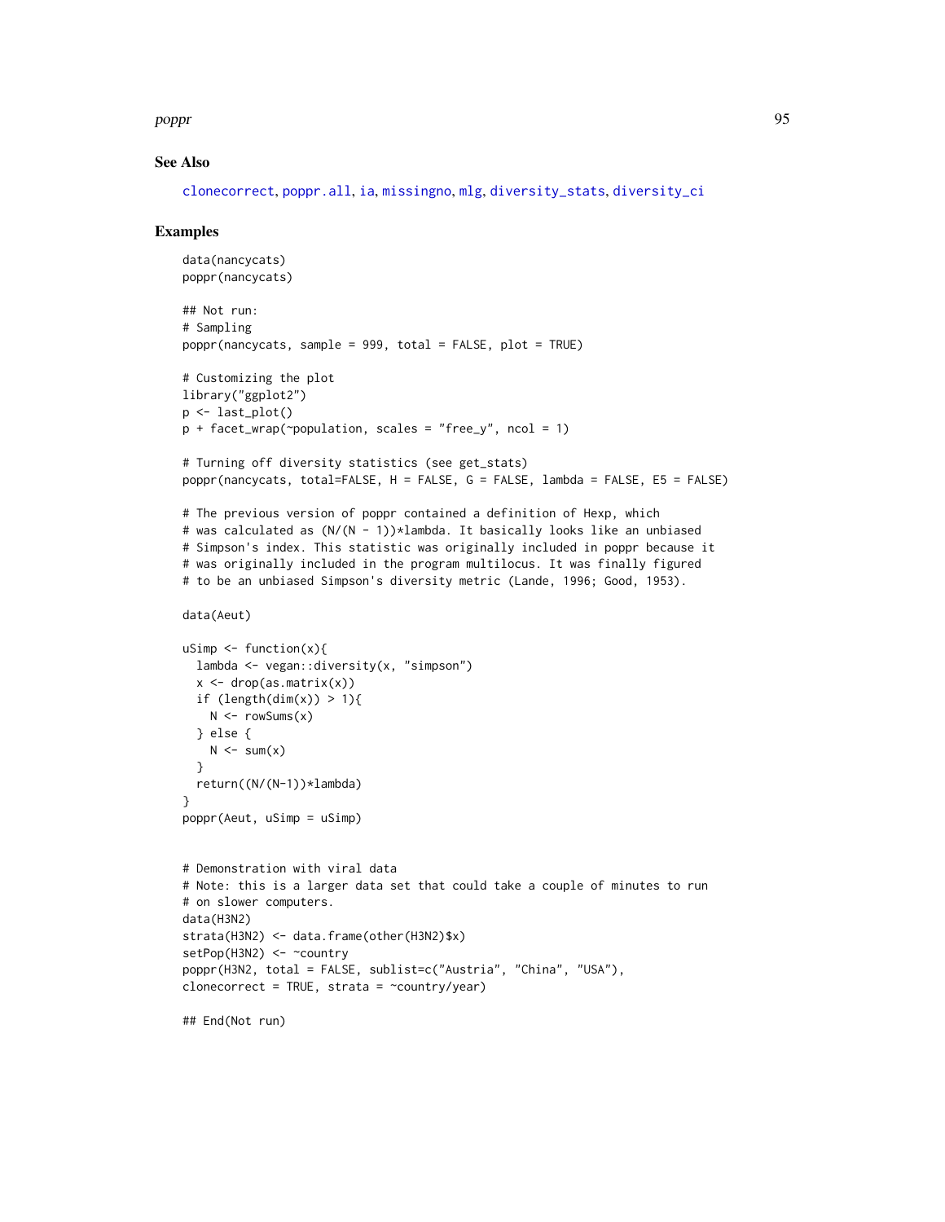## See Also

clonecorrect, poppr.all, ia, missingno, mlg, diversity_stats, diversity_ci

## Examples

```
data(nancycats)
poppr(nancycats)

## Not run:
# Sampling
poppr(nancycats, sample = 999, total = FALSE, plot = TRUE)

# Customizing the plot
library("ggplot2")
p <- last_plot()
p + facet_wrap(~population, scales = "free_y", ncol = 1)

# Turning off diversity statistics (see get_stats)
poppr(nancycats, total=FALSE, H = FALSE, G = FALSE, lambda = FALSE, E5 = FALSE)

# The previous version of poppr contained a definition of Hexp, which
# was calculated as (N/(N - 1))*lambda. It basically looks like an unbiased
# Simpson's index. This statistic was originally included in poppr because it
# was originally included in the program multilocus. It was finally figured
# to be an unbiased Simpson's diversity metric (Lande, 1996; Good, 1953).

data(Aeut)

uSimp <- function(x){
  lambda <- vegan::diversity(x, "simpson")
  x <- drop(as.matrix(x))
  if (length(dim(x)) > 1){
    N <- rowSums(x)
  } else {
    N <- sum(x)
  }
  return((N/(N-1))*lambda)
}
poppr(Aeut, uSimp = uSimp)


# Demonstration with viral data
# Note: this is a larger data set that could take a couple of minutes to run
# on slower computers.
data(H3N2)
strata(H3N2) <- data.frame(other(H3N2)$x)
setPop(H3N2) <- ~country
poppr(H3N2, total = FALSE, sublist=c("Austria", "China", "USA"),
clonecorrect = TRUE, strata = ~country/year)

## End(Not run)
```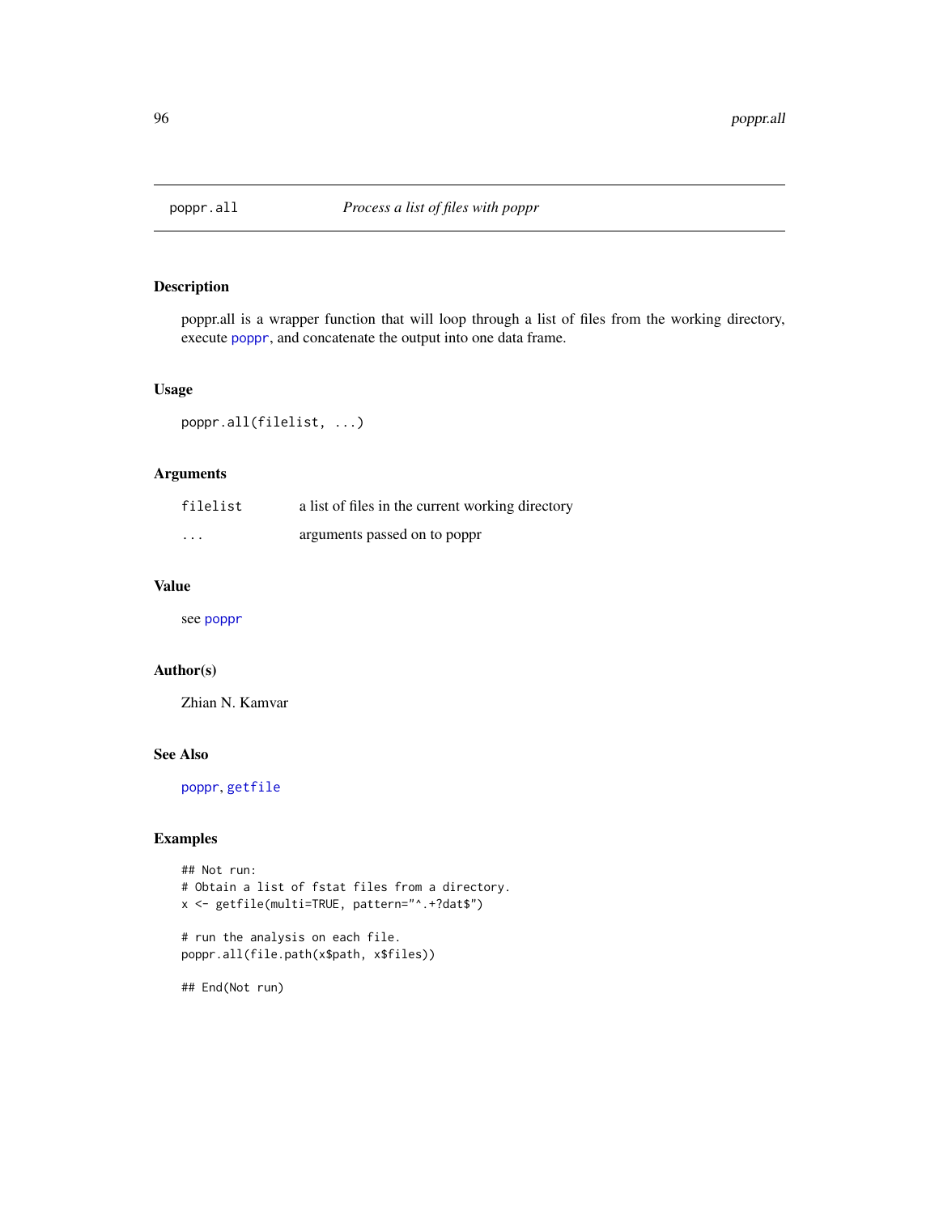## poppr.all *Process a list of files with poppr*

### Description

poppr.all is a wrapper function that will loop through a list of files from the working directory, execute poppr, and concatenate the output into one data frame.

### Usage

```
poppr.all(filelist, ...)
```

### Arguments

| | |
|---|---|
| filelist | a list of files in the current working directory |
| ... | arguments passed on to poppr |

### Value

see poppr

### Author(s)

Zhian N. Kamvar

### See Also

poppr, getfile

### Examples

```
## Not run:
# Obtain a list of fstat files from a directory.
x <- getfile(multi=TRUE, pattern="^.+?dat$")

# run the analysis on each file.
poppr.all(file.path(x$path, x$files))

## End(Not run)
```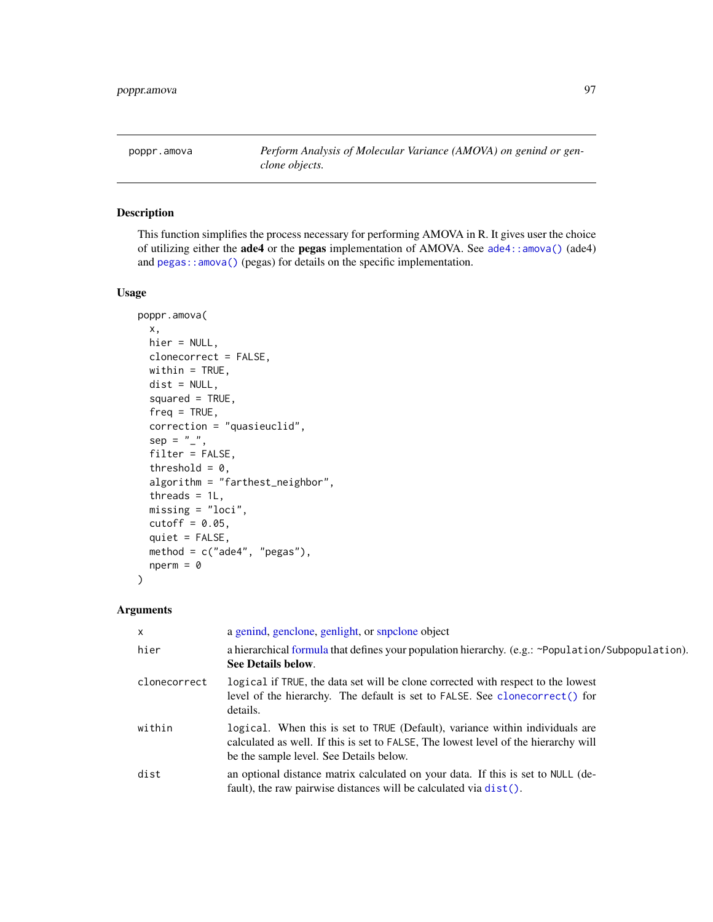## poppr.amova

*Perform Analysis of Molecular Variance (AMOVA) on genind or genclone objects.*

### Description

This function simplifies the process necessary for performing AMOVA in R. It gives user the choice of utilizing either the **ade4** or the **pegas** implementation of AMOVA. See `ade4::amova()` (ade4) and `pegas::amova()` (pegas) for details on the specific implementation.

### Usage

```
poppr.amova(
  x,
  hier = NULL,
  clonecorrect = FALSE,
  within = TRUE,
  dist = NULL,
  squared = TRUE,
  freq = TRUE,
  correction = "quasieuclid",
  sep = "_",
  filter = FALSE,
  threshold = 0,
  algorithm = "farthest_neighbor",
  threads = 1L,
  missing = "loci",
  cutoff = 0.05,
  quiet = FALSE,
  method = c("ade4", "pegas"),
  nperm = 0
)
```

### Arguments

| | |
|---|---|
| `x` | a genind, genclone, genlight, or snpclone object |
| `hier` | a hierarchical formula that defines your population hierarchy. (e.g.: `~Population/Subpopulation`). **See Details below**. |
| `clonecorrect` | `logical` if `TRUE`, the data set will be clone corrected with respect to the lowest level of the hierarchy. The default is set to `FALSE`. See `clonecorrect()` for details. |
| `within` | `logical`. When this is set to `TRUE` (Default), variance within individuals are calculated as well. If this is set to `FALSE`, The lowest level of the hierarchy will be the sample level. See Details below. |
| `dist` | an optional distance matrix calculated on your data. If this is set to `NULL` (default), the raw pairwise distances will be calculated via `dist()`. |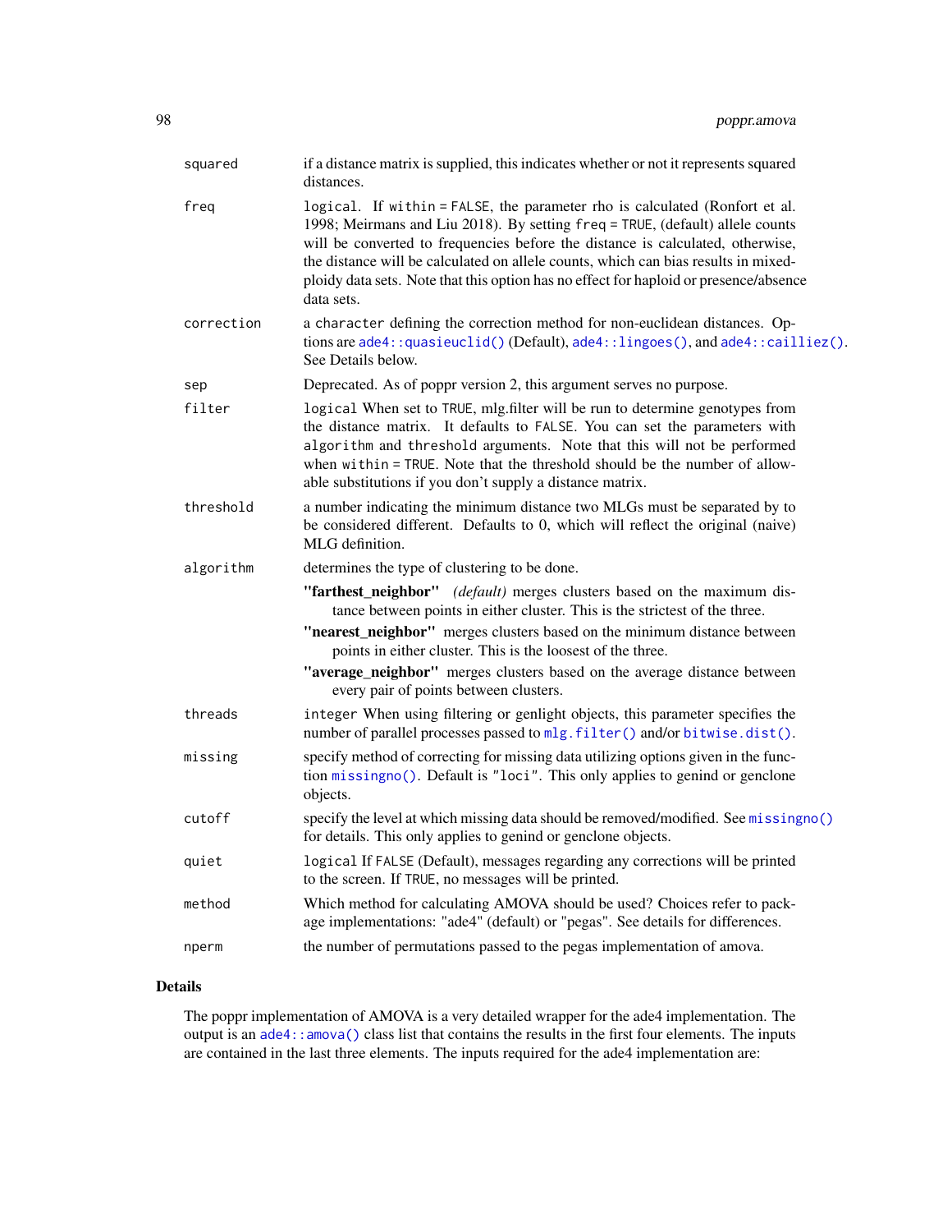| | |
|---|---|
| squared | if a distance matrix is supplied, this indicates whether or not it represents squared distances. |
| freq | `logical`. If `within = FALSE`, the parameter rho is calculated (Ronfort et al. 1998; Meirmans and Liu 2018). By setting `freq = TRUE`, (default) allele counts will be converted to frequencies before the distance is calculated, otherwise, the distance will be calculated on allele counts, which can bias results in mixed-ploidy data sets. Note that this option has no effect for haploid or presence/absence data sets. |
| correction | a `character` defining the correction method for non-euclidean distances. Options are `ade4::quasieuclid()` (Default), `ade4::lingoes()`, and `ade4::cailliez()`. See Details below. |
| sep | Deprecated. As of poppr version 2, this argument serves no purpose. |
| filter | `logical` When set to `TRUE`, mlg.filter will be run to determine genotypes from the distance matrix. It defaults to `FALSE`. You can set the parameters with `algorithm` and `threshold` arguments. Note that this will not be performed when `within = TRUE`. Note that the threshold should be the number of allowable substitutions if you don't supply a distance matrix. |
| threshold | a number indicating the minimum distance two MLGs must be separated by to be considered different. Defaults to 0, which will reflect the original (naive) MLG definition. |
| algorithm | determines the type of clustering to be done.<br>**"farthest_neighbor"** *(default)* merges clusters based on the maximum distance between points in either cluster. This is the strictest of the three.<br>**"nearest_neighbor"** merges clusters based on the minimum distance between points in either cluster. This is the loosest of the three.<br>**"average_neighbor"** merges clusters based on the average distance between every pair of points between clusters. |
| threads | `integer` When using filtering or genlight objects, this parameter specifies the number of parallel processes passed to `mlg.filter()` and/or `bitwise.dist()`. |
| missing | specify method of correcting for missing data utilizing options given in the function `missingno()`. Default is `"loci"`. This only applies to genind or genclone objects. |
| cutoff | specify the level at which missing data should be removed/modified. See `missingno()` for details. This only applies to genind or genclone objects. |
| quiet | `logical` If `FALSE` (Default), messages regarding any corrections will be printed to the screen. If `TRUE`, no messages will be printed. |
| method | Which method for calculating AMOVA should be used? Choices refer to package implementations: "ade4" (default) or "pegas". See details for differences. |
| nperm | the number of permutations passed to the pegas implementation of amova. |

## Details

The poppr implementation of AMOVA is a very detailed wrapper for the ade4 implementation. The output is an `ade4::amova()` class list that contains the results in the first four elements. The inputs are contained in the last three elements. The inputs required for the ade4 implementation are: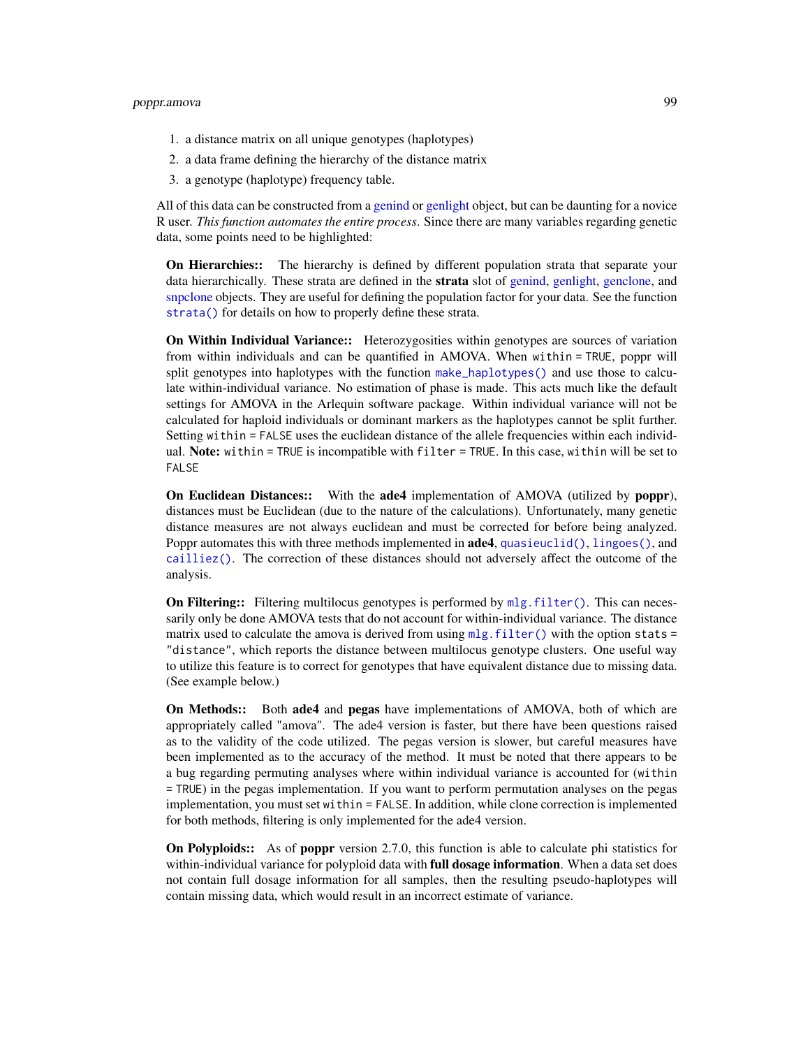1. a distance matrix on all unique genotypes (haplotypes)
2. a data frame defining the hierarchy of the distance matrix
3. a genotype (haplotype) frequency table.

All of this data can be constructed from a genind or genlight object, but can be daunting for a novice R user. *This function automates the entire process*. Since there are many variables regarding genetic data, some points need to be highlighted:

**On Hierarchies::** The hierarchy is defined by different population strata that separate your data hierarchically. These strata are defined in the **strata** slot of genind, genlight, genclone, and snpclone objects. They are useful for defining the population factor for your data. See the function `strata()` for details on how to properly define these strata.

**On Within Individual Variance::** Heterozygosities within genotypes are sources of variation from within individuals and can be quantified in AMOVA. When `within = TRUE`, poppr will split genotypes into haplotypes with the function `make_haplotypes()` and use those to calculate within-individual variance. No estimation of phase is made. This acts much like the default settings for AMOVA in the Arlequin software package. Within individual variance will not be calculated for haploid individuals or dominant markers as the haplotypes cannot be split further. Setting `within = FALSE` uses the euclidean distance of the allele frequencies within each individual. **Note:** `within = TRUE` is incompatible with `filter = TRUE`. In this case, `within` will be set to `FALSE`

**On Euclidean Distances::** With the **ade4** implementation of AMOVA (utilized by **poppr**), distances must be Euclidean (due to the nature of the calculations). Unfortunately, many genetic distance measures are not always euclidean and must be corrected for before being analyzed. Poppr automates this with three methods implemented in **ade4**, `quasieuclid()`, `lingoes()`, and `cailliez()`. The correction of these distances should not adversely affect the outcome of the analysis.

**On Filtering::** Filtering multilocus genotypes is performed by `mlg.filter()`. This can necessarily only be done AMOVA tests that do not account for within-individual variance. The distance matrix used to calculate the amova is derived from using `mlg.filter()` with the option `stats = "distance"`, which reports the distance between multilocus genotype clusters. One useful way to utilize this feature is to correct for genotypes that have equivalent distance due to missing data. (See example below.)

**On Methods::** Both **ade4** and **pegas** have implementations of AMOVA, both of which are appropriately called "amova". The ade4 version is faster, but there have been questions raised as to the validity of the code utilized. The pegas version is slower, but careful measures have been implemented as to the accuracy of the method. It must be noted that there appears to be a bug regarding permuting analyses where within individual variance is accounted for (`within = TRUE`) in the pegas implementation. If you want to perform permutation analyses on the pegas implementation, you must set `within = FALSE`. In addition, while clone correction is implemented for both methods, filtering is only implemented for the ade4 version.

**On Polyploids::** As of **poppr** version 2.7.0, this function is able to calculate phi statistics for within-individual variance for polyploid data with **full dosage information**. When a data set does not contain full dosage information for all samples, then the resulting pseudo-haplotypes will contain missing data, which would result in an incorrect estimate of variance.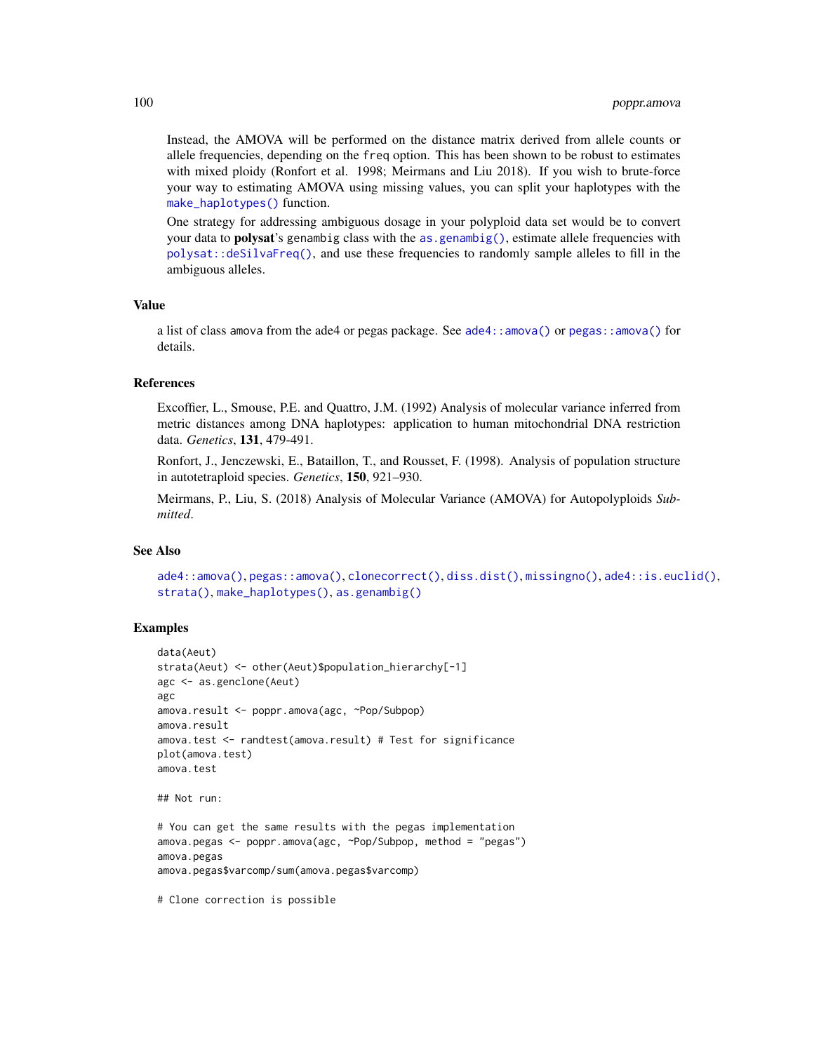Instead, the AMOVA will be performed on the distance matrix derived from allele counts or allele frequencies, depending on the `freq` option. This has been shown to be robust to estimates with mixed ploidy (Ronfort et al. 1998; Meirmans and Liu 2018). If you wish to brute-force your way to estimating AMOVA using missing values, you can split your haplotypes with the `make_haplotypes()` function.

One strategy for addressing ambiguous dosage in your polyploid data set would be to convert your data to **polysat**'s `genambig` class with the `as.genambig()`, estimate allele frequencies with `polysat::deSilvaFreq()`, and use these frequencies to randomly sample alleles to fill in the ambiguous alleles.

## Value

a list of class `amova` from the ade4 or pegas package. See `ade4::amova()` or `pegas::amova()` for details.

## References

Excoffier, L., Smouse, P.E. and Quattro, J.M. (1992) Analysis of molecular variance inferred from metric distances among DNA haplotypes: application to human mitochondrial DNA restriction data. *Genetics*, **131**, 479-491.

Ronfort, J., Jenczewski, E., Bataillon, T., and Rousset, F. (1998). Analysis of population structure in autotetraploid species. *Genetics*, **150**, 921–930.

Meirmans, P., Liu, S. (2018) Analysis of Molecular Variance (AMOVA) for Autopolyploids *Submitted*.

## See Also

`ade4::amova()`, `pegas::amova()`, `clonecorrect()`, `diss.dist()`, `missingno()`, `ade4::is.euclid()`, `strata()`, `make_haplotypes()`, `as.genambig()`

## Examples

```
data(Aeut)
strata(Aeut) <- other(Aeut)$population_hierarchy[-1]
agc <- as.genclone(Aeut)
agc
amova.result <- poppr.amova(agc, ~Pop/Subpop)
amova.result
amova.test <- randtest(amova.result) # Test for significance
plot(amova.test)
amova.test

## Not run:

# You can get the same results with the pegas implementation
amova.pegas <- poppr.amova(agc, ~Pop/Subpop, method = "pegas")
amova.pegas
amova.pegas$varcomp/sum(amova.pegas$varcomp)

# Clone correction is possible
```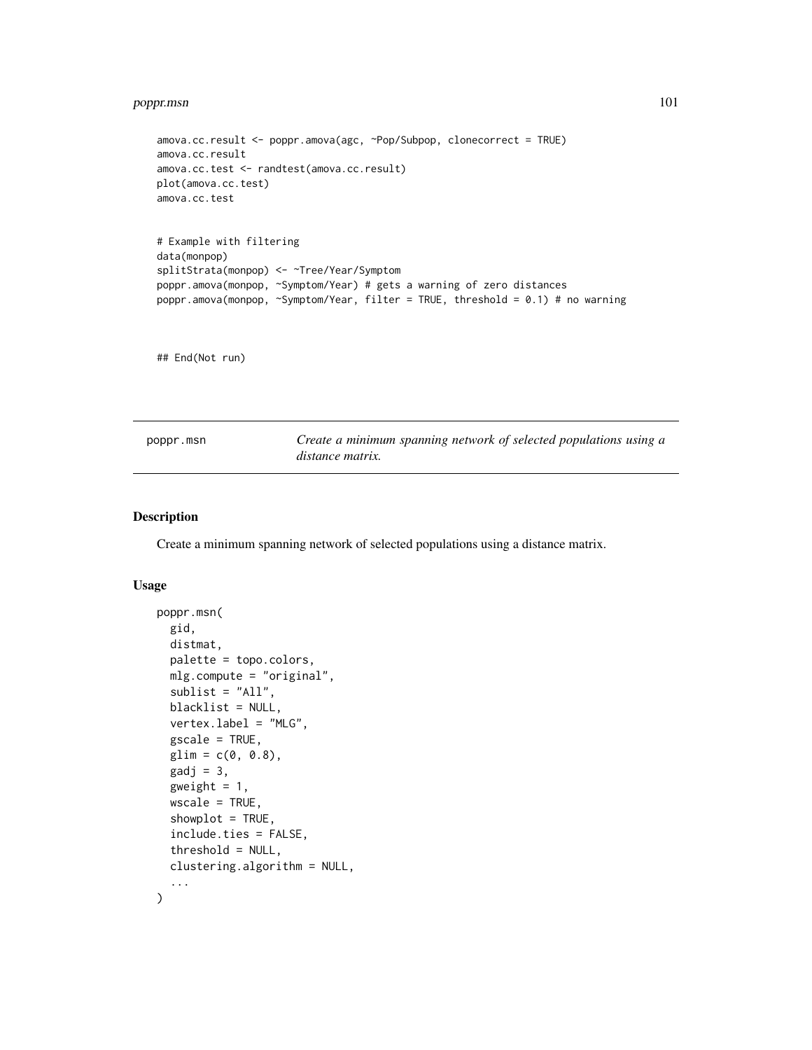```
amova.cc.result <- poppr.amova(agc, ~Pop/Subpop, clonecorrect = TRUE)
amova.cc.result
amova.cc.test <- randtest(amova.cc.result)
plot(amova.cc.test)
amova.cc.test


# Example with filtering
data(monpop)
splitStrata(monpop) <- ~Tree/Year/Symptom
poppr.amova(monpop, ~Symptom/Year) # gets a warning of zero distances
poppr.amova(monpop, ~Symptom/Year, filter = TRUE, threshold = 0.1) # no warning



## End(Not run)
```

---

poppr.msn — *Create a minimum spanning network of selected populations using a distance matrix.*

---

## Description

Create a minimum spanning network of selected populations using a distance matrix.

## Usage

```
poppr.msn(
  gid,
  distmat,
  palette = topo.colors,
  mlg.compute = "original",
  sublist = "All",
  blacklist = NULL,
  vertex.label = "MLG",
  gscale = TRUE,
  glim = c(0, 0.8),
  gadj = 3,
  gweight = 1,
  wscale = TRUE,
  showplot = TRUE,
  include.ties = FALSE,
  threshold = NULL,
  clustering.algorithm = NULL,
  ...
)
```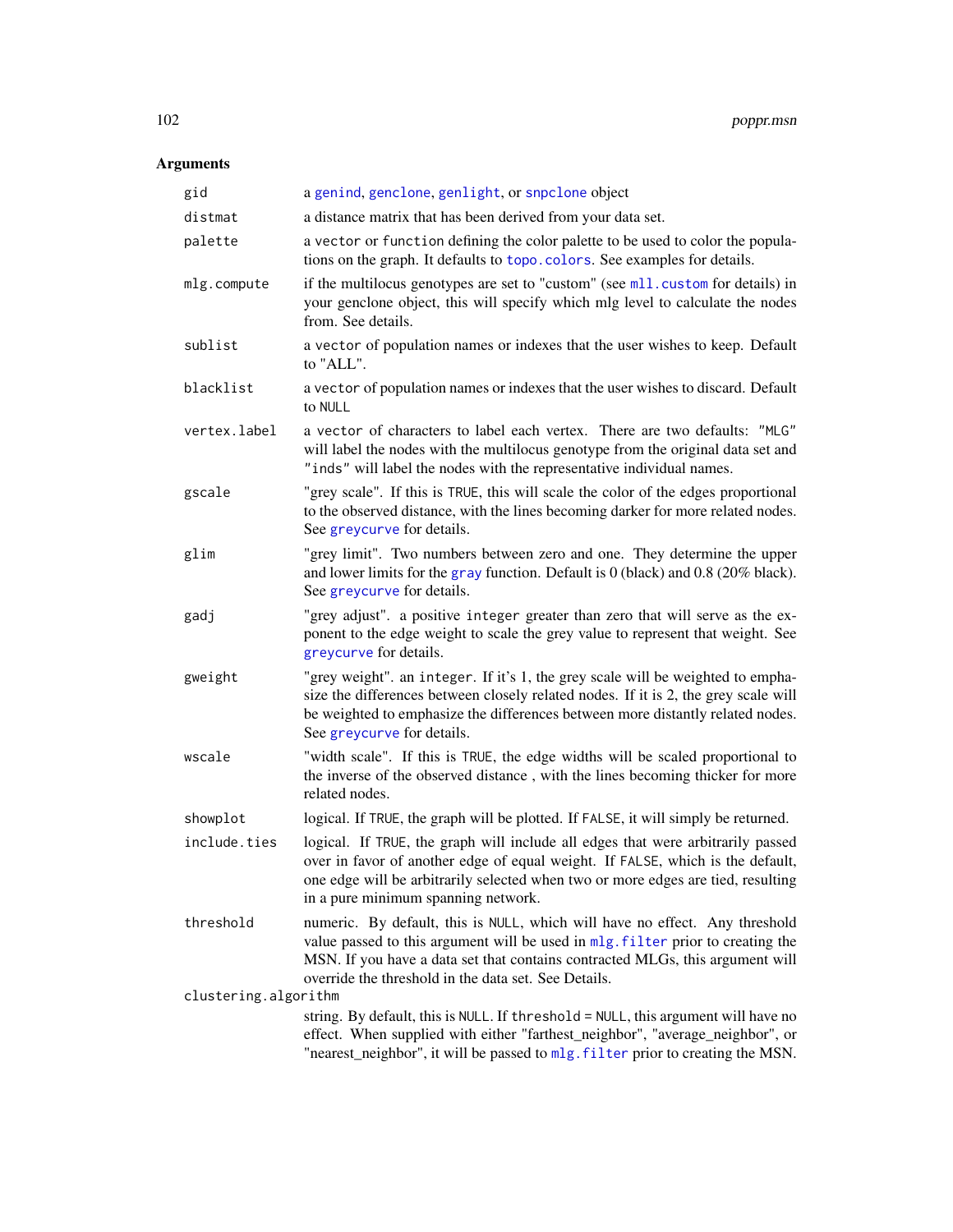## Arguments

| Argument | Description |
|---|---|
| `gid` | a genind, genclone, genlight, or snpclone object |
| `distmat` | a distance matrix that has been derived from your data set. |
| `palette` | a `vector` or `function` defining the color palette to be used to color the populations on the graph. It defaults to topo.colors. See examples for details. |
| `mlg.compute` | if the multilocus genotypes are set to "custom" (see mll.custom for details) in your genclone object, this will specify which mlg level to calculate the nodes from. See details. |
| `sublist` | a `vector` of population names or indexes that the user wishes to keep. Default to "ALL". |
| `blacklist` | a `vector` of population names or indexes that the user wishes to discard. Default to `NULL` |
| `vertex.label` | a `vector` of characters to label each vertex. There are two defaults: `"MLG"` will label the nodes with the multilocus genotype from the original data set and `"inds"` will label the nodes with the representative individual names. |
| `gscale` | "grey scale". If this is `TRUE`, this will scale the color of the edges proportional to the observed distance, with the lines becoming darker for more related nodes. See greycurve for details. |
| `glim` | "grey limit". Two numbers between zero and one. They determine the upper and lower limits for the gray function. Default is 0 (black) and 0.8 (20% black). See greycurve for details. |
| `gadj` | "grey adjust". a positive `integer` greater than zero that will serve as the exponent to the edge weight to scale the grey value to represent that weight. See greycurve for details. |
| `gweight` | "grey weight". an `integer`. If it's 1, the grey scale will be weighted to emphasize the differences between closely related nodes. If it is 2, the grey scale will be weighted to emphasize the differences between more distantly related nodes. See greycurve for details. |
| `wscale` | "width scale". If this is `TRUE`, the edge widths will be scaled proportional to the inverse of the observed distance , with the lines becoming thicker for more related nodes. |
| `showplot` | logical. If `TRUE`, the graph will be plotted. If `FALSE`, it will simply be returned. |
| `include.ties` | logical. If `TRUE`, the graph will include all edges that were arbitrarily passed over in favor of another edge of equal weight. If `FALSE`, which is the default, one edge will be arbitrarily selected when two or more edges are tied, resulting in a pure minimum spanning network. |
| `threshold` | numeric. By default, this is `NULL`, which will have no effect. Any threshold value passed to this argument will be used in mlg.filter prior to creating the MSN. If you have a data set that contains contracted MLGs, this argument will override the threshold in the data set. See Details. |
| `clustering.algorithm` | string. By default, this is `NULL`. If `threshold = NULL`, this argument will have no effect. When supplied with either "farthest_neighbor", "average_neighbor", or "nearest_neighbor", it will be passed to mlg.filter prior to creating the MSN. |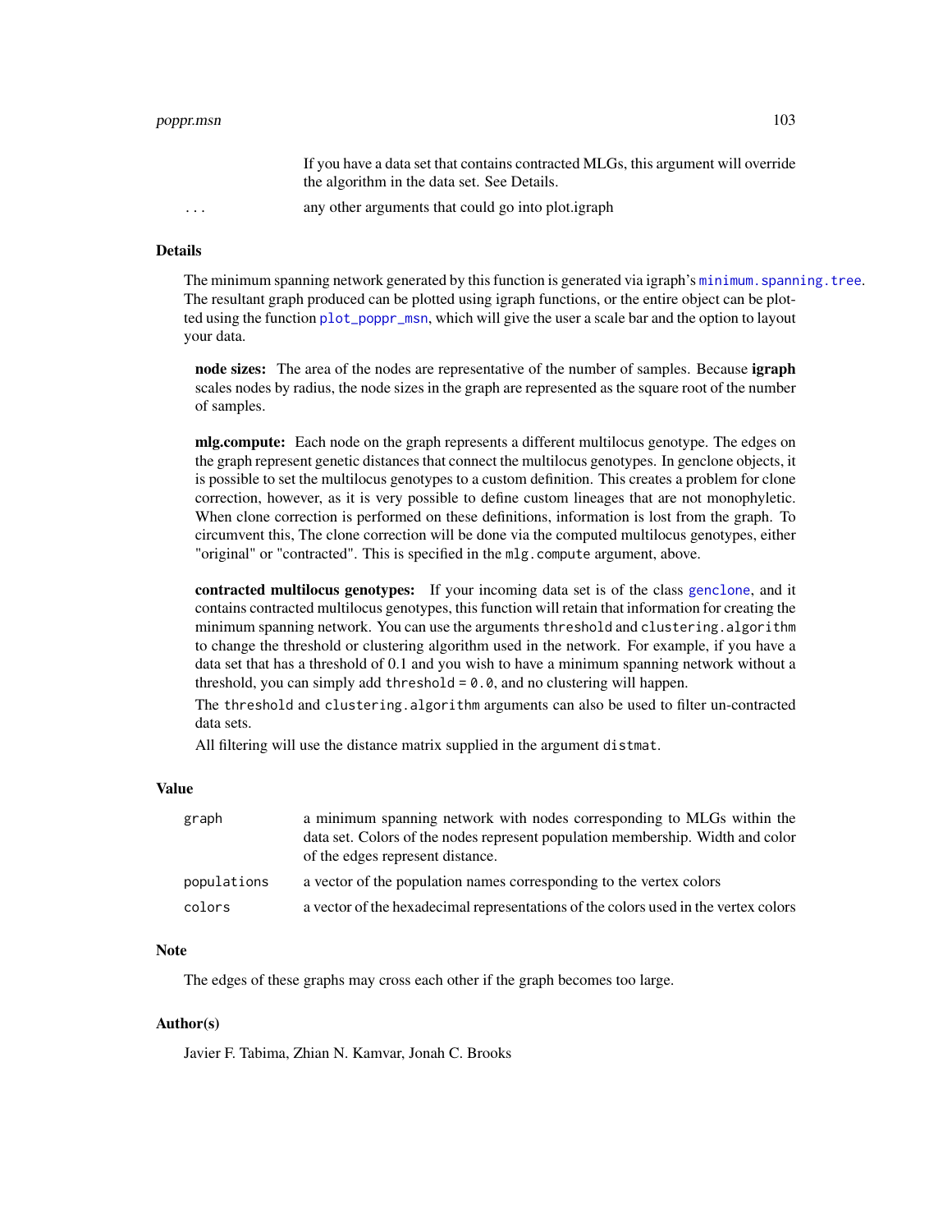|  |  |
|---|---|
|  | If you have a data set that contains contracted MLGs, this argument will override the algorithm in the data set. See Details. |
| ... | any other arguments that could go into plot.igraph |

## Details

The minimum spanning network generated by this function is generated via igraph's `minimum.spanning.tree`. The resultant graph produced can be plotted using igraph functions, or the entire object can be plotted using the function `plot_poppr_msn`, which will give the user a scale bar and the option to layout your data.

**node sizes:** The area of the nodes are representative of the number of samples. Because **igraph** scales nodes by radius, the node sizes in the graph are represented as the square root of the number of samples.

**mlg.compute:** Each node on the graph represents a different multilocus genotype. The edges on the graph represent genetic distances that connect the multilocus genotypes. In genclone objects, it is possible to set the multilocus genotypes to a custom definition. This creates a problem for clone correction, however, as it is very possible to define custom lineages that are not monophyletic. When clone correction is performed on these definitions, information is lost from the graph. To circumvent this, The clone correction will be done via the computed multilocus genotypes, either "original" or "contracted". This is specified in the `mlg.compute` argument, above.

**contracted multilocus genotypes:** If your incoming data set is of the class `genclone`, and it contains contracted multilocus genotypes, this function will retain that information for creating the minimum spanning network. You can use the arguments `threshold` and `clustering.algorithm` to change the threshold or clustering algorithm used in the network. For example, if you have a data set that has a threshold of 0.1 and you wish to have a minimum spanning network without a threshold, you can simply add `threshold = 0.0`, and no clustering will happen.

The `threshold` and `clustering.algorithm` arguments can also be used to filter un-contracted data sets.

All filtering will use the distance matrix supplied in the argument `distmat`.

## Value

| | |
|---|---|
| `graph` | a minimum spanning network with nodes corresponding to MLGs within the data set. Colors of the nodes represent population membership. Width and color of the edges represent distance. |
| `populations` | a vector of the population names corresponding to the vertex colors |
| `colors` | a vector of the hexadecimal representations of the colors used in the vertex colors |

## Note

The edges of these graphs may cross each other if the graph becomes too large.

## Author(s)

Javier F. Tabima, Zhian N. Kamvar, Jonah C. Brooks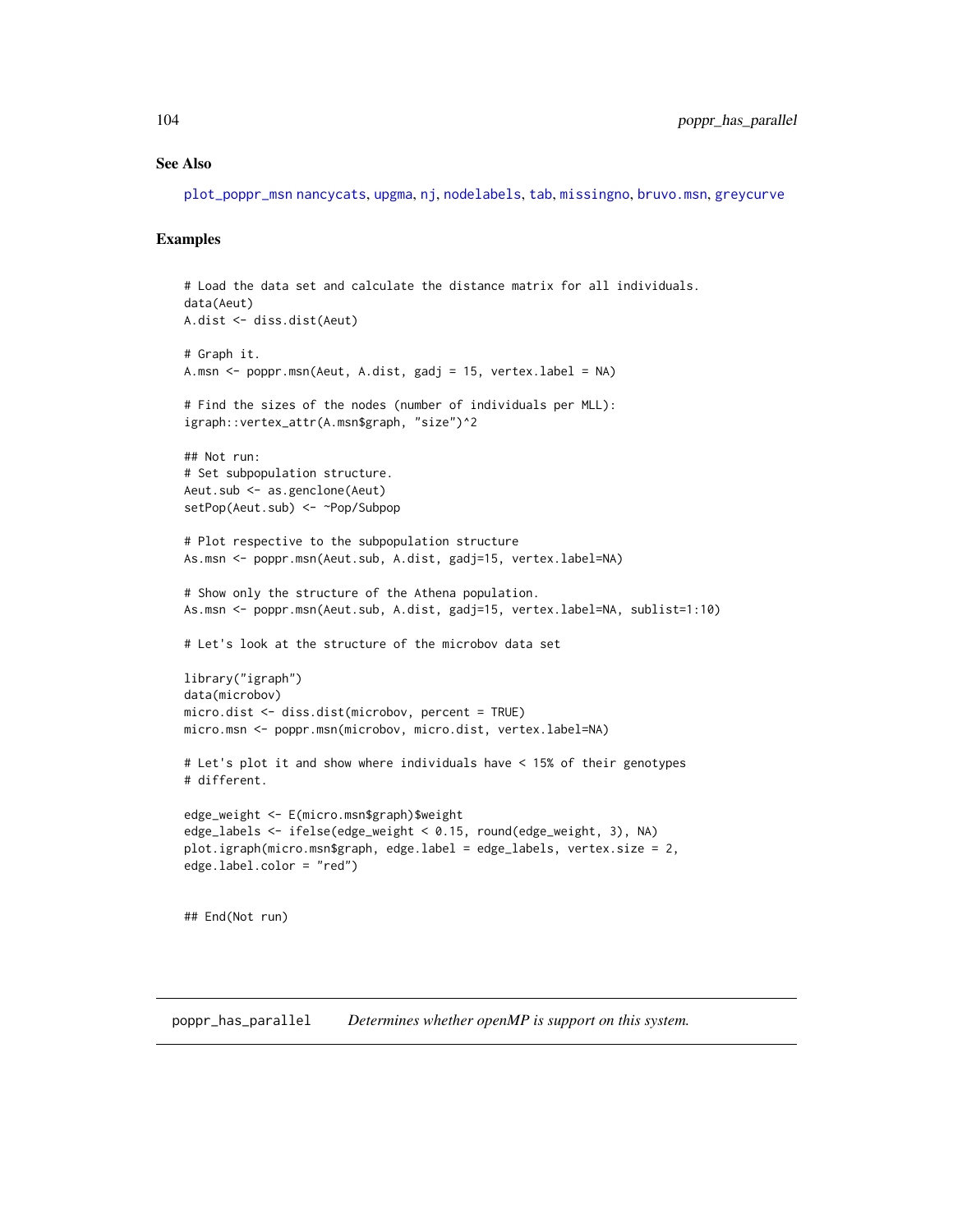## See Also

plot_poppr_msn nancycats, upgma, nj, nodelabels, tab, missingno, bruvo.msn, greycurve

## Examples

```
# Load the data set and calculate the distance matrix for all individuals.
data(Aeut)
A.dist <- diss.dist(Aeut)

# Graph it.
A.msn <- poppr.msn(Aeut, A.dist, gadj = 15, vertex.label = NA)

# Find the sizes of the nodes (number of individuals per MLL):
igraph::vertex_attr(A.msn$graph, "size")^2

## Not run:
# Set subpopulation structure.
Aeut.sub <- as.genclone(Aeut)
setPop(Aeut.sub) <- ~Pop/Subpop

# Plot respective to the subpopulation structure
As.msn <- poppr.msn(Aeut.sub, A.dist, gadj=15, vertex.label=NA)

# Show only the structure of the Athena population.
As.msn <- poppr.msn(Aeut.sub, A.dist, gadj=15, vertex.label=NA, sublist=1:10)

# Let's look at the structure of the microbov data set

library("igraph")
data(microbov)
micro.dist <- diss.dist(microbov, percent = TRUE)
micro.msn <- poppr.msn(microbov, micro.dist, vertex.label=NA)

# Let's plot it and show where individuals have < 15% of their genotypes
# different.

edge_weight <- E(micro.msn$graph)$weight
edge_labels <- ifelse(edge_weight < 0.15, round(edge_weight, 3), NA)
plot.igraph(micro.msn$graph, edge.label = edge_labels, vertex.size = 2,
edge.label.color = "red")


## End(Not run)
```

---

# poppr_has_parallel    *Determines whether openMP is support on this system.*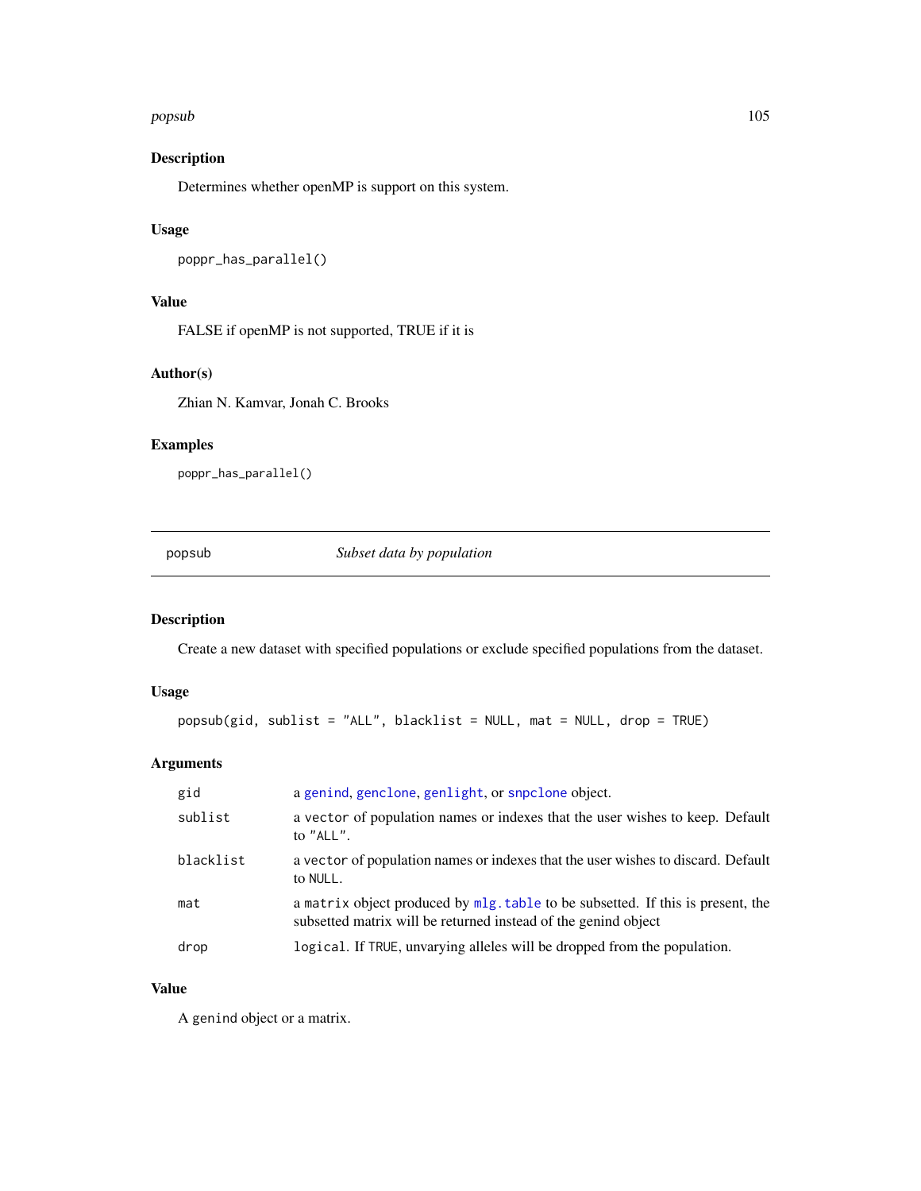## Description

Determines whether openMP is support on this system.

## Usage

```
poppr_has_parallel()
```

## Value

FALSE if openMP is not supported, TRUE if it is

## Author(s)

Zhian N. Kamvar, Jonah C. Brooks

## Examples

```
poppr_has_parallel()
```

---

# popsub *Subset data by population*

---

## Description

Create a new dataset with specified populations or exclude specified populations from the dataset.

## Usage

```
popsub(gid, sublist = "ALL", blacklist = NULL, mat = NULL, drop = TRUE)
```

## Arguments

| | |
|---|---|
| `gid` | a `genind`, `genclone`, `genlight`, or `snpclone` object. |
| `sublist` | a `vector` of population names or indexes that the user wishes to keep. Default to `"ALL"`. |
| `blacklist` | a `vector` of population names or indexes that the user wishes to discard. Default to `NULL`. |
| `mat` | a `matrix` object produced by `mlg.table` to be subsetted. If this is present, the subsetted matrix will be returned instead of the genind object |
| `drop` | `logical`. If `TRUE`, unvarying alleles will be dropped from the population. |

## Value

A `genind` object or a matrix.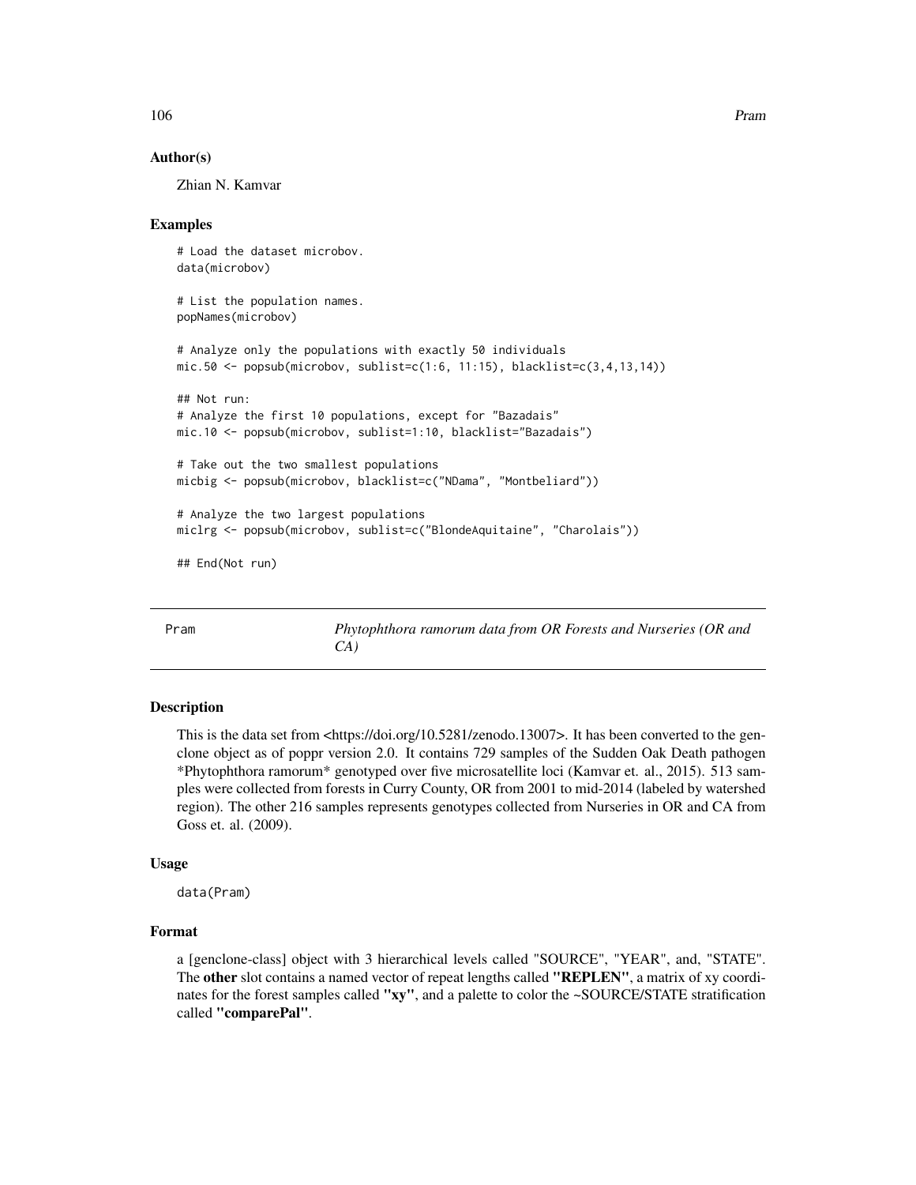### Author(s)

Zhian N. Kamvar

### Examples

```
# Load the dataset microbov.
data(microbov)

# List the population names.
popNames(microbov)

# Analyze only the populations with exactly 50 individuals
mic.50 <- popsub(microbov, sublist=c(1:6, 11:15), blacklist=c(3,4,13,14))

## Not run:
# Analyze the first 10 populations, except for "Bazadais"
mic.10 <- popsub(microbov, sublist=1:10, blacklist="Bazadais")

# Take out the two smallest populations
micbig <- popsub(microbov, blacklist=c("NDama", "Montbeliard"))

# Analyze the two largest populations
miclrg <- popsub(microbov, sublist=c("BlondeAquitaine", "Charolais"))

## End(Not run)
```

## Pram — *Phytophthora ramorum data from OR Forests and Nurseries (OR and CA)*

### Description

This is the data set from <https://doi.org/10.5281/zenodo.13007>. It has been converted to the genclone object as of poppr version 2.0. It contains 729 samples of the Sudden Oak Death pathogen *Phytophthora ramorum* genotyped over five microsatellite loci (Kamvar et. al., 2015). 513 samples were collected from forests in Curry County, OR from 2001 to mid-2014 (labeled by watershed region). The other 216 samples represents genotypes collected from Nurseries in OR and CA from Goss et. al. (2009).

### Usage

```
data(Pram)
```

### Format

a [genclone-class] object with 3 hierarchical levels called "SOURCE", "YEAR", and, "STATE". The **other** slot contains a named vector of repeat lengths called **"REPLEN"**, a matrix of xy coordinates for the forest samples called **"xy"**, and a palette to color the ~SOURCE/STATE stratification called **"comparePal"**.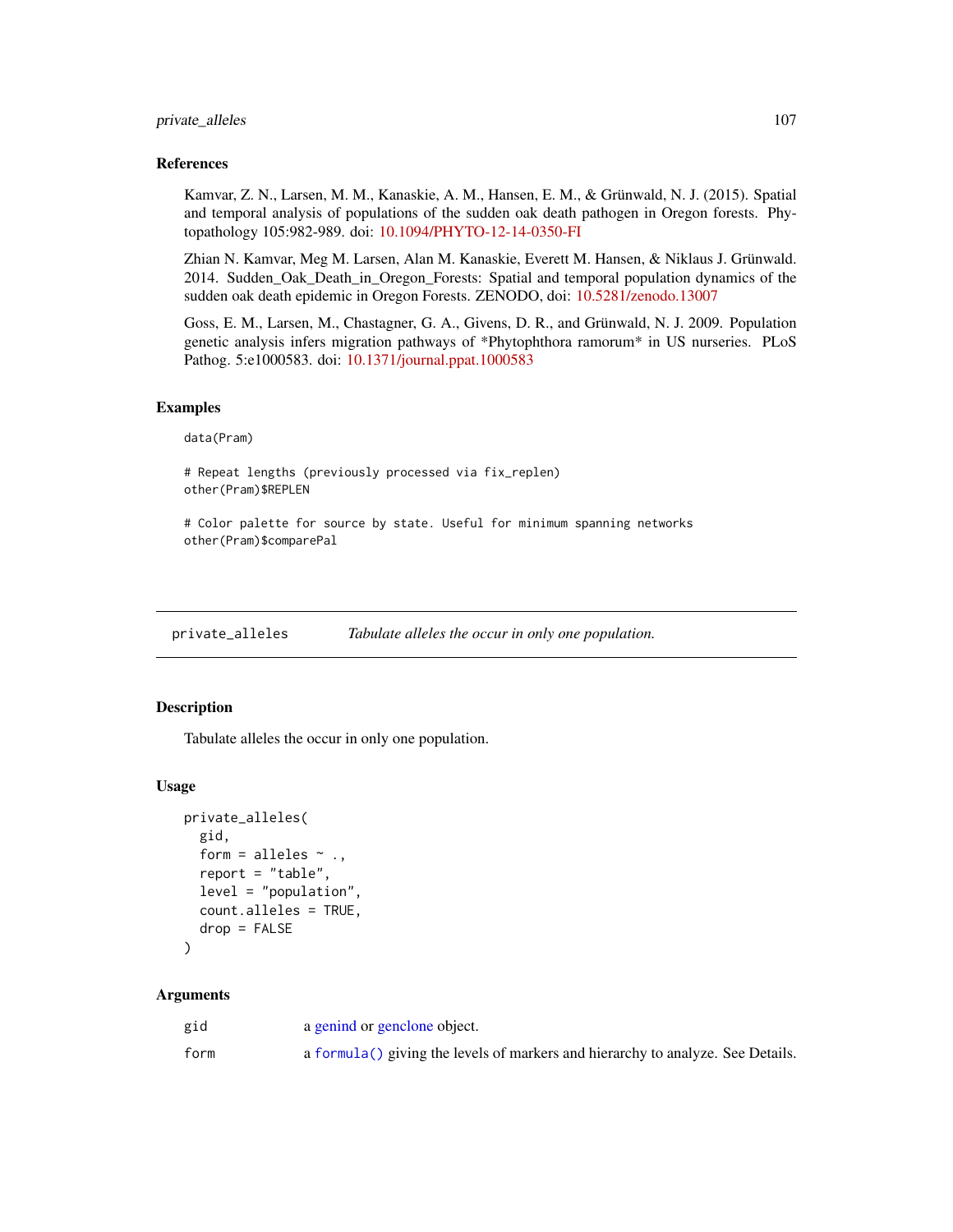### References

Kamvar, Z. N., Larsen, M. M., Kanaskie, A. M., Hansen, E. M., & Grünwald, N. J. (2015). Spatial and temporal analysis of populations of the sudden oak death pathogen in Oregon forests. Phytopathology 105:982-989. doi: 10.1094/PHYTO-12-14-0350-FI

Zhian N. Kamvar, Meg M. Larsen, Alan M. Kanaskie, Everett M. Hansen, & Niklaus J. Grünwald. 2014. Sudden_Oak_Death_in_Oregon_Forests: Spatial and temporal population dynamics of the sudden oak death epidemic in Oregon Forests. ZENODO, doi: 10.5281/zenodo.13007

Goss, E. M., Larsen, M., Chastagner, G. A., Givens, D. R., and Grünwald, N. J. 2009. Population genetic analysis infers migration pathways of *Phytophthora ramorum* in US nurseries. PLoS Pathog. 5:e1000583. doi: 10.1371/journal.ppat.1000583

### Examples

```
data(Pram)

# Repeat lengths (previously processed via fix_replen)
other(Pram)$REPLEN

# Color palette for source by state. Useful for minimum spanning networks
other(Pram)$comparePal
```

---

## private_alleles — *Tabulate alleles the occur in only one population.*

### Description

Tabulate alleles the occur in only one population.

### Usage

```
private_alleles(
  gid,
  form = alleles ~ .,
  report = "table",
  level = "population",
  count.alleles = TRUE,
  drop = FALSE
)
```

### Arguments

| | |
|---|---|
| gid | a genind or genclone object. |
| form | a `formula()` giving the levels of markers and hierarchy to analyze. See Details. |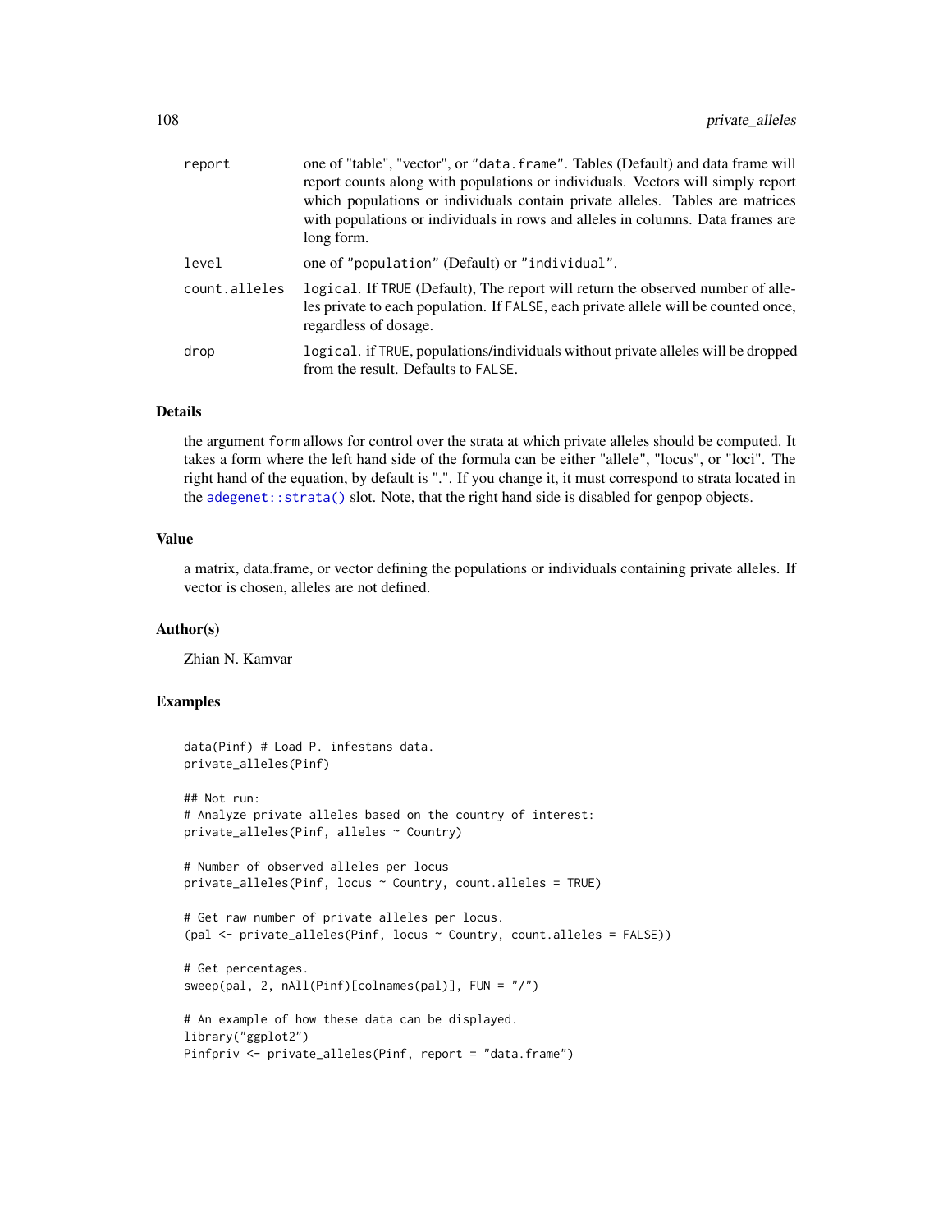| | |
|---|---|
| report | one of "table", "vector", or "data.frame". Tables (Default) and data frame will report counts along with populations or individuals. Vectors will simply report which populations or individuals contain private alleles. Tables are matrices with populations or individuals in rows and alleles in columns. Data frames are long form. |
| level | one of "population" (Default) or "individual". |
| count.alleles | logical. If TRUE (Default), The report will return the observed number of alleles private to each population. If FALSE, each private allele will be counted once, regardless of dosage. |
| drop | logical. if TRUE, populations/individuals without private alleles will be dropped from the result. Defaults to FALSE. |

### Details

the argument form allows for control over the strata at which private alleles should be computed. It takes a form where the left hand side of the formula can be either "allele", "locus", or "loci". The right hand of the equation, by default is ".". If you change it, it must correspond to strata located in the adegenet::strata() slot. Note, that the right hand side is disabled for genpop objects.

### Value

a matrix, data.frame, or vector defining the populations or individuals containing private alleles. If vector is chosen, alleles are not defined.

### Author(s)

Zhian N. Kamvar

### Examples

```
data(Pinf) # Load P. infestans data.
private_alleles(Pinf)

## Not run:
# Analyze private alleles based on the country of interest:
private_alleles(Pinf, alleles ~ Country)

# Number of observed alleles per locus
private_alleles(Pinf, locus ~ Country, count.alleles = TRUE)

# Get raw number of private alleles per locus.
(pal <- private_alleles(Pinf, locus ~ Country, count.alleles = FALSE))

# Get percentages.
sweep(pal, 2, nAll(Pinf)[colnames(pal)], FUN = "/")

# An example of how these data can be displayed.
library("ggplot2")
Pinfpriv <- private_alleles(Pinf, report = "data.frame")
```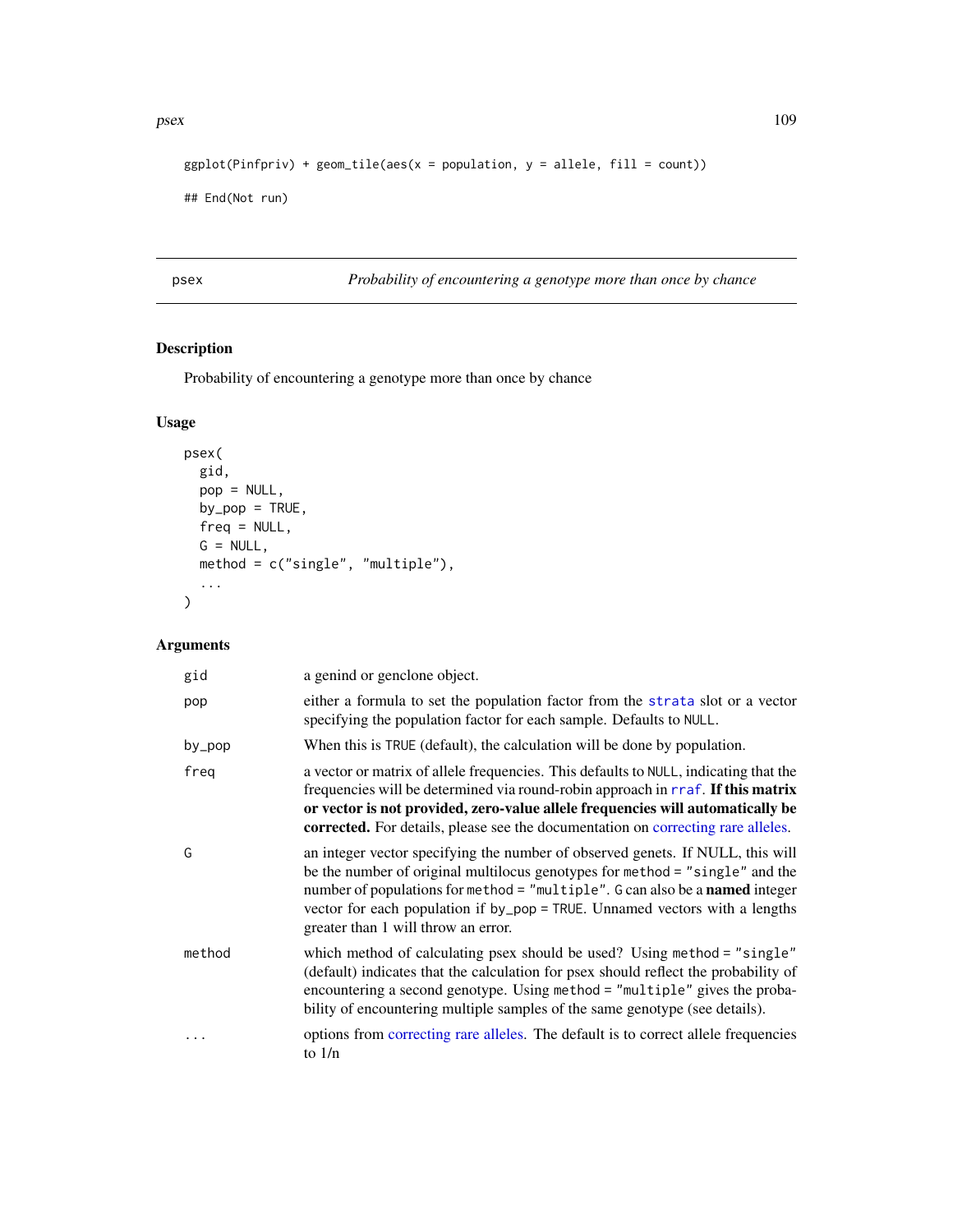```
ggplot(Pinfpriv) + geom_tile(aes(x = population, y = allele, fill = count))

## End(Not run)
```

---

## psex — *Probability of encountering a genotype more than once by chance*

### Description

Probability of encountering a genotype more than once by chance

### Usage

```
psex(
  gid,
  pop = NULL,
  by_pop = TRUE,
  freq = NULL,
  G = NULL,
  method = c("single", "multiple"),
  ...
)
```

### Arguments

| | |
|---|---|
| `gid` | a genind or genclone object. |
| `pop` | either a formula to set the population factor from the strata slot or a vector specifying the population factor for each sample. Defaults to `NULL`. |
| `by_pop` | When this is `TRUE` (default), the calculation will be done by population. |
| `freq` | a vector or matrix of allele frequencies. This defaults to `NULL`, indicating that the frequencies will be determined via round-robin approach in rraf. **If this matrix or vector is not provided, zero-value allele frequencies will automatically be corrected.** For details, please see the documentation on correcting rare alleles. |
| `G` | an integer vector specifying the number of observed genets. If NULL, this will be the number of original multilocus genotypes for `method = "single"` and the number of populations for `method = "multiple"`. `G` can also be a **named** integer vector for each population if `by_pop = TRUE`. Unnamed vectors with a lengths greater than 1 will throw an error. |
| `method` | which method of calculating psex should be used? Using `method = "single"` (default) indicates that the calculation for psex should reflect the probability of encountering a second genotype. Using `method = "multiple"` gives the probability of encountering multiple samples of the same genotype (see details). |
| `...` | options from correcting rare alleles. The default is to correct allele frequencies to 1/n |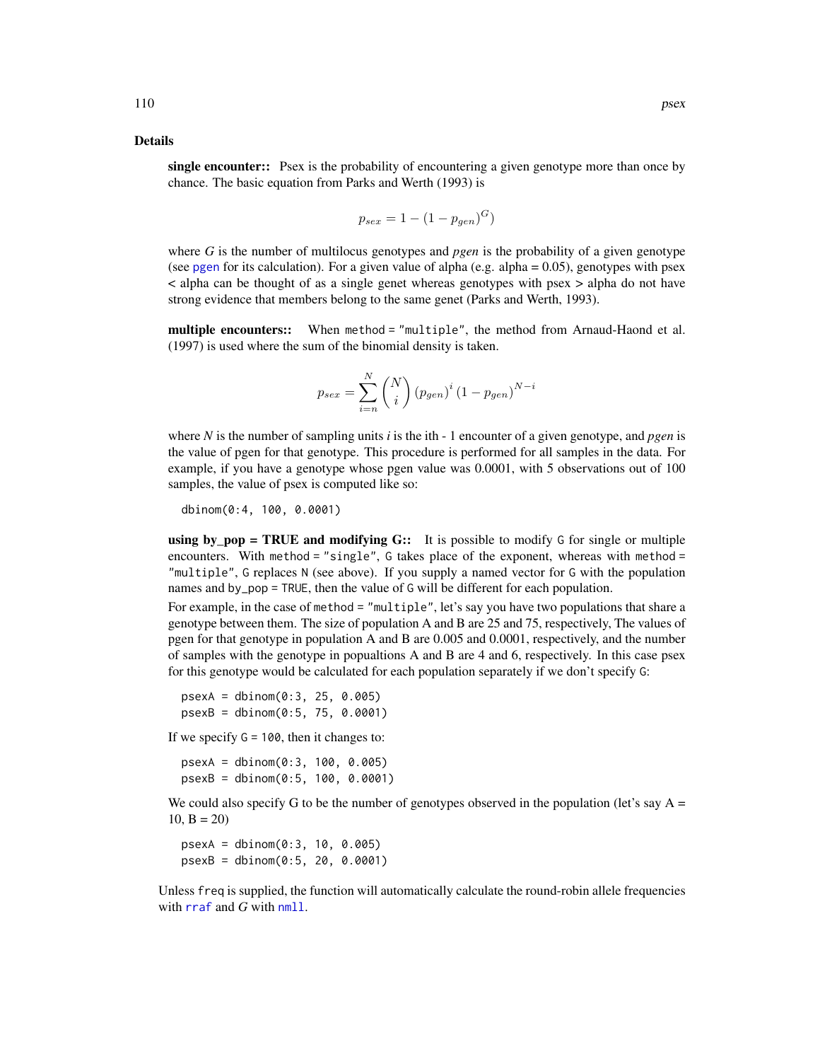## Details

**single encounter::** Psex is the probability of encountering a given genotype more than once by chance. The basic equation from Parks and Werth (1993) is

$$p_{sex} = 1 - (1 - p_{gen})^G)$$

where *G* is the number of multilocus genotypes and *pgen* is the probability of a given genotype (see pgen for its calculation). For a given value of alpha (e.g. alpha = 0.05), genotypes with psex < alpha can be thought of as a single genet whereas genotypes with psex > alpha do not have strong evidence that members belong to the same genet (Parks and Werth, 1993).

**multiple encounters::** When `method = "multiple"`, the method from Arnaud-Haond et al. (1997) is used where the sum of the binomial density is taken.

$$p_{sex} = \sum_{i=n}^{N} \binom{N}{i} (p_{gen})^i (1 - p_{gen})^{N-i}$$

where *N* is the number of sampling units *i* is the ith - 1 encounter of a given genotype, and *pgen* is the value of pgen for that genotype. This procedure is performed for all samples in the data. For example, if you have a genotype whose pgen value was 0.0001, with 5 observations out of 100 samples, the value of psex is computed like so:

```
dbinom(0:4, 100, 0.0001)
```

**using by_pop = TRUE and modifying G::** It is possible to modify `G` for single or multiple encounters. With `method = "single"`, `G` takes place of the exponent, whereas with `method = "multiple"`, `G` replaces `N` (see above). If you supply a named vector for `G` with the population names and `by_pop = TRUE`, then the value of `G` will be different for each population.

For example, in the case of `method = "multiple"`, let's say you have two populations that share a genotype between them. The size of population A and B are 25 and 75, respectively, The values of pgen for that genotype in population A and B are 0.005 and 0.0001, respectively, and the number of samples with the genotype in popualtions A and B are 4 and 6, respectively. In this case psex for this genotype would be calculated for each population separately if we don't specify `G`:

```
psexA = dbinom(0:3, 25, 0.005)
psexB = dbinom(0:5, 75, 0.0001)
```

If we specify `G = 100`, then it changes to:

```
psexA = dbinom(0:3, 100, 0.005)
psexB = dbinom(0:5, 100, 0.0001)
```

We could also specify G to be the number of genotypes observed in the population (let's say A = 10, B = 20)

```
psexA = dbinom(0:3, 10, 0.005)
psexB = dbinom(0:5, 20, 0.0001)
```

Unless `freq` is supplied, the function will automatically calculate the round-robin allele frequencies with `rraf` and *G* with `nmll`.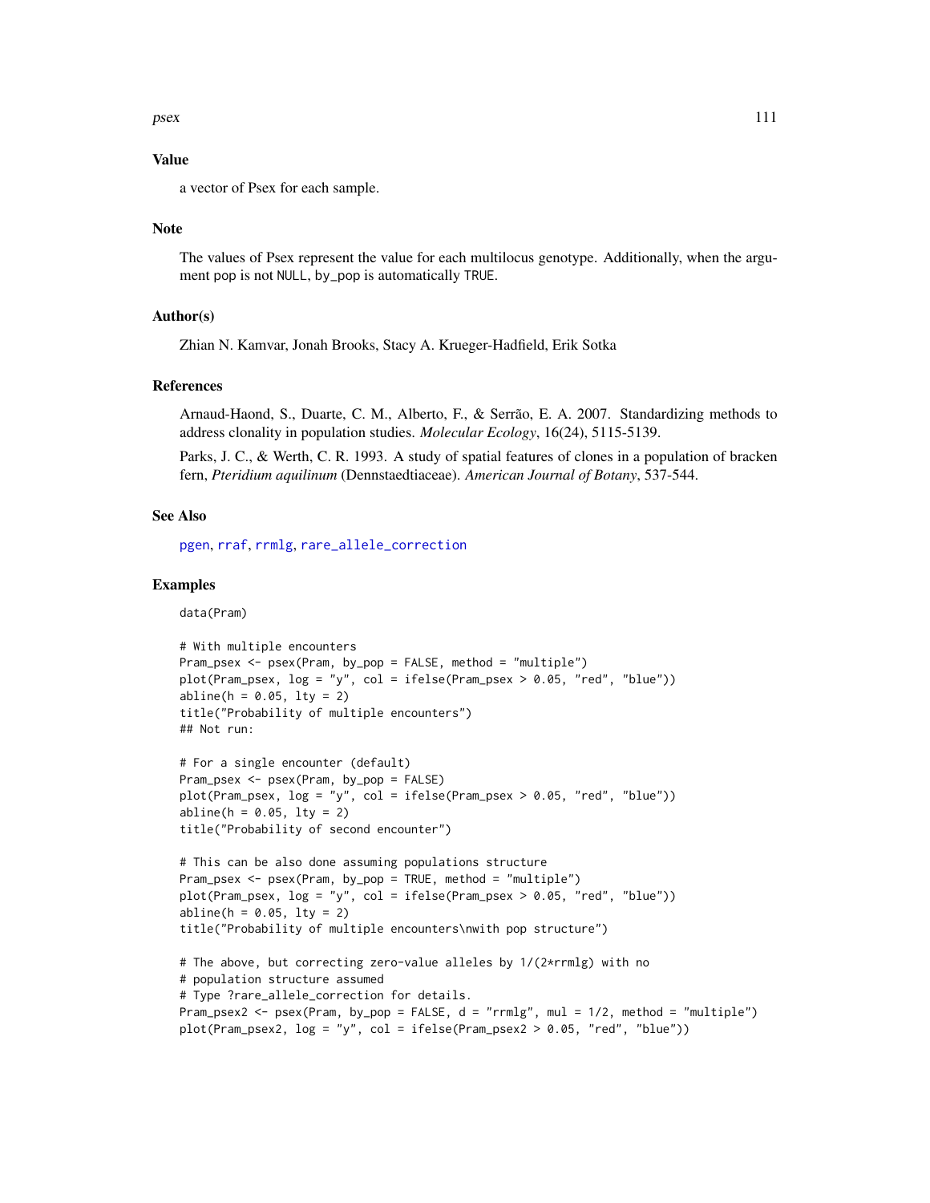## Value

a vector of Psex for each sample.

## Note

The values of Psex represent the value for each multilocus genotype. Additionally, when the argument pop is not NULL, by_pop is automatically TRUE.

## Author(s)

Zhian N. Kamvar, Jonah Brooks, Stacy A. Krueger-Hadfield, Erik Sotka

## References

Arnaud-Haond, S., Duarte, C. M., Alberto, F., & Serrão, E. A. 2007. Standardizing methods to address clonality in population studies. *Molecular Ecology*, 16(24), 5115-5139.

Parks, J. C., & Werth, C. R. 1993. A study of spatial features of clones in a population of bracken fern, *Pteridium aquilinum* (Dennstaedtiaceae). *American Journal of Botany*, 537-544.

## See Also

pgen, rraf, rrmlg, rare_allele_correction

## Examples

```
data(Pram)

# With multiple encounters
Pram_psex <- psex(Pram, by_pop = FALSE, method = "multiple")
plot(Pram_psex, log = "y", col = ifelse(Pram_psex > 0.05, "red", "blue"))
abline(h = 0.05, lty = 2)
title("Probability of multiple encounters")
## Not run:

# For a single encounter (default)
Pram_psex <- psex(Pram, by_pop = FALSE)
plot(Pram_psex, log = "y", col = ifelse(Pram_psex > 0.05, "red", "blue"))
abline(h = 0.05, lty = 2)
title("Probability of second encounter")

# This can be also done assuming populations structure
Pram_psex <- psex(Pram, by_pop = TRUE, method = "multiple")
plot(Pram_psex, log = "y", col = ifelse(Pram_psex > 0.05, "red", "blue"))
abline(h = 0.05, lty = 2)
title("Probability of multiple encounters\nwith pop structure")

# The above, but correcting zero-value alleles by 1/(2*rrmlg) with no
# population structure assumed
# Type ?rare_allele_correction for details.
Pram_psex2 <- psex(Pram, by_pop = FALSE, d = "rrmlg", mul = 1/2, method = "multiple")
plot(Pram_psex2, log = "y", col = ifelse(Pram_psex2 > 0.05, "red", "blue"))
```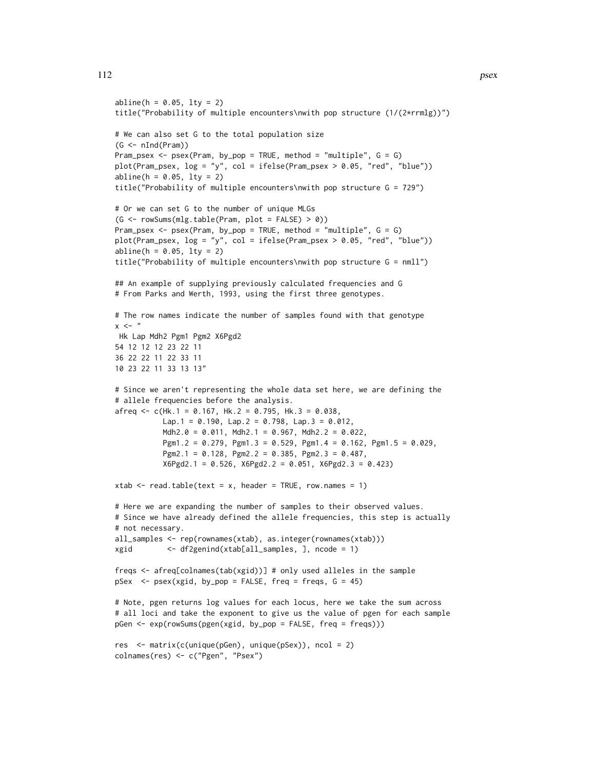```
abline(h = 0.05, lty = 2)
title("Probability of multiple encounters\nwith pop structure (1/(2*rrmlg))")

# We can also set G to the total population size
(G <- nInd(Pram))
Pram_psex <- psex(Pram, by_pop = TRUE, method = "multiple", G = G)
plot(Pram_psex, log = "y", col = ifelse(Pram_psex > 0.05, "red", "blue"))
abline(h = 0.05, lty = 2)
title("Probability of multiple encounters\nwith pop structure G = 729")

# Or we can set G to the number of unique MLGs
(G <- rowSums(mlg.table(Pram, plot = FALSE) > 0))
Pram_psex <- psex(Pram, by_pop = TRUE, method = "multiple", G = G)
plot(Pram_psex, log = "y", col = ifelse(Pram_psex > 0.05, "red", "blue"))
abline(h = 0.05, lty = 2)
title("Probability of multiple encounters\nwith pop structure G = nmll")

## An example of supplying previously calculated frequencies and G
# From Parks and Werth, 1993, using the first three genotypes.

# The row names indicate the number of samples found with that genotype
x <- "
 Hk Lap Mdh2 Pgm1 Pgm2 X6Pgd2
54 12 12 12 23 22 11
36 22 22 11 22 33 11
10 23 22 11 33 13 13"

# Since we aren't representing the whole data set here, we are defining the
# allele frequencies before the analysis.
afreq <- c(Hk.1 = 0.167, Hk.2 = 0.795, Hk.3 = 0.038,
           Lap.1 = 0.190, Lap.2 = 0.798, Lap.3 = 0.012,
           Mdh2.0 = 0.011, Mdh2.1 = 0.967, Mdh2.2 = 0.022,
           Pgm1.2 = 0.279, Pgm1.3 = 0.529, Pgm1.4 = 0.162, Pgm1.5 = 0.029,
           Pgm2.1 = 0.128, Pgm2.2 = 0.385, Pgm2.3 = 0.487,
           X6Pgd2.1 = 0.526, X6Pgd2.2 = 0.051, X6Pgd2.3 = 0.423)

xtab <- read.table(text = x, header = TRUE, row.names = 1)

# Here we are expanding the number of samples to their observed values.
# Since we have already defined the allele frequencies, this step is actually
# not necessary.
all_samples <- rep(rownames(xtab), as.integer(rownames(xtab)))
xgid        <- df2genind(xtab[all_samples, ], ncode = 1)

freqs <- afreq[colnames(tab(xgid))] # only used alleles in the sample
pSex  <- psex(xgid, by_pop = FALSE, freq = freqs, G = 45)

# Note, pgen returns log values for each locus, here we take the sum across
# all loci and take the exponent to give us the value of pgen for each sample
pGen <- exp(rowSums(pgen(xgid, by_pop = FALSE, freq = freqs)))

res  <- matrix(c(unique(pGen), unique(pSex)), ncol = 2)
colnames(res) <- c("Pgen", "Psex")
```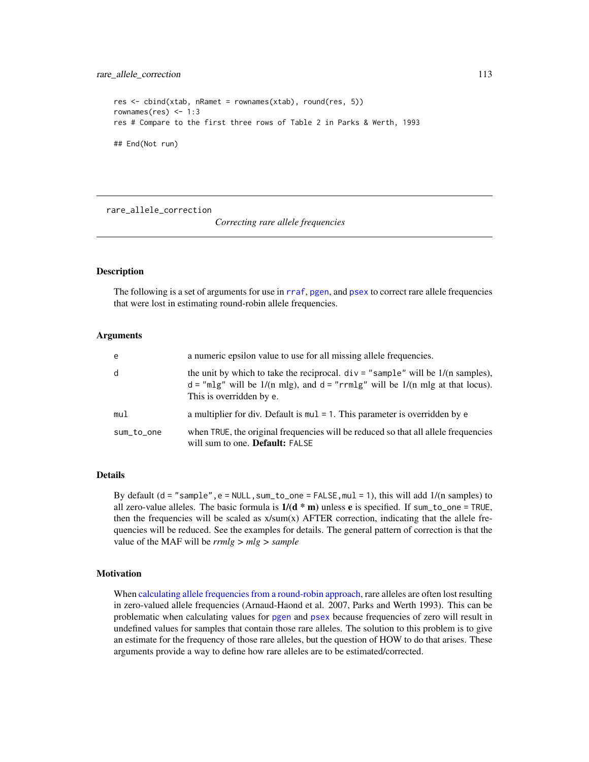```
res <- cbind(xtab, nRamet = rownames(xtab), round(res, 5))
rownames(res) <- 1:3
res # Compare to the first three rows of Table 2 in Parks & Werth, 1993

## End(Not run)
```

---

rare_allele_correction *Correcting rare allele frequencies*

---

## Description

The following is a set of arguments for use in rraf, pgen, and psex to correct rare allele frequencies that were lost in estimating round-robin allele frequencies.

## Arguments

| | |
|---|---|
| e | a numeric epsilon value to use for all missing allele frequencies. |
| d | the unit by which to take the reciprocal. div = "sample" will be 1/(n samples), d = "mlg" will be 1/(n mlg), and d = "rrmlg" will be 1/(n mlg at that locus). This is overridden by e. |
| mul | a multiplier for div. Default is mul = 1. This parameter is overridden by e |
| sum_to_one | when TRUE, the original frequencies will be reduced so that all allele frequencies will sum to one. **Default:** FALSE |

## Details

By default (d = "sample", e = NULL, sum_to_one = FALSE, mul = 1), this will add 1/(n samples) to all zero-value alleles. The basic formula is **1/(d * m)** unless **e** is specified. If sum_to_one = TRUE, then the frequencies will be scaled as x/sum(x) AFTER correction, indicating that the allele frequencies will be reduced. See the examples for details. The general pattern of correction is that the value of the MAF will be *rrmlg > mlg > sample*

## Motivation

When calculating allele frequencies from a round-robin approach, rare alleles are often lost resulting in zero-valued allele frequencies (Arnaud-Haond et al. 2007, Parks and Werth 1993). This can be problematic when calculating values for pgen and psex because frequencies of zero will result in undefined values for samples that contain those rare alleles. The solution to this problem is to give an estimate for the frequency of those rare alleles, but the question of HOW to do that arises. These arguments provide a way to define how rare alleles are to be estimated/corrected.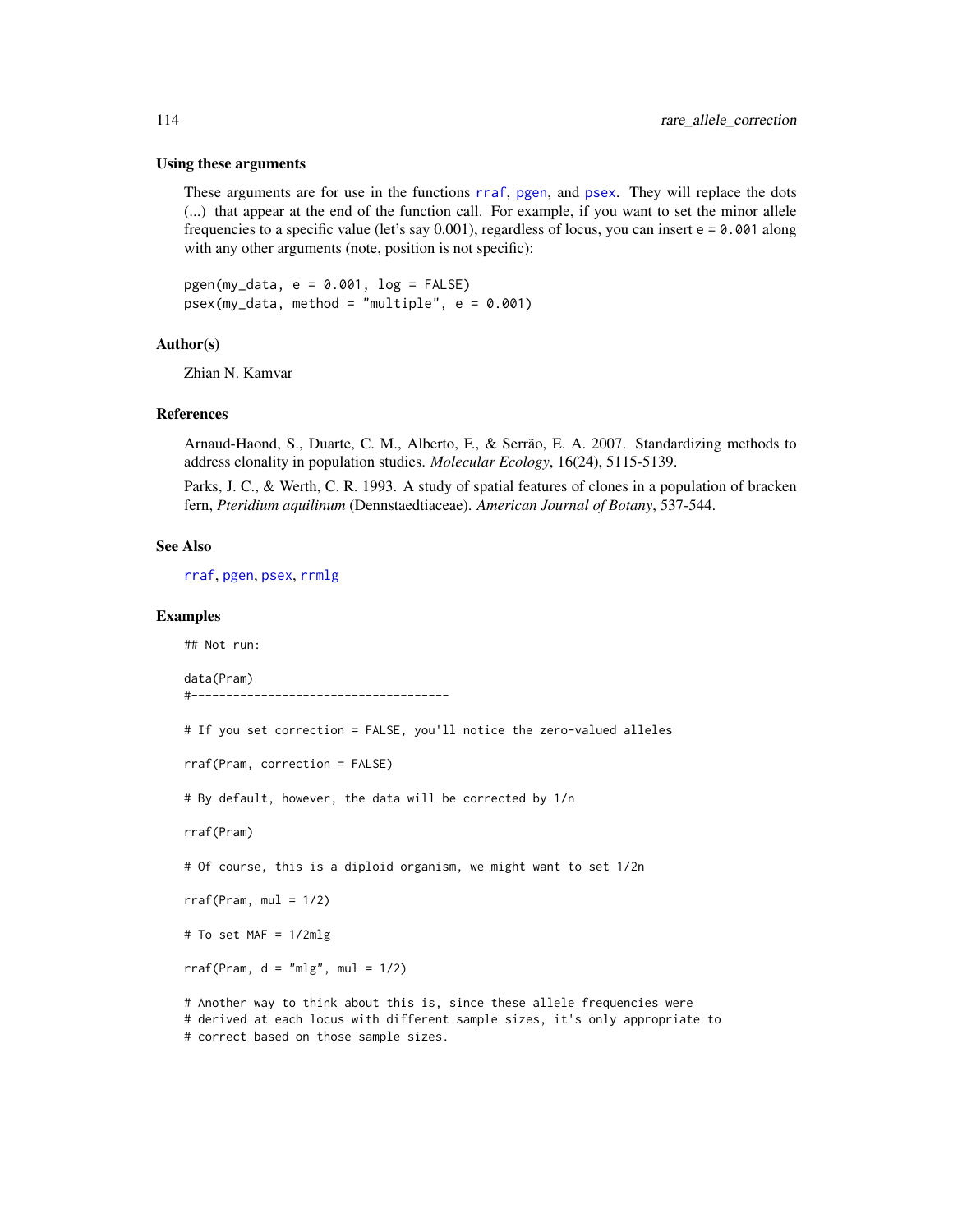### Using these arguments

These arguments are for use in the functions `rraf`, `pgen`, and `psex`. They will replace the dots (...) that appear at the end of the function call. For example, if you want to set the minor allele frequencies to a specific value (let's say 0.001), regardless of locus, you can insert `e = 0.001` along with any other arguments (note, position is not specific):

```
pgen(my_data, e = 0.001, log = FALSE)
psex(my_data, method = "multiple", e = 0.001)
```

### Author(s)

Zhian N. Kamvar

### References

Arnaud-Haond, S., Duarte, C. M., Alberto, F., & Serrão, E. A. 2007. Standardizing methods to address clonality in population studies. *Molecular Ecology*, 16(24), 5115-5139.

Parks, J. C., & Werth, C. R. 1993. A study of spatial features of clones in a population of bracken fern, *Pteridium aquilinum* (Dennstaedtiaceae). *American Journal of Botany*, 537-544.

### See Also

`rraf`, `pgen`, `psex`, `rrmlg`

### Examples

```
## Not run:

data(Pram)
#-------------------------------------

# If you set correction = FALSE, you'll notice the zero-valued alleles

rraf(Pram, correction = FALSE)

# By default, however, the data will be corrected by 1/n

rraf(Pram)

# Of course, this is a diploid organism, we might want to set 1/2n

rraf(Pram, mul = 1/2)

# To set MAF = 1/2mlg

rraf(Pram, d = "mlg", mul = 1/2)

# Another way to think about this is, since these allele frequencies were
# derived at each locus with different sample sizes, it's only appropriate to
# correct based on those sample sizes.
```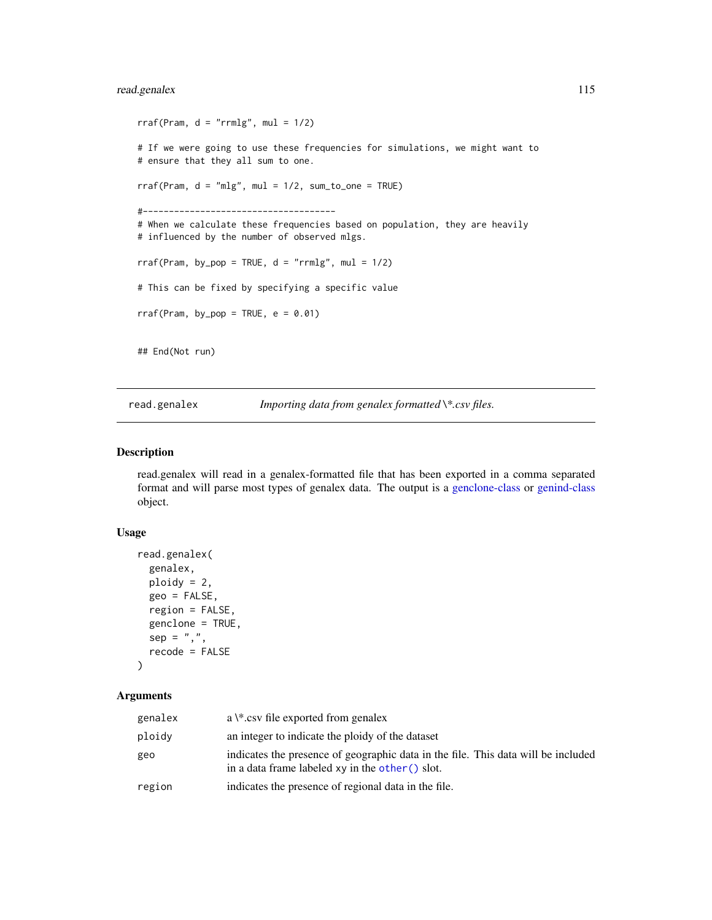```
rraf(Pram, d = "rrmlg", mul = 1/2)

# If we were going to use these frequencies for simulations, we might want to
# ensure that they all sum to one.

rraf(Pram, d = "mlg", mul = 1/2, sum_to_one = TRUE)

#-------------------------------------
# When we calculate these frequencies based on population, they are heavily
# influenced by the number of observed mlgs.

rraf(Pram, by_pop = TRUE, d = "rrmlg", mul = 1/2)

# This can be fixed by specifying a specific value

rraf(Pram, by_pop = TRUE, e = 0.01)


## End(Not run)
```

---

## read.genalex — *Importing data from genalex formatted \*.csv files.*

### Description

read.genalex will read in a genalex-formatted file that has been exported in a comma separated format and will parse most types of genalex data. The output is a genclone-class or genind-class object.

### Usage

```
read.genalex(
  genalex,
  ploidy = 2,
  geo = FALSE,
  region = FALSE,
  genclone = TRUE,
  sep = ",",
  recode = FALSE
)
```

### Arguments

| | |
|---|---|
| genalex | a \*.csv file exported from genalex |
| ploidy | an integer to indicate the ploidy of the dataset |
| geo | indicates the presence of geographic data in the file. This data will be included in a data frame labeled xy in the other() slot. |
| region | indicates the presence of regional data in the file. |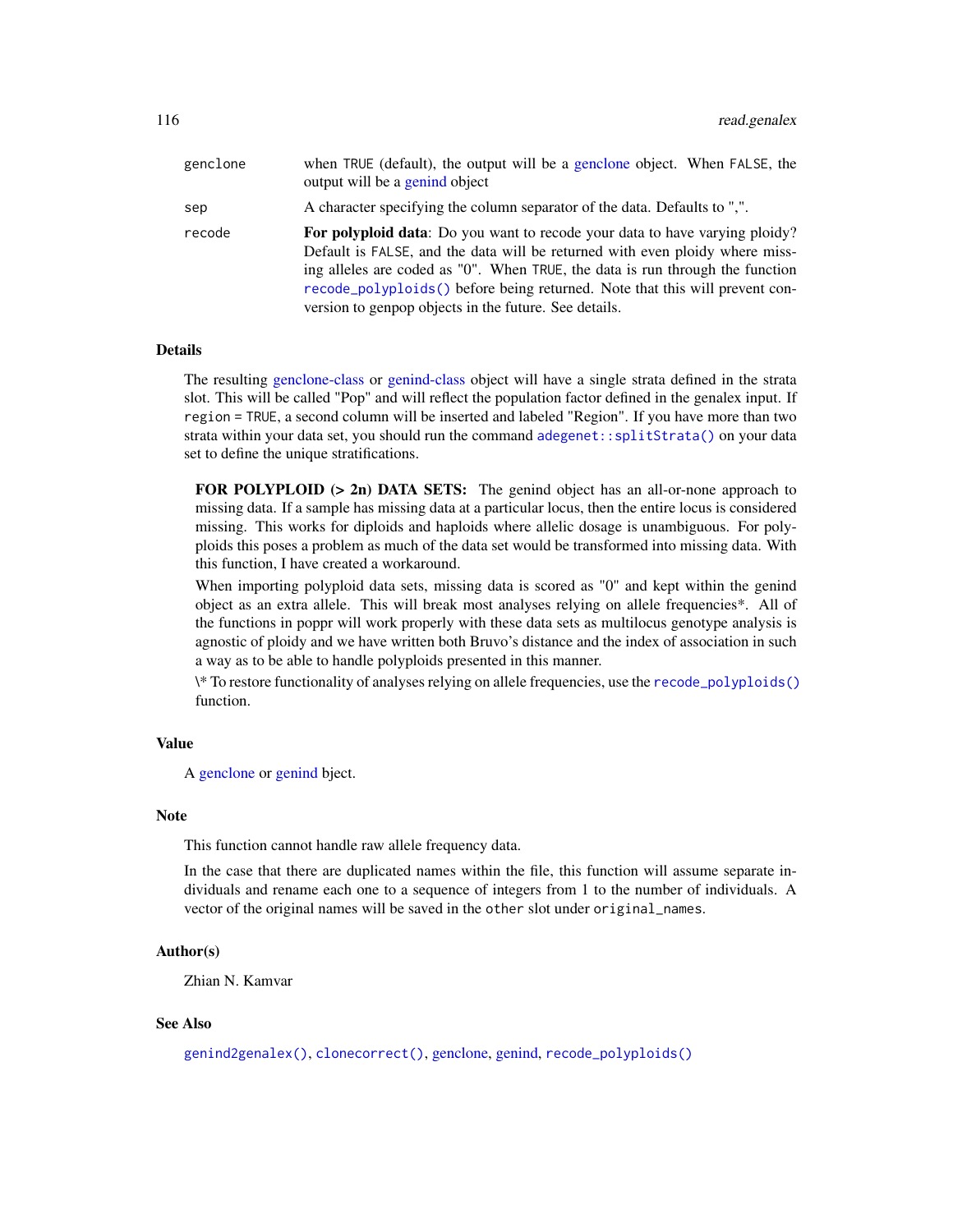| | |
|---|---|
| genclone | when TRUE (default), the output will be a genclone object. When FALSE, the output will be a genind object |
| sep | A character specifying the column separator of the data. Defaults to ",". |
| recode | **For polyploid data**: Do you want to recode your data to have varying ploidy? Default is FALSE, and the data will be returned with even ploidy where missing alleles are coded as "0". When TRUE, the data is run through the function `recode_polyploids()` before being returned. Note that this will prevent conversion to genpop objects in the future. See details. |

### Details

The resulting genclone-class or genind-class object will have a single strata defined in the strata slot. This will be called "Pop" and will reflect the population factor defined in the genalex input. If `region = TRUE`, a second column will be inserted and labeled "Region". If you have more than two strata within your data set, you should run the command `adegenet::splitStrata()` on your data set to define the unique stratifications.

> **FOR POLYPLOID (> 2n) DATA SETS:** The genind object has an all-or-none approach to missing data. If a sample has missing data at a particular locus, then the entire locus is considered missing. This works for diploids and haploids where allelic dosage is unambiguous. For polyploids this poses a problem as much of the data set would be transformed into missing data. With this function, I have created a workaround.
>
> When importing polyploid data sets, missing data is scored as "0" and kept within the genind object as an extra allele. This will break most analyses relying on allele frequencies*. All of the functions in poppr will work properly with these data sets as multilocus genotype analysis is agnostic of ploidy and we have written both Bruvo's distance and the index of association in such a way as to be able to handle polyploids presented in this manner.
>
> \* To restore functionality of analyses relying on allele frequencies, use the `recode_polyploids()` function.

### Value

A genclone or genind bject.

### Note

This function cannot handle raw allele frequency data.

In the case that there are duplicated names within the file, this function will assume separate individuals and rename each one to a sequence of integers from 1 to the number of individuals. A vector of the original names will be saved in the `other` slot under `original_names`.

### Author(s)

Zhian N. Kamvar

### See Also

`genind2genalex()`, `clonecorrect()`, genclone, genind, `recode_polyploids()`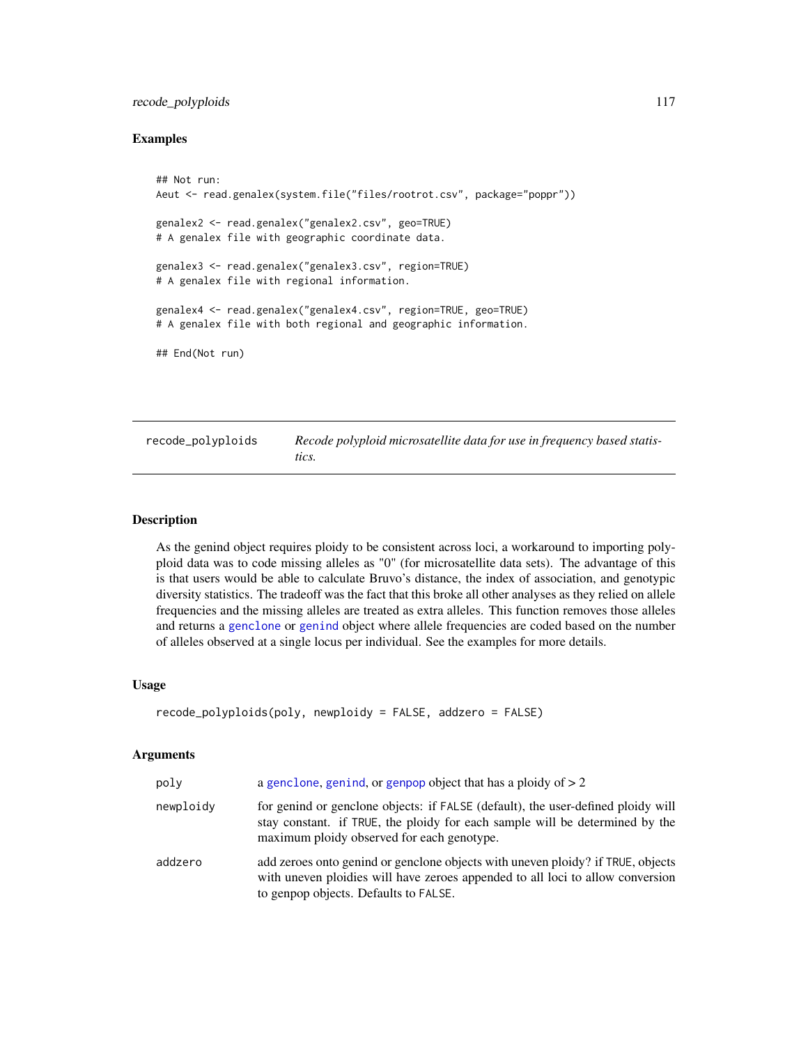### Examples

```
## Not run:
Aeut <- read.genalex(system.file("files/rootrot.csv", package="poppr"))

genalex2 <- read.genalex("genalex2.csv", geo=TRUE)
# A genalex file with geographic coordinate data.

genalex3 <- read.genalex("genalex3.csv", region=TRUE)
# A genalex file with regional information.

genalex4 <- read.genalex("genalex4.csv", region=TRUE, geo=TRUE)
# A genalex file with both regional and geographic information.

## End(Not run)
```

---

## recode_polyploids — *Recode polyploid microsatellite data for use in frequency based statistics.*

---

### Description

As the genind object requires ploidy to be consistent across loci, a workaround to importing polyploid data was to code missing alleles as "0" (for microsatellite data sets). The advantage of this is that users would be able to calculate Bruvo's distance, the index of association, and genotypic diversity statistics. The tradeoff was the fact that this broke all other analyses as they relied on allele frequencies and the missing alleles are treated as extra alleles. This function removes those alleles and returns a genclone or genind object where allele frequencies are coded based on the number of alleles observed at a single locus per individual. See the examples for more details.

### Usage

```
recode_polyploids(poly, newploidy = FALSE, addzero = FALSE)
```

### Arguments

| | |
|---|---|
| poly | a genclone, genind, or genpop object that has a ploidy of > 2 |
| newploidy | for genind or genclone objects: if FALSE (default), the user-defined ploidy will stay constant. if TRUE, the ploidy for each sample will be determined by the maximum ploidy observed for each genotype. |
| addzero | add zeroes onto genind or genclone objects with uneven ploidy? if TRUE, objects with uneven ploidies will have zeroes appended to all loci to allow conversion to genpop objects. Defaults to FALSE. |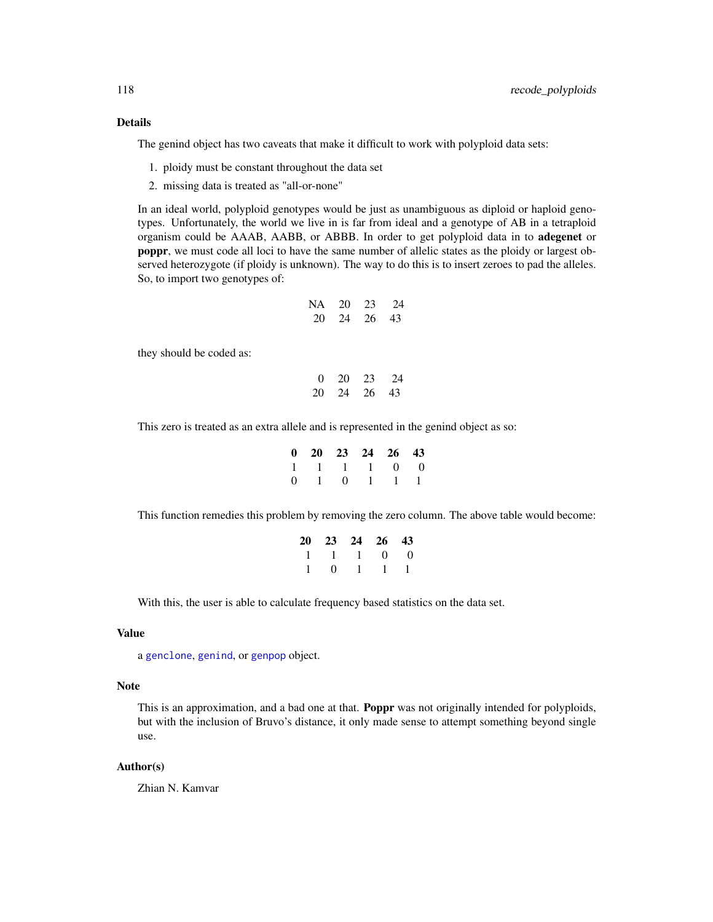### Details

The genind object has two caveats that make it difficult to work with polyploid data sets:

1. ploidy must be constant throughout the data set
2. missing data is treated as "all-or-none"

In an ideal world, polyploid genotypes would be just as unambiguous as diploid or haploid genotypes. Unfortunately, the world we live in is far from ideal and a genotype of AB in a tetraploid organism could be AAAB, AABB, or ABBB. In order to get polyploid data in to **adegenet** or **poppr**, we must code all loci to have the same number of allelic states as the ploidy or largest observed heterozygote (if ploidy is unknown). The way to do this is to insert zeroes to pad the alleles. So, to import two genotypes of:

|    |    |    |    |
|---|---|---|---|
| NA | 20 | 23 | 24 |
| 20 | 24 | 26 | 43 |

they should be coded as:

|    |    |    |    |
|---|---|---|---|
| 0 | 20 | 23 | 24 |
| 20 | 24 | 26 | 43 |

This zero is treated as an extra allele and is represented in the genind object as so:

| 0 | 20 | 23 | 24 | 26 | 43 |
|---|---|---|---|---|---|
| 1 | 1 | 1 | 1 | 0 | 0 |
| 0 | 1 | 0 | 1 | 1 | 1 |

This function remedies this problem by removing the zero column. The above table would become:

| 20 | 23 | 24 | 26 | 43 |
|---|---|---|---|---|
| 1 | 1 | 1 | 0 | 0 |
| 1 | 0 | 1 | 1 | 1 |

With this, the user is able to calculate frequency based statistics on the data set.

### Value

a genclone, genind, or genpop object.

### Note

This is an approximation, and a bad one at that. **Poppr** was not originally intended for polyploids, but with the inclusion of Bruvo's distance, it only made sense to attempt something beyond single use.

### Author(s)

Zhian N. Kamvar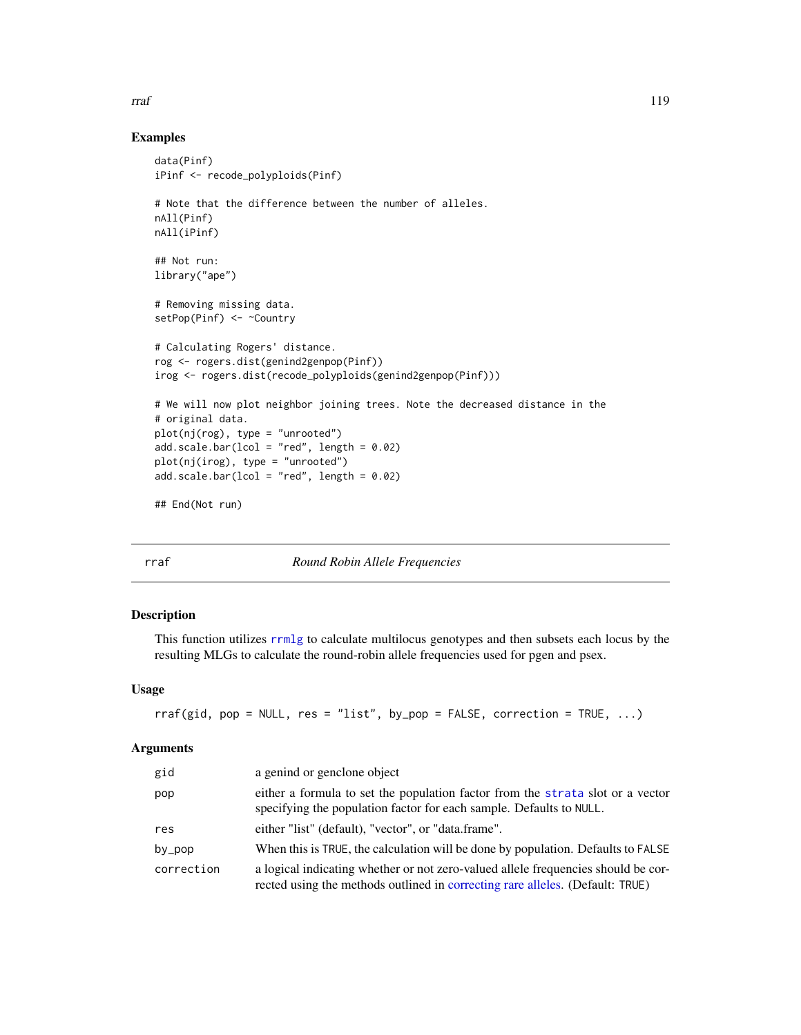## Examples

```
data(Pinf)
iPinf <- recode_polyploids(Pinf)

# Note that the difference between the number of alleles.
nAll(Pinf)
nAll(iPinf)

## Not run:
library("ape")

# Removing missing data.
setPop(Pinf) <- ~Country

# Calculating Rogers' distance.
rog <- rogers.dist(genind2genpop(Pinf))
irog <- rogers.dist(recode_polyploids(genind2genpop(Pinf)))

# We will now plot neighbor joining trees. Note the decreased distance in the
# original data.
plot(nj(rog), type = "unrooted")
add.scale.bar(lcol = "red", length = 0.02)
plot(nj(irog), type = "unrooted")
add.scale.bar(lcol = "red", length = 0.02)

## End(Not run)
```

---

# rraf — *Round Robin Allele Frequencies*

## Description

This function utilizes rrmlg to calculate multilocus genotypes and then subsets each locus by the resulting MLGs to calculate the round-robin allele frequencies used for pgen and psex.

## Usage

```
rraf(gid, pop = NULL, res = "list", by_pop = FALSE, correction = TRUE, ...)
```

## Arguments

| | |
|---|---|
| `gid` | a genind or genclone object |
| `pop` | either a formula to set the population factor from the `strata` slot or a vector specifying the population factor for each sample. Defaults to `NULL`. |
| `res` | either "list" (default), "vector", or "data.frame". |
| `by_pop` | When this is `TRUE`, the calculation will be done by population. Defaults to `FALSE` |
| `correction` | a logical indicating whether or not zero-valued allele frequencies should be corrected using the methods outlined in correcting rare alleles. (Default: `TRUE`) |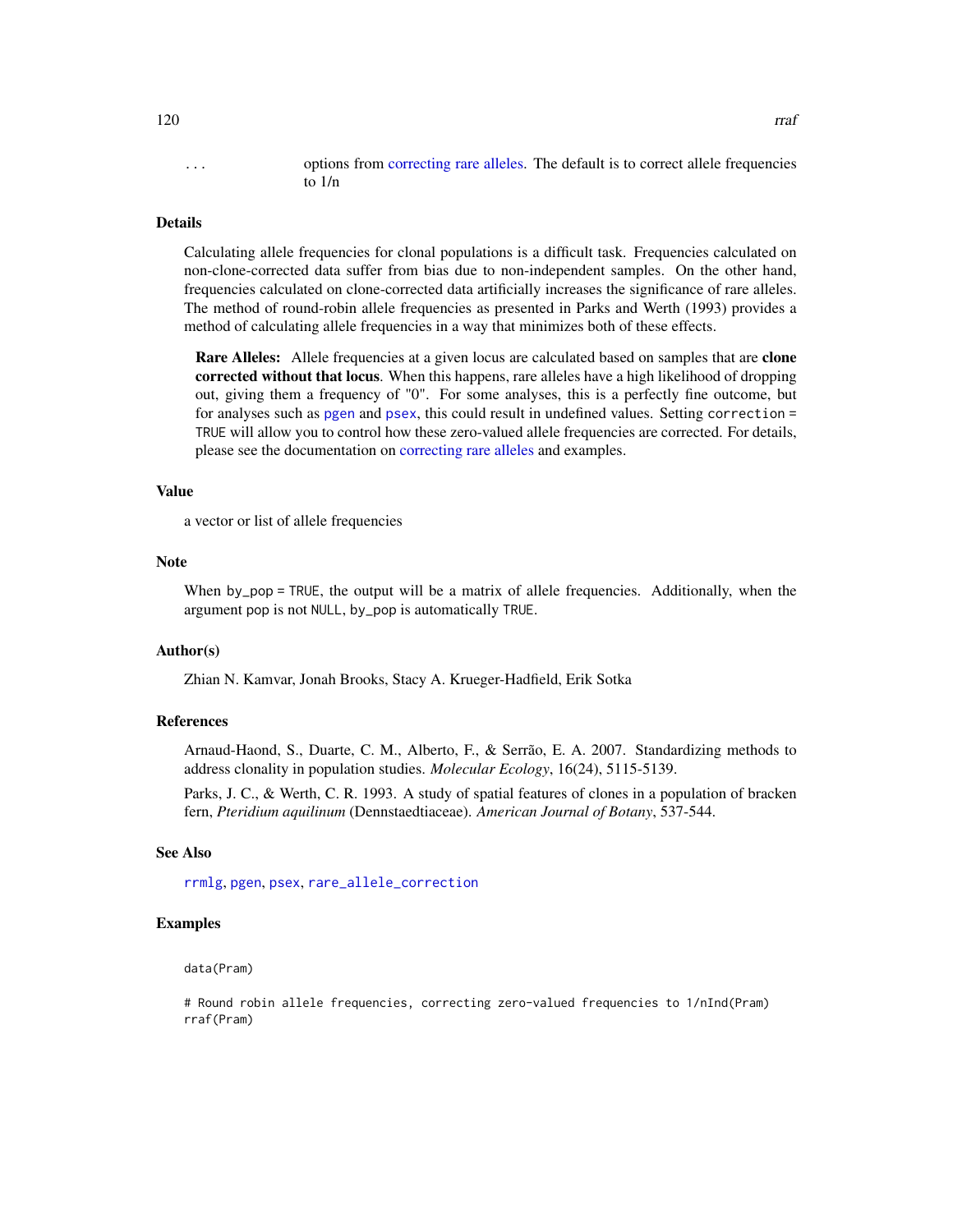| | |
|---|---|
| ... | options from correcting rare alleles. The default is to correct allele frequencies to 1/n |

### Details

Calculating allele frequencies for clonal populations is a difficult task. Frequencies calculated on non-clone-corrected data suffer from bias due to non-independent samples. On the other hand, frequencies calculated on clone-corrected data artificially increases the significance of rare alleles. The method of round-robin allele frequencies as presented in Parks and Werth (1993) provides a method of calculating allele frequencies in a way that minimizes both of these effects.

**Rare Alleles:** Allele frequencies at a given locus are calculated based on samples that are **clone corrected without that locus**. When this happens, rare alleles have a high likelihood of dropping out, giving them a frequency of "0". For some analyses, this is a perfectly fine outcome, but for analyses such as `pgen` and `psex`, this could result in undefined values. Setting `correction = TRUE` will allow you to control how these zero-valued allele frequencies are corrected. For details, please see the documentation on correcting rare alleles and examples.

### Value

a vector or list of allele frequencies

### Note

When `by_pop = TRUE`, the output will be a matrix of allele frequencies. Additionally, when the argument pop is not `NULL`, `by_pop` is automatically `TRUE`.

### Author(s)

Zhian N. Kamvar, Jonah Brooks, Stacy A. Krueger-Hadfield, Erik Sotka

### References

Arnaud-Haond, S., Duarte, C. M., Alberto, F., & Serrão, E. A. 2007. Standardizing methods to address clonality in population studies. *Molecular Ecology*, 16(24), 5115-5139.

Parks, J. C., & Werth, C. R. 1993. A study of spatial features of clones in a population of bracken fern, *Pteridium aquilinum* (Dennstaedtiaceae). *American Journal of Botany*, 537-544.

### See Also

`rrmlg`, `pgen`, `psex`, `rare_allele_correction`

### Examples

```
data(Pram)

# Round robin allele frequencies, correcting zero-valued frequencies to 1/nInd(Pram)
rraf(Pram)
```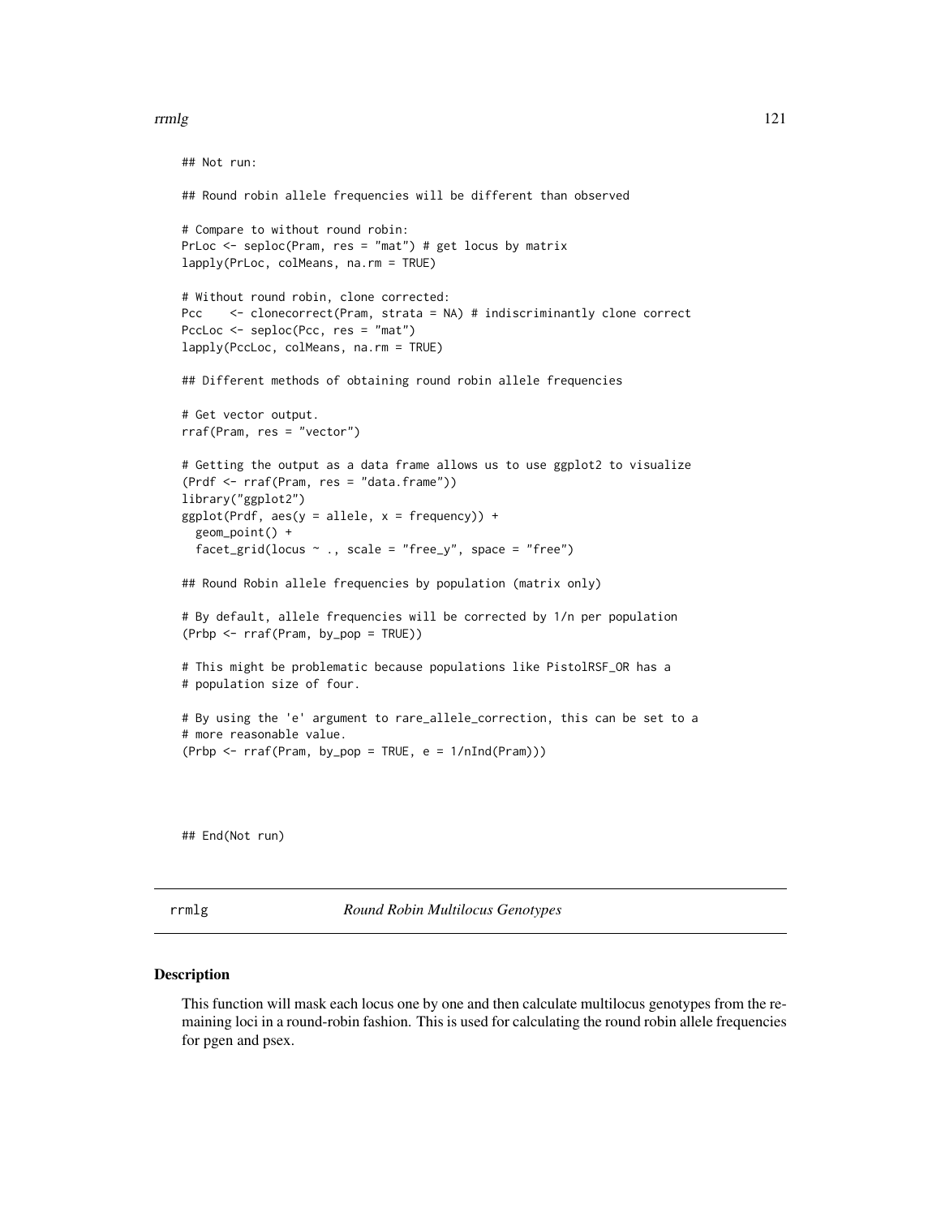```
## Not run:

## Round robin allele frequencies will be different than observed

# Compare to without round robin:
PrLoc <- seploc(Pram, res = "mat") # get locus by matrix
lapply(PrLoc, colMeans, na.rm = TRUE)

# Without round robin, clone corrected:
Pcc    <- clonecorrect(Pram, strata = NA) # indiscriminantly clone correct
PccLoc <- seploc(Pcc, res = "mat")
lapply(PccLoc, colMeans, na.rm = TRUE)

## Different methods of obtaining round robin allele frequencies

# Get vector output.
rraf(Pram, res = "vector")

# Getting the output as a data frame allows us to use ggplot2 to visualize
(Prdf <- rraf(Pram, res = "data.frame"))
library("ggplot2")
ggplot(Prdf, aes(y = allele, x = frequency)) +
  geom_point() +
  facet_grid(locus ~ ., scale = "free_y", space = "free")

## Round Robin allele frequencies by population (matrix only)

# By default, allele frequencies will be corrected by 1/n per population
(Prbp <- rraf(Pram, by_pop = TRUE))

# This might be problematic because populations like PistolRSF_OR has a
# population size of four.

# By using the 'e' argument to rare_allele_correction, this can be set to a
# more reasonable value.
(Prbp <- rraf(Pram, by_pop = TRUE, e = 1/nInd(Pram)))




## End(Not run)
```

---

rrmlg *Round Robin Multilocus Genotypes*

---

## Description

This function will mask each locus one by one and then calculate multilocus genotypes from the remaining loci in a round-robin fashion. This is used for calculating the round robin allele frequencies for pgen and psex.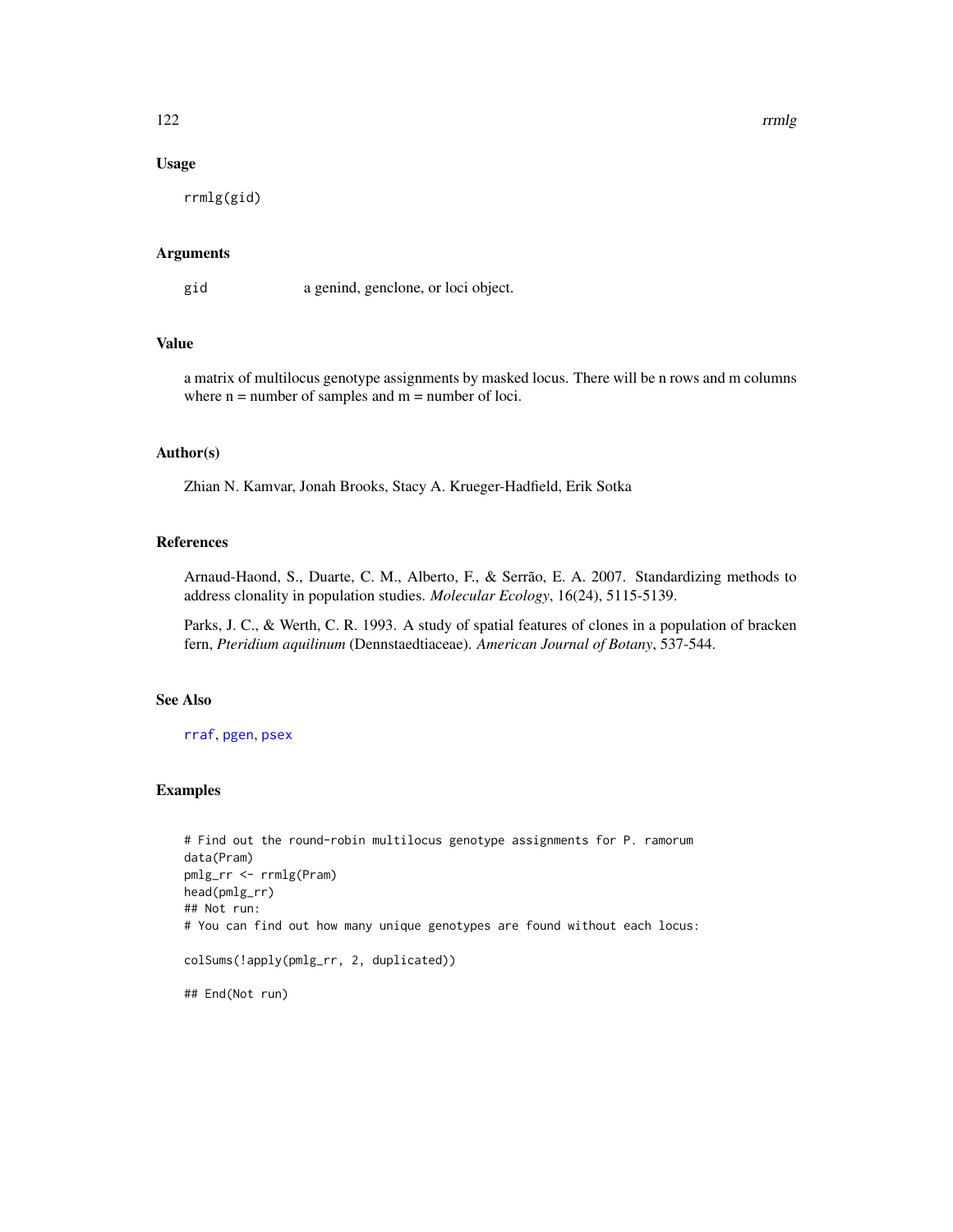### Usage

```
rrmlg(gid)
```

### Arguments

| | |
|---|---|
| gid | a genind, genclone, or loci object. |

### Value

a matrix of multilocus genotype assignments by masked locus. There will be n rows and m columns where n = number of samples and m = number of loci.

### Author(s)

Zhian N. Kamvar, Jonah Brooks, Stacy A. Krueger-Hadfield, Erik Sotka

### References

Arnaud-Haond, S., Duarte, C. M., Alberto, F., & Serrão, E. A. 2007. Standardizing methods to address clonality in population studies. *Molecular Ecology*, 16(24), 5115-5139.

Parks, J. C., & Werth, C. R. 1993. A study of spatial features of clones in a population of bracken fern, *Pteridium aquilinum* (Dennstaedtiaceae). *American Journal of Botany*, 537-544.

### See Also

rraf, pgen, psex

### Examples

```
# Find out the round-robin multilocus genotype assignments for P. ramorum
data(Pram)
pmlg_rr <- rrmlg(Pram)
head(pmlg_rr)
## Not run:
# You can find out how many unique genotypes are found without each locus:

colSums(!apply(pmlg_rr, 2, duplicated))

## End(Not run)
```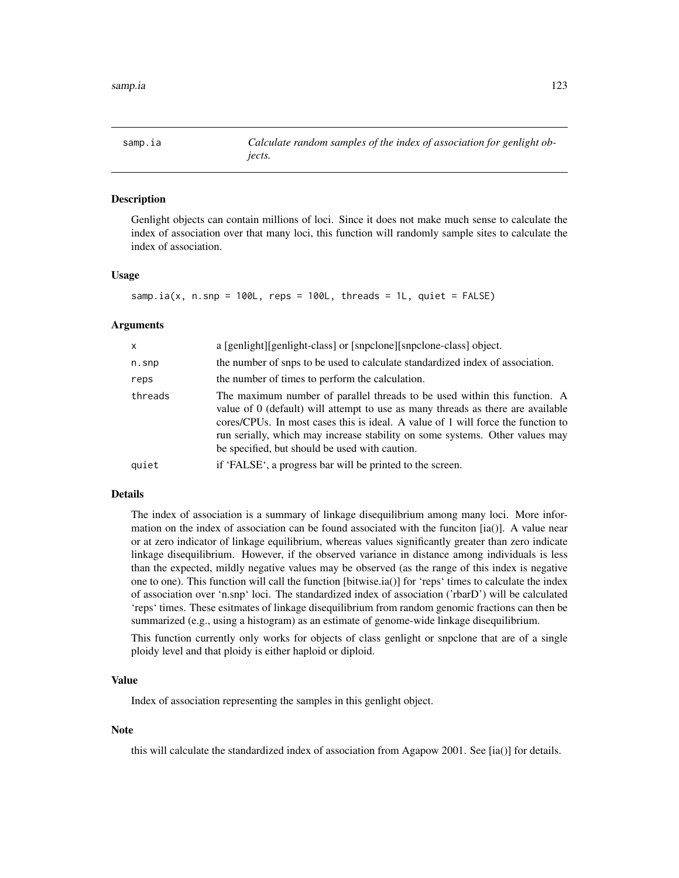# samp.ia

*Calculate random samples of the index of association for genlight objects.*

## Description

Genlight objects can contain millions of loci. Since it does not make much sense to calculate the index of association over that many loci, this function will randomly sample sites to calculate the index of association.

## Usage

```
samp.ia(x, n.snp = 100L, reps = 100L, threads = 1L, quiet = FALSE)
```

## Arguments

| | |
|---|---|
| x | a [genlight][genlight-class] or [snpclone][snpclone-class] object. |
| n.snp | the number of snps to be used to calculate standardized index of association. |
| reps | the number of times to perform the calculation. |
| threads | The maximum number of parallel threads to be used within this function. A value of 0 (default) will attempt to use as many threads as there are available cores/CPUs. In most cases this is ideal. A value of 1 will force the function to run serially, which may increase stability on some systems. Other values may be specified, but should be used with caution. |
| quiet | if 'FALSE', a progress bar will be printed to the screen. |

## Details

The index of association is a summary of linkage disequilibrium among many loci. More information on the index of association can be found associated with the funciton [ia()]. A value near or at zero indicator of linkage equilibrium, whereas values significantly greater than zero indicate linkage disequilibrium. However, if the observed variance in distance among individuals is less than the expected, mildly negative values may be observed (as the range of this index is negative one to one). This function will call the function [bitwise.ia()] for 'reps' times to calculate the index of association over 'n.snp' loci. The standardized index of association ('rbarD') will be calculated 'reps' times. These esitmates of linkage disequilibrium from random genomic fractions can then be summarized (e.g., using a histogram) as an estimate of genome-wide linkage disequilibrium.

This function currently only works for objects of class genlight or snpclone that are of a single ploidy level and that ploidy is either haploid or diploid.

## Value

Index of association representing the samples in this genlight object.

## Note

this will calculate the standardized index of association from Agapow 2001. See [ia()] for details.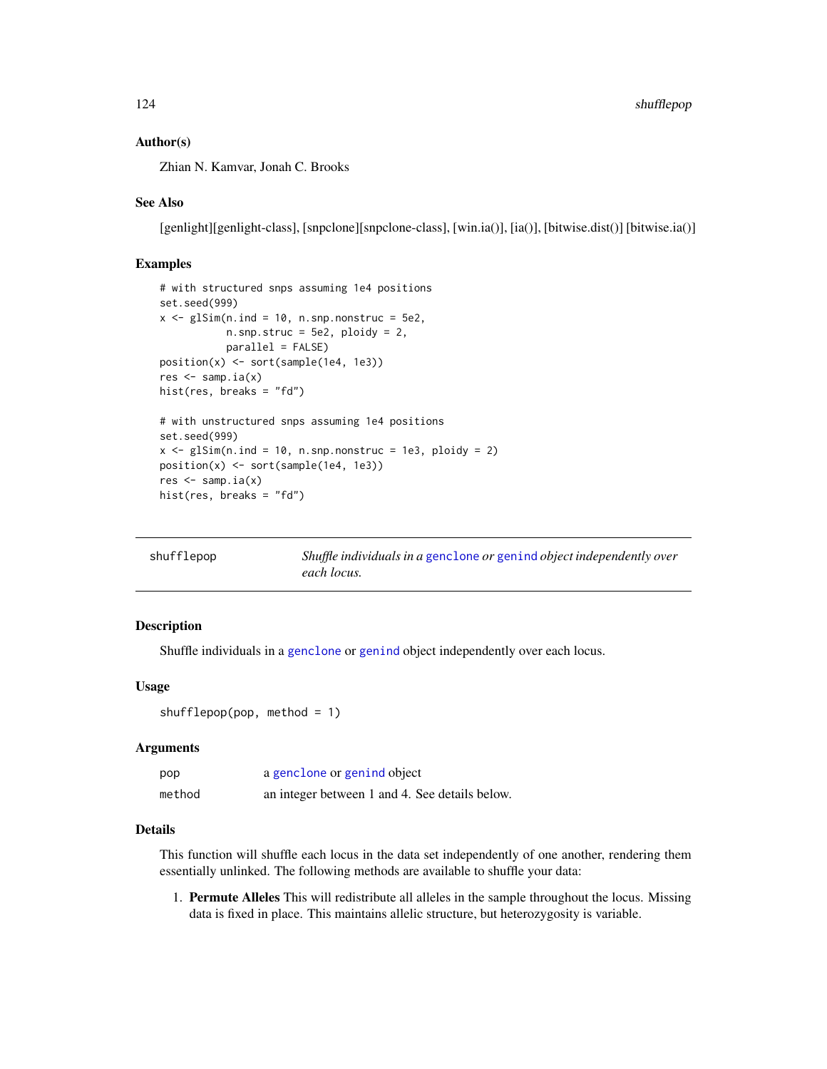## Author(s)

Zhian N. Kamvar, Jonah C. Brooks

## See Also

[genlight][genlight-class], [snpclone][snpclone-class], [win.ia()], [ia()], [bitwise.dist()] [bitwise.ia()]

## Examples

```
# with structured snps assuming 1e4 positions
set.seed(999)
x <- glSim(n.ind = 10, n.snp.nonstruc = 5e2,
           n.snp.struc = 5e2, ploidy = 2,
           parallel = FALSE)
position(x) <- sort(sample(1e4, 1e3))
res <- samp.ia(x)
hist(res, breaks = "fd")

# with unstructured snps assuming 1e4 positions
set.seed(999)
x <- glSim(n.ind = 10, n.snp.nonstruc = 1e3, ploidy = 2)
position(x) <- sort(sample(1e4, 1e3))
res <- samp.ia(x)
hist(res, breaks = "fd")
```

---

# shufflepop

*Shuffle individuals in a* `genclone` *or* `genind` *object independently over each locus.*

## Description

Shuffle individuals in a `genclone` or `genind` object independently over each locus.

## Usage

```
shufflepop(pop, method = 1)
```

## Arguments

| | |
|---|---|
| `pop` | a `genclone` or `genind` object |
| `method` | an integer between 1 and 4. See details below. |

## Details

This function will shuffle each locus in the data set independently of one another, rendering them essentially unlinked. The following methods are available to shuffle your data:

1. **Permute Alleles** This will redistribute all alleles in the sample throughout the locus. Missing data is fixed in place. This maintains allelic structure, but heterozygosity is variable.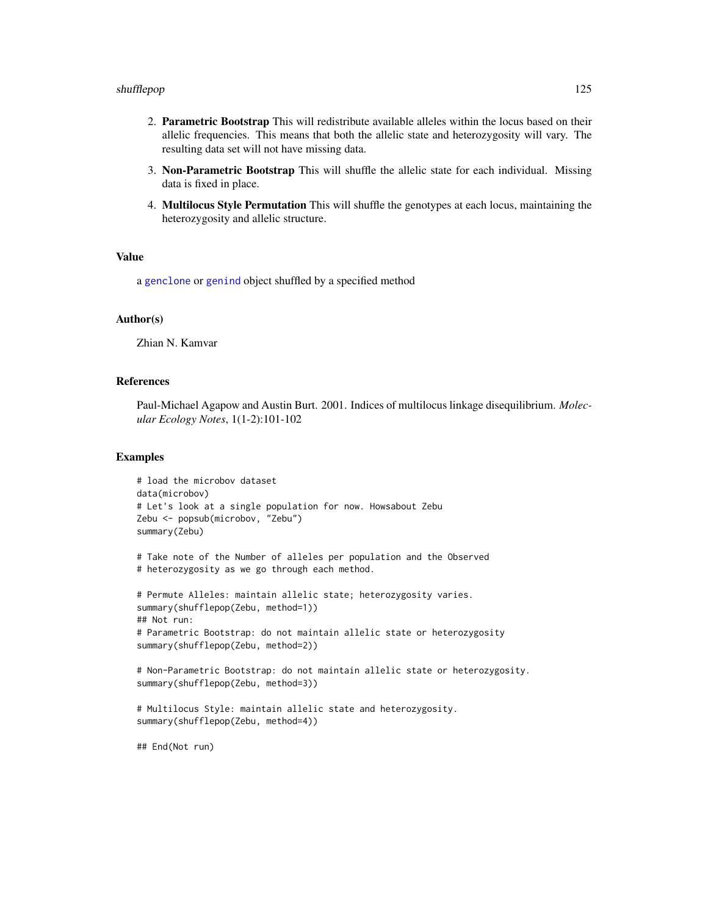2. **Parametric Bootstrap** This will redistribute available alleles within the locus based on their allelic frequencies. This means that both the allelic state and heterozygosity will vary. The resulting data set will not have missing data.
3. **Non-Parametric Bootstrap** This will shuffle the allelic state for each individual. Missing data is fixed in place.
4. **Multilocus Style Permutation** This will shuffle the genotypes at each locus, maintaining the heterozygosity and allelic structure.

### Value

a genclone or genind object shuffled by a specified method

### Author(s)

Zhian N. Kamvar

### References

Paul-Michael Agapow and Austin Burt. 2001. Indices of multilocus linkage disequilibrium. *Molecular Ecology Notes*, 1(1-2):101-102

### Examples

```
# load the microbov dataset
data(microbov)
# Let's look at a single population for now. Howsabout Zebu
Zebu <- popsub(microbov, "Zebu")
summary(Zebu)

# Take note of the Number of alleles per population and the Observed
# heterozygosity as we go through each method.

# Permute Alleles: maintain allelic state; heterozygosity varies.
summary(shufflepop(Zebu, method=1))
## Not run:
# Parametric Bootstrap: do not maintain allelic state or heterozygosity
summary(shufflepop(Zebu, method=2))

# Non-Parametric Bootstrap: do not maintain allelic state or heterozygosity.
summary(shufflepop(Zebu, method=3))

# Multilocus Style: maintain allelic state and heterozygosity.
summary(shufflepop(Zebu, method=4))

## End(Not run)
```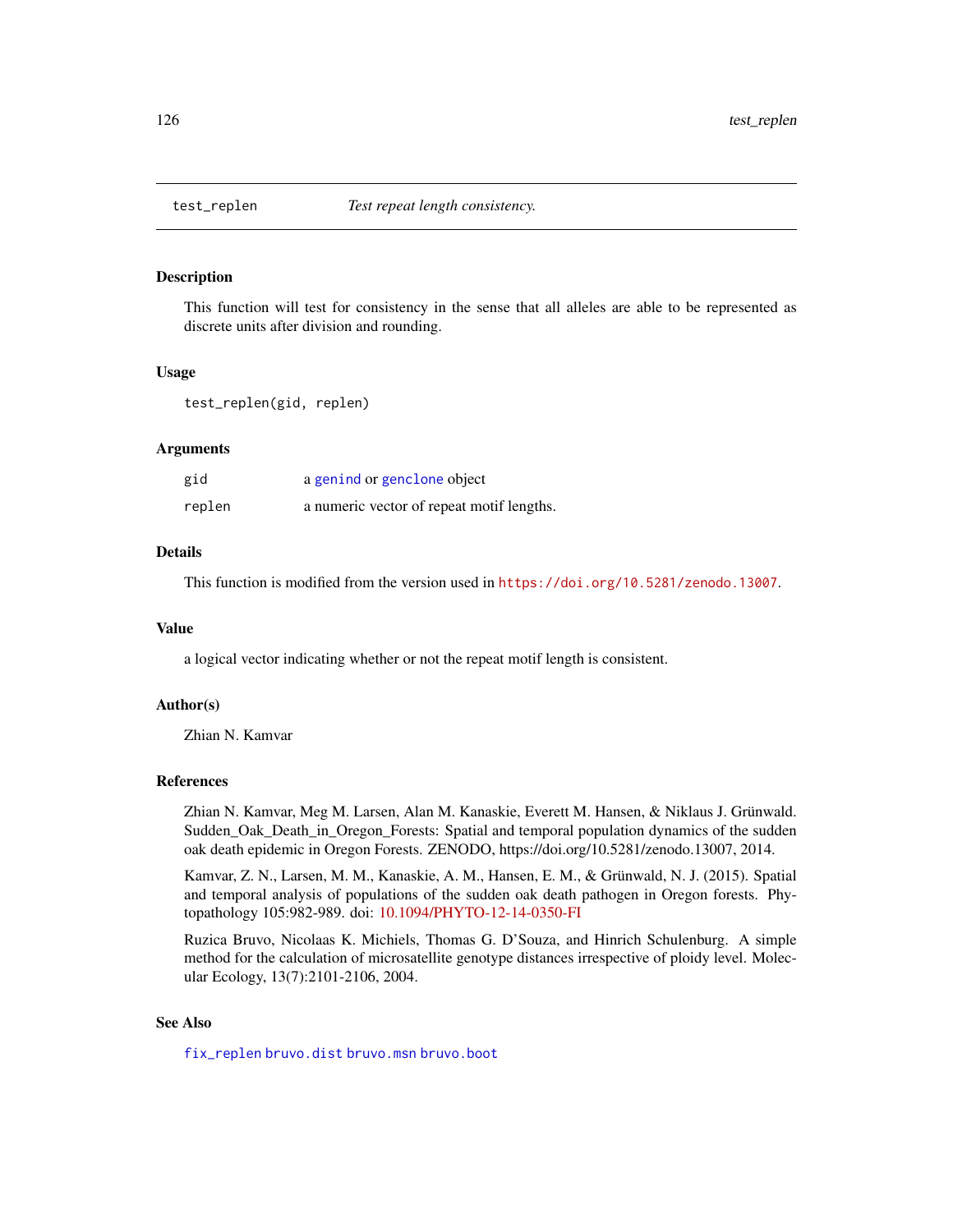## test_replen *Test repeat length consistency.*

### Description

This function will test for consistency in the sense that all alleles are able to be represented as discrete units after division and rounding.

### Usage

```
test_replen(gid, replen)
```

### Arguments

| | |
|---|---|
| gid | a genind or genclone object |
| replen | a numeric vector of repeat motif lengths. |

### Details

This function is modified from the version used in https://doi.org/10.5281/zenodo.13007.

### Value

a logical vector indicating whether or not the repeat motif length is consistent.

### Author(s)

Zhian N. Kamvar

### References

Zhian N. Kamvar, Meg M. Larsen, Alan M. Kanaskie, Everett M. Hansen, & Niklaus J. Grünwald. Sudden_Oak_Death_in_Oregon_Forests: Spatial and temporal population dynamics of the sudden oak death epidemic in Oregon Forests. ZENODO, https://doi.org/10.5281/zenodo.13007, 2014.

Kamvar, Z. N., Larsen, M. M., Kanaskie, A. M., Hansen, E. M., & Grünwald, N. J. (2015). Spatial and temporal analysis of populations of the sudden oak death pathogen in Oregon forests. Phytopathology 105:982-989. doi: 10.1094/PHYTO-12-14-0350-FI

Ruzica Bruvo, Nicolaas K. Michiels, Thomas G. D'Souza, and Hinrich Schulenburg. A simple method for the calculation of microsatellite genotype distances irrespective of ploidy level. Molecular Ecology, 13(7):2101-2106, 2004.

### See Also

fix_replen bruvo.dist bruvo.msn bruvo.boot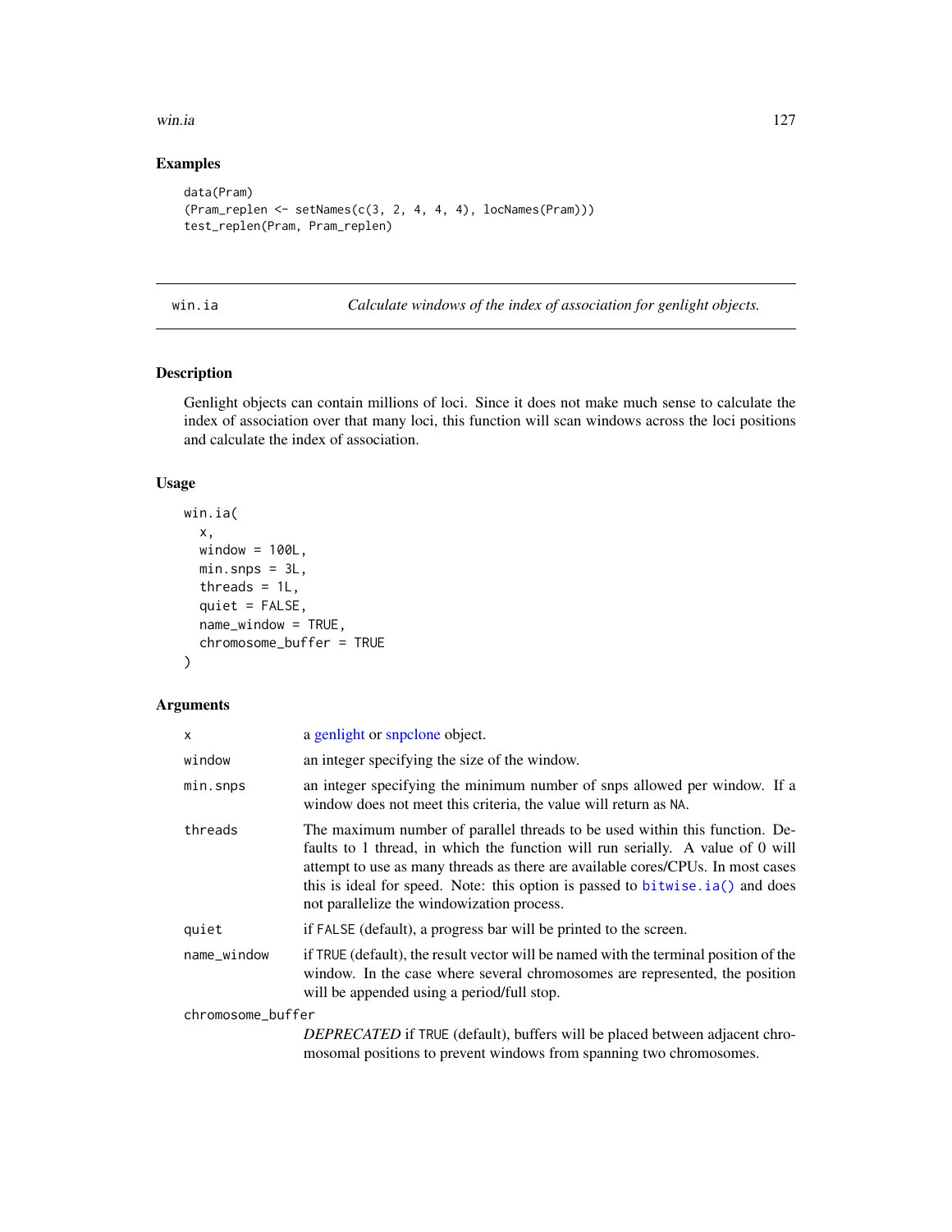## Examples

```
data(Pram)
(Pram_replen <- setNames(c(3, 2, 4, 4, 4), locNames(Pram)))
test_replen(Pram, Pram_replen)
```

---

# win.ia — *Calculate windows of the index of association for genlight objects.*

## Description

Genlight objects can contain millions of loci. Since it does not make much sense to calculate the index of association over that many loci, this function will scan windows across the loci positions and calculate the index of association.

## Usage

```
win.ia(
  x,
  window = 100L,
  min.snps = 3L,
  threads = 1L,
  quiet = FALSE,
  name_window = TRUE,
  chromosome_buffer = TRUE
)
```

## Arguments

| | |
|---|---|
| `x` | a genlight or snpclone object. |
| `window` | an integer specifying the size of the window. |
| `min.snps` | an integer specifying the minimum number of snps allowed per window. If a window does not meet this criteria, the value will return as `NA`. |
| `threads` | The maximum number of parallel threads to be used within this function. Defaults to 1 thread, in which the function will run serially. A value of 0 will attempt to use as many threads as there are available cores/CPUs. In most cases this is ideal for speed. Note: this option is passed to `bitwise.ia()` and does not parallelize the windowization process. |
| `quiet` | if `FALSE` (default), a progress bar will be printed to the screen. |
| `name_window` | if `TRUE` (default), the result vector will be named with the terminal position of the window. In the case where several chromosomes are represented, the position will be appended using a period/full stop. |
| `chromosome_buffer` | *DEPRECATED* if `TRUE` (default), buffers will be placed between adjacent chromosomal positions to prevent windows from spanning two chromosomes. |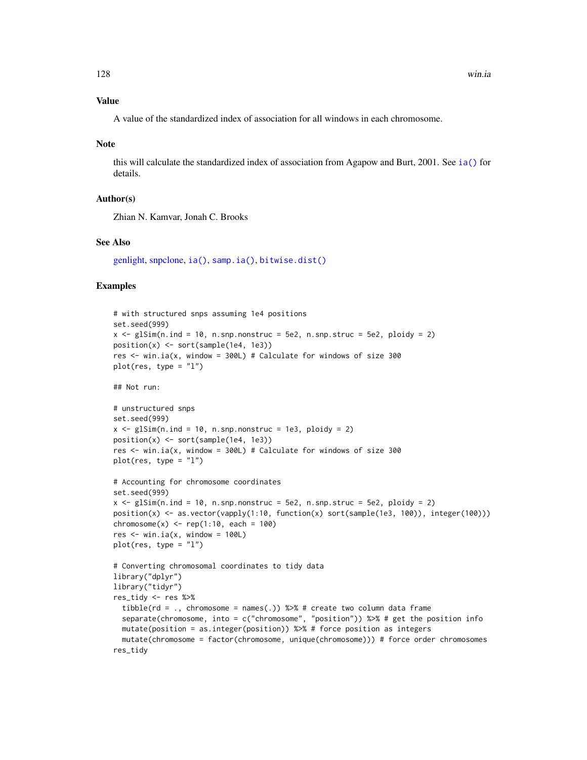### Value

A value of the standardized index of association for all windows in each chromosome.

### Note

this will calculate the standardized index of association from Agapow and Burt, 2001. See `ia()` for details.

### Author(s)

Zhian N. Kamvar, Jonah C. Brooks

### See Also

genlight, snpclone, `ia()`, `samp.ia()`, `bitwise.dist()`

### Examples

```
# with structured snps assuming 1e4 positions
set.seed(999)
x <- glSim(n.ind = 10, n.snp.nonstruc = 5e2, n.snp.struc = 5e2, ploidy = 2)
position(x) <- sort(sample(1e4, 1e3))
res <- win.ia(x, window = 300L) # Calculate for windows of size 300
plot(res, type = "l")

## Not run:

# unstructured snps
set.seed(999)
x <- glSim(n.ind = 10, n.snp.nonstruc = 1e3, ploidy = 2)
position(x) <- sort(sample(1e4, 1e3))
res <- win.ia(x, window = 300L) # Calculate for windows of size 300
plot(res, type = "l")

# Accounting for chromosome coordinates
set.seed(999)
x <- glSim(n.ind = 10, n.snp.nonstruc = 5e2, n.snp.struc = 5e2, ploidy = 2)
position(x) <- as.vector(vapply(1:10, function(x) sort(sample(1e3, 100)), integer(100)))
chromosome(x) <- rep(1:10, each = 100)
res <- win.ia(x, window = 100L)
plot(res, type = "l")

# Converting chromosomal coordinates to tidy data
library("dplyr")
library("tidyr")
res_tidy <- res %>%
  tibble(rd = ., chromosome = names(.)) %>% # create two column data frame
  separate(chromosome, into = c("chromosome", "position")) %>% # get the position info
  mutate(position = as.integer(position)) %>% # force position as integers
  mutate(chromosome = factor(chromosome, unique(chromosome))) # force order chromosomes
res_tidy
```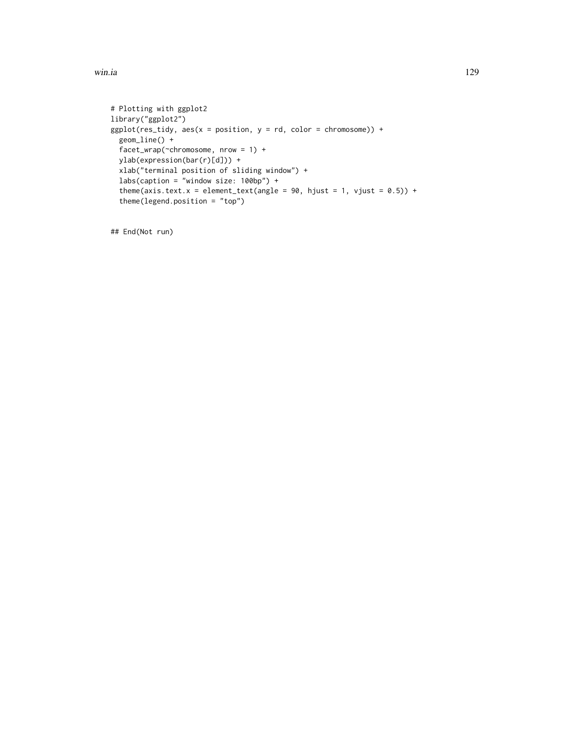```
# Plotting with ggplot2
library("ggplot2")
ggplot(res_tidy, aes(x = position, y = rd, color = chromosome)) +
  geom_line() +
  facet_wrap(~chromosome, nrow = 1) +
  ylab(expression(bar(r)[d])) +
  xlab("terminal position of sliding window") +
  labs(caption = "window size: 100bp") +
  theme(axis.text.x = element_text(angle = 90, hjust = 1, vjust = 0.5)) +
  theme(legend.position = "top")


## End(Not run)
```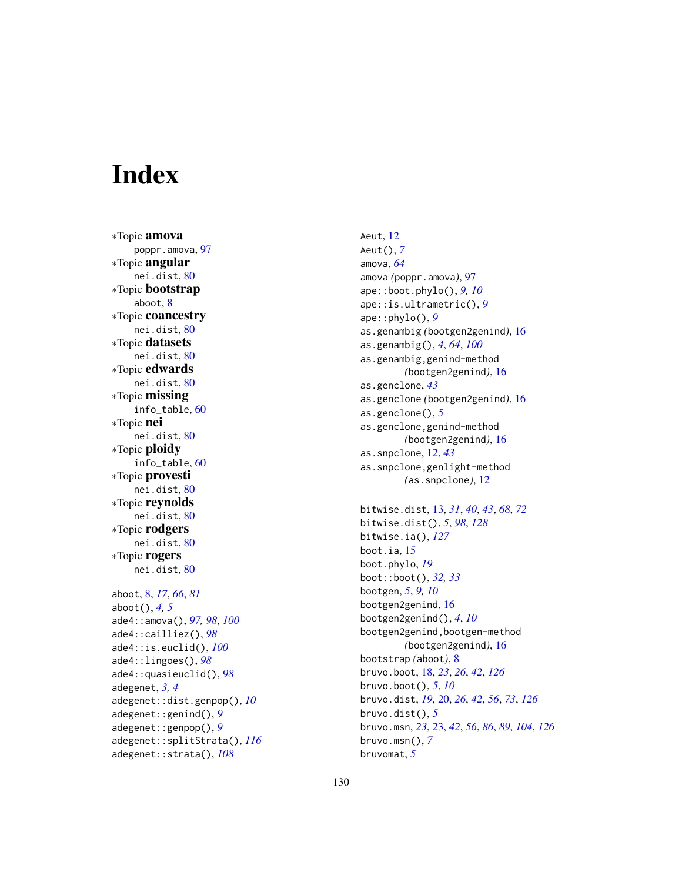# Index

*Topic **amova**
  poppr.amova, 97
*Topic **angular**
  nei.dist, 80
*Topic **bootstrap**
  aboot, 8
*Topic **coancestry**
  nei.dist, 80
*Topic **datasets**
  nei.dist, 80
*Topic **edwards**
  nei.dist, 80
*Topic **missing**
  info_table, 60
*Topic **nei**
  nei.dist, 80
*Topic **ploidy**
  info_table, 60
*Topic **provesti**
  nei.dist, 80
*Topic **reynolds**
  nei.dist, 80
*Topic **rodgers**
  nei.dist, 80
*Topic **rogers**
  nei.dist, 80

aboot, 8, *17*, *66*, *81*
aboot(), *4*, *5*
ade4::amova(), *97*, *98*, *100*
ade4::cailliez(), *98*
ade4::is.euclid(), *100*
ade4::lingoes(), *98*
ade4::quasieuclid(), *98*
adegenet, *3*, *4*
adegenet::dist.genpop(), *10*
adegenet::genind(), *9*
adegenet::genpop(), *9*
adegenet::splitStrata(), *116*
adegenet::strata(), *108*

Aeut, 12
Aeut(), *7*
amova, *64*
amova *(poppr.amova)*, 97
ape::boot.phylo(), *9*, *10*
ape::is.ultrametric(), *9*
ape::phylo(), *9*
as.genambig *(bootgen2genind)*, 16
as.genambig(), *4*, *64*, *100*
as.genambig,genind-method
  *(bootgen2genind)*, 16
as.genclone, *43*
as.genclone *(bootgen2genind)*, 16
as.genclone(), *5*
as.genclone,genind-method
  *(bootgen2genind)*, 16
as.snpclone, 12, *43*
as.snpclone,genlight-method
  *(as.snpclone)*, 12

bitwise.dist, 13, *31*, *40*, *43*, *68*, *72*
bitwise.dist(), *5*, *98*, *128*
bitwise.ia(), *127*
boot.ia, 15
boot.phylo, *19*
boot::boot(), *32*, *33*
bootgen, *5*, *9*, *10*
bootgen2genind, 16
bootgen2genind(), *4*, *10*
bootgen2genind,bootgen-method
  *(bootgen2genind)*, 16
bootstrap *(aboot)*, 8
bruvo.boot, 18, *23*, *26*, *42*, *126*
bruvo.boot(), *5*, *10*
bruvo.dist, *19*, 20, *26*, *42*, *56*, *73*, *126*
bruvo.dist(), *5*
bruvo.msn, *23*, 23, *42*, *56*, *86*, *89*, *104*, *126*
bruvo.msn(), *7*
bruvomat, *5*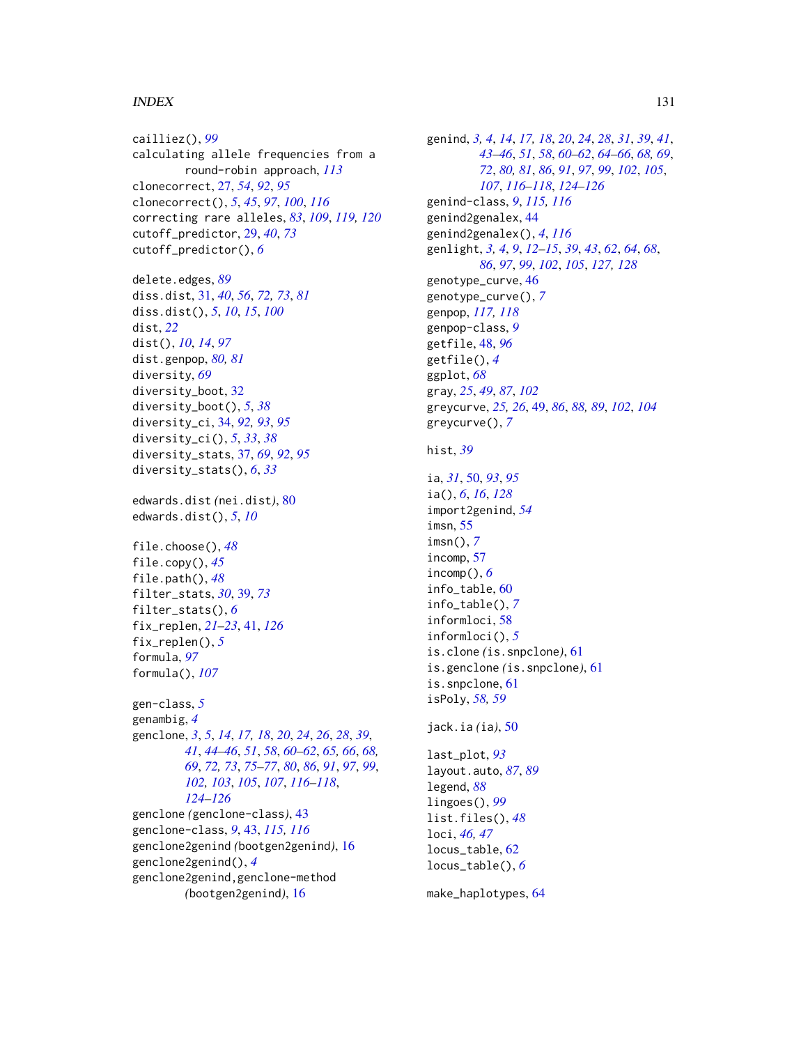cailliez(), *99*
calculating allele frequencies from a round-robin approach, *113*
clonecorrect, 27, *54*, *92*, *95*
clonecorrect(), *5*, *45*, *97*, *100*, *116*
correcting rare alleles, *83*, *109*, *119, 120*
cutoff_predictor, 29, *40*, *73*
cutoff_predictor(), *6*

delete.edges, *89*
diss.dist, 31, *40*, *56*, *72, 73*, *81*
diss.dist(), *5*, *10*, *15*, *100*
dist, *22*
dist(), *10*, *14*, *97*
dist.genpop, *80, 81*
diversity, *69*
diversity_boot, 32
diversity_boot(), *5*, *38*
diversity_ci, 34, *92, 93*, *95*
diversity_ci(), *5*, *33*, *38*
diversity_stats, 37, *69*, *92*, *95*
diversity_stats(), *6*, *33*

edwards.dist *(nei.dist)*, 80
edwards.dist(), *5*, *10*

file.choose(), *48*
file.copy(), *45*
file.path(), *48*
filter_stats, *30*, 39, *73*
filter_stats(), *6*
fix_replen, *21–23*, 41, *126*
fix_replen(), *5*
formula, *97*
formula(), *107*

gen-class, *5*
genambig, *4*
genclone, *3*, *5*, *14*, *17, 18*, *20*, *24*, *26*, *28*, *39*, *41*, *44–46*, *51*, *58*, *60–62*, *65, 66*, *68, 69*, *72, 73*, *75–77*, *80*, *86*, *91*, *97*, *99*, *102, 103*, *105*, *107*, *116–118*, *124–126*
genclone *(genclone-class)*, 43
genclone-class, *9*, 43, *115, 116*
genclone2genind *(bootgen2genind)*, 16
genclone2genind(), *4*
genclone2genind,genclone-method *(bootgen2genind)*, 16

genind, *3, 4*, *14*, *17, 18*, *20*, *24*, *28*, *31*, *39*, *41*, *43–46*, *51*, *58*, *60–62*, *64–66*, *68, 69*, *72*, *80, 81*, *86*, *91*, *97*, *99*, *102*, *105*, *107*, *116–118*, *124–126*
genind-class, *9*, *115, 116*
genind2genalex, 44
genind2genalex(), *4*, *116*
genlight, *3, 4*, *9*, *12–15*, *39*, *43*, *62*, *64*, *68*, *86*, *97*, *99*, *102*, *105*, *127, 128*
genotype_curve, 46
genotype_curve(), *7*
genpop, *117, 118*
genpop-class, *9*
getfile, 48, *96*
getfile(), *4*
ggplot, *68*
gray, *25*, *49*, *87*, *102*
greycurve, *25, 26*, 49, *86*, *88, 89*, *102*, *104*
greycurve(), *7*

hist, *39*

ia, *31*, 50, *93*, *95*
ia(), *6*, *16*, *128*
import2genind, *54*
imsn, 55
imsn(), *7*
incomp, 57
incomp(), *6*
info_table, 60
info_table(), *7*
informloci, 58
informloci(), *5*
is.clone *(is.snpclone)*, 61
is.genclone *(is.snpclone)*, 61
is.snpclone, 61
isPoly, *58, 59*

jack.ia *(ia)*, 50

last_plot, *93*
layout.auto, *87*, *89*
legend, *88*
lingoes(), *99*
list.files(), *48*
loci, *46, 47*
locus_table, 62
locus_table(), *6*

make_haplotypes, 64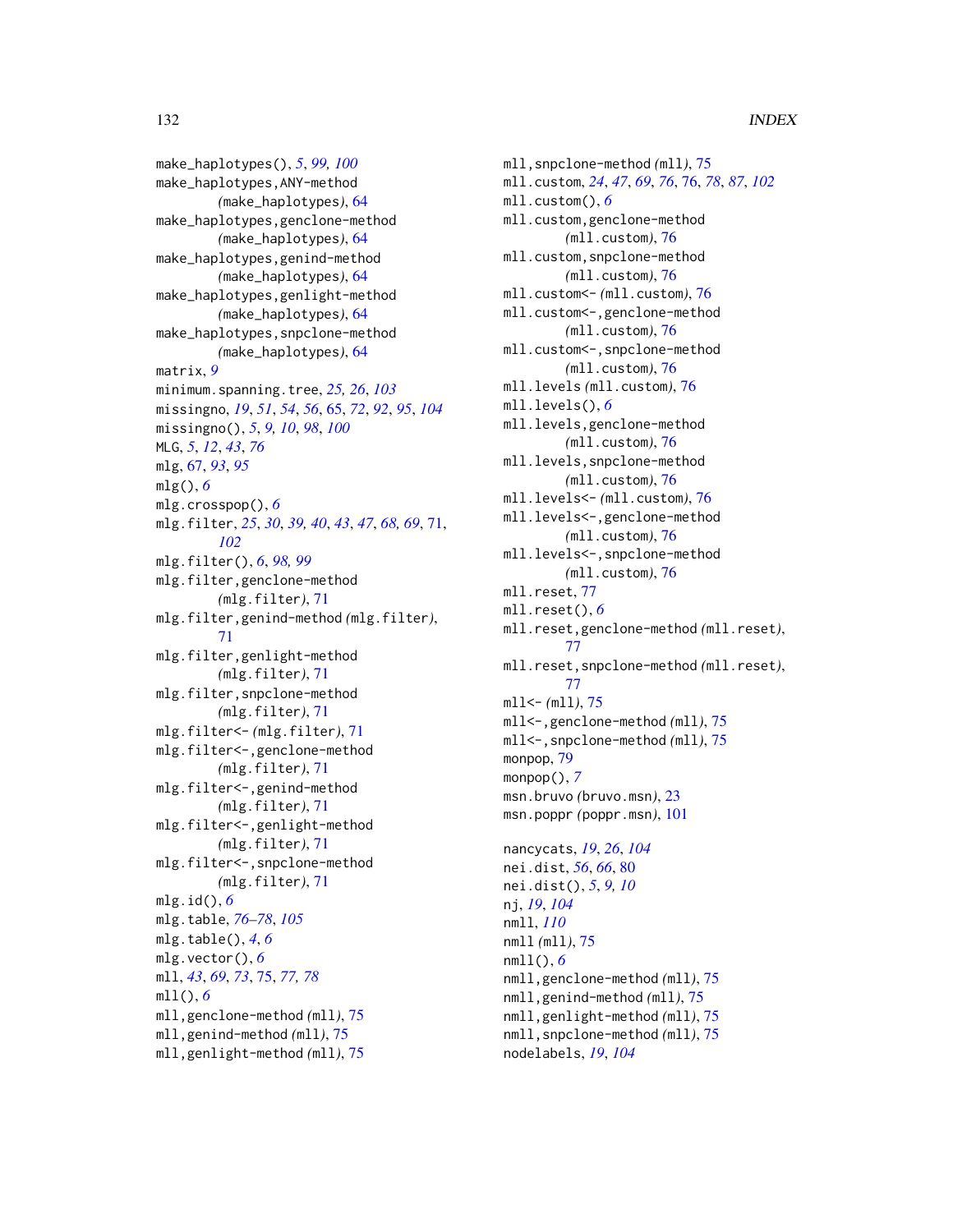make_haplotypes(), *5*, *99, 100*
make_haplotypes,ANY-method (make_haplotypes), 64
make_haplotypes,genclone-method (make_haplotypes), 64
make_haplotypes,genind-method (make_haplotypes), 64
make_haplotypes,genlight-method (make_haplotypes), 64
make_haplotypes,snpclone-method (make_haplotypes), 64
matrix, *9*
minimum.spanning.tree, *25, 26*, *103*
missingno, *19*, *51*, *54*, *56*, 65, *72*, *92*, *95*, *104*
missingno(), *5*, *9, 10*, *98*, *100*
MLG, *5*, *12*, *43*, *76*
mlg, 67, *93*, *95*
mlg(), *6*
mlg.crosspop(), *6*
mlg.filter, *25*, *30*, *39, 40*, *43*, *47*, *68*, *69*, 71, *102*
mlg.filter(), *6*, *98, 99*
mlg.filter,genclone-method (mlg.filter), 71
mlg.filter,genind-method (mlg.filter), 71
mlg.filter,genlight-method (mlg.filter), 71
mlg.filter,snpclone-method (mlg.filter), 71
mlg.filter<- (mlg.filter), 71
mlg.filter<-,genclone-method (mlg.filter), 71
mlg.filter<-,genind-method (mlg.filter), 71
mlg.filter<-,genlight-method (mlg.filter), 71
mlg.filter<-,snpclone-method (mlg.filter), 71
mlg.id(), *6*
mlg.table, *76–78*, *105*
mlg.table(), *4*, *6*
mlg.vector(), *6*
mll, *43*, *69*, *73*, 75, *77, 78*
mll(), *6*
mll,genclone-method (mll), 75
mll,genind-method (mll), 75
mll,genlight-method (mll), 75
mll,snpclone-method (mll), 75
mll.custom, *24*, *47*, *69*, *76*, 76, *78*, *87*, *102*
mll.custom(), *6*
mll.custom,genclone-method (mll.custom), 76
mll.custom,snpclone-method (mll.custom), 76
mll.custom<- (mll.custom), 76
mll.custom<-,genclone-method (mll.custom), 76
mll.custom<-,snpclone-method (mll.custom), 76
mll.levels (mll.custom), 76
mll.levels(), *6*
mll.levels,genclone-method (mll.custom), 76
mll.levels,snpclone-method (mll.custom), 76
mll.levels<- (mll.custom), 76
mll.levels<-,genclone-method (mll.custom), 76
mll.levels<-,snpclone-method (mll.custom), 76
mll.reset, 77
mll.reset(), *6*
mll.reset,genclone-method (mll.reset), 77
mll.reset,snpclone-method (mll.reset), 77
mll<- (mll), 75
mll<-,genclone-method (mll), 75
mll<-,snpclone-method (mll), 75
monpop, 79
monpop(), *7*
msn.bruvo (bruvo.msn), 23
msn.poppr (poppr.msn), 101

nancycats, *19*, *26*, *104*
nei.dist, *56*, *66*, 80
nei.dist(), *5*, *9, 10*
nj, *19*, *104*
nmll, *110*
nmll (mll), 75
nmll(), *6*
nmll,genclone-method (mll), 75
nmll,genind-method (mll), 75
nmll,genlight-method (mll), 75
nmll,snpclone-method (mll), 75
nodelabels, *19*, *104*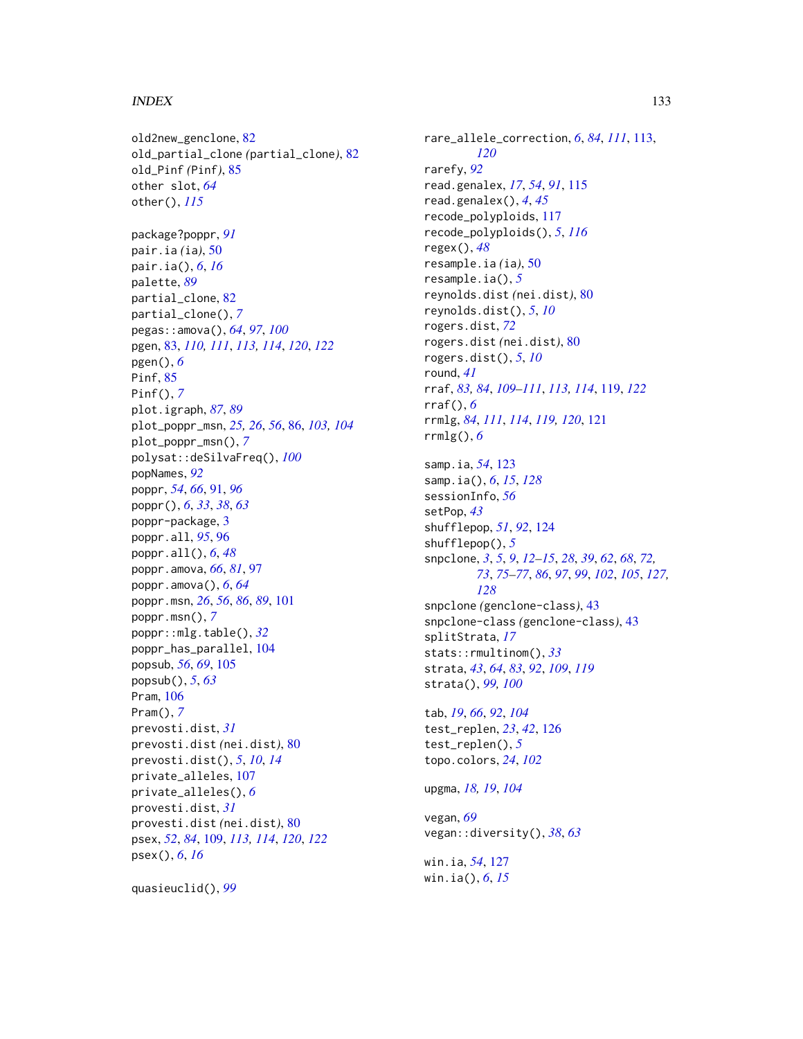old2new_genclone, 82
old_partial_clone *(partial_clone)*, 82
old_Pinf *(Pinf)*, 85
other slot, *64*
other(), *115*

package?poppr, *91*
pair.ia *(ia)*, 50
pair.ia(), *6*, *16*
palette, *89*
partial_clone, 82
partial_clone(), *7*
pegas::amova(), *64*, *97*, *100*
pgen, 83, *110, 111*, *113, 114*, *120*, *122*
pgen(), *6*
Pinf, 85
Pinf(), *7*
plot.igraph, *87*, *89*
plot_poppr_msn, *25, 26*, *56*, 86, *103, 104*
plot_poppr_msn(), *7*
polysat::deSilvaFreq(), *100*
popNames, *92*
poppr, *54*, *66*, 91, *96*
poppr(), *6*, *33*, *38*, *63*
poppr-package, 3
poppr.all, *95*, 96
poppr.all(), *6*, *48*
poppr.amova, *66*, *81*, 97
poppr.amova(), *6*, *64*
poppr.msn, *26*, *56*, *86*, *89*, 101
poppr.msn(), *7*
poppr::mlg.table(), *32*
poppr_has_parallel, 104
popsub, *56*, *69*, 105
popsub(), *5*, *63*
Pram, 106
Pram(), *7*
prevosti.dist, *31*
prevosti.dist *(nei.dist)*, 80
prevosti.dist(), *5*, *10*, *14*
private_alleles, 107
private_alleles(), *6*
provesti.dist, *31*
provesti.dist *(nei.dist)*, 80
psex, *52*, *84*, 109, *113, 114*, *120*, *122*
psex(), *6*, *16*

quasieuclid(), *99*

rare_allele_correction, *6*, *84*, *111*, 113, *120*
rarefy, *92*
read.genalex, *17*, *54*, *91*, 115
read.genalex(), *4*, *45*
recode_polyploids, 117
recode_polyploids(), *5*, *116*
regex(), *48*
resample.ia *(ia)*, 50
resample.ia(), *5*
reynolds.dist *(nei.dist)*, 80
reynolds.dist(), *5*, *10*
rogers.dist, *72*
rogers.dist *(nei.dist)*, 80
rogers.dist(), *5*, *10*
round, *41*
rraf, *83*, *84*, *109–111*, *113, 114*, 119, *122*
rraf(), *6*
rrmlg, *84*, *111*, *114*, *119, 120*, 121
rrmlg(), *6*

samp.ia, *54*, 123
samp.ia(), *6*, *15*, *128*
sessionInfo, *56*
setPop, *43*
shufflepop, *51*, *92*, 124
shufflepop(), *5*
snpclone, *3*, *5*, *9*, *12–15*, *28*, *39*, *62*, *68*, *72, 73*, *75–77*, *86*, *97*, *99*, *102*, *105*, *127, 128*
snpclone *(genclone-class)*, 43
snpclone-class *(genclone-class)*, 43
splitStrata, *17*
stats::rmultinom(), *33*
strata, *43*, *64*, *83*, *92*, *109*, *119*
strata(), *99, 100*

tab, *19*, *66*, *92*, *104*
test_replen, *23*, *42*, 126
test_replen(), *5*
topo.colors, *24*, *102*

upgma, *18, 19*, *104*

vegan, *69*
vegan::diversity(), *38*, *63*

win.ia, *54*, 127
win.ia(), *6*, *15*